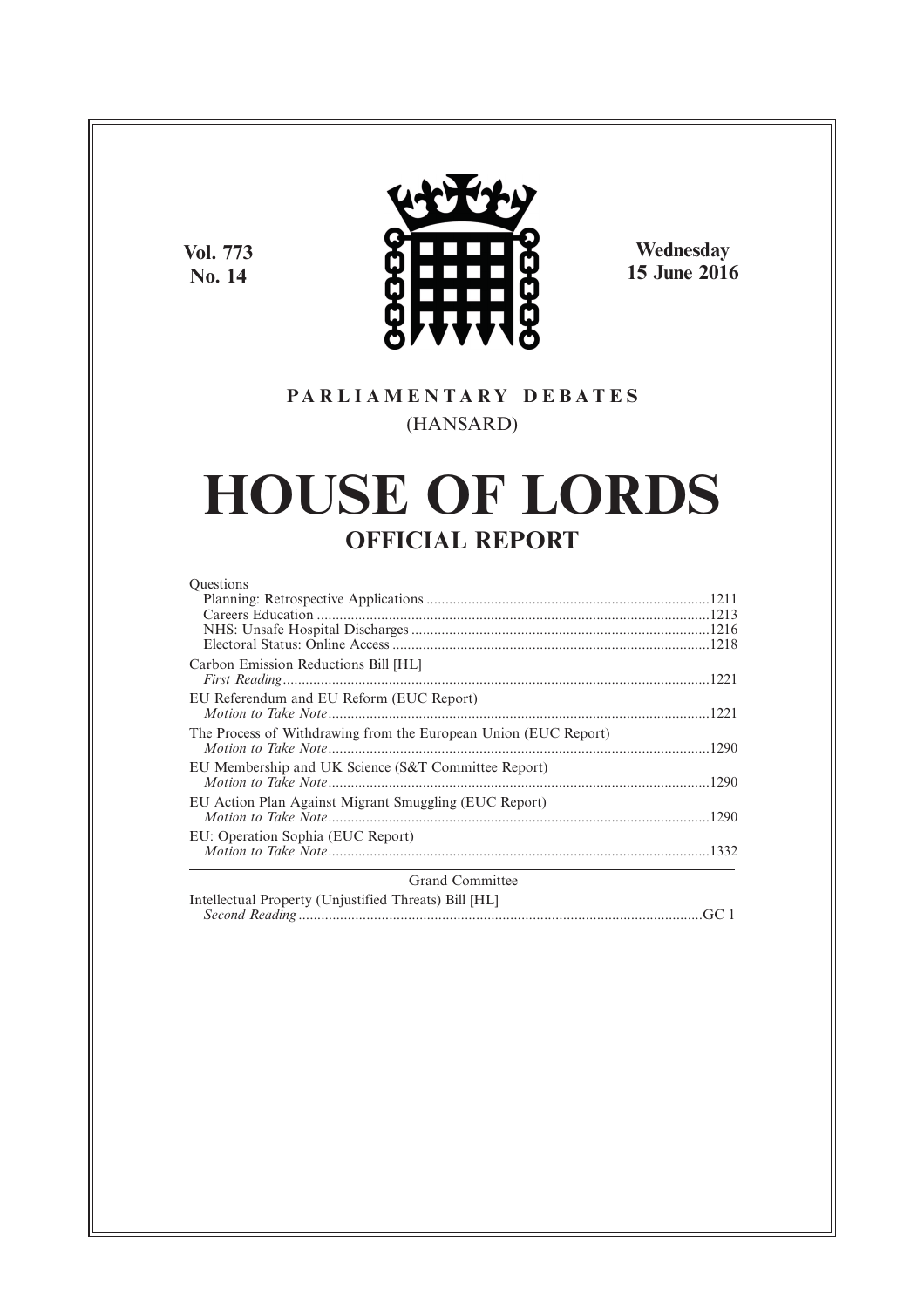Vol. 773
No. 14

Wednesday
15 June 2016

PARLIAMENTARY DEBATES
(HANSARD)

# HOUSE OF LORDS

## OFFICIAL REPORT

Questions
- Planning: Retrospective Applications ....................1211
- Careers Education ....................1213
- NHS: Unsafe Hospital Discharges ....................1216
- Electoral Status: Online Access ....................1218

Carbon Emission Reductions Bill [HL]
*First Reading*....................1221

EU Referendum and EU Reform (EUC Report)
*Motion to Take Note*....................1221

The Process of Withdrawing from the European Union (EUC Report)
*Motion to Take Note*....................1290

EU Membership and UK Science (S&T Committee Report)
*Motion to Take Note*....................1290

EU Action Plan Against Migrant Smuggling (EUC Report)
*Motion to Take Note*....................1290

EU: Operation Sophia (EUC Report)
*Motion to Take Note*....................1332

---

Grand Committee

Intellectual Property (Unjustified Threats) Bill [HL]
*Second Reading*....................GC 1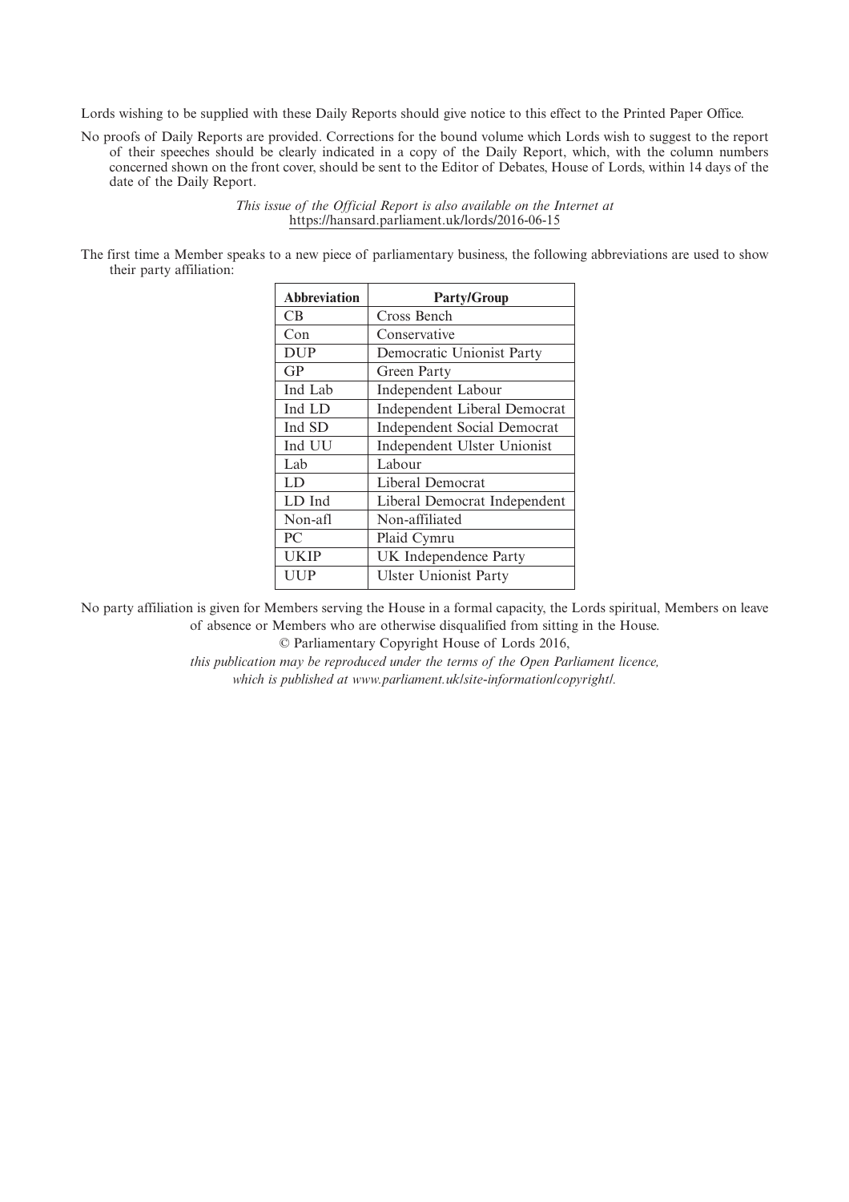Lords wishing to be supplied with these Daily Reports should give notice to this effect to the Printed Paper Office.

No proofs of Daily Reports are provided. Corrections for the bound volume which Lords wish to suggest to the report of their speeches should be clearly indicated in a copy of the Daily Report, which, with the column numbers concerned shown on the front cover, should be sent to the Editor of Debates, House of Lords, within 14 days of the date of the Daily Report.

*This issue of the Official Report is also available on the Internet at* https://hansard.parliament.uk/lords/2016-06-15

The first time a Member speaks to a new piece of parliamentary business, the following abbreviations are used to show their party affiliation:

| **Abbreviation** | **Party/Group** |
|---|---|
| CB | Cross Bench |
| Con | Conservative |
| DUP | Democratic Unionist Party |
| GP | Green Party |
| Ind Lab | Independent Labour |
| Ind LD | Independent Liberal Democrat |
| Ind SD | Independent Social Democrat |
| Ind UU | Independent Ulster Unionist |
| Lab | Labour |
| LD | Liberal Democrat |
| LD Ind | Liberal Democrat Independent |
| Non-afl | Non-affiliated |
| PC | Plaid Cymru |
| UKIP | UK Independence Party |
| UUP | Ulster Unionist Party |

No party affiliation is given for Members serving the House in a formal capacity, the Lords spiritual, Members on leave of absence or Members who are otherwise disqualified from sitting in the House.

© Parliamentary Copyright House of Lords 2016,

*this publication may be reproduced under the terms of the Open Parliament licence, which is published at www.parliament.uk/site-information/copyright/.*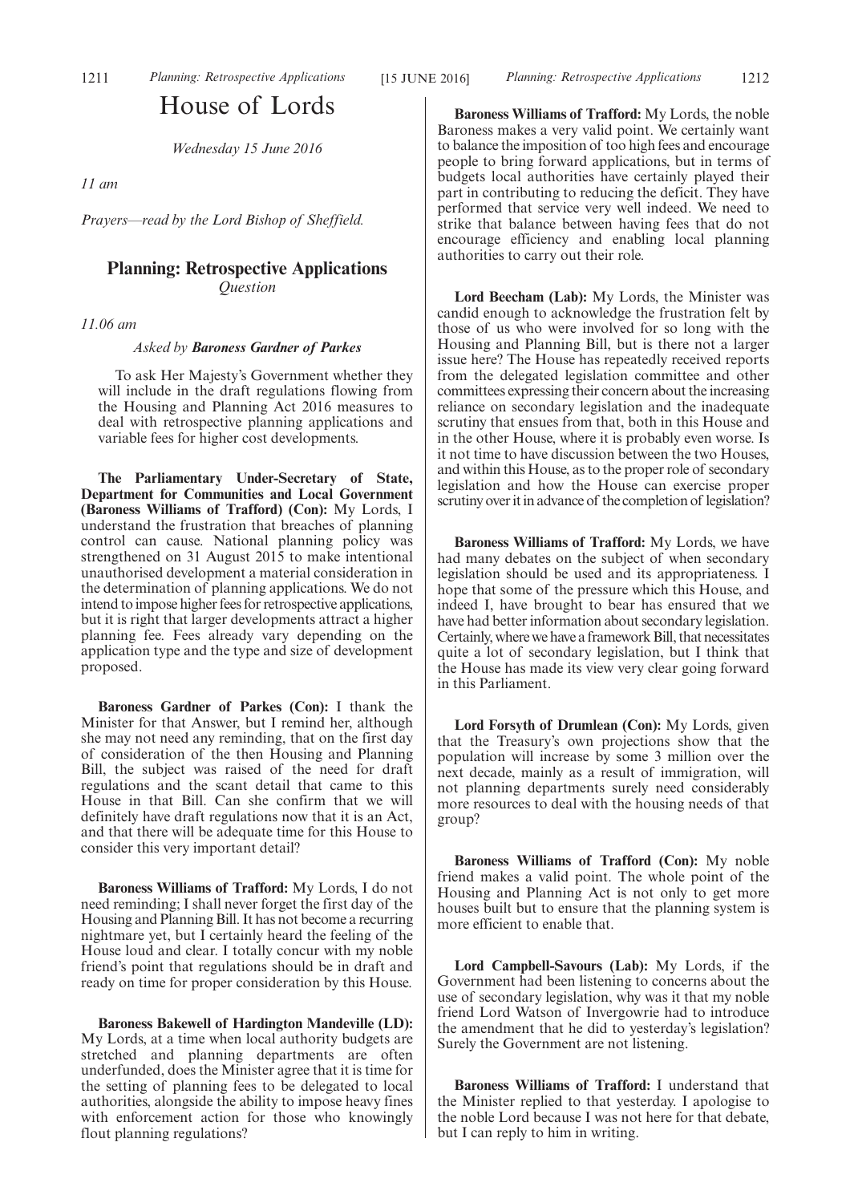# House of Lords

*Wednesday 15 June 2016*

*11 am*

*Prayers—read by the Lord Bishop of Sheffield.*

## Planning: Retrospective Applications

*Question*

*11.06 am*

*Asked by* ***Baroness Gardner of Parkes***

To ask Her Majesty's Government whether they will include in the draft regulations flowing from the Housing and Planning Act 2016 measures to deal with retrospective planning applications and variable fees for higher cost developments.

**The Parliamentary Under-Secretary of State, Department for Communities and Local Government (Baroness Williams of Trafford) (Con):** My Lords, I understand the frustration that breaches of planning control can cause. National planning policy was strengthened on 31 August 2015 to make intentional unauthorised development a material consideration in the determination of planning applications. We do not intend to impose higher fees for retrospective applications, but it is right that larger developments attract a higher planning fee. Fees already vary depending on the application type and the type and size of development proposed.

**Baroness Gardner of Parkes (Con):** I thank the Minister for that Answer, but I remind her, although she may not need any reminding, that on the first day of consideration of the then Housing and Planning Bill, the subject was raised of the need for draft regulations and the scant detail that came to this House in that Bill. Can she confirm that we will definitely have draft regulations now that it is an Act, and that there will be adequate time for this House to consider this very important detail?

**Baroness Williams of Trafford:** My Lords, I do not need reminding; I shall never forget the first day of the Housing and Planning Bill. It has not become a recurring nightmare yet, but I certainly heard the feeling of the House loud and clear. I totally concur with my noble friend's point that regulations should be in draft and ready on time for proper consideration by this House.

**Baroness Bakewell of Hardington Mandeville (LD):** My Lords, at a time when local authority budgets are stretched and planning departments are often underfunded, does the Minister agree that it is time for the setting of planning fees to be delegated to local authorities, alongside the ability to impose heavy fines with enforcement action for those who knowingly flout planning regulations?

**Baroness Williams of Trafford:** My Lords, the noble Baroness makes a very valid point. We certainly want to balance the imposition of too high fees and encourage people to bring forward applications, but in terms of budgets local authorities have certainly played their part in contributing to reducing the deficit. They have performed that service very well indeed. We need to strike that balance between having fees that do not encourage efficiency and enabling local planning authorities to carry out their role.

**Lord Beecham (Lab):** My Lords, the Minister was candid enough to acknowledge the frustration felt by those of us who were involved for so long with the Housing and Planning Bill, but is there not a larger issue here? The House has repeatedly received reports from the delegated legislation committee and other committees expressing their concern about the increasing reliance on secondary legislation and the inadequate scrutiny that ensues from that, both in this House and in the other House, where it is probably even worse. Is it not time to have discussion between the two Houses, and within this House, as to the proper role of secondary legislation and how the House can exercise proper scrutiny over it in advance of the completion of legislation?

**Baroness Williams of Trafford:** My Lords, we have had many debates on the subject of when secondary legislation should be used and its appropriateness. I hope that some of the pressure which this House, and indeed I, have brought to bear has ensured that we have had better information about secondary legislation. Certainly, where we have a framework Bill, that necessitates quite a lot of secondary legislation, but I think that the House has made its view very clear going forward in this Parliament.

**Lord Forsyth of Drumlean (Con):** My Lords, given that the Treasury's own projections show that the population will increase by some 3 million over the next decade, mainly as a result of immigration, will not planning departments surely need considerably more resources to deal with the housing needs of that group?

**Baroness Williams of Trafford (Con):** My noble friend makes a valid point. The whole point of the Housing and Planning Act is not only to get more houses built but to ensure that the planning system is more efficient to enable that.

**Lord Campbell-Savours (Lab):** My Lords, if the Government had been listening to concerns about the use of secondary legislation, why was it that my noble friend Lord Watson of Invergowrie had to introduce the amendment that he did to yesterday's legislation? Surely the Government are not listening.

**Baroness Williams of Trafford:** I understand that the Minister replied to that yesterday. I apologise to the noble Lord because I was not here for that debate, but I can reply to him in writing.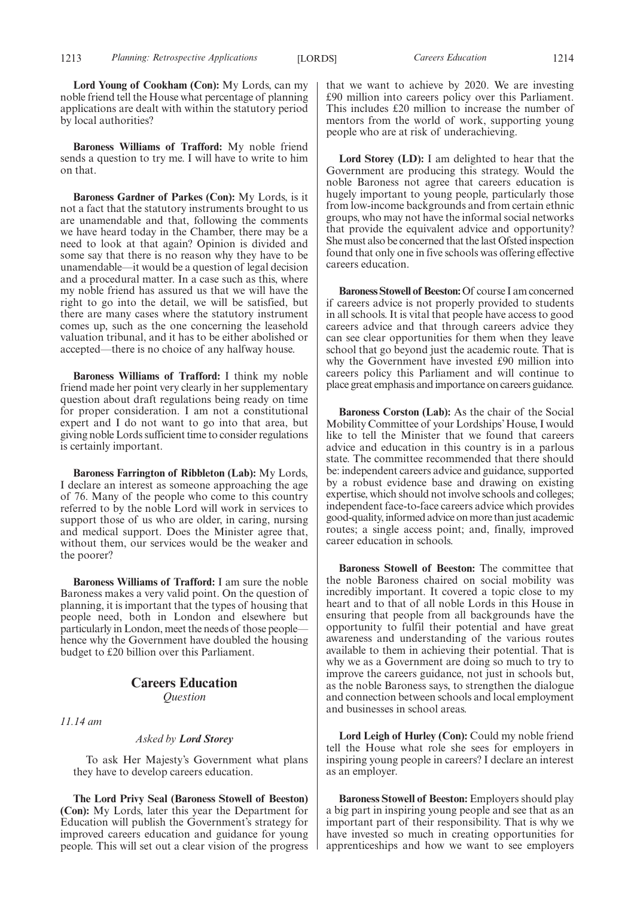**Lord Young of Cookham (Con):** My Lords, can my noble friend tell the House what percentage of planning applications are dealt with within the statutory period by local authorities?

**Baroness Williams of Trafford:** My noble friend sends a question to try me. I will have to write to him on that.

**Baroness Gardner of Parkes (Con):** My Lords, is it not a fact that the statutory instruments brought to us are unamendable and that, following the comments we have heard today in the Chamber, there may be a need to look at that again? Opinion is divided and some say that there is no reason why they have to be unamendable—it would be a question of legal decision and a procedural matter. In a case such as this, where my noble friend has assured us that we will have the right to go into the detail, we will be satisfied, but there are many cases where the statutory instrument comes up, such as the one concerning the leasehold valuation tribunal, and it has to be either abolished or accepted—there is no choice of any halfway house.

**Baroness Williams of Trafford:** I think my noble friend made her point very clearly in her supplementary question about draft regulations being ready on time for proper consideration. I am not a constitutional expert and I do not want to go into that area, but giving noble Lords sufficient time to consider regulations is certainly important.

**Baroness Farrington of Ribbleton (Lab):** My Lords, I declare an interest as someone approaching the age of 76. Many of the people who come to this country referred to by the noble Lord will work in services to support those of us who are older, in caring, nursing and medical support. Does the Minister agree that, without them, our services would be the weaker and the poorer?

**Baroness Williams of Trafford:** I am sure the noble Baroness makes a very valid point. On the question of planning, it is important that the types of housing that people need, both in London and elsewhere but particularly in London, meet the needs of those people—hence why the Government have doubled the housing budget to £20 billion over this Parliament.

## Careers Education

*Question*

*11.14 am*

*Asked by **Lord Storey***

To ask Her Majesty's Government what plans they have to develop careers education.

**The Lord Privy Seal (Baroness Stowell of Beeston) (Con):** My Lords, later this year the Department for Education will publish the Government's strategy for improved careers education and guidance for young people. This will set out a clear vision of the progress that we want to achieve by 2020. We are investing £90 million into careers policy over this Parliament. This includes £20 million to increase the number of mentors from the world of work, supporting young people who are at risk of underachieving.

**Lord Storey (LD):** I am delighted to hear that the Government are producing this strategy. Would the noble Baroness not agree that careers education is hugely important to young people, particularly those from low-income backgrounds and from certain ethnic groups, who may not have the informal social networks that provide the equivalent advice and opportunity? She must also be concerned that the last Ofsted inspection found that only one in five schools was offering effective careers education.

**Baroness Stowell of Beeston:** Of course I am concerned if careers advice is not properly provided to students in all schools. It is vital that people have access to good careers advice and that through careers advice they can see clear opportunities for them when they leave school that go beyond just the academic route. That is why the Government have invested £90 million into careers policy this Parliament and will continue to place great emphasis and importance on careers guidance.

**Baroness Corston (Lab):** As the chair of the Social Mobility Committee of your Lordships' House, I would like to tell the Minister that we found that careers advice and education in this country is in a parlous state. The committee recommended that there should be: independent careers advice and guidance, supported by a robust evidence base and drawing on existing expertise, which should not involve schools and colleges; independent face-to-face careers advice which provides good-quality, informed advice on more than just academic routes; a single access point; and, finally, improved career education in schools.

**Baroness Stowell of Beeston:** The committee that the noble Baroness chaired on social mobility was incredibly important. It covered a topic close to my heart and to that of all noble Lords in this House in ensuring that people from all backgrounds have the opportunity to fulfil their potential and have great awareness and understanding of the various routes available to them in achieving their potential. That is why we as a Government are doing so much to try to improve the careers guidance, not just in schools but, as the noble Baroness says, to strengthen the dialogue and connection between schools and local employment and businesses in school areas.

**Lord Leigh of Hurley (Con):** Could my noble friend tell the House what role she sees for employers in inspiring young people in careers? I declare an interest as an employer.

**Baroness Stowell of Beeston:** Employers should play a big part in inspiring young people and see that as an important part of their responsibility. That is why we have invested so much in creating opportunities for apprenticeships and how we want to see employers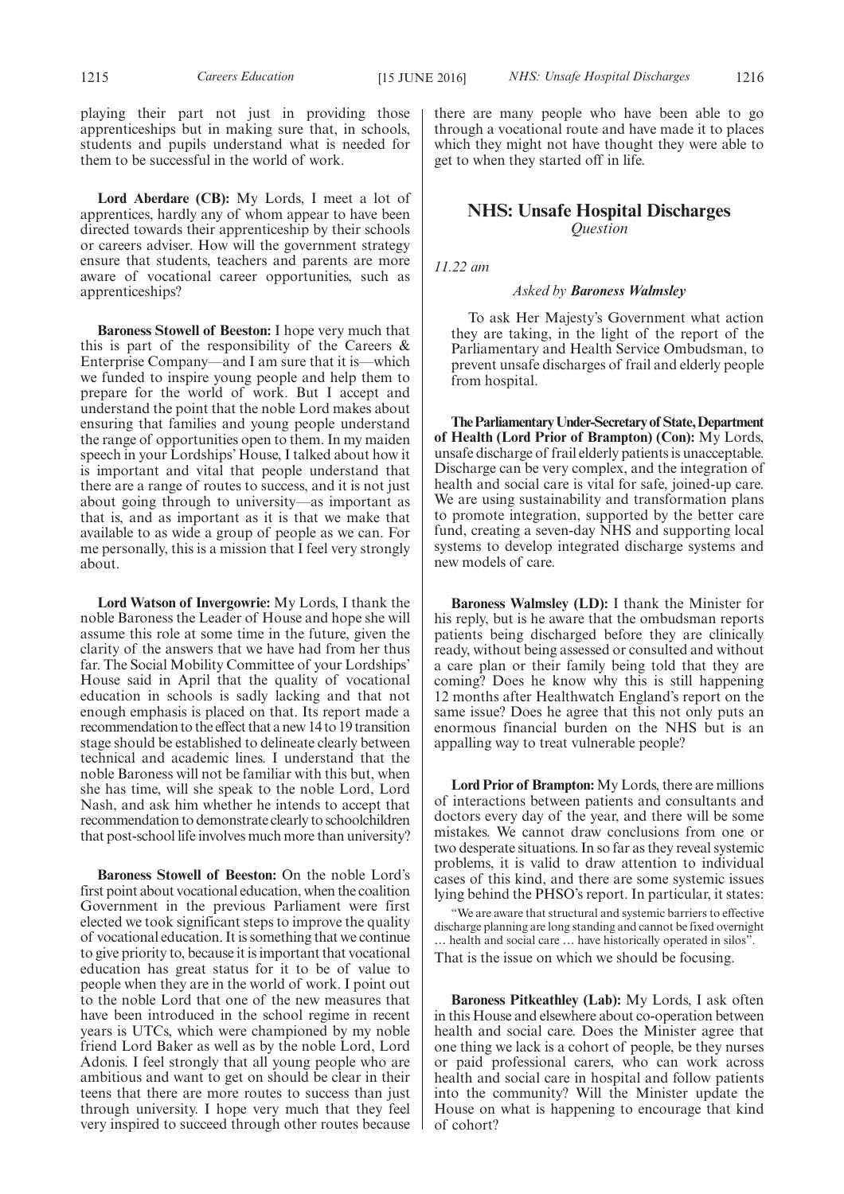playing their part not just in providing those apprenticeships but in making sure that, in schools, students and pupils understand what is needed for them to be successful in the world of work.

**Lord Aberdare (CB):** My Lords, I meet a lot of apprentices, hardly any of whom appear to have been directed towards their apprenticeship by their schools or careers adviser. How will the government strategy ensure that students, teachers and parents are more aware of vocational career opportunities, such as apprenticeships?

**Baroness Stowell of Beeston:** I hope very much that this is part of the responsibility of the Careers & Enterprise Company—and I am sure that it is—which we funded to inspire young people and help them to prepare for the world of work. But I accept and understand the point that the noble Lord makes about ensuring that families and young people understand the range of opportunities open to them. In my maiden speech in your Lordships' House, I talked about how it is important and vital that people understand that there are a range of routes to success, and it is not just about going through to university—as important as that is, and as important as it is that we make that available to as wide a group of people as we can. For me personally, this is a mission that I feel very strongly about.

**Lord Watson of Invergowrie:** My Lords, I thank the noble Baroness the Leader of House and hope she will assume this role at some time in the future, given the clarity of the answers that we have had from her thus far. The Social Mobility Committee of your Lordships' House said in April that the quality of vocational education in schools is sadly lacking and that not enough emphasis is placed on that. Its report made a recommendation to the effect that a new 14 to 19 transition stage should be established to delineate clearly between technical and academic lines. I understand that the noble Baroness will not be familiar with this but, when she has time, will she speak to the noble Lord, Lord Nash, and ask him whether he intends to accept that recommendation to demonstrate clearly to schoolchildren that post-school life involves much more than university?

**Baroness Stowell of Beeston:** On the noble Lord's first point about vocational education, when the coalition Government in the previous Parliament were first elected we took significant steps to improve the quality of vocational education. It is something that we continue to give priority to, because it is important that vocational education has great status for it to be of value to people when they are in the world of work. I point out to the noble Lord that one of the new measures that have been introduced in the school regime in recent years is UTCs, which were championed by my noble friend Lord Baker as well as by the noble Lord, Lord Adonis. I feel strongly that all young people who are ambitious and want to get on should be clear in their teens that there are more routes to success than just through university. I hope very much that they feel very inspired to succeed through other routes because there are many people who have been able to go through a vocational route and have made it to places which they might not have thought they were able to get to when they started off in life.

## NHS: Unsafe Hospital Discharges

*Question*

*11.22 am*

*Asked by* ***Baroness Walmsley***

To ask Her Majesty's Government what action they are taking, in the light of the report of the Parliamentary and Health Service Ombudsman, to prevent unsafe discharges of frail and elderly people from hospital.

**The Parliamentary Under-Secretary of State, Department of Health (Lord Prior of Brampton) (Con):** My Lords, unsafe discharge of frail elderly patients is unacceptable. Discharge can be very complex, and the integration of health and social care is vital for safe, joined-up care. We are using sustainability and transformation plans to promote integration, supported by the better care fund, creating a seven-day NHS and supporting local systems to develop integrated discharge systems and new models of care.

**Baroness Walmsley (LD):** I thank the Minister for his reply, but is he aware that the ombudsman reports patients being discharged before they are clinically ready, without being assessed or consulted and without a care plan or their family being told that they are coming? Does he know why this is still happening 12 months after Healthwatch England's report on the same issue? Does he agree that this not only puts an enormous financial burden on the NHS but is an appalling way to treat vulnerable people?

**Lord Prior of Brampton:** My Lords, there are millions of interactions between patients and consultants and doctors every day of the year, and there will be some mistakes. We cannot draw conclusions from one or two desperate situations. In so far as they reveal systemic problems, it is valid to draw attention to individual cases of this kind, and there are some systemic issues lying behind the PHSO's report. In particular, it states:

"We are aware that structural and systemic barriers to effective discharge planning are long standing and cannot be fixed overnight … health and social care … have historically operated in silos".

That is the issue on which we should be focusing.

**Baroness Pitkeathley (Lab):** My Lords, I ask often in this House and elsewhere about co-operation between health and social care. Does the Minister agree that one thing we lack is a cohort of people, be they nurses or paid professional carers, who can work across health and social care in hospital and follow patients into the community? Will the Minister update the House on what is happening to encourage that kind of cohort?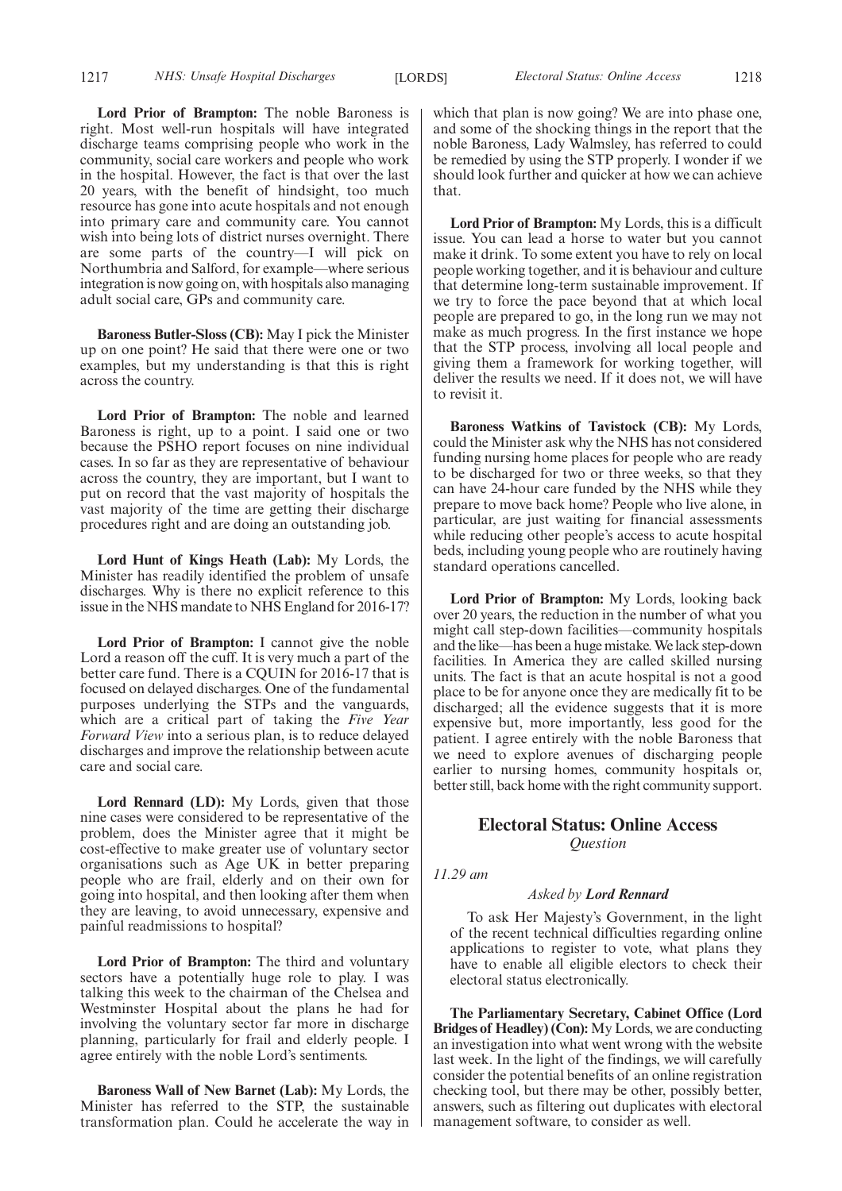**Lord Prior of Brampton:** The noble Baroness is right. Most well-run hospitals will have integrated discharge teams comprising people who work in the community, social care workers and people who work in the hospital. However, the fact is that over the last 20 years, with the benefit of hindsight, too much resource has gone into acute hospitals and not enough into primary care and community care. You cannot wish into being lots of district nurses overnight. There are some parts of the country—I will pick on Northumbria and Salford, for example—where serious integration is now going on, with hospitals also managing adult social care, GPs and community care.

**Baroness Butler-Sloss (CB):** May I pick the Minister up on one point? He said that there were one or two examples, but my understanding is that this is right across the country.

**Lord Prior of Brampton:** The noble and learned Baroness is right, up to a point. I said one or two because the PSHO report focuses on nine individual cases. In so far as they are representative of behaviour across the country, they are important, but I want to put on record that the vast majority of hospitals the vast majority of the time are getting their discharge procedures right and are doing an outstanding job.

**Lord Hunt of Kings Heath (Lab):** My Lords, the Minister has readily identified the problem of unsafe discharges. Why is there no explicit reference to this issue in the NHS mandate to NHS England for 2016-17?

**Lord Prior of Brampton:** I cannot give the noble Lord a reason off the cuff. It is very much a part of the better care fund. There is a CQUIN for 2016-17 that is focused on delayed discharges. One of the fundamental purposes underlying the STPs and the vanguards, which are a critical part of taking the *Five Year Forward View* into a serious plan, is to reduce delayed discharges and improve the relationship between acute care and social care.

**Lord Rennard (LD):** My Lords, given that those nine cases were considered to be representative of the problem, does the Minister agree that it might be cost-effective to make greater use of voluntary sector organisations such as Age UK in better preparing people who are frail, elderly and on their own for going into hospital, and then looking after them when they are leaving, to avoid unnecessary, expensive and painful readmissions to hospital?

**Lord Prior of Brampton:** The third and voluntary sectors have a potentially huge role to play. I was talking this week to the chairman of the Chelsea and Westminster Hospital about the plans he had for involving the voluntary sector far more in discharge planning, particularly for frail and elderly people. I agree entirely with the noble Lord's sentiments.

**Baroness Wall of New Barnet (Lab):** My Lords, the Minister has referred to the STP, the sustainable transformation plan. Could he accelerate the way in which that plan is now going? We are into phase one, and some of the shocking things in the report that the noble Baroness, Lady Walmsley, has referred to could be remedied by using the STP properly. I wonder if we should look further and quicker at how we can achieve that.

**Lord Prior of Brampton:** My Lords, this is a difficult issue. You can lead a horse to water but you cannot make it drink. To some extent you have to rely on local people working together, and it is behaviour and culture that determine long-term sustainable improvement. If we try to force the pace beyond that at which local people are prepared to go, in the long run we may not make as much progress. In the first instance we hope that the STP process, involving all local people and giving them a framework for working together, will deliver the results we need. If it does not, we will have to revisit it.

**Baroness Watkins of Tavistock (CB):** My Lords, could the Minister ask why the NHS has not considered funding nursing home places for people who are ready to be discharged for two or three weeks, so that they can have 24-hour care funded by the NHS while they prepare to move back home? People who live alone, in particular, are just waiting for financial assessments while reducing other people's access to acute hospital beds, including young people who are routinely having standard operations cancelled.

**Lord Prior of Brampton:** My Lords, looking back over 20 years, the reduction in the number of what you might call step-down facilities—community hospitals and the like—has been a huge mistake. We lack step-down facilities. In America they are called skilled nursing units. The fact is that an acute hospital is not a good place to be for anyone once they are medically fit to be discharged; all the evidence suggests that it is more expensive but, more importantly, less good for the patient. I agree entirely with the noble Baroness that we need to explore avenues of discharging people earlier to nursing homes, community hospitals or, better still, back home with the right community support.

## Electoral Status: Online Access

*Question*

*11.29 am*

*Asked by **Lord Rennard***

To ask Her Majesty's Government, in the light of the recent technical difficulties regarding online applications to register to vote, what plans they have to enable all eligible electors to check their electoral status electronically.

**The Parliamentary Secretary, Cabinet Office (Lord Bridges of Headley) (Con):** My Lords, we are conducting an investigation into what went wrong with the website last week. In the light of the findings, we will carefully consider the potential benefits of an online registration checking tool, but there may be other, possibly better, answers, such as filtering out duplicates with electoral management software, to consider as well.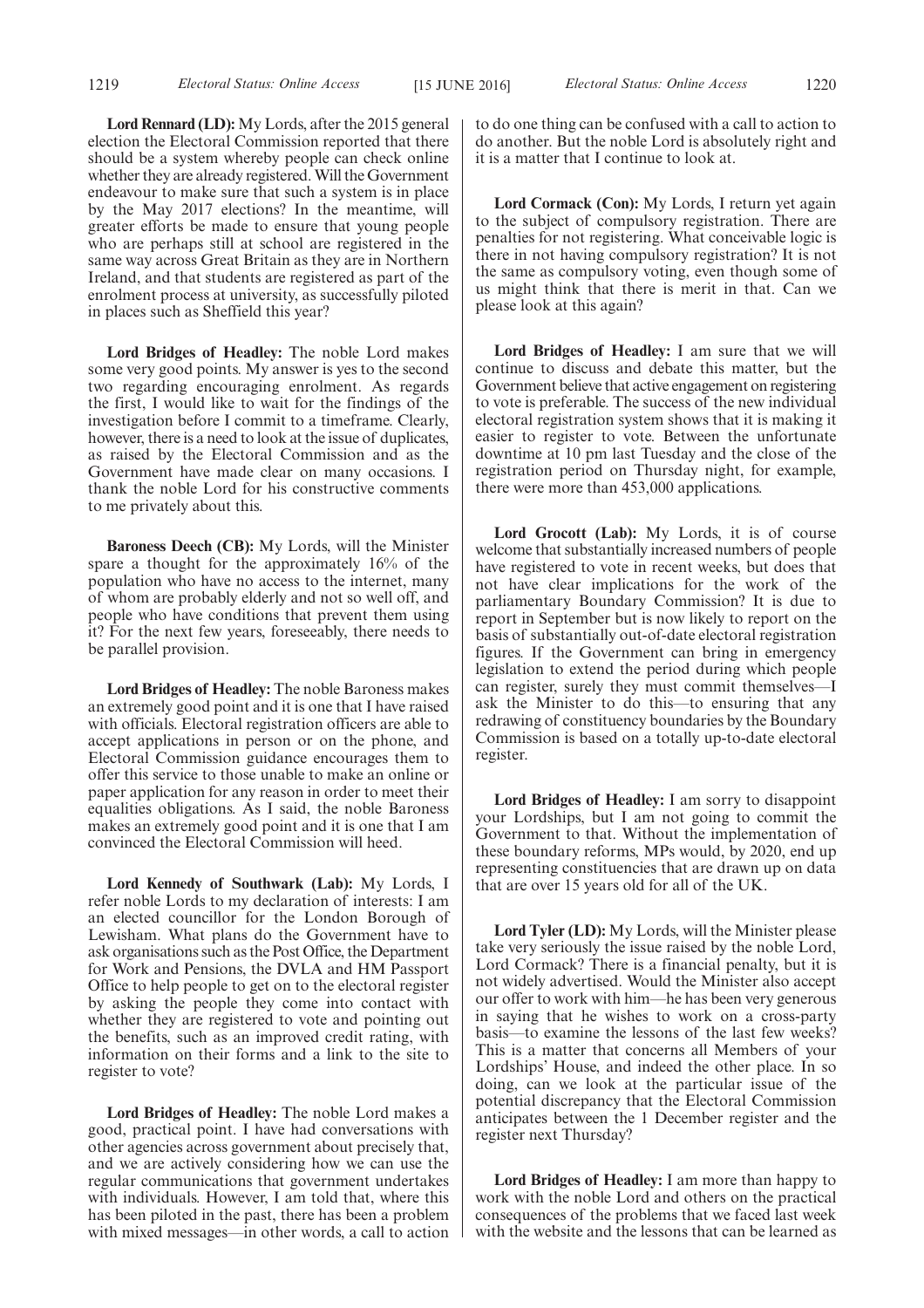**Lord Rennard (LD):** My Lords, after the 2015 general election the Electoral Commission reported that there should be a system whereby people can check online whether they are already registered. Will the Government endeavour to make sure that such a system is in place by the May 2017 elections? In the meantime, will greater efforts be made to ensure that young people who are perhaps still at school are registered in the same way across Great Britain as they are in Northern Ireland, and that students are registered as part of the enrolment process at university, as successfully piloted in places such as Sheffield this year?

**Lord Bridges of Headley:** The noble Lord makes some very good points. My answer is yes to the second two regarding encouraging enrolment. As regards the first, I would like to wait for the findings of the investigation before I commit to a timeframe. Clearly, however, there is a need to look at the issue of duplicates, as raised by the Electoral Commission and as the Government have made clear on many occasions. I thank the noble Lord for his constructive comments to me privately about this.

**Baroness Deech (CB):** My Lords, will the Minister spare a thought for the approximately 16% of the population who have no access to the internet, many of whom are probably elderly and not so well off, and people who have conditions that prevent them using it? For the next few years, foreseeably, there needs to be parallel provision.

**Lord Bridges of Headley:** The noble Baroness makes an extremely good point and it is one that I have raised with officials. Electoral registration officers are able to accept applications in person or on the phone, and Electoral Commission guidance encourages them to offer this service to those unable to make an online or paper application for any reason in order to meet their equalities obligations. As I said, the noble Baroness makes an extremely good point and it is one that I am convinced the Electoral Commission will heed.

**Lord Kennedy of Southwark (Lab):** My Lords, I refer noble Lords to my declaration of interests: I am an elected councillor for the London Borough of Lewisham. What plans do the Government have to ask organisations such as the Post Office, the Department for Work and Pensions, the DVLA and HM Passport Office to help people to get on to the electoral register by asking the people they come into contact with whether they are registered to vote and pointing out the benefits, such as an improved credit rating, with information on their forms and a link to the site to register to vote?

**Lord Bridges of Headley:** The noble Lord makes a good, practical point. I have had conversations with other agencies across government about precisely that, and we are actively considering how we can use the regular communications that government undertakes with individuals. However, I am told that, where this has been piloted in the past, there has been a problem with mixed messages—in other words, a call to action to do one thing can be confused with a call to action to do another. But the noble Lord is absolutely right and it is a matter that I continue to look at.

**Lord Cormack (Con):** My Lords, I return yet again to the subject of compulsory registration. There are penalties for not registering. What conceivable logic is there in not having compulsory registration? It is not the same as compulsory voting, even though some of us might think that there is merit in that. Can we please look at this again?

**Lord Bridges of Headley:** I am sure that we will continue to discuss and debate this matter, but the Government believe that active engagement on registering to vote is preferable. The success of the new individual electoral registration system shows that it is making it easier to register to vote. Between the unfortunate downtime at 10 pm last Tuesday and the close of the registration period on Thursday night, for example, there were more than 453,000 applications.

**Lord Grocott (Lab):** My Lords, it is of course welcome that substantially increased numbers of people have registered to vote in recent weeks, but does that not have clear implications for the work of the parliamentary Boundary Commission? It is due to report in September but is now likely to report on the basis of substantially out-of-date electoral registration figures. If the Government can bring in emergency legislation to extend the period during which people can register, surely they must commit themselves—I ask the Minister to do this—to ensuring that any redrawing of constituency boundaries by the Boundary Commission is based on a totally up-to-date electoral register.

**Lord Bridges of Headley:** I am sorry to disappoint your Lordships, but I am not going to commit the Government to that. Without the implementation of these boundary reforms, MPs would, by 2020, end up representing constituencies that are drawn up on data that are over 15 years old for all of the UK.

**Lord Tyler (LD):** My Lords, will the Minister please take very seriously the issue raised by the noble Lord, Lord Cormack? There is a financial penalty, but it is not widely advertised. Would the Minister also accept our offer to work with him—he has been very generous in saying that he wishes to work on a cross-party basis—to examine the lessons of the last few weeks? This is a matter that concerns all Members of your Lordships' House, and indeed the other place. In so doing, can we look at the particular issue of the potential discrepancy that the Electoral Commission anticipates between the 1 December register and the register next Thursday?

**Lord Bridges of Headley:** I am more than happy to work with the noble Lord and others on the practical consequences of the problems that we faced last week with the website and the lessons that can be learned as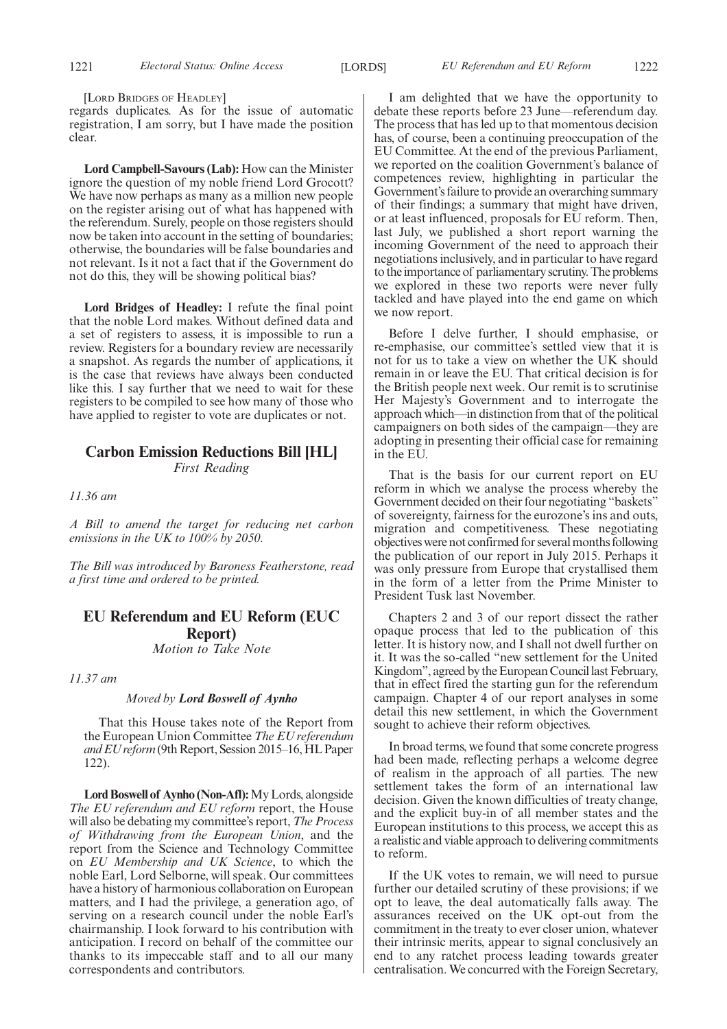[LORD BRIDGES OF HEADLEY]

regards duplicates. As for the issue of automatic registration, I am sorry, but I have made the position clear.

**Lord Campbell-Savours (Lab):** How can the Minister ignore the question of my noble friend Lord Grocott? We have now perhaps as many as a million new people on the register arising out of what has happened with the referendum. Surely, people on those registers should now be taken into account in the setting of boundaries; otherwise, the boundaries will be false boundaries and not relevant. Is it not a fact that if the Government do not do this, they will be showing political bias?

**Lord Bridges of Headley:** I refute the final point that the noble Lord makes. Without defined data and a set of registers to assess, it is impossible to run a review. Registers for a boundary review are necessarily a snapshot. As regards the number of applications, it is the case that reviews have always been conducted like this. I say further that we need to wait for these registers to be compiled to see how many of those who have applied to register to vote are duplicates or not.

## Carbon Emission Reductions Bill [HL]

*First Reading*

*11.36 am*

*A Bill to amend the target for reducing net carbon emissions in the UK to 100% by 2050.*

*The Bill was introduced by Baroness Featherstone, read a first time and ordered to be printed.*

## EU Referendum and EU Reform (EUC Report)

*Motion to Take Note*

*11.37 am*

*Moved by* ***Lord Boswell of Aynho***

That this House takes note of the Report from the European Union Committee *The EU referendum and EU reform* (9th Report, Session 2015–16, HL Paper 122).

**Lord Boswell of Aynho (Non-Afl):** My Lords, alongside *The EU referendum and EU reform* report, the House will also be debating my committee's report, *The Process of Withdrawing from the European Union*, and the report from the Science and Technology Committee on *EU Membership and UK Science*, to which the noble Earl, Lord Selborne, will speak. Our committees have a history of harmonious collaboration on European matters, and I had the privilege, a generation ago, of serving on a research council under the noble Earl's chairmanship. I look forward to his contribution with anticipation. I record on behalf of the committee our thanks to its impeccable staff and to all our many correspondents and contributors.

I am delighted that we have the opportunity to debate these reports before 23 June—referendum day. The process that has led up to that momentous decision has, of course, been a continuing preoccupation of the EU Committee. At the end of the previous Parliament, we reported on the coalition Government's balance of competences review, highlighting in particular the Government's failure to provide an overarching summary of their findings; a summary that might have driven, or at least influenced, proposals for EU reform. Then, last July, we published a short report warning the incoming Government of the need to approach their negotiations inclusively, and in particular to have regard to the importance of parliamentary scrutiny. The problems we explored in these two reports were never fully tackled and have played into the end game on which we now report.

Before I delve further, I should emphasise, or re-emphasise, our committee's settled view that it is not for us to take a view on whether the UK should remain in or leave the EU. That critical decision is for the British people next week. Our remit is to scrutinise Her Majesty's Government and to interrogate the approach which—in distinction from that of the political campaigners on both sides of the campaign—they are adopting in presenting their official case for remaining in the EU.

That is the basis for our current report on EU reform in which we analyse the process whereby the Government decided on their four negotiating "baskets" of sovereignty, fairness for the eurozone's ins and outs, migration and competitiveness. These negotiating objectives were not confirmed for several months following the publication of our report in July 2015. Perhaps it was only pressure from Europe that crystallised them in the form of a letter from the Prime Minister to President Tusk last November.

Chapters 2 and 3 of our report dissect the rather opaque process that led to the publication of this letter. It is history now, and I shall not dwell further on it. It was the so-called "new settlement for the United Kingdom", agreed by the European Council last February, that in effect fired the starting gun for the referendum campaign. Chapter 4 of our report analyses in some detail this new settlement, in which the Government sought to achieve their reform objectives.

In broad terms, we found that some concrete progress had been made, reflecting perhaps a welcome degree of realism in the approach of all parties. The new settlement takes the form of an international law decision. Given the known difficulties of treaty change, and the explicit buy-in of all member states and the European institutions to this process, we accept this as a realistic and viable approach to delivering commitments to reform.

If the UK votes to remain, we will need to pursue further our detailed scrutiny of these provisions; if we opt to leave, the deal automatically falls away. The assurances received on the UK opt-out from the commitment in the treaty to ever closer union, whatever their intrinsic merits, appear to signal conclusively an end to any ratchet process leading towards greater centralisation. We concurred with the Foreign Secretary,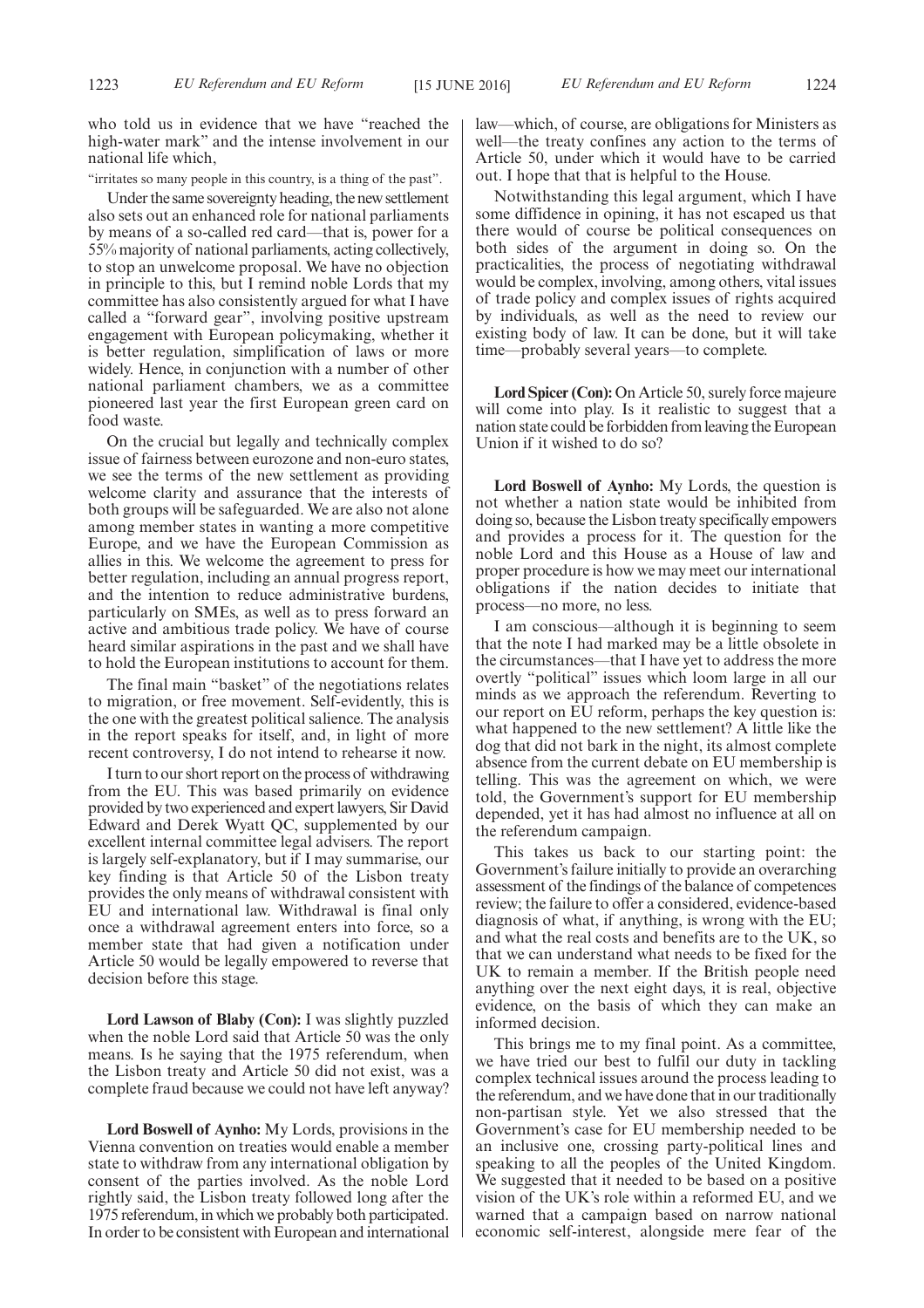who told us in evidence that we have "reached the high-water mark" and the intense involvement in our national life which,

"irritates so many people in this country, is a thing of the past".

Under the same sovereignty heading, the new settlement also sets out an enhanced role for national parliaments by means of a so-called red card—that is, power for a 55% majority of national parliaments, acting collectively, to stop an unwelcome proposal. We have no objection in principle to this, but I remind noble Lords that my committee has also consistently argued for what I have called a "forward gear", involving positive upstream engagement with European policymaking, whether it is better regulation, simplification of laws or more widely. Hence, in conjunction with a number of other national parliament chambers, we as a committee pioneered last year the first European green card on food waste.

On the crucial but legally and technically complex issue of fairness between eurozone and non-euro states, we see the terms of the new settlement as providing welcome clarity and assurance that the interests of both groups will be safeguarded. We are also not alone among member states in wanting a more competitive Europe, and we have the European Commission as allies in this. We welcome the agreement to press for better regulation, including an annual progress report, and the intention to reduce administrative burdens, particularly on SMEs, as well as to press forward an active and ambitious trade policy. We have of course heard similar aspirations in the past and we shall have to hold the European institutions to account for them.

The final main "basket" of the negotiations relates to migration, or free movement. Self-evidently, this is the one with the greatest political salience. The analysis in the report speaks for itself, and, in light of more recent controversy, I do not intend to rehearse it now.

I turn to our short report on the process of withdrawing from the EU. This was based primarily on evidence provided by two experienced and expert lawyers, Sir David Edward and Derek Wyatt QC, supplemented by our excellent internal committee legal advisers. The report is largely self-explanatory, but if I may summarise, our key finding is that Article 50 of the Lisbon treaty provides the only means of withdrawal consistent with EU and international law. Withdrawal is final only once a withdrawal agreement enters into force, so a member state that had given a notification under Article 50 would be legally empowered to reverse that decision before this stage.

**Lord Lawson of Blaby (Con):** I was slightly puzzled when the noble Lord said that Article 50 was the only means. Is he saying that the 1975 referendum, when the Lisbon treaty and Article 50 did not exist, was a complete fraud because we could not have left anyway?

**Lord Boswell of Aynho:** My Lords, provisions in the Vienna convention on treaties would enable a member state to withdraw from any international obligation by consent of the parties involved. As the noble Lord rightly said, the Lisbon treaty followed long after the 1975 referendum, in which we probably both participated. In order to be consistent with European and international law—which, of course, are obligations for Ministers as well—the treaty confines any action to the terms of Article 50, under which it would have to be carried out. I hope that that is helpful to the House.

Notwithstanding this legal argument, which I have some diffidence in opining, it has not escaped us that there would of course be political consequences on both sides of the argument in doing so. On the practicalities, the process of negotiating withdrawal would be complex, involving, among others, vital issues of trade policy and complex issues of rights acquired by individuals, as well as the need to review our existing body of law. It can be done, but it will take time—probably several years—to complete.

**Lord Spicer (Con):** On Article 50, surely force majeure will come into play. Is it realistic to suggest that a nation state could be forbidden from leaving the European Union if it wished to do so?

**Lord Boswell of Aynho:** My Lords, the question is not whether a nation state would be inhibited from doing so, because the Lisbon treaty specifically empowers and provides a process for it. The question for the noble Lord and this House as a House of law and proper procedure is how we may meet our international obligations if the nation decides to initiate that process—no more, no less.

I am conscious—although it is beginning to seem that the note I had marked may be a little obsolete in the circumstances—that I have yet to address the more overtly "political" issues which loom large in all our minds as we approach the referendum. Reverting to our report on EU reform, perhaps the key question is: what happened to the new settlement? A little like the dog that did not bark in the night, its almost complete absence from the current debate on EU membership is telling. This was the agreement on which, we were told, the Government's support for EU membership depended, yet it has had almost no influence at all on the referendum campaign.

This takes us back to our starting point: the Government's failure initially to provide an overarching assessment of the findings of the balance of competences review; the failure to offer a considered, evidence-based diagnosis of what, if anything, is wrong with the EU; and what the real costs and benefits are to the UK, so that we can understand what needs to be fixed for the UK to remain a member. If the British people need anything over the next eight days, it is real, objective evidence, on the basis of which they can make an informed decision.

This brings me to my final point. As a committee, we have tried our best to fulfil our duty in tackling complex technical issues around the process leading to the referendum, and we have done that in our traditionally non-partisan style. Yet we also stressed that the Government's case for EU membership needed to be an inclusive one, crossing party-political lines and speaking to all the peoples of the United Kingdom. We suggested that it needed to be based on a positive vision of the UK's role within a reformed EU, and we warned that a campaign based on narrow national economic self-interest, alongside mere fear of the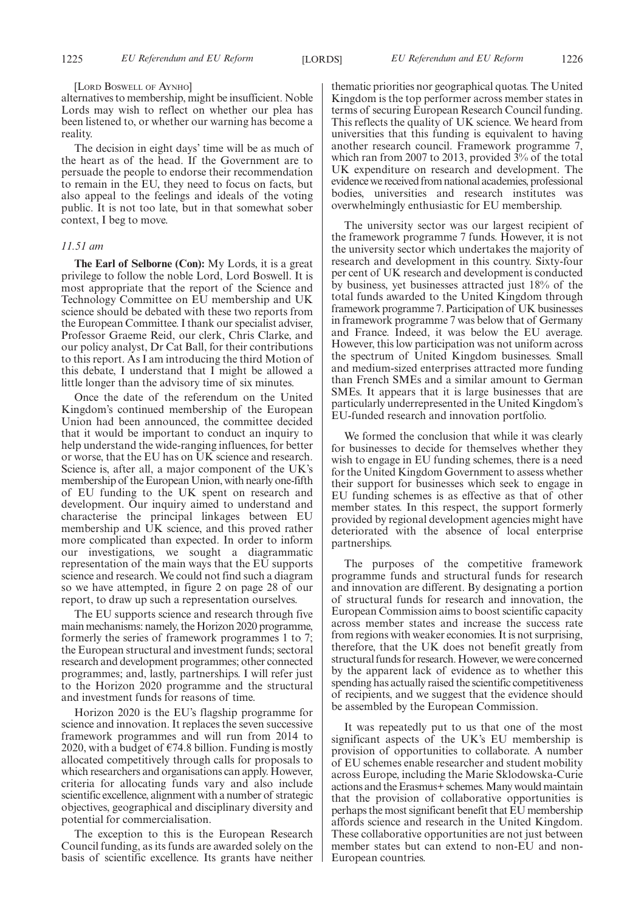[Lord Boswell of Aynho]

alternatives to membership, might be insufficient. Noble Lords may wish to reflect on whether our plea has been listened to, or whether our warning has become a reality.

The decision in eight days' time will be as much of the heart as of the head. If the Government are to persuade the people to endorse their recommendation to remain in the EU, they need to focus on facts, but also appeal to the feelings and ideals of the voting public. It is not too late, but in that somewhat sober context, I beg to move.

*11.51 am*

**The Earl of Selborne (Con):** My Lords, it is a great privilege to follow the noble Lord, Lord Boswell. It is most appropriate that the report of the Science and Technology Committee on EU membership and UK science should be debated with these two reports from the European Committee. I thank our specialist adviser, Professor Graeme Reid, our clerk, Chris Clarke, and our policy analyst, Dr Cat Ball, for their contributions to this report. As I am introducing the third Motion of this debate, I understand that I might be allowed a little longer than the advisory time of six minutes.

Once the date of the referendum on the United Kingdom's continued membership of the European Union had been announced, the committee decided that it would be important to conduct an inquiry to help understand the wide-ranging influences, for better or worse, that the EU has on UK science and research. Science is, after all, a major component of the UK's membership of the European Union, with nearly one-fifth of EU funding to the UK spent on research and development. Our inquiry aimed to understand and characterise the principal linkages between EU membership and UK science, and this proved rather more complicated than expected. In order to inform our investigations, we sought a diagrammatic representation of the main ways that the EU supports science and research. We could not find such a diagram so we have attempted, in figure 2 on page 28 of our report, to draw up such a representation ourselves.

The EU supports science and research through five main mechanisms: namely, the Horizon 2020 programme, formerly the series of framework programmes 1 to 7; the European structural and investment funds; sectoral research and development programmes; other connected programmes; and, lastly, partnerships. I will refer just to the Horizon 2020 programme and the structural and investment funds for reasons of time.

Horizon 2020 is the EU's flagship programme for science and innovation. It replaces the seven successive framework programmes and will run from 2014 to 2020, with a budget of €74.8 billion. Funding is mostly allocated competitively through calls for proposals to which researchers and organisations can apply. However, criteria for allocating funds vary and also include scientific excellence, alignment with a number of strategic objectives, geographical and disciplinary diversity and potential for commercialisation.

The exception to this is the European Research Council funding, as its funds are awarded solely on the basis of scientific excellence. Its grants have neither thematic priorities nor geographical quotas. The United Kingdom is the top performer across member states in terms of securing European Research Council funding. This reflects the quality of UK science. We heard from universities that this funding is equivalent to having another research council. Framework programme 7, which ran from 2007 to 2013, provided 3% of the total UK expenditure on research and development. The evidence we received from national academies, professional bodies, universities and research institutes was overwhelmingly enthusiastic for EU membership.

The university sector was our largest recipient of the framework programme 7 funds. However, it is not the university sector which undertakes the majority of research and development in this country. Sixty-four per cent of UK research and development is conducted by business, yet businesses attracted just 18% of the total funds awarded to the United Kingdom through framework programme 7. Participation of UK businesses in framework programme 7 was below that of Germany and France. Indeed, it was below the EU average. However, this low participation was not uniform across the spectrum of United Kingdom businesses. Small and medium-sized enterprises attracted more funding than French SMEs and a similar amount to German SMEs. It appears that it is large businesses that are particularly underrepresented in the United Kingdom's EU-funded research and innovation portfolio.

We formed the conclusion that while it was clearly for businesses to decide for themselves whether they wish to engage in EU funding schemes, there is a need for the United Kingdom Government to assess whether their support for businesses which seek to engage in EU funding schemes is as effective as that of other member states. In this respect, the support formerly provided by regional development agencies might have deteriorated with the absence of local enterprise partnerships.

The purposes of the competitive framework programme funds and structural funds for research and innovation are different. By designating a portion of structural funds for research and innovation, the European Commission aims to boost scientific capacity across member states and increase the success rate from regions with weaker economies. It is not surprising, therefore, that the UK does not benefit greatly from structural funds for research. However, we were concerned by the apparent lack of evidence as to whether this spending has actually raised the scientific competitiveness of recipients, and we suggest that the evidence should be assembled by the European Commission.

It was repeatedly put to us that one of the most significant aspects of the UK's EU membership is provision of opportunities to collaborate. A number of EU schemes enable researcher and student mobility across Europe, including the Marie Sklodowska-Curie actions and the Erasmus+ schemes. Many would maintain that the provision of collaborative opportunities is perhaps the most significant benefit that EU membership affords science and research in the United Kingdom. These collaborative opportunities are not just between member states but can extend to non-EU and non-European countries.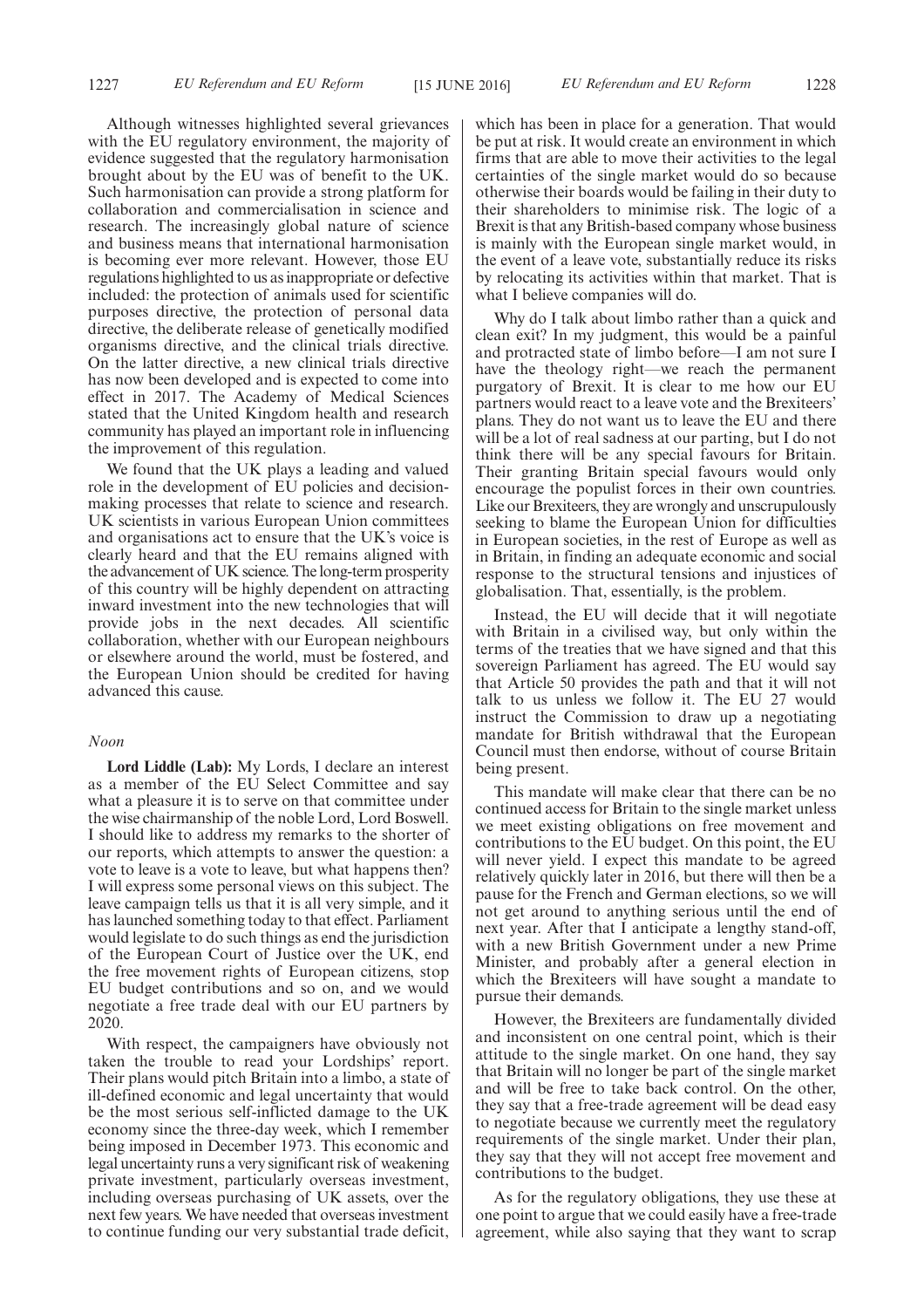Although witnesses highlighted several grievances with the EU regulatory environment, the majority of evidence suggested that the regulatory harmonisation brought about by the EU was of benefit to the UK. Such harmonisation can provide a strong platform for collaboration and commercialisation in science and research. The increasingly global nature of science and business means that international harmonisation is becoming ever more relevant. However, those EU regulations highlighted to us as inappropriate or defective included: the protection of animals used for scientific purposes directive, the protection of personal data directive, the deliberate release of genetically modified organisms directive, and the clinical trials directive. On the latter directive, a new clinical trials directive has now been developed and is expected to come into effect in 2017. The Academy of Medical Sciences stated that the United Kingdom health and research community has played an important role in influencing the improvement of this regulation.

We found that the UK plays a leading and valued role in the development of EU policies and decision-making processes that relate to science and research. UK scientists in various European Union committees and organisations act to ensure that the UK's voice is clearly heard and that the EU remains aligned with the advancement of UK science. The long-term prosperity of this country will be highly dependent on attracting inward investment into the new technologies that will provide jobs in the next decades. All scientific collaboration, whether with our European neighbours or elsewhere around the world, must be fostered, and the European Union should be credited for having advanced this cause.

*Noon*

**Lord Liddle (Lab):** My Lords, I declare an interest as a member of the EU Select Committee and say what a pleasure it is to serve on that committee under the wise chairmanship of the noble Lord, Lord Boswell. I should like to address my remarks to the shorter of our reports, which attempts to answer the question: a vote to leave is a vote to leave, but what happens then? I will express some personal views on this subject. The leave campaign tells us that it is all very simple, and it has launched something today to that effect. Parliament would legislate to do such things as end the jurisdiction of the European Court of Justice over the UK, end the free movement rights of European citizens, stop EU budget contributions and so on, and we would negotiate a free trade deal with our EU partners by 2020.

With respect, the campaigners have obviously not taken the trouble to read your Lordships' report. Their plans would pitch Britain into a limbo, a state of ill-defined economic and legal uncertainty that would be the most serious self-inflicted damage to the UK economy since the three-day week, which I remember being imposed in December 1973. This economic and legal uncertainty runs a very significant risk of weakening private investment, particularly overseas investment, including overseas purchasing of UK assets, over the next few years. We have needed that overseas investment to continue funding our very substantial trade deficit, which has been in place for a generation. That would be put at risk. It would create an environment in which firms that are able to move their activities to the legal certainties of the single market would do so because otherwise their boards would be failing in their duty to their shareholders to minimise risk. The logic of a Brexit is that any British-based company whose business is mainly with the European single market would, in the event of a leave vote, substantially reduce its risks by relocating its activities within that market. That is what I believe companies will do.

Why do I talk about limbo rather than a quick and clean exit? In my judgment, this would be a painful and protracted state of limbo before—I am not sure I have the theology right—we reach the permanent purgatory of Brexit. It is clear to me how our EU partners would react to a leave vote and the Brexiteers' plans. They do not want us to leave the EU and there will be a lot of real sadness at our parting, but I do not think there will be any special favours for Britain. Their granting Britain special favours would only encourage the populist forces in their own countries. Like our Brexiteers, they are wrongly and unscrupulously seeking to blame the European Union for difficulties in European societies, in the rest of Europe as well as in Britain, in finding an adequate economic and social response to the structural tensions and injustices of globalisation. That, essentially, is the problem.

Instead, the EU will decide that it will negotiate with Britain in a civilised way, but only within the terms of the treaties that we have signed and that this sovereign Parliament has agreed. The EU would say that Article 50 provides the path and that it will not talk to us unless we follow it. The EU 27 would instruct the Commission to draw up a negotiating mandate for British withdrawal that the European Council must then endorse, without of course Britain being present.

This mandate will make clear that there can be no continued access for Britain to the single market unless we meet existing obligations on free movement and contributions to the EU budget. On this point, the EU will never yield. I expect this mandate to be agreed relatively quickly later in 2016, but there will then be a pause for the French and German elections, so we will not get around to anything serious until the end of next year. After that I anticipate a lengthy stand-off, with a new British Government under a new Prime Minister, and probably after a general election in which the Brexiteers will have sought a mandate to pursue their demands.

However, the Brexiteers are fundamentally divided and inconsistent on one central point, which is their attitude to the single market. On one hand, they say that Britain will no longer be part of the single market and will be free to take back control. On the other, they say that a free-trade agreement will be dead easy to negotiate because we currently meet the regulatory requirements of the single market. Under their plan, they say that they will not accept free movement and contributions to the budget.

As for the regulatory obligations, they use these at one point to argue that we could easily have a free-trade agreement, while also saying that they want to scrap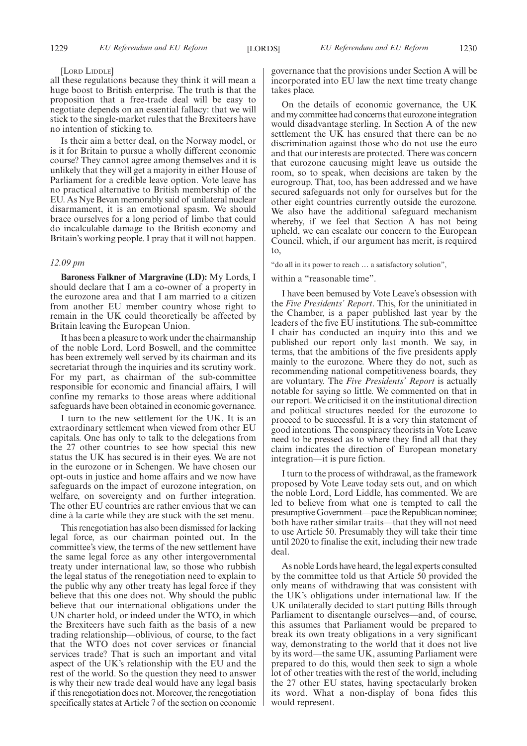[LORD LIDDLE]

all these regulations because they think it will mean a huge boost to British enterprise. The truth is that the proposition that a free-trade deal will be easy to negotiate depends on an essential fallacy: that we will stick to the single-market rules that the Brexiteers have no intention of sticking to.

Is their aim a better deal, on the Norway model, or is it for Britain to pursue a wholly different economic course? They cannot agree among themselves and it is unlikely that they will get a majority in either House of Parliament for a credible leave option. Vote leave has no practical alternative to British membership of the EU. As Nye Bevan memorably said of unilateral nuclear disarmament, it is an emotional spasm. We should brace ourselves for a long period of limbo that could do incalculable damage to the British economy and Britain's working people. I pray that it will not happen.

*12.09 pm*

**Baroness Falkner of Margravine (LD):** My Lords, I should declare that I am a co-owner of a property in the eurozone area and that I am married to a citizen from another EU member country whose right to remain in the UK could theoretically be affected by Britain leaving the European Union.

It has been a pleasure to work under the chairmanship of the noble Lord, Lord Boswell, and the committee has been extremely well served by its chairman and its secretariat through the inquiries and its scrutiny work. For my part, as chairman of the sub-committee responsible for economic and financial affairs, I will confine my remarks to those areas where additional safeguards have been obtained in economic governance.

I turn to the new settlement for the UK. It is an extraordinary settlement when viewed from other EU capitals. One has only to talk to the delegations from the 27 other countries to see how special this new status the UK has secured is in their eyes. We are not in the eurozone or in Schengen. We have chosen our opt-outs in justice and home affairs and we now have safeguards on the impact of eurozone integration, on welfare, on sovereignty and on further integration. The other EU countries are rather envious that we can dine à la carte while they are stuck with the set menu.

This renegotiation has also been dismissed for lacking legal force, as our chairman pointed out. In the committee's view, the terms of the new settlement have the same legal force as any other intergovernmental treaty under international law, so those who rubbish the legal status of the renegotiation need to explain to the public why any other treaty has legal force if they believe that this one does not. Why should the public believe that our international obligations under the UN charter hold, or indeed under the WTO, in which the Brexiteers have such faith as the basis of a new trading relationship—oblivious, of course, to the fact that the WTO does not cover services or financial services trade? That is such an important and vital aspect of the UK's relationship with the EU and the rest of the world. So the question they need to answer is why their new trade deal would have any legal basis if this renegotiation does not. Moreover, the renegotiation specifically states at Article 7 of the section on economic governance that the provisions under Section A will be incorporated into EU law the next time treaty change takes place.

On the details of economic governance, the UK and my committee had concerns that eurozone integration would disadvantage sterling. In Section A of the new settlement the UK has ensured that there can be no discrimination against those who do not use the euro and that our interests are protected. There was concern that eurozone caucusing might leave us outside the room, so to speak, when decisions are taken by the eurogroup. That, too, has been addressed and we have secured safeguards not only for ourselves but for the other eight countries currently outside the eurozone. We also have the additional safeguard mechanism whereby, if we feel that Section A has not being upheld, we can escalate our concern to the European Council, which, if our argument has merit, is required to,

"do all in its power to reach … a satisfactory solution",

within a "reasonable time".

I have been bemused by Vote Leave's obsession with the *Five Presidents' Report*. This, for the uninitiated in the Chamber, is a paper published last year by the leaders of the five EU institutions. The sub-committee I chair has conducted an inquiry into this and we published our report only last month. We say, in terms, that the ambitions of the five presidents apply mainly to the eurozone. Where they do not, such as recommending national competitiveness boards, they are voluntary. The *Five Presidents' Report* is actually notable for saying so little. We commented on that in our report. We criticised it on the institutional direction and political structures needed for the eurozone to proceed to be successful. It is a very thin statement of good intentions. The conspiracy theorists in Vote Leave need to be pressed as to where they find all that they claim indicates the direction of European monetary integration—it is pure fiction.

I turn to the process of withdrawal, as the framework proposed by Vote Leave today sets out, and on which the noble Lord, Lord Liddle, has commented. We are led to believe from what one is tempted to call the presumptive Government—pace the Republican nominee; both have rather similar traits—that they will not need to use Article 50. Presumably they will take their time until 2020 to finalise the exit, including their new trade deal.

As noble Lords have heard, the legal experts consulted by the committee told us that Article 50 provided the only means of withdrawing that was consistent with the UK's obligations under international law. If the UK unilaterally decided to start putting Bills through Parliament to disentangle ourselves—and, of course, this assumes that Parliament would be prepared to break its own treaty obligations in a very significant way, demonstrating to the world that it does not live by its word—the same UK, assuming Parliament were prepared to do this, would then seek to sign a whole lot of other treaties with the rest of the world, including the 27 other EU states, having spectacularly broken its word. What a non-display of bona fides this would represent.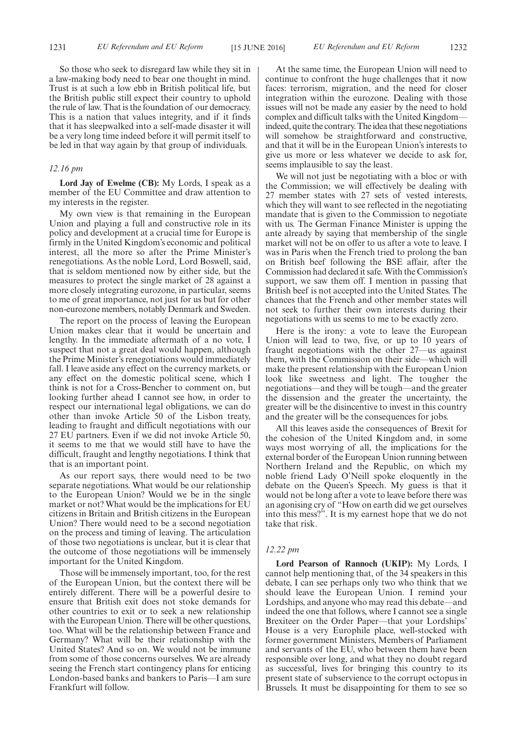So those who seek to disregard law while they sit in a law-making body need to bear one thought in mind. Trust is at such a low ebb in British political life, but the British public still expect their country to uphold the rule of law. That is the foundation of our democracy. This is a nation that values integrity, and if it finds that it has sleepwalked into a self-made disaster it will be a very long time indeed before it will permit itself to be led in that way again by that group of individuals.

*12.16 pm*

**Lord Jay of Ewelme (CB):** My Lords, I speak as a member of the EU Committee and draw attention to my interests in the register.

My own view is that remaining in the European Union and playing a full and constructive role in its policy and development at a crucial time for Europe is firmly in the United Kingdom's economic and political interest, all the more so after the Prime Minister's renegotiations. As the noble Lord, Lord Boswell, said, that is seldom mentioned now by either side, but the measures to protect the single market of 28 against a more closely integrating eurozone, in particular, seems to me of great importance, not just for us but for other non-eurozone members, notably Denmark and Sweden.

The report on the process of leaving the European Union makes clear that it would be uncertain and lengthy. In the immediate aftermath of a no vote, I suspect that not a great deal would happen, although the Prime Minister's renegotiations would immediately fall. I leave aside any effect on the currency markets, or any effect on the domestic political scene, which I think is not for a Cross-Bencher to comment on, but looking further ahead I cannot see how, in order to respect our international legal obligations, we can do other than invoke Article 50 of the Lisbon treaty, leading to fraught and difficult negotiations with our 27 EU partners. Even if we did not invoke Article 50, it seems to me that we would still have to have the difficult, fraught and lengthy negotiations. I think that that is an important point.

As our report says, there would need to be two separate negotiations. What would be our relationship to the European Union? Would we be in the single market or not? What would be the implications for EU citizens in Britain and British citizens in the European Union? There would need to be a second negotiation on the process and timing of leaving. The articulation of those two negotiations is unclear, but it is clear that the outcome of those negotiations will be immensely important for the United Kingdom.

Those will be immensely important, too, for the rest of the European Union, but the context there will be entirely different. There will be a powerful desire to ensure that British exit does not stoke demands for other countries to exit or to seek a new relationship with the European Union. There will be other questions, too. What will be the relationship between France and Germany? What will be their relationship with the United States? And so on. We would not be immune from some of those concerns ourselves. We are already seeing the French start contingency plans for enticing London-based banks and bankers to Paris—I am sure Frankfurt will follow.

At the same time, the European Union will need to continue to confront the huge challenges that it now faces: terrorism, migration, and the need for closer integration within the eurozone. Dealing with those issues will not be made any easier by the need to hold complex and difficult talks with the United Kingdom—indeed, quite the contrary. The idea that these negotiations will somehow be straightforward and constructive, and that it will be in the European Union's interests to give us more or less whatever we decide to ask for, seems implausible to say the least.

We will not just be negotiating with a bloc or with the Commission; we will effectively be dealing with 27 member states with 27 sets of vested interests, which they will want to see reflected in the negotiating mandate that is given to the Commission to negotiate with us. The German Finance Minister is upping the ante already by saying that membership of the single market will not be on offer to us after a vote to leave. I was in Paris when the French tried to prolong the ban on British beef following the BSE affair, after the Commission had declared it safe. With the Commission's support, we saw them off. I mention in passing that British beef is not accepted into the United States. The chances that the French and other member states will not seek to further their own interests during their negotiations with us seems to me to be exactly zero.

Here is the irony: a vote to leave the European Union will lead to two, five, or up to 10 years of fraught negotiations with the other 27—us against them, with the Commission on their side—which will make the present relationship with the European Union look like sweetness and light. The tougher the negotiations—and they will be tough—and the greater the dissension and the greater the uncertainty, the greater will be the disincentive to invest in this country and the greater will be the consequences for jobs.

All this leaves aside the consequences of Brexit for the cohesion of the United Kingdom and, in some ways most worrying of all, the implications for the external border of the European Union running between Northern Ireland and the Republic, on which my noble friend Lady O'Neill spoke eloquently in the debate on the Queen's Speech. My guess is that it would not be long after a vote to leave before there was an agonising cry of "How on earth did we get ourselves into this mess?". It is my earnest hope that we do not take that risk.

*12.22 pm*

**Lord Pearson of Rannoch (UKIP):** My Lords, I cannot help mentioning that, of the 34 speakers in this debate, I can see perhaps only two who think that we should leave the European Union. I remind your Lordships, and anyone who may read this debate—and indeed the one that follows, where I cannot see a single Brexiteer on the Order Paper—that your Lordships' House is a very Europhile place, well-stocked with former government Ministers, Members of Parliament and servants of the EU, who between them have been responsible over long, and what they no doubt regard as successful, lives for bringing this country to its present state of subservience to the corrupt octopus in Brussels. It must be disappointing for them to see so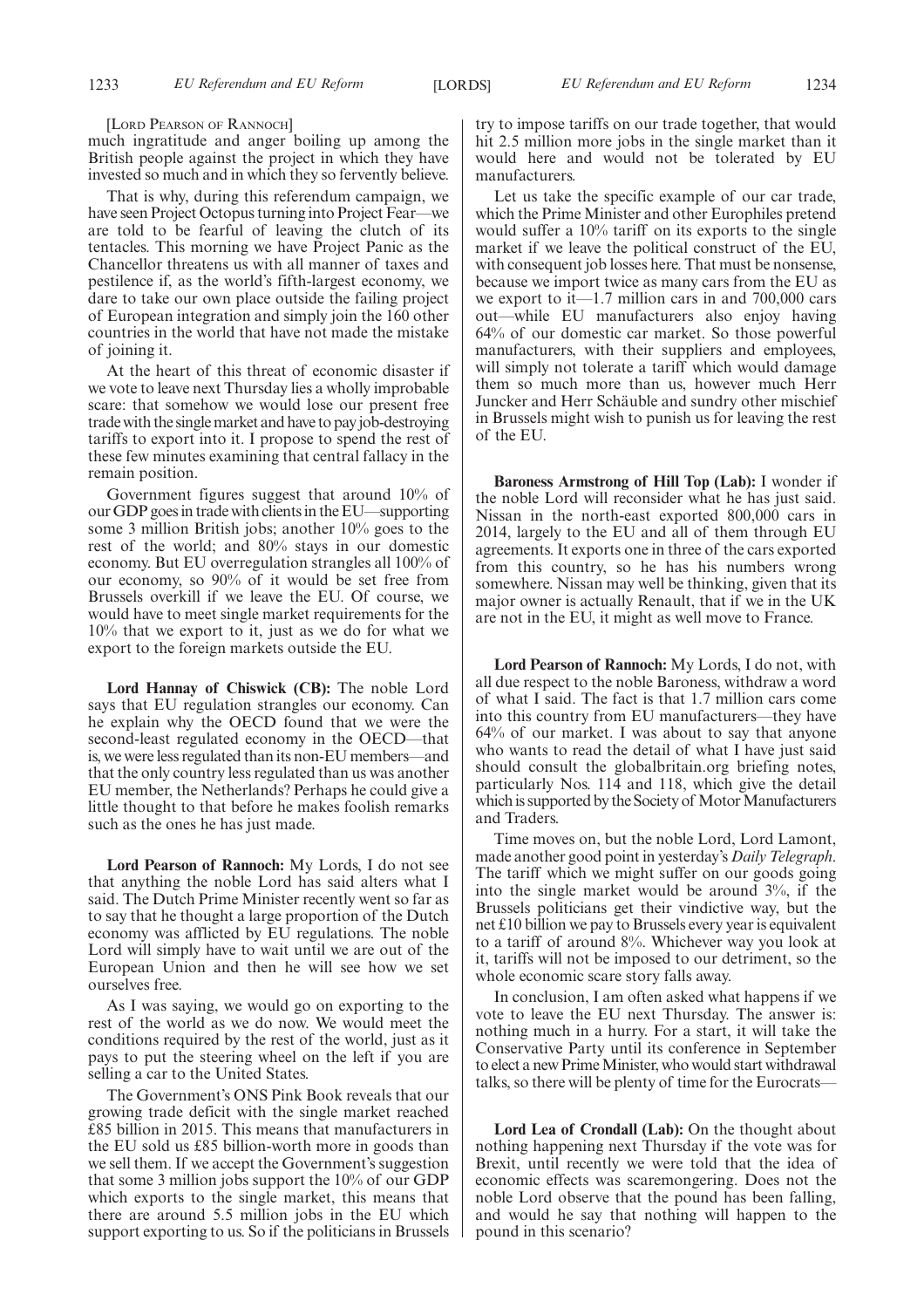[Lord Pearson of Rannoch]

much ingratitude and anger boiling up among the British people against the project in which they have invested so much and in which they so fervently believe.

That is why, during this referendum campaign, we have seen Project Octopus turning into Project Fear—we are told to be fearful of leaving the clutch of its tentacles. This morning we have Project Panic as the Chancellor threatens us with all manner of taxes and pestilence if, as the world's fifth-largest economy, we dare to take our own place outside the failing project of European integration and simply join the 160 other countries in the world that have not made the mistake of joining it.

At the heart of this threat of economic disaster if we vote to leave next Thursday lies a wholly improbable scare: that somehow we would lose our present free trade with the single market and have to pay job-destroying tariffs to export into it. I propose to spend the rest of these few minutes examining that central fallacy in the remain position.

Government figures suggest that around 10% of our GDP goes in trade with clients in the EU—supporting some 3 million British jobs; another 10% goes to the rest of the world; and 80% stays in our domestic economy. But EU overregulation strangles all 100% of our economy, so 90% of it would be set free from Brussels overkill if we leave the EU. Of course, we would have to meet single market requirements for the 10% that we export to it, just as we do for what we export to the foreign markets outside the EU.

**Lord Hannay of Chiswick (CB):** The noble Lord says that EU regulation strangles our economy. Can he explain why the OECD found that we were the second-least regulated economy in the OECD—that is, we were less regulated than its non-EU members—and that the only country less regulated than us was another EU member, the Netherlands? Perhaps he could give a little thought to that before he makes foolish remarks such as the ones he has just made.

**Lord Pearson of Rannoch:** My Lords, I do not see that anything the noble Lord has said alters what I said. The Dutch Prime Minister recently went so far as to say that he thought a large proportion of the Dutch economy was afflicted by EU regulations. The noble Lord will simply have to wait until we are out of the European Union and then he will see how we set ourselves free.

As I was saying, we would go on exporting to the rest of the world as we do now. We would meet the conditions required by the rest of the world, just as it pays to put the steering wheel on the left if you are selling a car to the United States.

The Government's ONS Pink Book reveals that our growing trade deficit with the single market reached £85 billion in 2015. This means that manufacturers in the EU sold us £85 billion-worth more in goods than we sell them. If we accept the Government's suggestion that some 3 million jobs support the 10% of our GDP which exports to the single market, this means that there are around 5.5 million jobs in the EU which support exporting to us. So if the politicians in Brussels try to impose tariffs on our trade together, that would hit 2.5 million more jobs in the single market than it would here and would not be tolerated by EU manufacturers.

Let us take the specific example of our car trade, which the Prime Minister and other Europhiles pretend would suffer a 10% tariff on its exports to the single market if we leave the political construct of the EU, with consequent job losses here. That must be nonsense, because we import twice as many cars from the EU as we export to it—1.7 million cars in and 700,000 cars out—while EU manufacturers also enjoy having 64% of our domestic car market. So those powerful manufacturers, with their suppliers and employees, will simply not tolerate a tariff which would damage them so much more than us, however much Herr Juncker and Herr Schäuble and sundry other mischief in Brussels might wish to punish us for leaving the rest of the EU.

**Baroness Armstrong of Hill Top (Lab):** I wonder if the noble Lord will reconsider what he has just said. Nissan in the north-east exported 800,000 cars in 2014, largely to the EU and all of them through EU agreements. It exports one in three of the cars exported from this country, so he has his numbers wrong somewhere. Nissan may well be thinking, given that its major owner is actually Renault, that if we in the UK are not in the EU, it might as well move to France.

**Lord Pearson of Rannoch:** My Lords, I do not, with all due respect to the noble Baroness, withdraw a word of what I said. The fact is that 1.7 million cars come into this country from EU manufacturers—they have 64% of our market. I was about to say that anyone who wants to read the detail of what I have just said should consult the globalbritain.org briefing notes, particularly Nos. 114 and 118, which give the detail which is supported by the Society of Motor Manufacturers and Traders.

Time moves on, but the noble Lord, Lord Lamont, made another good point in yesterday's *Daily Telegraph*. The tariff which we might suffer on our goods going into the single market would be around 3%, if the Brussels politicians get their vindictive way, but the net £10 billion we pay to Brussels every year is equivalent to a tariff of around 8%. Whichever way you look at it, tariffs will not be imposed to our detriment, so the whole economic scare story falls away.

In conclusion, I am often asked what happens if we vote to leave the EU next Thursday. The answer is: nothing much in a hurry. For a start, it will take the Conservative Party until its conference in September to elect a new Prime Minister, who would start withdrawal talks, so there will be plenty of time for the Eurocrats—

**Lord Lea of Crondall (Lab):** On the thought about nothing happening next Thursday if the vote was for Brexit, until recently we were told that the idea of economic effects was scaremongering. Does not the noble Lord observe that the pound has been falling, and would he say that nothing will happen to the pound in this scenario?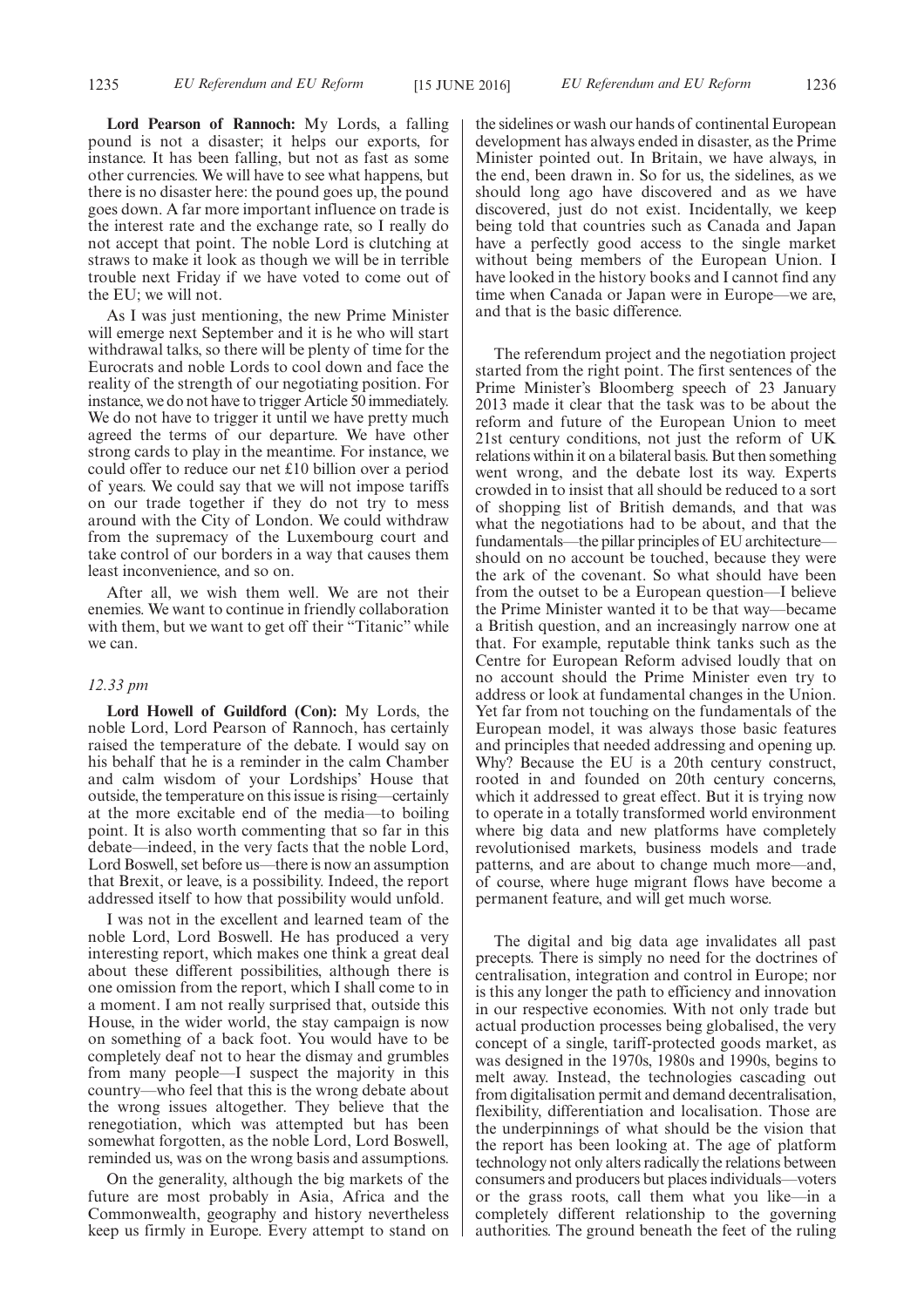**Lord Pearson of Rannoch:** My Lords, a falling pound is not a disaster; it helps our exports, for instance. It has been falling, but not as fast as some other currencies. We will have to see what happens, but there is no disaster here: the pound goes up, the pound goes down. A far more important influence on trade is the interest rate and the exchange rate, so I really do not accept that point. The noble Lord is clutching at straws to make it look as though we will be in terrible trouble next Friday if we have voted to come out of the EU; we will not.

As I was just mentioning, the new Prime Minister will emerge next September and it is he who will start withdrawal talks, so there will be plenty of time for the Eurocrats and noble Lords to cool down and face the reality of the strength of our negotiating position. For instance, we do not have to trigger Article 50 immediately. We do not have to trigger it until we have pretty much agreed the terms of our departure. We have other strong cards to play in the meantime. For instance, we could offer to reduce our net £10 billion over a period of years. We could say that we will not impose tariffs on our trade together if they do not try to mess around with the City of London. We could withdraw from the supremacy of the Luxembourg court and take control of our borders in a way that causes them least inconvenience, and so on.

After all, we wish them well. We are not their enemies. We want to continue in friendly collaboration with them, but we want to get off their "Titanic" while we can.

*12.33 pm*

**Lord Howell of Guildford (Con):** My Lords, the noble Lord, Lord Pearson of Rannoch, has certainly raised the temperature of the debate. I would say on his behalf that he is a reminder in the calm Chamber and calm wisdom of your Lordships' House that outside, the temperature on this issue is rising—certainly at the more excitable end of the media—to boiling point. It is also worth commenting that so far in this debate—indeed, in the very facts that the noble Lord, Lord Boswell, set before us—there is now an assumption that Brexit, or leave, is a possibility. Indeed, the report addressed itself to how that possibility would unfold.

I was not in the excellent and learned team of the noble Lord, Lord Boswell. He has produced a very interesting report, which makes one think a great deal about these different possibilities, although there is one omission from the report, which I shall come to in a moment. I am not really surprised that, outside this House, in the wider world, the stay campaign is now on something of a back foot. You would have to be completely deaf not to hear the dismay and grumbles from many people—I suspect the majority in this country—who feel that this is the wrong debate about the wrong issues altogether. They believe that the renegotiation, which was attempted but has been somewhat forgotten, as the noble Lord, Lord Boswell, reminded us, was on the wrong basis and assumptions.

On the generality, although the big markets of the future are most probably in Asia, Africa and the Commonwealth, geography and history nevertheless keep us firmly in Europe. Every attempt to stand on the sidelines or wash our hands of continental European development has always ended in disaster, as the Prime Minister pointed out. In Britain, we have always, in the end, been drawn in. So for us, the sidelines, as we should long ago have discovered and as we have discovered, just do not exist. Incidentally, we keep being told that countries such as Canada and Japan have a perfectly good access to the single market without being members of the European Union. I have looked in the history books and I cannot find any time when Canada or Japan were in Europe—we are, and that is the basic difference.

The referendum project and the negotiation project started from the right point. The first sentences of the Prime Minister's Bloomberg speech of 23 January 2013 made it clear that the task was to be about the reform and future of the European Union to meet 21st century conditions, not just the reform of UK relations within it on a bilateral basis. But then something went wrong, and the debate lost its way. Experts crowded in to insist that all should be reduced to a sort of shopping list of British demands, and that was what the negotiations had to be about, and that the fundamentals—the pillar principles of EU architecture—should on no account be touched, because they were the ark of the covenant. So what should have been from the outset to be a European question—I believe the Prime Minister wanted it to be that way—became a British question, and an increasingly narrow one at that. For example, reputable think tanks such as the Centre for European Reform advised loudly that on no account should the Prime Minister even try to address or look at fundamental changes in the Union. Yet far from not touching on the fundamentals of the European model, it was always those basic features and principles that needed addressing and opening up. Why? Because the EU is a 20th century construct, rooted in and founded on 20th century concerns, which it addressed to great effect. But it is trying now to operate in a totally transformed world environment where big data and new platforms have completely revolutionised markets, business models and trade patterns, and are about to change much more—and, of course, where huge migrant flows have become a permanent feature, and will get much worse.

The digital and big data age invalidates all past precepts. There is simply no need for the doctrines of centralisation, integration and control in Europe; nor is this any longer the path to efficiency and innovation in our respective economies. With not only trade but actual production processes being globalised, the very concept of a single, tariff-protected goods market, as was designed in the 1970s, 1980s and 1990s, begins to melt away. Instead, the technologies cascading out from digitalisation permit and demand decentralisation, flexibility, differentiation and localisation. Those are the underpinnings of what should be the vision that the report has been looking at. The age of platform technology not only alters radically the relations between consumers and producers but places individuals—voters or the grass roots, call them what you like—in a completely different relationship to the governing authorities. The ground beneath the feet of the ruling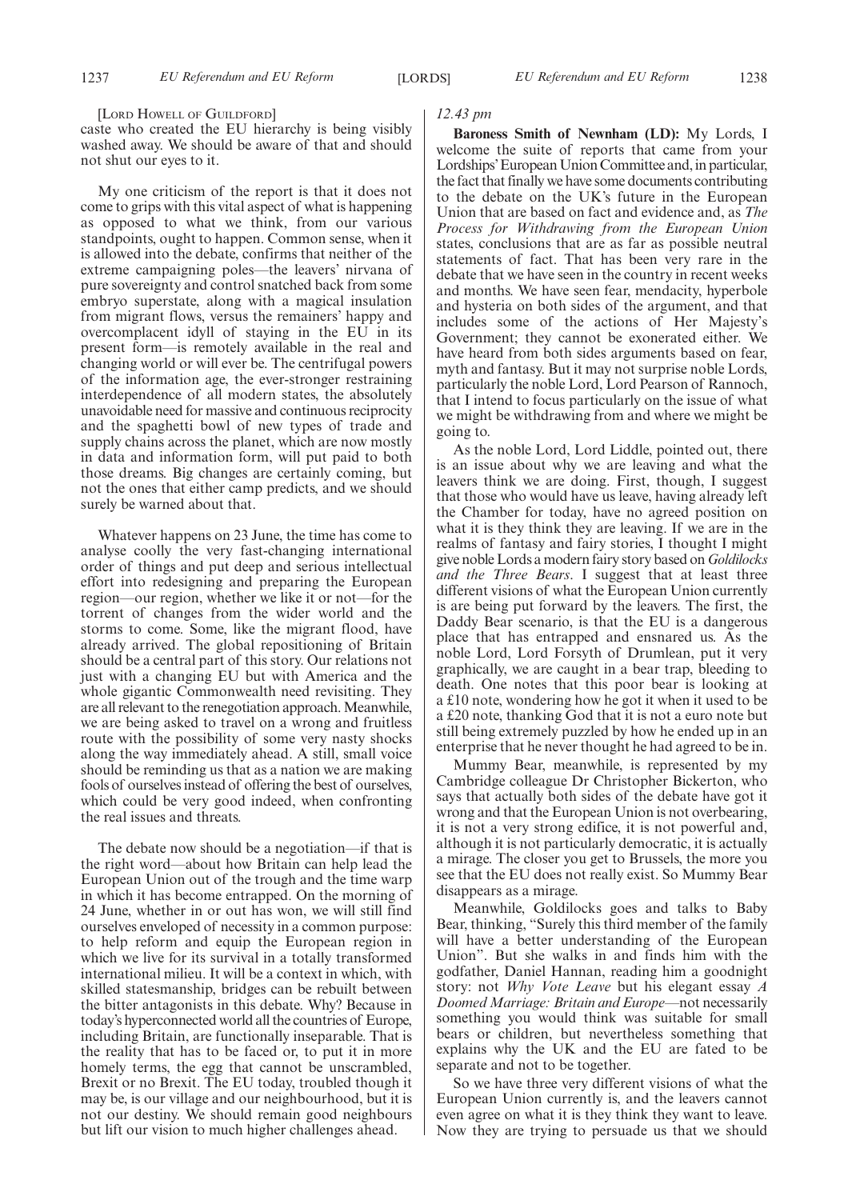[LORD HOWELL OF GUILDFORD]

caste who created the EU hierarchy is being visibly washed away. We should be aware of that and should not shut our eyes to it.

My one criticism of the report is that it does not come to grips with this vital aspect of what is happening as opposed to what we think, from our various standpoints, ought to happen. Common sense, when it is allowed into the debate, confirms that neither of the extreme campaigning poles—the leavers' nirvana of pure sovereignty and control snatched back from some embryo superstate, along with a magical insulation from migrant flows, versus the remainers' happy and overcomplacent idyll of staying in the EU in its present form—is remotely available in the real and changing world or will ever be. The centrifugal powers of the information age, the ever-stronger restraining interdependence of all modern states, the absolutely unavoidable need for massive and continuous reciprocity and the spaghetti bowl of new types of trade and supply chains across the planet, which are now mostly in data and information form, will put paid to both those dreams. Big changes are certainly coming, but not the ones that either camp predicts, and we should surely be warned about that.

Whatever happens on 23 June, the time has come to analyse coolly the very fast-changing international order of things and put deep and serious intellectual effort into redesigning and preparing the European region—our region, whether we like it or not—for the torrent of changes from the wider world and the storms to come. Some, like the migrant flood, have already arrived. The global repositioning of Britain should be a central part of this story. Our relations not just with a changing EU but with America and the whole gigantic Commonwealth need revisiting. They are all relevant to the renegotiation approach. Meanwhile, we are being asked to travel on a wrong and fruitless route with the possibility of some very nasty shocks along the way immediately ahead. A still, small voice should be reminding us that as a nation we are making fools of ourselves instead of offering the best of ourselves, which could be very good indeed, when confronting the real issues and threats.

The debate now should be a negotiation—if that is the right word—about how Britain can help lead the European Union out of the trough and the time warp in which it has become entrapped. On the morning of 24 June, whether in or out has won, we will still find ourselves enveloped of necessity in a common purpose: to help reform and equip the European region in which we live for its survival in a totally transformed international milieu. It will be a context in which, with skilled statesmanship, bridges can be rebuilt between the bitter antagonists in this debate. Why? Because in today's hyperconnected world all the countries of Europe, including Britain, are functionally inseparable. That is the reality that has to be faced or, to put it in more homely terms, the egg that cannot be unscrambled, Brexit or no Brexit. The EU today, troubled though it may be, is our village and our neighbourhood, but it is not our destiny. We should remain good neighbours but lift our vision to much higher challenges ahead.

*12.43 pm*

**Baroness Smith of Newnham (LD):** My Lords, I welcome the suite of reports that came from your Lordships' European Union Committee and, in particular, the fact that finally we have some documents contributing to the debate on the UK's future in the European Union that are based on fact and evidence and, as *The Process for Withdrawing from the European Union* states, conclusions that are as far as possible neutral statements of fact. That has been very rare in the debate that we have seen in the country in recent weeks and months. We have seen fear, mendacity, hyperbole and hysteria on both sides of the argument, and that includes some of the actions of Her Majesty's Government; they cannot be exonerated either. We have heard from both sides arguments based on fear, myth and fantasy. But it may not surprise noble Lords, particularly the noble Lord, Lord Pearson of Rannoch, that I intend to focus particularly on the issue of what we might be withdrawing from and where we might be going to.

As the noble Lord, Lord Liddle, pointed out, there is an issue about why we are leaving and what the leavers think we are doing. First, though, I suggest that those who would have us leave, having already left the Chamber for today, have no agreed position on what it is they think they are leaving. If we are in the realms of fantasy and fairy stories, I thought I might give noble Lords a modern fairy story based on *Goldilocks and the Three Bears*. I suggest that at least three different visions of what the European Union currently is are being put forward by the leavers. The first, the Daddy Bear scenario, is that the EU is a dangerous place that has entrapped and ensnared us. As the noble Lord, Lord Forsyth of Drumlean, put it very graphically, we are caught in a bear trap, bleeding to death. One notes that this poor bear is looking at a £10 note, wondering how he got it when it used to be a £20 note, thanking God that it is not a euro note but still being extremely puzzled by how he ended up in an enterprise that he never thought he had agreed to be in.

Mummy Bear, meanwhile, is represented by my Cambridge colleague Dr Christopher Bickerton, who says that actually both sides of the debate have got it wrong and that the European Union is not overbearing, it is not a very strong edifice, it is not powerful and, although it is not particularly democratic, it is actually a mirage. The closer you get to Brussels, the more you see that the EU does not really exist. So Mummy Bear disappears as a mirage.

Meanwhile, Goldilocks goes and talks to Baby Bear, thinking, "Surely this third member of the family will have a better understanding of the European Union". But she walks in and finds him with the godfather, Daniel Hannan, reading him a goodnight story: not *Why Vote Leave* but his elegant essay *A Doomed Marriage: Britain and Europe*—not necessarily something you would think was suitable for small bears or children, but nevertheless something that explains why the UK and the EU are fated to be separate and not to be together.

So we have three very different visions of what the European Union currently is, and the leavers cannot even agree on what it is they think they want to leave. Now they are trying to persuade us that we should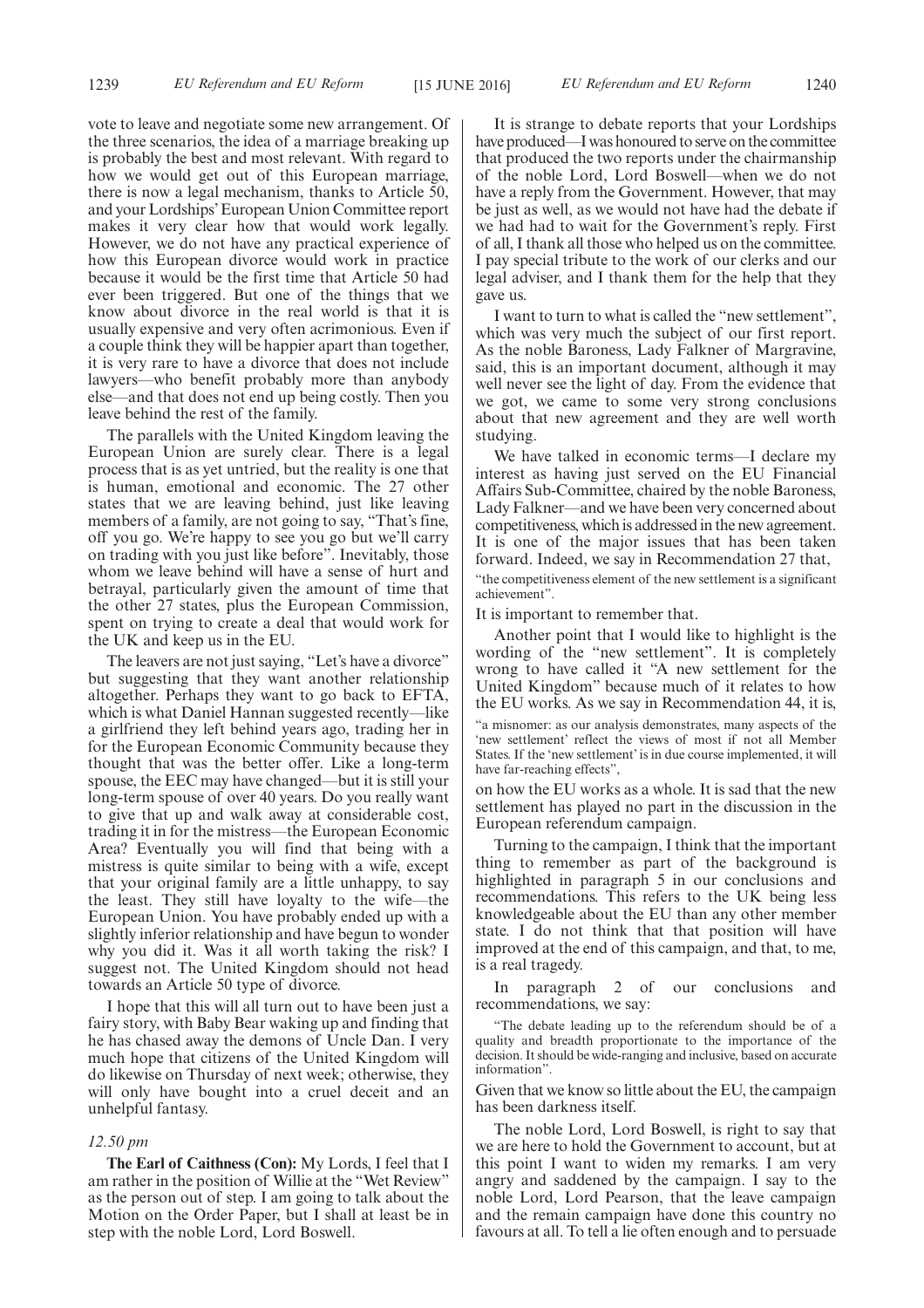vote to leave and negotiate some new arrangement. Of the three scenarios, the idea of a marriage breaking up is probably the best and most relevant. With regard to how we would get out of this European marriage, there is now a legal mechanism, thanks to Article 50, and your Lordships' European Union Committee report makes it very clear how that would work legally. However, we do not have any practical experience of how this European divorce would work in practice because it would be the first time that Article 50 had ever been triggered. But one of the things that we know about divorce in the real world is that it is usually expensive and very often acrimonious. Even if a couple think they will be happier apart than together, it is very rare to have a divorce that does not include lawyers—who benefit probably more than anybody else—and that does not end up being costly. Then you leave behind the rest of the family.

The parallels with the United Kingdom leaving the European Union are surely clear. There is a legal process that is as yet untried, but the reality is one that is human, emotional and economic. The 27 other states that we are leaving behind, just like leaving members of a family, are not going to say, "That's fine, off you go. We're happy to see you go but we'll carry on trading with you just like before". Inevitably, those whom we leave behind will have a sense of hurt and betrayal, particularly given the amount of time that the other 27 states, plus the European Commission, spent on trying to create a deal that would work for the UK and keep us in the EU.

The leavers are not just saying, "Let's have a divorce" but suggesting that they want another relationship altogether. Perhaps they want to go back to EFTA, which is what Daniel Hannan suggested recently—like a girlfriend they left behind years ago, trading her in for the European Economic Community because they thought that was the better offer. Like a long-term spouse, the EEC may have changed—but it is still your long-term spouse of over 40 years. Do you really want to give that up and walk away at considerable cost, trading it in for the mistress—the European Economic Area? Eventually you will find that being with a mistress is quite similar to being with a wife, except that your original family are a little unhappy, to say the least. They still have loyalty to the wife—the European Union. You have probably ended up with a slightly inferior relationship and have begun to wonder why you did it. Was it all worth taking the risk? I suggest not. The United Kingdom should not head towards an Article 50 type of divorce.

I hope that this will all turn out to have been just a fairy story, with Baby Bear waking up and finding that he has chased away the demons of Uncle Dan. I very much hope that citizens of the United Kingdom will do likewise on Thursday of next week; otherwise, they will only have bought into a cruel deceit and an unhelpful fantasy.

*12.50 pm*

**The Earl of Caithness (Con):** My Lords, I feel that I am rather in the position of Willie at the "Wet Review" as the person out of step. I am going to talk about the Motion on the Order Paper, but I shall at least be in step with the noble Lord, Lord Boswell.

It is strange to debate reports that your Lordships have produced—I was honoured to serve on the committee that produced the two reports under the chairmanship of the noble Lord, Lord Boswell—when we do not have a reply from the Government. However, that may be just as well, as we would not have had the debate if we had had to wait for the Government's reply. First of all, I thank all those who helped us on the committee. I pay special tribute to the work of our clerks and our legal adviser, and I thank them for the help that they gave us.

I want to turn to what is called the "new settlement", which was very much the subject of our first report. As the noble Baroness, Lady Falkner of Margravine, said, this is an important document, although it may well never see the light of day. From the evidence that we got, we came to some very strong conclusions about that new agreement and they are well worth studying.

We have talked in economic terms—I declare my interest as having just served on the EU Financial Affairs Sub-Committee, chaired by the noble Baroness, Lady Falkner—and we have been very concerned about competitiveness, which is addressed in the new agreement. It is one of the major issues that has been taken forward. Indeed, we say in Recommendation 27 that,

"the competitiveness element of the new settlement is a significant achievement".

It is important to remember that.

Another point that I would like to highlight is the wording of the "new settlement". It is completely wrong to have called it "A new settlement for the United Kingdom" because much of it relates to how the EU works. As we say in Recommendation 44, it is,

"a misnomer: as our analysis demonstrates, many aspects of the 'new settlement' reflect the views of most if not all Member States. If the 'new settlement' is in due course implemented, it will have far-reaching effects",

on how the EU works as a whole. It is sad that the new settlement has played no part in the discussion in the European referendum campaign.

Turning to the campaign, I think that the important thing to remember as part of the background is highlighted in paragraph 5 in our conclusions and recommendations. This refers to the UK being less knowledgeable about the EU than any other member state. I do not think that that position will have improved at the end of this campaign, and that, to me, is a real tragedy.

In paragraph 2 of our conclusions and recommendations, we say:

"The debate leading up to the referendum should be of a quality and breadth proportionate to the importance of the decision. It should be wide-ranging and inclusive, based on accurate information".

Given that we know so little about the EU, the campaign has been darkness itself.

The noble Lord, Lord Boswell, is right to say that we are here to hold the Government to account, but at this point I want to widen my remarks. I am very angry and saddened by the campaign. I say to the noble Lord, Lord Pearson, that the leave campaign and the remain campaign have done this country no favours at all. To tell a lie often enough and to persuade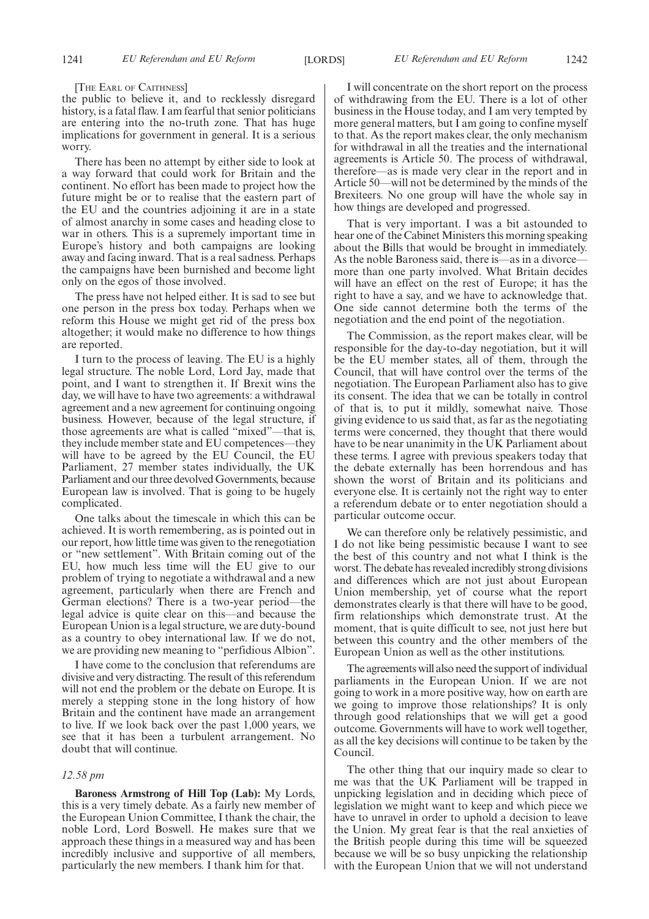[The Earl of Caithness]

the public to believe it, and to recklessly disregard history, is a fatal flaw. I am fearful that senior politicians are entering into the no-truth zone. That has huge implications for government in general. It is a serious worry.

There has been no attempt by either side to look at a way forward that could work for Britain and the continent. No effort has been made to project how the future might be or to realise that the eastern part of the EU and the countries adjoining it are in a state of almost anarchy in some cases and heading close to war in others. This is a supremely important time in Europe's history and both campaigns are looking away and facing inward. That is a real sadness. Perhaps the campaigns have been burnished and become light only on the egos of those involved.

The press have not helped either. It is sad to see but one person in the press box today. Perhaps when we reform this House we might get rid of the press box altogether; it would make no difference to how things are reported.

I turn to the process of leaving. The EU is a highly legal structure. The noble Lord, Lord Jay, made that point, and I want to strengthen it. If Brexit wins the day, we will have to have two agreements: a withdrawal agreement and a new agreement for continuing ongoing business. However, because of the legal structure, if those agreements are what is called "mixed"—that is, they include member state and EU competences—they will have to be agreed by the EU Council, the EU Parliament, 27 member states individually, the UK Parliament and our three devolved Governments, because European law is involved. That is going to be hugely complicated.

One talks about the timescale in which this can be achieved. It is worth remembering, as is pointed out in our report, how little time was given to the renegotiation or "new settlement". With Britain coming out of the EU, how much less time will the EU give to our problem of trying to negotiate a withdrawal and a new agreement, particularly when there are French and German elections? There is a two-year period—the legal advice is quite clear on this—and because the European Union is a legal structure, we are duty-bound as a country to obey international law. If we do not, we are providing new meaning to "perfidious Albion".

I have come to the conclusion that referendums are divisive and very distracting. The result of this referendum will not end the problem or the debate on Europe. It is merely a stepping stone in the long history of how Britain and the continent have made an arrangement to live. If we look back over the past 1,000 years, we see that it has been a turbulent arrangement. No doubt that will continue.

*12.58 pm*

**Baroness Armstrong of Hill Top (Lab):** My Lords, this is a very timely debate. As a fairly new member of the European Union Committee, I thank the chair, the noble Lord, Lord Boswell. He makes sure that we approach these things in a measured way and has been incredibly inclusive and supportive of all members, particularly the new members. I thank him for that.

I will concentrate on the short report on the process of withdrawing from the EU. There is a lot of other business in the House today, and I am very tempted by more general matters, but I am going to confine myself to that. As the report makes clear, the only mechanism for withdrawal in all the treaties and the international agreements is Article 50. The process of withdrawal, therefore—as is made very clear in the report and in Article 50—will not be determined by the minds of the Brexiteers. No one group will have the whole say in how things are developed and progressed.

That is very important. I was a bit astounded to hear one of the Cabinet Ministers this morning speaking about the Bills that would be brought in immediately. As the noble Baroness said, there is—as in a divorce—more than one party involved. What Britain decides will have an effect on the rest of Europe; it has the right to have a say, and we have to acknowledge that. One side cannot determine both the terms of the negotiation and the end point of the negotiation.

The Commission, as the report makes clear, will be responsible for the day-to-day negotiation, but it will be the EU member states, all of them, through the Council, that will have control over the terms of the negotiation. The European Parliament also has to give its consent. The idea that we can be totally in control of that is, to put it mildly, somewhat naive. Those giving evidence to us said that, as far as the negotiating terms were concerned, they thought that there would have to be near unanimity in the UK Parliament about these terms. I agree with previous speakers today that the debate externally has been horrendous and has shown the worst of Britain and its politicians and everyone else. It is certainly not the right way to enter a referendum debate or to enter negotiation should a particular outcome occur.

We can therefore only be relatively pessimistic, and I do not like being pessimistic because I want to see the best of this country and not what I think is the worst. The debate has revealed incredibly strong divisions and differences which are not just about European Union membership, yet of course what the report demonstrates clearly is that there will have to be good, firm relationships which demonstrate trust. At the moment, that is quite difficult to see, not just here but between this country and the other members of the European Union as well as the other institutions.

The agreements will also need the support of individual parliaments in the European Union. If we are not going to work in a more positive way, how on earth are we going to improve those relationships? It is only through good relationships that we will get a good outcome. Governments will have to work well together, as all the key decisions will continue to be taken by the Council.

The other thing that our inquiry made so clear to me was that the UK Parliament will be trapped in unpicking legislation and in deciding which piece of legislation we might want to keep and which piece we have to unravel in order to uphold a decision to leave the Union. My great fear is that the real anxieties of the British people during this time will be squeezed because we will be so busy unpicking the relationship with the European Union that we will not understand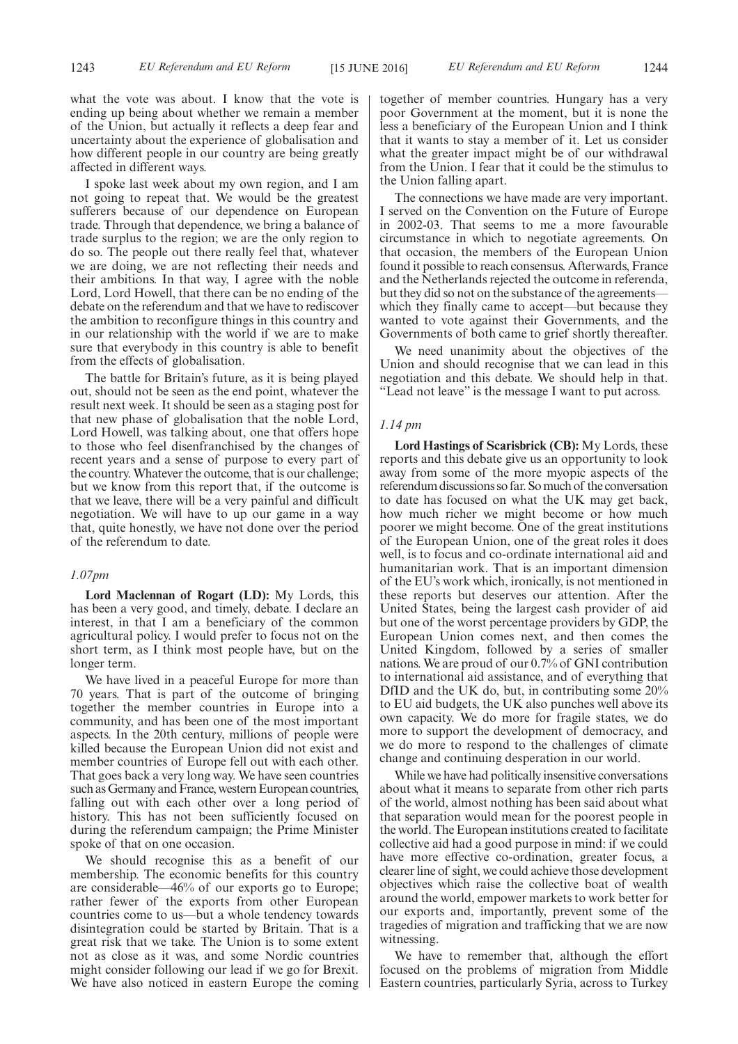what the vote was about. I know that the vote is ending up being about whether we remain a member of the Union, but actually it reflects a deep fear and uncertainty about the experience of globalisation and how different people in our country are being greatly affected in different ways.

I spoke last week about my own region, and I am not going to repeat that. We would be the greatest sufferers because of our dependence on European trade. Through that dependence, we bring a balance of trade surplus to the region; we are the only region to do so. The people out there really feel that, whatever we are doing, we are not reflecting their needs and their ambitions. In that way, I agree with the noble Lord, Lord Howell, that there can be no ending of the debate on the referendum and that we have to rediscover the ambition to reconfigure things in this country and in our relationship with the world if we are to make sure that everybody in this country is able to benefit from the effects of globalisation.

The battle for Britain's future, as it is being played out, should not be seen as the end point, whatever the result next week. It should be seen as a staging post for that new phase of globalisation that the noble Lord, Lord Howell, was talking about, one that offers hope to those who feel disenfranchised by the changes of recent years and a sense of purpose to every part of the country. Whatever the outcome, that is our challenge; but we know from this report that, if the outcome is that we leave, there will be a very painful and difficult negotiation. We will have to up our game in a way that, quite honestly, we have not done over the period of the referendum to date.

*1.07pm*

**Lord Maclennan of Rogart (LD):** My Lords, this has been a very good, and timely, debate. I declare an interest, in that I am a beneficiary of the common agricultural policy. I would prefer to focus not on the short term, as I think most people have, but on the longer term.

We have lived in a peaceful Europe for more than 70 years. That is part of the outcome of bringing together the member countries in Europe into a community, and has been one of the most important aspects. In the 20th century, millions of people were killed because the European Union did not exist and member countries of Europe fell out with each other. That goes back a very long way. We have seen countries such as Germany and France, western European countries, falling out with each other over a long period of history. This has not been sufficiently focused on during the referendum campaign; the Prime Minister spoke of that on one occasion.

We should recognise this as a benefit of our membership. The economic benefits for this country are considerable—46% of our exports go to Europe; rather fewer of the exports from other European countries come to us—but a whole tendency towards disintegration could be started by Britain. That is a great risk that we take. The Union is to some extent not as close as it was, and some Nordic countries might consider following our lead if we go for Brexit. We have also noticed in eastern Europe the coming together of member countries. Hungary has a very poor Government at the moment, but it is none the less a beneficiary of the European Union and I think that it wants to stay a member of it. Let us consider what the greater impact might be of our withdrawal from the Union. I fear that it could be the stimulus to the Union falling apart.

The connections we have made are very important. I served on the Convention on the Future of Europe in 2002-03. That seems to me a more favourable circumstance in which to negotiate agreements. On that occasion, the members of the European Union found it possible to reach consensus. Afterwards, France and the Netherlands rejected the outcome in referenda, but they did so not on the substance of the agreements—which they finally came to accept—but because they wanted to vote against their Governments, and the Governments of both came to grief shortly thereafter.

We need unanimity about the objectives of the Union and should recognise that we can lead in this negotiation and this debate. We should help in that. "Lead not leave" is the message I want to put across.

*1.14 pm*

**Lord Hastings of Scarisbrick (CB):** My Lords, these reports and this debate give us an opportunity to look away from some of the more myopic aspects of the referendum discussions so far. So much of the conversation to date has focused on what the UK may get back, how much richer we might become or how much poorer we might become. One of the great institutions of the European Union, one of the great roles it does well, is to focus and co-ordinate international aid and humanitarian work. That is an important dimension of the EU's work which, ironically, is not mentioned in these reports but deserves our attention. After the United States, being the largest cash provider of aid but one of the worst percentage providers by GDP, the European Union comes next, and then comes the United Kingdom, followed by a series of smaller nations. We are proud of our 0.7% of GNI contribution to international aid assistance, and of everything that DfID and the UK do, but, in contributing some 20% to EU aid budgets, the UK also punches well above its own capacity. We do more for fragile states, we do more to support the development of democracy, and we do more to respond to the challenges of climate change and continuing desperation in our world.

While we have had politically insensitive conversations about what it means to separate from other rich parts of the world, almost nothing has been said about what that separation would mean for the poorest people in the world. The European institutions created to facilitate collective aid had a good purpose in mind: if we could have more effective co-ordination, greater focus, a clearer line of sight, we could achieve those development objectives which raise the collective boat of wealth around the world, empower markets to work better for our exports and, importantly, prevent some of the tragedies of migration and trafficking that we are now witnessing.

We have to remember that, although the effort focused on the problems of migration from Middle Eastern countries, particularly Syria, across to Turkey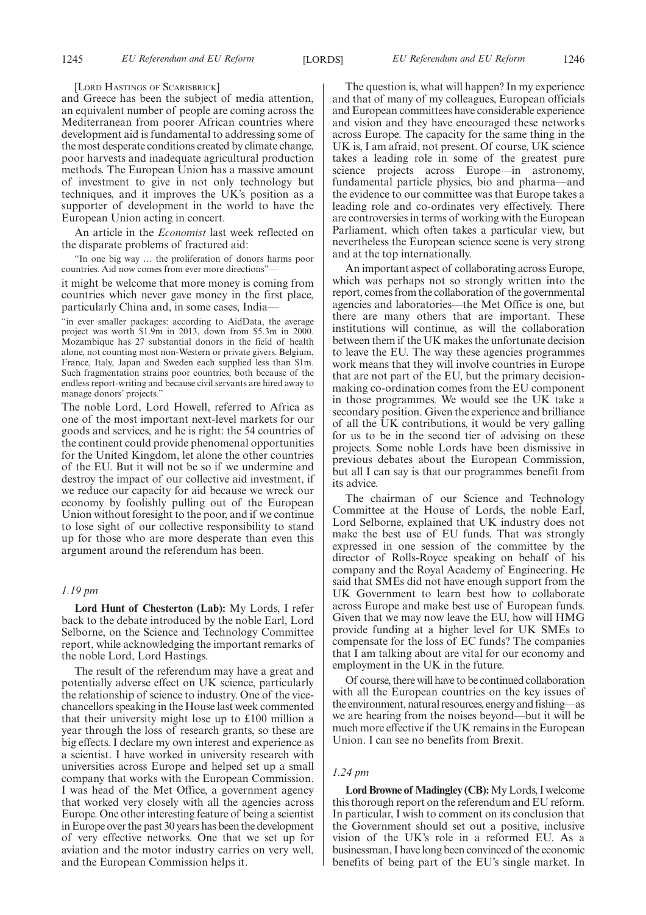[LORD HASTINGS OF SCARISBRICK]

and Greece has been the subject of media attention, an equivalent number of people are coming across the Mediterranean from poorer African countries where development aid is fundamental to addressing some of the most desperate conditions created by climate change, poor harvests and inadequate agricultural production methods. The European Union has a massive amount of investment to give in not only technology but techniques, and it improves the UK's position as a supporter of development in the world to have the European Union acting in concert.

An article in the *Economist* last week reflected on the disparate problems of fractured aid:

"In one big way … the proliferation of donors harms poor countries. Aid now comes from ever more directions"—

it might be welcome that more money is coming from countries which never gave money in the first place, particularly China and, in some cases, India—

"in ever smaller packages: according to AidData, the average project was worth \$1.9m in 2013, down from \$5.3m in 2000. Mozambique has 27 substantial donors in the field of health alone, not counting most non-Western or private givers. Belgium, France, Italy, Japan and Sweden each supplied less than \$1m. Such fragmentation strains poor countries, both because of the endless report-writing and because civil servants are hired away to manage donors' projects."

The noble Lord, Lord Howell, referred to Africa as one of the most important next-level markets for our goods and services, and he is right: the 54 countries of the continent could provide phenomenal opportunities for the United Kingdom, let alone the other countries of the EU. But it will not be so if we undermine and destroy the impact of our collective aid investment, if we reduce our capacity for aid because we wreck our economy by foolishly pulling out of the European Union without foresight to the poor, and if we continue to lose sight of our collective responsibility to stand up for those who are more desperate than even this argument around the referendum has been.

*1.19 pm*

**Lord Hunt of Chesterton (Lab):** My Lords, I refer back to the debate introduced by the noble Earl, Lord Selborne, on the Science and Technology Committee report, while acknowledging the important remarks of the noble Lord, Lord Hastings.

The result of the referendum may have a great and potentially adverse effect on UK science, particularly the relationship of science to industry. One of the vice-chancellors speaking in the House last week commented that their university might lose up to £100 million a year through the loss of research grants, so these are big effects. I declare my own interest and experience as a scientist. I have worked in university research with universities across Europe and helped set up a small company that works with the European Commission. I was head of the Met Office, a government agency that worked very closely with all the agencies across Europe. One other interesting feature of being a scientist in Europe over the past 30 years has been the development of very effective networks. One that we set up for aviation and the motor industry carries on very well, and the European Commission helps it.

The question is, what will happen? In my experience and that of many of my colleagues, European officials and European committees have considerable experience and vision and they have encouraged these networks across Europe. The capacity for the same thing in the UK is, I am afraid, not present. Of course, UK science takes a leading role in some of the greatest pure science projects across Europe—in astronomy, fundamental particle physics, bio and pharma—and the evidence to our committee was that Europe takes a leading role and co-ordinates very effectively. There are controversies in terms of working with the European Parliament, which often takes a particular view, but nevertheless the European science scene is very strong and at the top internationally.

An important aspect of collaborating across Europe, which was perhaps not so strongly written into the report, comes from the collaboration of the governmental agencies and laboratories—the Met Office is one, but there are many others that are important. These institutions will continue, as will the collaboration between them if the UK makes the unfortunate decision to leave the EU. The way these agencies programmes work means that they will involve countries in Europe that are not part of the EU, but the primary decision-making co-ordination comes from the EU component in those programmes. We would see the UK take a secondary position. Given the experience and brilliance of all the UK contributions, it would be very galling for us to be in the second tier of advising on these projects. Some noble Lords have been dismissive in previous debates about the European Commission, but all I can say is that our programmes benefit from its advice.

The chairman of our Science and Technology Committee at the House of Lords, the noble Earl, Lord Selborne, explained that UK industry does not make the best use of EU funds. That was strongly expressed in one session of the committee by the director of Rolls-Royce speaking on behalf of his company and the Royal Academy of Engineering. He said that SMEs did not have enough support from the UK Government to learn best how to collaborate across Europe and make best use of European funds. Given that we may now leave the EU, how will HMG provide funding at a higher level for UK SMEs to compensate for the loss of EC funds? The companies that I am talking about are vital for our economy and employment in the UK in the future.

Of course, there will have to be continued collaboration with all the European countries on the key issues of the environment, natural resources, energy and fishing—as we are hearing from the noises beyond—but it will be much more effective if the UK remains in the European Union. I can see no benefits from Brexit.

*1.24 pm*

**Lord Browne of Madingley (CB):** My Lords, I welcome this thorough report on the referendum and EU reform. In particular, I wish to comment on its conclusion that the Government should set out a positive, inclusive vision of the UK's role in a reformed EU. As a businessman, I have long been convinced of the economic benefits of being part of the EU's single market. In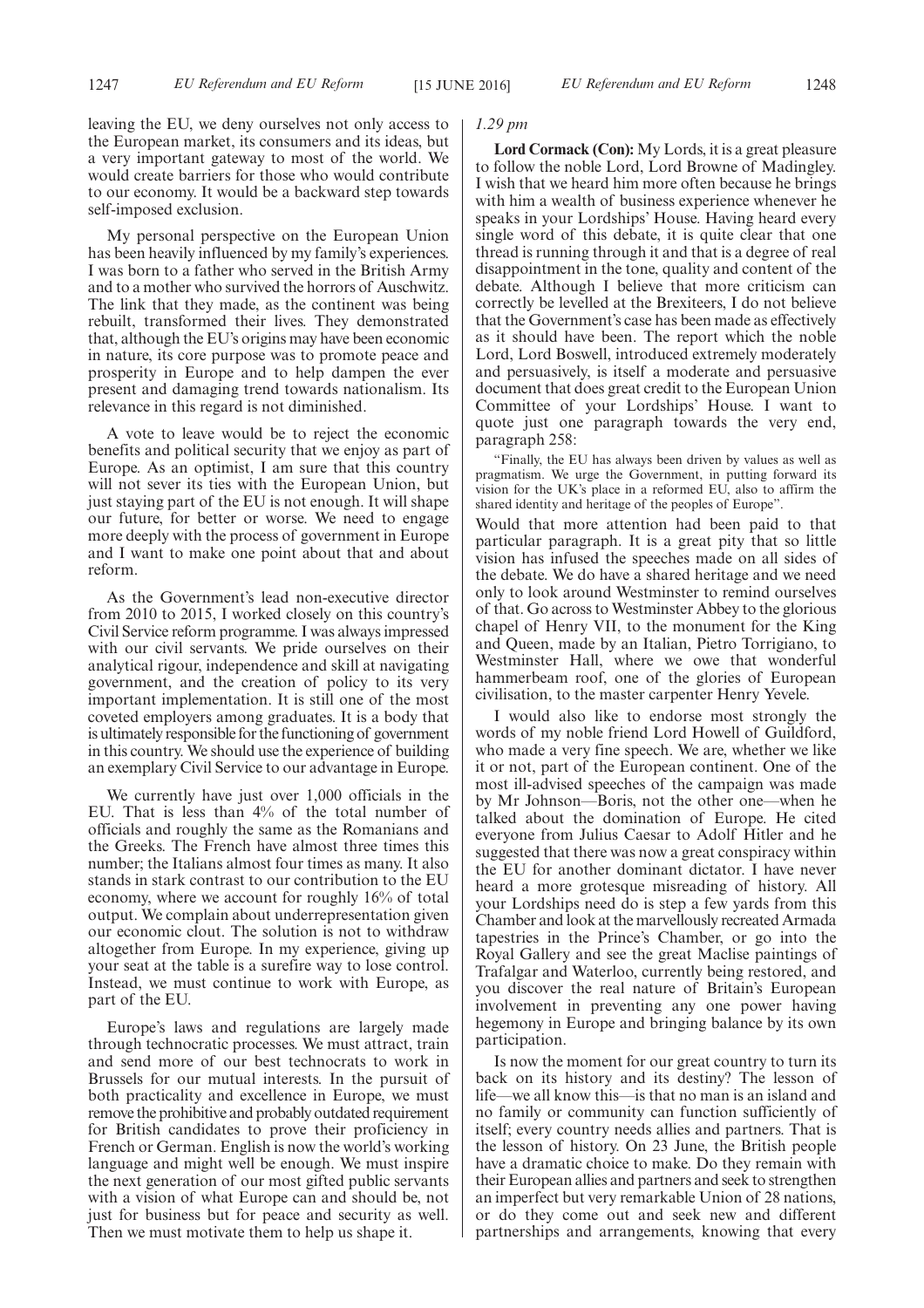leaving the EU, we deny ourselves not only access to the European market, its consumers and its ideas, but a very important gateway to most of the world. We would create barriers for those who would contribute to our economy. It would be a backward step towards self-imposed exclusion.

My personal perspective on the European Union has been heavily influenced by my family's experiences. I was born to a father who served in the British Army and to a mother who survived the horrors of Auschwitz. The link that they made, as the continent was being rebuilt, transformed their lives. They demonstrated that, although the EU's origins may have been economic in nature, its core purpose was to promote peace and prosperity in Europe and to help dampen the ever present and damaging trend towards nationalism. Its relevance in this regard is not diminished.

A vote to leave would be to reject the economic benefits and political security that we enjoy as part of Europe. As an optimist, I am sure that this country will not sever its ties with the European Union, but just staying part of the EU is not enough. It will shape our future, for better or worse. We need to engage more deeply with the process of government in Europe and I want to make one point about that and about reform.

As the Government's lead non-executive director from 2010 to 2015, I worked closely on this country's Civil Service reform programme. I was always impressed with our civil servants. We pride ourselves on their analytical rigour, independence and skill at navigating government, and the creation of policy to its very important implementation. It is still one of the most coveted employers among graduates. It is a body that is ultimately responsible for the functioning of government in this country. We should use the experience of building an exemplary Civil Service to our advantage in Europe.

We currently have just over 1,000 officials in the EU. That is less than 4% of the total number of officials and roughly the same as the Romanians and the Greeks. The French have almost three times this number; the Italians almost four times as many. It also stands in stark contrast to our contribution to the EU economy, where we account for roughly 16% of total output. We complain about underrepresentation given our economic clout. The solution is not to withdraw altogether from Europe. In my experience, giving up your seat at the table is a surefire way to lose control. Instead, we must continue to work with Europe, as part of the EU.

Europe's laws and regulations are largely made through technocratic processes. We must attract, train and send more of our best technocrats to work in Brussels for our mutual interests. In the pursuit of both practicality and excellence in Europe, we must remove the prohibitive and probably outdated requirement for British candidates to prove their proficiency in French or German. English is now the world's working language and might well be enough. We must inspire the next generation of our most gifted public servants with a vision of what Europe can and should be, not just for business but for peace and security as well. Then we must motivate them to help us shape it.

*1.29 pm*

**Lord Cormack (Con):** My Lords, it is a great pleasure to follow the noble Lord, Lord Browne of Madingley. I wish that we heard him more often because he brings with him a wealth of business experience whenever he speaks in your Lordships' House. Having heard every single word of this debate, it is quite clear that one thread is running through it and that is a degree of real disappointment in the tone, quality and content of the debate. Although I believe that more criticism can correctly be levelled at the Brexiteers, I do not believe that the Government's case has been made as effectively as it should have been. The report which the noble Lord, Lord Boswell, introduced extremely moderately and persuasively, is itself a moderate and persuasive document that does great credit to the European Union Committee of your Lordships' House. I want to quote just one paragraph towards the very end, paragraph 258:

"Finally, the EU has always been driven by values as well as pragmatism. We urge the Government, in putting forward its vision for the UK's place in a reformed EU, also to affirm the shared identity and heritage of the peoples of Europe".

Would that more attention had been paid to that particular paragraph. It is a great pity that so little vision has infused the speeches made on all sides of the debate. We do have a shared heritage and we need only to look around Westminster to remind ourselves of that. Go across to Westminster Abbey to the glorious chapel of Henry VII, to the monument for the King and Queen, made by an Italian, Pietro Torrigiano, to Westminster Hall, where we owe that wonderful hammerbeam roof, one of the glories of European civilisation, to the master carpenter Henry Yevele.

I would also like to endorse most strongly the words of my noble friend Lord Howell of Guildford, who made a very fine speech. We are, whether we like it or not, part of the European continent. One of the most ill-advised speeches of the campaign was made by Mr Johnson—Boris, not the other one—when he talked about the domination of Europe. He cited everyone from Julius Caesar to Adolf Hitler and he suggested that there was now a great conspiracy within the EU for another dominant dictator. I have never heard a more grotesque misreading of history. All your Lordships need do is step a few yards from this Chamber and look at the marvellously recreated Armada tapestries in the Prince's Chamber, or go into the Royal Gallery and see the great Maclise paintings of Trafalgar and Waterloo, currently being restored, and you discover the real nature of Britain's European involvement in preventing any one power having hegemony in Europe and bringing balance by its own participation.

Is now the moment for our great country to turn its back on its history and its destiny? The lesson of life—we all know this—is that no man is an island and no family or community can function sufficiently of itself; every country needs allies and partners. That is the lesson of history. On 23 June, the British people have a dramatic choice to make. Do they remain with their European allies and partners and seek to strengthen an imperfect but very remarkable Union of 28 nations, or do they come out and seek new and different partnerships and arrangements, knowing that every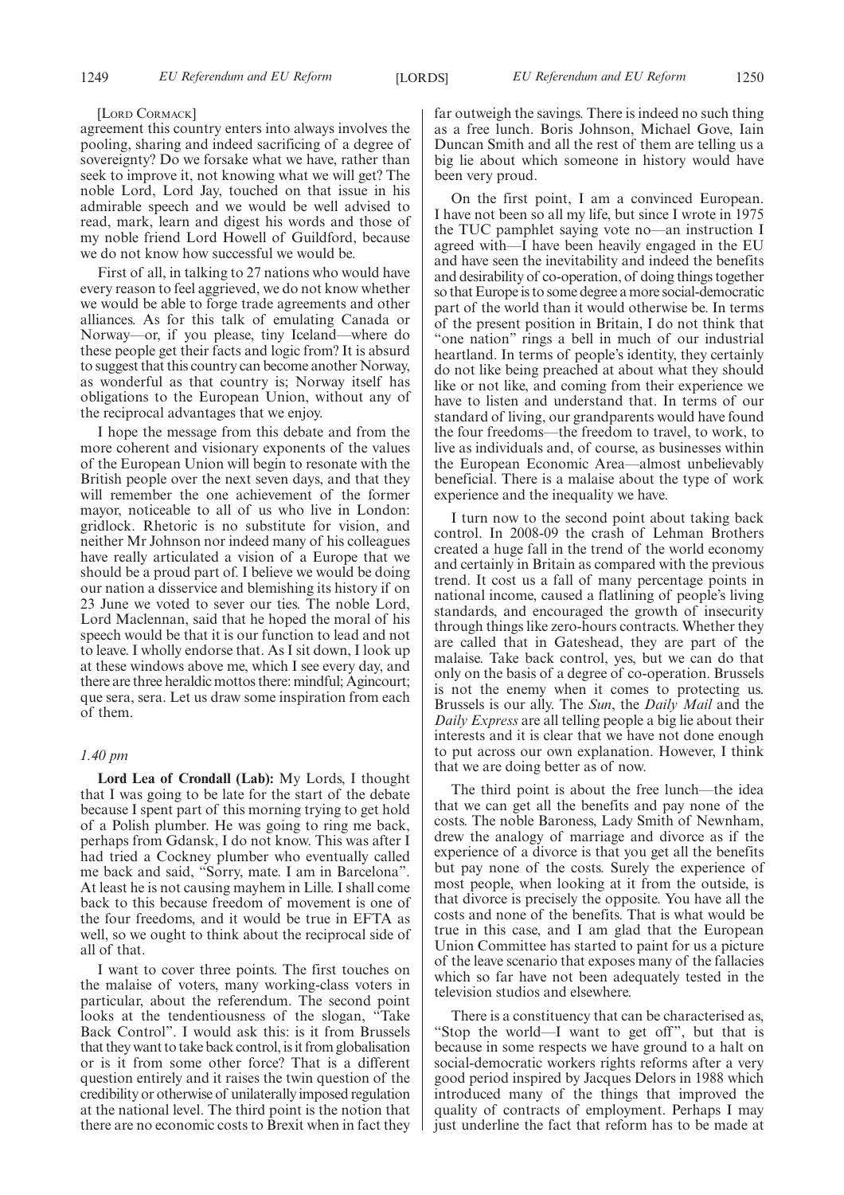[Lord Cormack]

agreement this country enters into always involves the pooling, sharing and indeed sacrificing of a degree of sovereignty? Do we forsake what we have, rather than seek to improve it, not knowing what we will get? The noble Lord, Lord Jay, touched on that issue in his admirable speech and we would be well advised to read, mark, learn and digest his words and those of my noble friend Lord Howell of Guildford, because we do not know how successful we would be.

First of all, in talking to 27 nations who would have every reason to feel aggrieved, we do not know whether we would be able to forge trade agreements and other alliances. As for this talk of emulating Canada or Norway—or, if you please, tiny Iceland—where do these people get their facts and logic from? It is absurd to suggest that this country can become another Norway, as wonderful as that country is; Norway itself has obligations to the European Union, without any of the reciprocal advantages that we enjoy.

I hope the message from this debate and from the more coherent and visionary exponents of the values of the European Union will begin to resonate with the British people over the next seven days, and that they will remember the one achievement of the former mayor, noticeable to all of us who live in London: gridlock. Rhetoric is no substitute for vision, and neither Mr Johnson nor indeed many of his colleagues have really articulated a vision of a Europe that we should be a proud part of. I believe we would be doing our nation a disservice and blemishing its history if on 23 June we voted to sever our ties. The noble Lord, Lord Maclennan, said that he hoped the moral of his speech would be that it is our function to lead and not to leave. I wholly endorse that. As I sit down, I look up at these windows above me, which I see every day, and there are three heraldic mottos there: mindful; Agincourt; que sera, sera. Let us draw some inspiration from each of them.

*1.40 pm*

**Lord Lea of Crondall (Lab):** My Lords, I thought that I was going to be late for the start of the debate because I spent part of this morning trying to get hold of a Polish plumber. He was going to ring me back, perhaps from Gdansk, I do not know. This was after I had tried a Cockney plumber who eventually called me back and said, "Sorry, mate. I am in Barcelona". At least he is not causing mayhem in Lille. I shall come back to this because freedom of movement is one of the four freedoms, and it would be true in EFTA as well, so we ought to think about the reciprocal side of all of that.

I want to cover three points. The first touches on the malaise of voters, many working-class voters in particular, about the referendum. The second point looks at the tendentiousness of the slogan, "Take Back Control". I would ask this: is it from Brussels that they want to take back control, is it from globalisation or is it from some other force? That is a different question entirely and it raises the twin question of the credibility or otherwise of unilaterally imposed regulation at the national level. The third point is the notion that there are no economic costs to Brexit when in fact they far outweigh the savings. There is indeed no such thing as a free lunch. Boris Johnson, Michael Gove, Iain Duncan Smith and all the rest of them are telling us a big lie about which someone in history would have been very proud.

On the first point, I am a convinced European. I have not been so all my life, but since I wrote in 1975 the TUC pamphlet saying vote no—an instruction I agreed with—I have been heavily engaged in the EU and have seen the inevitability and indeed the benefits and desirability of co-operation, of doing things together so that Europe is to some degree a more social-democratic part of the world than it would otherwise be. In terms of the present position in Britain, I do not think that "one nation" rings a bell in much of our industrial heartland. In terms of people's identity, they certainly do not like being preached at about what they should like or not like, and coming from their experience we have to listen and understand that. In terms of our standard of living, our grandparents would have found the four freedoms—the freedom to travel, to work, to live as individuals and, of course, as businesses within the European Economic Area—almost unbelievably beneficial. There is a malaise about the type of work experience and the inequality we have.

I turn now to the second point about taking back control. In 2008-09 the crash of Lehman Brothers created a huge fall in the trend of the world economy and certainly in Britain as compared with the previous trend. It cost us a fall of many percentage points in national income, caused a flatlining of people's living standards, and encouraged the growth of insecurity through things like zero-hours contracts. Whether they are called that in Gateshead, they are part of the malaise. Take back control, yes, but we can do that only on the basis of a degree of co-operation. Brussels is not the enemy when it comes to protecting us. Brussels is our ally. The *Sun*, the *Daily Mail* and the *Daily Express* are all telling people a big lie about their interests and it is clear that we have not done enough to put across our own explanation. However, I think that we are doing better as of now.

The third point is about the free lunch—the idea that we can get all the benefits and pay none of the costs. The noble Baroness, Lady Smith of Newnham, drew the analogy of marriage and divorce as if the experience of a divorce is that you get all the benefits but pay none of the costs. Surely the experience of most people, when looking at it from the outside, is that divorce is precisely the opposite. You have all the costs and none of the benefits. That is what would be true in this case, and I am glad that the European Union Committee has started to paint for us a picture of the leave scenario that exposes many of the fallacies which so far have not been adequately tested in the television studios and elsewhere.

There is a constituency that can be characterised as, "Stop the world—I want to get off", but that is because in some respects we have ground to a halt on social-democratic workers rights reforms after a very good period inspired by Jacques Delors in 1988 which introduced many of the things that improved the quality of contracts of employment. Perhaps I may just underline the fact that reform has to be made at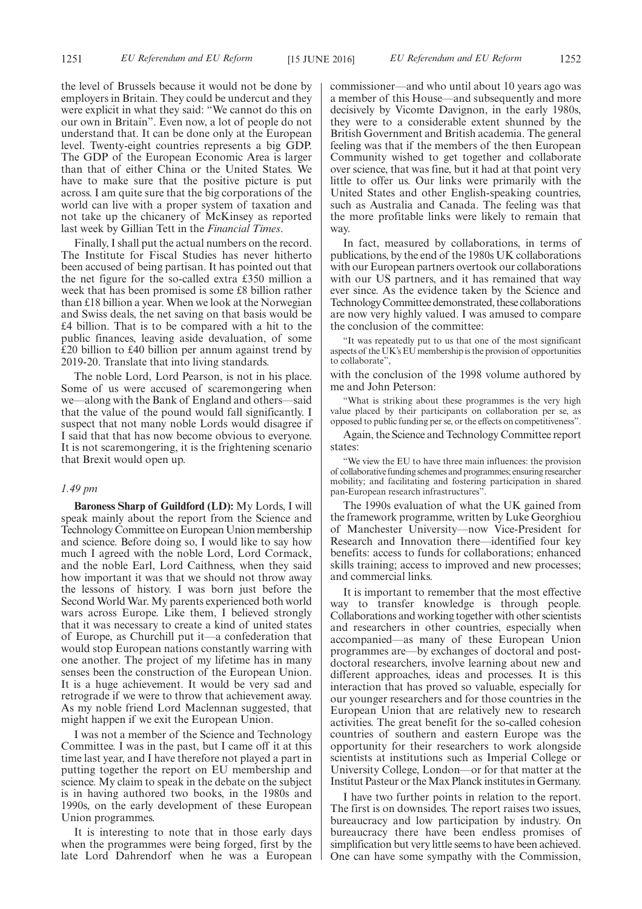the level of Brussels because it would not be done by employers in Britain. They could be undercut and they were explicit in what they said: "We cannot do this on our own in Britain". Even now, a lot of people do not understand that. It can be done only at the European level. Twenty-eight countries represents a big GDP. The GDP of the European Economic Area is larger than that of either China or the United States. We have to make sure that the positive picture is put across. I am quite sure that the big corporations of the world can live with a proper system of taxation and not take up the chicanery of McKinsey as reported last week by Gillian Tett in the *Financial Times*.

Finally, I shall put the actual numbers on the record. The Institute for Fiscal Studies has never hitherto been accused of being partisan. It has pointed out that the net figure for the so-called extra £350 million a week that has been promised is some £8 billion rather than £18 billion a year. When we look at the Norwegian and Swiss deals, the net saving on that basis would be £4 billion. That is to be compared with a hit to the public finances, leaving aside devaluation, of some £20 billion to £40 billion per annum against trend by 2019-20. Translate that into living standards.

The noble Lord, Lord Pearson, is not in his place. Some of us were accused of scaremongering when we—along with the Bank of England and others—said that the value of the pound would fall significantly. I suspect that not many noble Lords would disagree if I said that that has now become obvious to everyone. It is not scaremongering, it is the frightening scenario that Brexit would open up.

*1.49 pm*

**Baroness Sharp of Guildford (LD):** My Lords, I will speak mainly about the report from the Science and Technology Committee on European Union membership and science. Before doing so, I would like to say how much I agreed with the noble Lord, Lord Cormack, and the noble Earl, Lord Caithness, when they said how important it was that we should not throw away the lessons of history. I was born just before the Second World War. My parents experienced both world wars across Europe. Like them, I believed strongly that it was necessary to create a kind of united states of Europe, as Churchill put it—a confederation that would stop European nations constantly warring with one another. The project of my lifetime has in many senses been the construction of the European Union. It is a huge achievement. It would be very sad and retrograde if we were to throw that achievement away. As my noble friend Lord Maclennan suggested, that might happen if we exit the European Union.

I was not a member of the Science and Technology Committee. I was in the past, but I came off it at this time last year, and I have therefore not played a part in putting together the report on EU membership and science. My claim to speak in the debate on the subject is in having authored two books, in the 1980s and 1990s, on the early development of these European Union programmes.

It is interesting to note that in those early days when the programmes were being forged, first by the late Lord Dahrendorf when he was a European commissioner—and who until about 10 years ago was a member of this House—and subsequently and more decisively by Vicomte Davignon, in the early 1980s, they were to a considerable extent shunned by the British Government and British academia. The general feeling was that if the members of the then European Community wished to get together and collaborate over science, that was fine, but it had at that point very little to offer us. Our links were primarily with the United States and other English-speaking countries, such as Australia and Canada. The feeling was that the more profitable links were likely to remain that way.

In fact, measured by collaborations, in terms of publications, by the end of the 1980s UK collaborations with our European partners overtook our collaborations with our US partners, and it has remained that way ever since. As the evidence taken by the Science and Technology Committee demonstrated, these collaborations are now very highly valued. I was amused to compare the conclusion of the committee:

"It was repeatedly put to us that one of the most significant aspects of the UK's EU membership is the provision of opportunities to collaborate",

with the conclusion of the 1998 volume authored by me and John Peterson:

"What is striking about these programmes is the very high value placed by their participants on collaboration per se, as opposed to public funding per se, or the effects on competitiveness".

Again, the Science and Technology Committee report states:

"We view the EU to have three main influences: the provision of collaborative funding schemes and programmes; ensuring researcher mobility; and facilitating and fostering participation in shared pan-European research infrastructures".

The 1990s evaluation of what the UK gained from the framework programme, written by Luke Georghiou of Manchester University—now Vice-President for Research and Innovation there—identified four key benefits: access to funds for collaborations; enhanced skills training; access to improved and new processes; and commercial links.

It is important to remember that the most effective way to transfer knowledge is through people. Collaborations and working together with other scientists and researchers in other countries, especially when accompanied—as many of these European Union programmes are—by exchanges of doctoral and post-doctoral researchers, involve learning about new and different approaches, ideas and processes. It is this interaction that has proved so valuable, especially for our younger researchers and for those countries in the European Union that are relatively new to research activities. The great benefit for the so-called cohesion countries of southern and eastern Europe was the opportunity for their researchers to work alongside scientists at institutions such as Imperial College or University College, London—or for that matter at the Institut Pasteur or the Max Planck institutes in Germany.

I have two further points in relation to the report. The first is on downsides. The report raises two issues, bureaucracy and low participation by industry. On bureaucracy there have been endless promises of simplification but very little seems to have been achieved. One can have some sympathy with the Commission,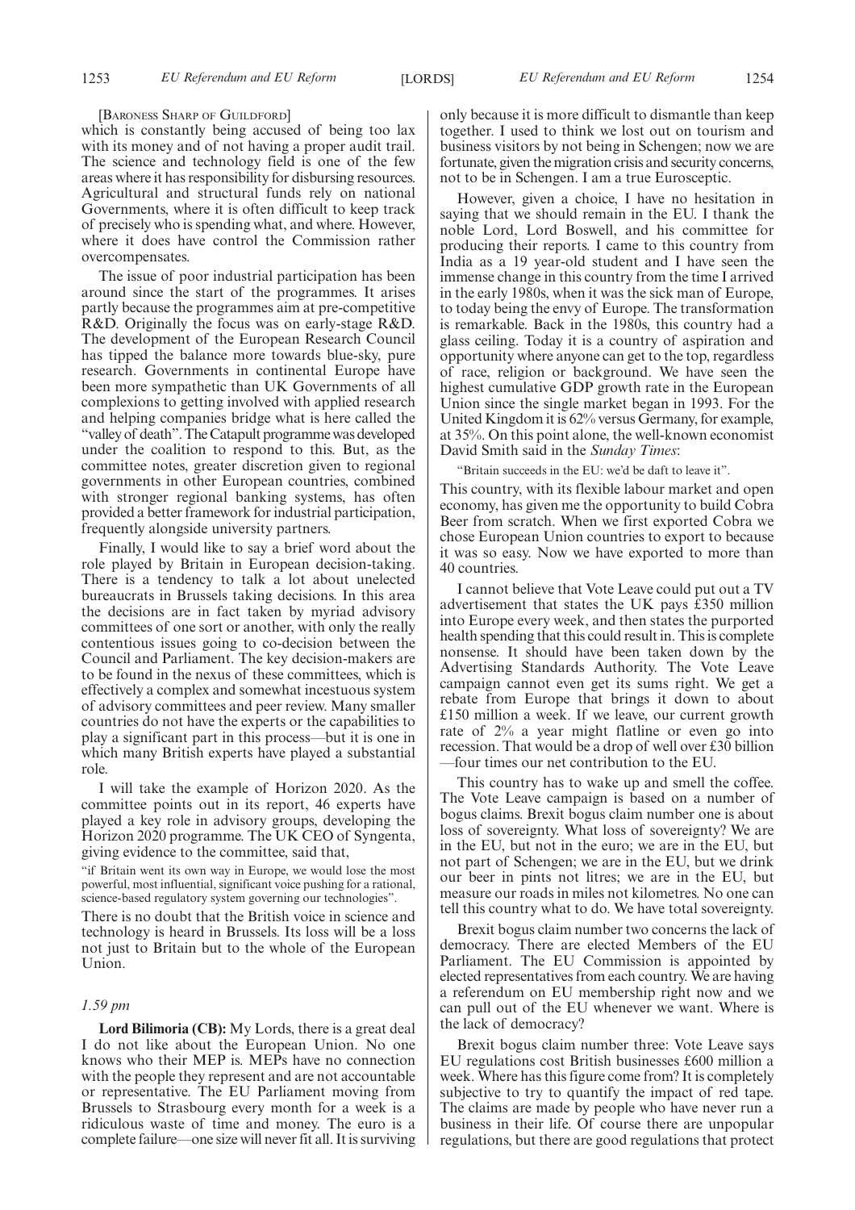[Baroness Sharp of Guildford]

which is constantly being accused of being too lax with its money and of not having a proper audit trail. The science and technology field is one of the few areas where it has responsibility for disbursing resources. Agricultural and structural funds rely on national Governments, where it is often difficult to keep track of precisely who is spending what, and where. However, where it does have control the Commission rather overcompensates.

The issue of poor industrial participation has been around since the start of the programmes. It arises partly because the programmes aim at pre-competitive R&D. Originally the focus was on early-stage R&D. The development of the European Research Council has tipped the balance more towards blue-sky, pure research. Governments in continental Europe have been more sympathetic than UK Governments of all complexions to getting involved with applied research and helping companies bridge what is here called the "valley of death". The Catapult programme was developed under the coalition to respond to this. But, as the committee notes, greater discretion given to regional governments in other European countries, combined with stronger regional banking systems, has often provided a better framework for industrial participation, frequently alongside university partners.

Finally, I would like to say a brief word about the role played by Britain in European decision-taking. There is a tendency to talk a lot about unelected bureaucrats in Brussels taking decisions. In this area the decisions are in fact taken by myriad advisory committees of one sort or another, with only the really contentious issues going to co-decision between the Council and Parliament. The key decision-makers are to be found in the nexus of these committees, which is effectively a complex and somewhat incestuous system of advisory committees and peer review. Many smaller countries do not have the experts or the capabilities to play a significant part in this process—but it is one in which many British experts have played a substantial role.

I will take the example of Horizon 2020. As the committee points out in its report, 46 experts have played a key role in advisory groups, developing the Horizon 2020 programme. The UK CEO of Syngenta, giving evidence to the committee, said that,

"if Britain went its own way in Europe, we would lose the most powerful, most influential, significant voice pushing for a rational, science-based regulatory system governing our technologies".

There is no doubt that the British voice in science and technology is heard in Brussels. Its loss will be a loss not just to Britain but to the whole of the European Union.

*1.59 pm*

**Lord Bilimoria (CB):** My Lords, there is a great deal I do not like about the European Union. No one knows who their MEP is. MEPs have no connection with the people they represent and are not accountable or representative. The EU Parliament moving from Brussels to Strasbourg every month for a week is a ridiculous waste of time and money. The euro is a complete failure—one size will never fit all. It is surviving only because it is more difficult to dismantle than keep together. I used to think we lost out on tourism and business visitors by not being in Schengen; now we are fortunate, given the migration crisis and security concerns, not to be in Schengen. I am a true Eurosceptic.

However, given a choice, I have no hesitation in saying that we should remain in the EU. I thank the noble Lord, Lord Boswell, and his committee for producing their reports. I came to this country from India as a 19 year-old student and I have seen the immense change in this country from the time I arrived in the early 1980s, when it was the sick man of Europe, to today being the envy of Europe. The transformation is remarkable. Back in the 1980s, this country had a glass ceiling. Today it is a country of aspiration and opportunity where anyone can get to the top, regardless of race, religion or background. We have seen the highest cumulative GDP growth rate in the European Union since the single market began in 1993. For the United Kingdom it is 62% versus Germany, for example, at 35%. On this point alone, the well-known economist David Smith said in the *Sunday Times*:

"Britain succeeds in the EU: we'd be daft to leave it".

This country, with its flexible labour market and open economy, has given me the opportunity to build Cobra Beer from scratch. When we first exported Cobra we chose European Union countries to export to because it was so easy. Now we have exported to more than 40 countries.

I cannot believe that Vote Leave could put out a TV advertisement that states the UK pays £350 million into Europe every week, and then states the purported health spending that this could result in. This is complete nonsense. It should have been taken down by the Advertising Standards Authority. The Vote Leave campaign cannot even get its sums right. We get a rebate from Europe that brings it down to about £150 million a week. If we leave, our current growth rate of 2% a year might flatline or even go into recession. That would be a drop of well over £30 billion —four times our net contribution to the EU.

This country has to wake up and smell the coffee. The Vote Leave campaign is based on a number of bogus claims. Brexit bogus claim number one is about loss of sovereignty. What loss of sovereignty? We are in the EU, but not in the euro; we are in the EU, but not part of Schengen; we are in the EU, but we drink our beer in pints not litres; we are in the EU, but measure our roads in miles not kilometres. No one can tell this country what to do. We have total sovereignty.

Brexit bogus claim number two concerns the lack of democracy. There are elected Members of the EU Parliament. The EU Commission is appointed by elected representatives from each country. We are having a referendum on EU membership right now and we can pull out of the EU whenever we want. Where is the lack of democracy?

Brexit bogus claim number three: Vote Leave says EU regulations cost British businesses £600 million a week. Where has this figure come from? It is completely subjective to try to quantify the impact of red tape. The claims are made by people who have never run a business in their life. Of course there are unpopular regulations, but there are good regulations that protect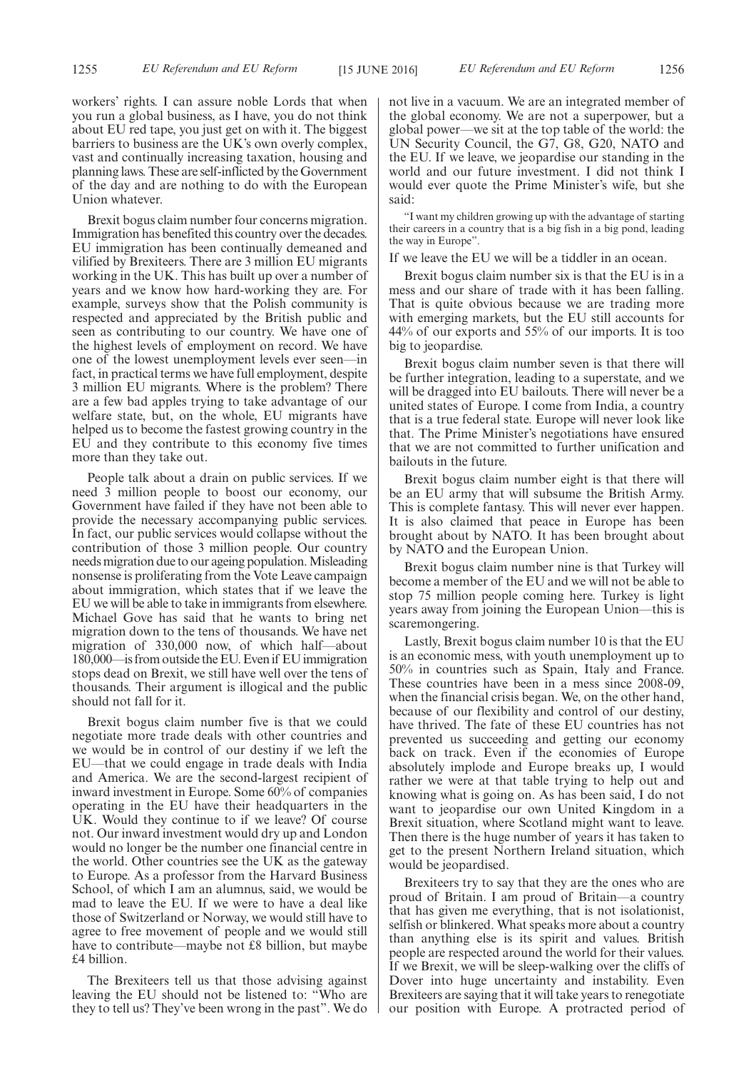workers' rights. I can assure noble Lords that when you run a global business, as I have, you do not think about EU red tape, you just get on with it. The biggest barriers to business are the UK's own overly complex, vast and continually increasing taxation, housing and planning laws. These are self-inflicted by the Government of the day and are nothing to do with the European Union whatever.

Brexit bogus claim number four concerns migration. Immigration has benefited this country over the decades. EU immigration has been continually demeaned and vilified by Brexiteers. There are 3 million EU migrants working in the UK. This has built up over a number of years and we know how hard-working they are. For example, surveys show that the Polish community is respected and appreciated by the British public and seen as contributing to our country. We have one of the highest levels of employment on record. We have one of the lowest unemployment levels ever seen—in fact, in practical terms we have full employment, despite 3 million EU migrants. Where is the problem? There are a few bad apples trying to take advantage of our welfare state, but, on the whole, EU migrants have helped us to become the fastest growing country in the EU and they contribute to this economy five times more than they take out.

People talk about a drain on public services. If we need 3 million people to boost our economy, our Government have failed if they have not been able to provide the necessary accompanying public services. In fact, our public services would collapse without the contribution of those 3 million people. Our country needs migration due to our ageing population. Misleading nonsense is proliferating from the Vote Leave campaign about immigration, which states that if we leave the EU we will be able to take in immigrants from elsewhere. Michael Gove has said that he wants to bring net migration down to the tens of thousands. We have net migration of 330,000 now, of which half—about 180,000—is from outside the EU. Even if EU immigration stops dead on Brexit, we still have well over the tens of thousands. Their argument is illogical and the public should not fall for it.

Brexit bogus claim number five is that we could negotiate more trade deals with other countries and we would be in control of our destiny if we left the EU—that we could engage in trade deals with India and America. We are the second-largest recipient of inward investment in Europe. Some 60% of companies operating in the EU have their headquarters in the UK. Would they continue to if we leave? Of course not. Our inward investment would dry up and London would no longer be the number one financial centre in the world. Other countries see the UK as the gateway to Europe. As a professor from the Harvard Business School, of which I am an alumnus, said, we would be mad to leave the EU. If we were to have a deal like those of Switzerland or Norway, we would still have to agree to free movement of people and we would still have to contribute—maybe not £8 billion, but maybe £4 billion.

The Brexiteers tell us that those advising against leaving the EU should not be listened to: "Who are they to tell us? They've been wrong in the past". We do not live in a vacuum. We are an integrated member of the global economy. We are not a superpower, but a global power—we sit at the top table of the world: the UN Security Council, the G7, G8, G20, NATO and the EU. If we leave, we jeopardise our standing in the world and our future investment. I did not think I would ever quote the Prime Minister's wife, but she said:

"I want my children growing up with the advantage of starting their careers in a country that is a big fish in a big pond, leading the way in Europe".

If we leave the EU we will be a tiddler in an ocean.

Brexit bogus claim number six is that the EU is in a mess and our share of trade with it has been falling. That is quite obvious because we are trading more with emerging markets, but the EU still accounts for 44% of our exports and 55% of our imports. It is too big to jeopardise.

Brexit bogus claim number seven is that there will be further integration, leading to a superstate, and we will be dragged into EU bailouts. There will never be a united states of Europe. I come from India, a country that is a true federal state. Europe will never look like that. The Prime Minister's negotiations have ensured that we are not committed to further unification and bailouts in the future.

Brexit bogus claim number eight is that there will be an EU army that will subsume the British Army. This is complete fantasy. This will never ever happen. It is also claimed that peace in Europe has been brought about by NATO. It has been brought about by NATO and the European Union.

Brexit bogus claim number nine is that Turkey will become a member of the EU and we will not be able to stop 75 million people coming here. Turkey is light years away from joining the European Union—this is scaremongering.

Lastly, Brexit bogus claim number 10 is that the EU is an economic mess, with youth unemployment up to 50% in countries such as Spain, Italy and France. These countries have been in a mess since 2008-09, when the financial crisis began. We, on the other hand, because of our flexibility and control of our destiny, have thrived. The fate of these EU countries has not prevented us succeeding and getting our economy back on track. Even if the economies of Europe absolutely implode and Europe breaks up, I would rather we were at that table trying to help out and knowing what is going on. As has been said, I do not want to jeopardise our own United Kingdom in a Brexit situation, where Scotland might want to leave. Then there is the huge number of years it has taken to get to the present Northern Ireland situation, which would be jeopardised.

Brexiteers try to say that they are the ones who are proud of Britain. I am proud of Britain—a country that has given me everything, that is not isolationist, selfish or blinkered. What speaks more about a country than anything else is its spirit and values. British people are respected around the world for their values. If we Brexit, we will be sleep-walking over the cliffs of Dover into huge uncertainty and instability. Even Brexiteers are saying that it will take years to renegotiate our position with Europe. A protracted period of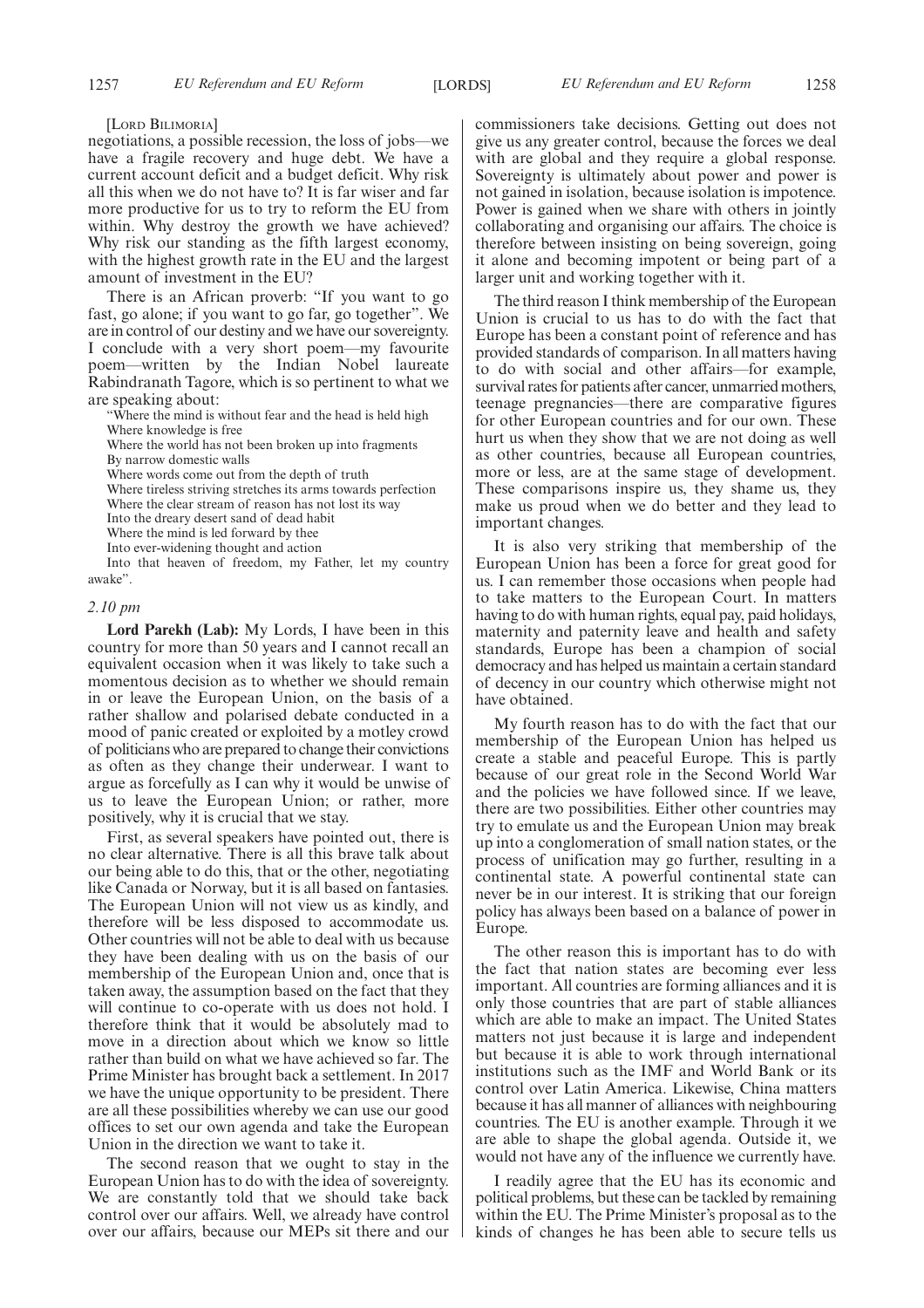[LORD BILIMORIA]

negotiations, a possible recession, the loss of jobs—we have a fragile recovery and huge debt. We have a current account deficit and a budget deficit. Why risk all this when we do not have to? It is far wiser and far more productive for us to try to reform the EU from within. Why destroy the growth we have achieved? Why risk our standing as the fifth largest economy, with the highest growth rate in the EU and the largest amount of investment in the EU?

There is an African proverb: "If you want to go fast, go alone; if you want to go far, go together". We are in control of our destiny and we have our sovereignty. I conclude with a very short poem—my favourite poem—written by the Indian Nobel laureate Rabindranath Tagore, which is so pertinent to what we are speaking about:

> "Where the mind is without fear and the head is held high
> Where knowledge is free
> Where the world has not been broken up into fragments
> By narrow domestic walls
> Where words come out from the depth of truth
> Where tireless striving stretches its arms towards perfection
> Where the clear stream of reason has not lost its way
> Into the dreary desert sand of dead habit
> Where the mind is led forward by thee
> Into ever-widening thought and action
> Into that heaven of freedom, my Father, let my country awake".

*2.10 pm*

**Lord Parekh (Lab):** My Lords, I have been in this country for more than 50 years and I cannot recall an equivalent occasion when it was likely to take such a momentous decision as to whether we should remain in or leave the European Union, on the basis of a rather shallow and polarised debate conducted in a mood of panic created or exploited by a motley crowd of politicians who are prepared to change their convictions as often as they change their underwear. I want to argue as forcefully as I can why it would be unwise of us to leave the European Union; or rather, more positively, why it is crucial that we stay.

First, as several speakers have pointed out, there is no clear alternative. There is all this brave talk about our being able to do this, that or the other, negotiating like Canada or Norway, but it is all based on fantasies. The European Union will not view us as kindly, and therefore will be less disposed to accommodate us. Other countries will not be able to deal with us because they have been dealing with us on the basis of our membership of the European Union and, once that is taken away, the assumption based on the fact that they will continue to co-operate with us does not hold. I therefore think that it would be absolutely mad to move in a direction about which we know so little rather than build on what we have achieved so far. The Prime Minister has brought back a settlement. In 2017 we have the unique opportunity to be president. There are all these possibilities whereby we can use our good offices to set our own agenda and take the European Union in the direction we want to take it.

The second reason that we ought to stay in the European Union has to do with the idea of sovereignty. We are constantly told that we should take back control over our affairs. Well, we already have control over our affairs, because our MEPs sit there and our commissioners take decisions. Getting out does not give us any greater control, because the forces we deal with are global and they require a global response. Sovereignty is ultimately about power and power is not gained in isolation, because isolation is impotence. Power is gained when we share with others in jointly collaborating and organising our affairs. The choice is therefore between insisting on being sovereign, going it alone and becoming impotent or being part of a larger unit and working together with it.

The third reason I think membership of the European Union is crucial to us has to do with the fact that Europe has been a constant point of reference and has provided standards of comparison. In all matters having to do with social and other affairs—for example, survival rates for patients after cancer, unmarried mothers, teenage pregnancies—there are comparative figures for other European countries and for our own. These hurt us when they show that we are not doing as well as other countries, because all European countries, more or less, are at the same stage of development. These comparisons inspire us, they shame us, they make us proud when we do better and they lead to important changes.

It is also very striking that membership of the European Union has been a force for great good for us. I can remember those occasions when people had to take matters to the European Court. In matters having to do with human rights, equal pay, paid holidays, maternity and paternity leave and health and safety standards, Europe has been a champion of social democracy and has helped us maintain a certain standard of decency in our country which otherwise might not have obtained.

My fourth reason has to do with the fact that our membership of the European Union has helped us create a stable and peaceful Europe. This is partly because of our great role in the Second World War and the policies we have followed since. If we leave, there are two possibilities. Either other countries may try to emulate us and the European Union may break up into a conglomeration of small nation states, or the process of unification may go further, resulting in a continental state. A powerful continental state can never be in our interest. It is striking that our foreign policy has always been based on a balance of power in Europe.

The other reason this is important has to do with the fact that nation states are becoming ever less important. All countries are forming alliances and it is only those countries that are part of stable alliances which are able to make an impact. The United States matters not just because it is large and independent but because it is able to work through international institutions such as the IMF and World Bank or its control over Latin America. Likewise, China matters because it has all manner of alliances with neighbouring countries. The EU is another example. Through it we are able to shape the global agenda. Outside it, we would not have any of the influence we currently have.

I readily agree that the EU has its economic and political problems, but these can be tackled by remaining within the EU. The Prime Minister's proposal as to the kinds of changes he has been able to secure tells us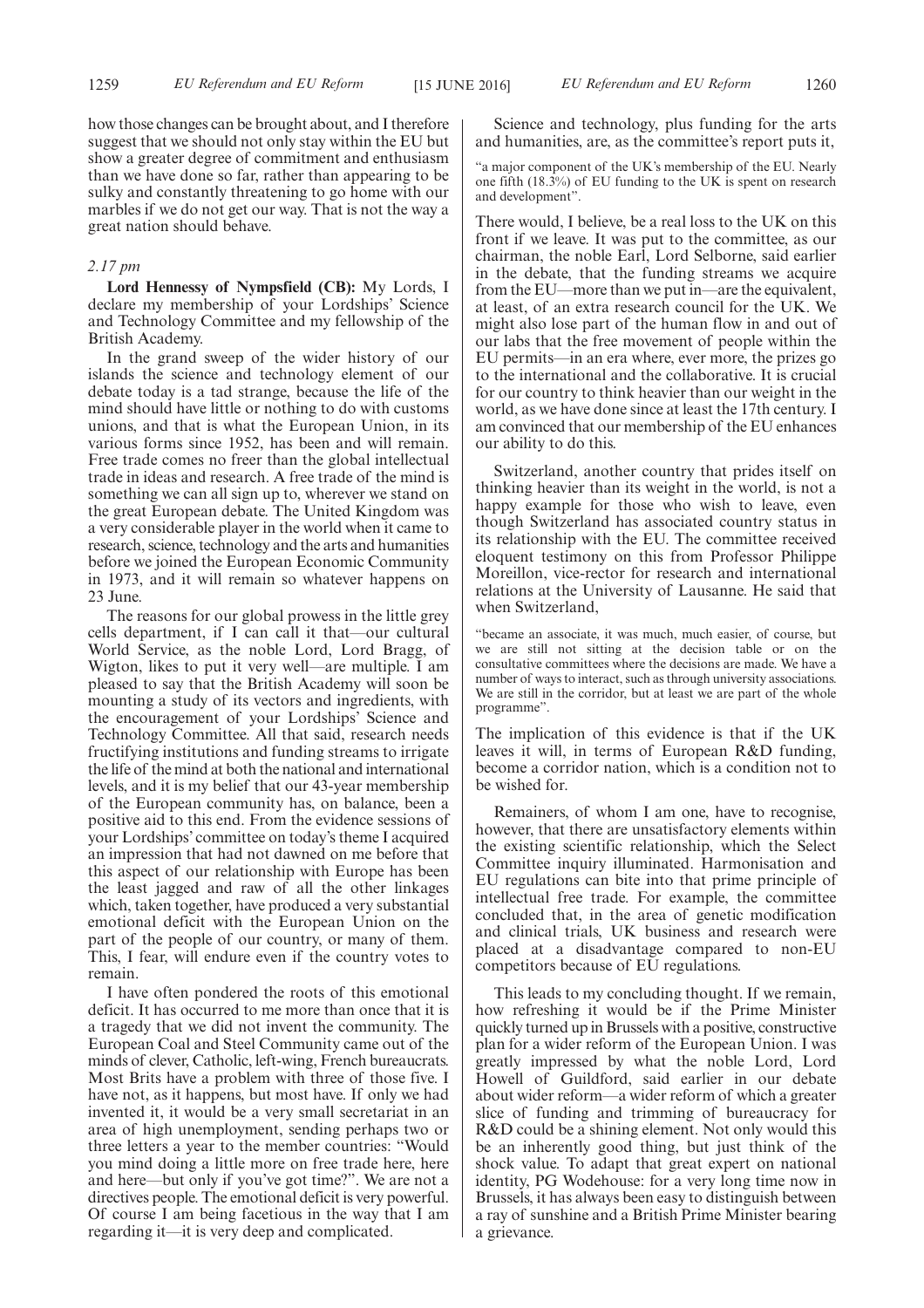how those changes can be brought about, and I therefore suggest that we should not only stay within the EU but show a greater degree of commitment and enthusiasm than we have done so far, rather than appearing to be sulky and constantly threatening to go home with our marbles if we do not get our way. That is not the way a great nation should behave.

*2.17 pm*

**Lord Hennessy of Nympsfield (CB):** My Lords, I declare my membership of your Lordships' Science and Technology Committee and my fellowship of the British Academy.

In the grand sweep of the wider history of our islands the science and technology element of our debate today is a tad strange, because the life of the mind should have little or nothing to do with customs unions, and that is what the European Union, in its various forms since 1952, has been and will remain. Free trade comes no freer than the global intellectual trade in ideas and research. A free trade of the mind is something we can all sign up to, wherever we stand on the great European debate. The United Kingdom was a very considerable player in the world when it came to research, science, technology and the arts and humanities before we joined the European Economic Community in 1973, and it will remain so whatever happens on 23 June.

The reasons for our global prowess in the little grey cells department, if I can call it that—our cultural World Service, as the noble Lord, Lord Bragg, of Wigton, likes to put it very well—are multiple. I am pleased to say that the British Academy will soon be mounting a study of its vectors and ingredients, with the encouragement of your Lordships' Science and Technology Committee. All that said, research needs fructifying institutions and funding streams to irrigate the life of the mind at both the national and international levels, and it is my belief that our 43-year membership of the European community has, on balance, been a positive aid to this end. From the evidence sessions of your Lordships' committee on today's theme I acquired an impression that had not dawned on me before that this aspect of our relationship with Europe has been the least jagged and raw of all the other linkages which, taken together, have produced a very substantial emotional deficit with the European Union on the part of the people of our country, or many of them. This, I fear, will endure even if the country votes to remain.

I have often pondered the roots of this emotional deficit. It has occurred to me more than once that it is a tragedy that we did not invent the community. The European Coal and Steel Community came out of the minds of clever, Catholic, left-wing, French bureaucrats. Most Brits have a problem with three of those five. I have not, as it happens, but most have. If only we had invented it, it would be a very small secretariat in an area of high unemployment, sending perhaps two or three letters a year to the member countries: "Would you mind doing a little more on free trade here, here and here—but only if you've got time?". We are not a directives people. The emotional deficit is very powerful. Of course I am being facetious in the way that I am regarding it—it is very deep and complicated.

Science and technology, plus funding for the arts and humanities, are, as the committee's report puts it,

"a major component of the UK's membership of the EU. Nearly one fifth (18.3%) of EU funding to the UK is spent on research and development".

There would, I believe, be a real loss to the UK on this front if we leave. It was put to the committee, as our chairman, the noble Earl, Lord Selborne, said earlier in the debate, that the funding streams we acquire from the EU—more than we put in—are the equivalent, at least, of an extra research council for the UK. We might also lose part of the human flow in and out of our labs that the free movement of people within the EU permits—in an era where, ever more, the prizes go to the international and the collaborative. It is crucial for our country to think heavier than our weight in the world, as we have done since at least the 17th century. I am convinced that our membership of the EU enhances our ability to do this.

Switzerland, another country that prides itself on thinking heavier than its weight in the world, is not a happy example for those who wish to leave, even though Switzerland has associated country status in its relationship with the EU. The committee received eloquent testimony on this from Professor Philippe Moreillon, vice-rector for research and international relations at the University of Lausanne. He said that when Switzerland,

"became an associate, it was much, much easier, of course, but we are still not sitting at the decision table or on the consultative committees where the decisions are made. We have a number of ways to interact, such as through university associations. We are still in the corridor, but at least we are part of the whole programme".

The implication of this evidence is that if the UK leaves it will, in terms of European R&D funding, become a corridor nation, which is a condition not to be wished for.

Remainers, of whom I am one, have to recognise, however, that there are unsatisfactory elements within the existing scientific relationship, which the Select Committee inquiry illuminated. Harmonisation and EU regulations can bite into that prime principle of intellectual free trade. For example, the committee concluded that, in the area of genetic modification and clinical trials, UK business and research were placed at a disadvantage compared to non-EU competitors because of EU regulations.

This leads to my concluding thought. If we remain, how refreshing it would be if the Prime Minister quickly turned up in Brussels with a positive, constructive plan for a wider reform of the European Union. I was greatly impressed by what the noble Lord, Lord Howell of Guildford, said earlier in our debate about wider reform—a wider reform of which a greater slice of funding and trimming of bureaucracy for R&D could be a shining element. Not only would this be an inherently good thing, but just think of the shock value. To adapt that great expert on national identity, PG Wodehouse: for a very long time now in Brussels, it has always been easy to distinguish between a ray of sunshine and a British Prime Minister bearing a grievance.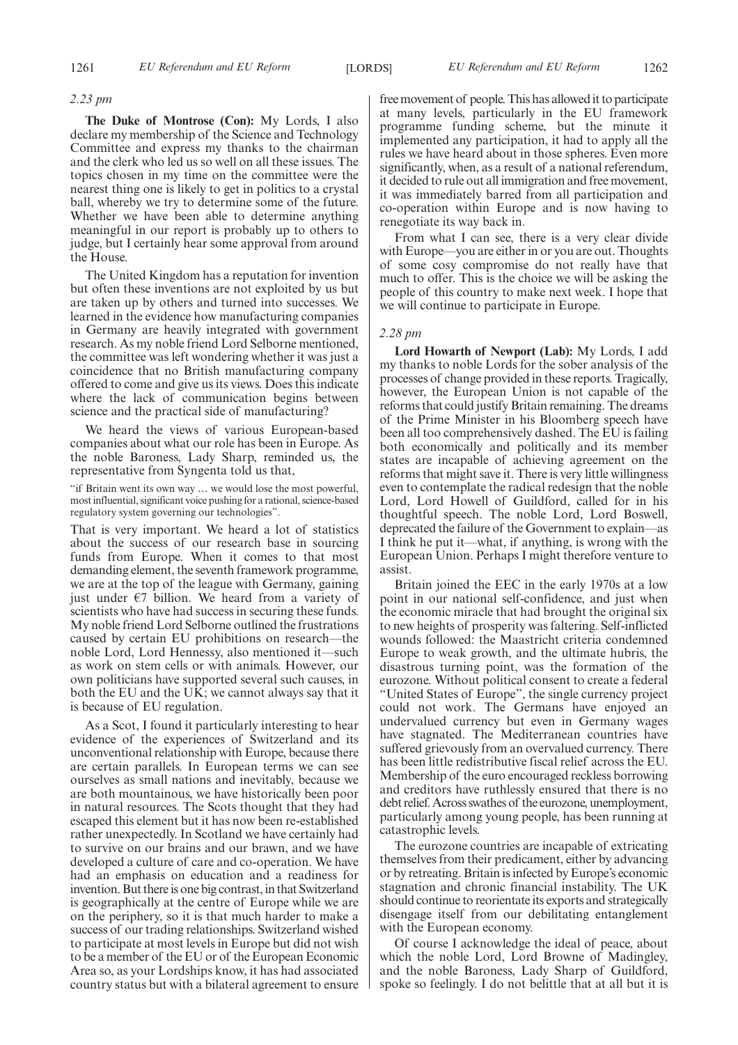*2.23 pm*

**The Duke of Montrose (Con):** My Lords, I also declare my membership of the Science and Technology Committee and express my thanks to the chairman and the clerk who led us so well on all these issues. The topics chosen in my time on the committee were the nearest thing one is likely to get in politics to a crystal ball, whereby we try to determine some of the future. Whether we have been able to determine anything meaningful in our report is probably up to others to judge, but I certainly hear some approval from around the House.

The United Kingdom has a reputation for invention but often these inventions are not exploited by us but are taken up by others and turned into successes. We learned in the evidence how manufacturing companies in Germany are heavily integrated with government research. As my noble friend Lord Selborne mentioned, the committee was left wondering whether it was just a coincidence that no British manufacturing company offered to come and give us its views. Does this indicate where the lack of communication begins between science and the practical side of manufacturing?

We heard the views of various European-based companies about what our role has been in Europe. As the noble Baroness, Lady Sharp, reminded us, the representative from Syngenta told us that,

"if Britain went its own way … we would lose the most powerful, most influential, significant voice pushing for a rational, science-based regulatory system governing our technologies".

That is very important. We heard a lot of statistics about the success of our research base in sourcing funds from Europe. When it comes to that most demanding element, the seventh framework programme, we are at the top of the league with Germany, gaining just under €7 billion. We heard from a variety of scientists who have had success in securing these funds. My noble friend Lord Selborne outlined the frustrations caused by certain EU prohibitions on research—the noble Lord, Lord Hennessy, also mentioned it—such as work on stem cells or with animals. However, our own politicians have supported several such causes, in both the EU and the UK; we cannot always say that it is because of EU regulation.

As a Scot, I found it particularly interesting to hear evidence of the experiences of Switzerland and its unconventional relationship with Europe, because there are certain parallels. In European terms we can see ourselves as small nations and inevitably, because we are both mountainous, we have historically been poor in natural resources. The Scots thought that they had escaped this element but it has now been re-established rather unexpectedly. In Scotland we have certainly had to survive on our brains and our brawn, and we have developed a culture of care and co-operation. We have had an emphasis on education and a readiness for invention. But there is one big contrast, in that Switzerland is geographically at the centre of Europe while we are on the periphery, so it is that much harder to make a success of our trading relationships. Switzerland wished to participate at most levels in Europe but did not wish to be a member of the EU or of the European Economic Area so, as your Lordships know, it has had associated country status but with a bilateral agreement to ensure free movement of people. This has allowed it to participate at many levels, particularly in the EU framework programme funding scheme, but the minute it implemented any participation, it had to apply all the rules we have heard about in those spheres. Even more significantly, when, as a result of a national referendum, it decided to rule out all immigration and free movement, it was immediately barred from all participation and co-operation within Europe and is now having to renegotiate its way back in.

From what I can see, there is a very clear divide with Europe—you are either in or you are out. Thoughts of some cosy compromise do not really have that much to offer. This is the choice we will be asking the people of this country to make next week. I hope that we will continue to participate in Europe.

*2.28 pm*

**Lord Howarth of Newport (Lab):** My Lords, I add my thanks to noble Lords for the sober analysis of the processes of change provided in these reports. Tragically, however, the European Union is not capable of the reforms that could justify Britain remaining. The dreams of the Prime Minister in his Bloomberg speech have been all too comprehensively dashed. The EU is failing both economically and politically and its member states are incapable of achieving agreement on the reforms that might save it. There is very little willingness even to contemplate the radical redesign that the noble Lord, Lord Howell of Guildford, called for in his thoughtful speech. The noble Lord, Lord Boswell, deprecated the failure of the Government to explain—as I think he put it—what, if anything, is wrong with the European Union. Perhaps I might therefore venture to assist.

Britain joined the EEC in the early 1970s at a low point in our national self-confidence, and just when the economic miracle that had brought the original six to new heights of prosperity was faltering. Self-inflicted wounds followed: the Maastricht criteria condemned Europe to weak growth, and the ultimate hubris, the disastrous turning point, was the formation of the eurozone. Without political consent to create a federal "United States of Europe", the single currency project could not work. The Germans have enjoyed an undervalued currency but even in Germany wages have stagnated. The Mediterranean countries have suffered grievously from an overvalued currency. There has been little redistributive fiscal relief across the EU. Membership of the euro encouraged reckless borrowing and creditors have ruthlessly ensured that there is no debt relief. Across swathes of the eurozone, unemployment, particularly among young people, has been running at catastrophic levels.

The eurozone countries are incapable of extricating themselves from their predicament, either by advancing or by retreating. Britain is infected by Europe's economic stagnation and chronic financial instability. The UK should continue to reorientate its exports and strategically disengage itself from our debilitating entanglement with the European economy.

Of course I acknowledge the ideal of peace, about which the noble Lord, Lord Browne of Madingley, and the noble Baroness, Lady Sharp of Guildford, spoke so feelingly. I do not belittle that at all but it is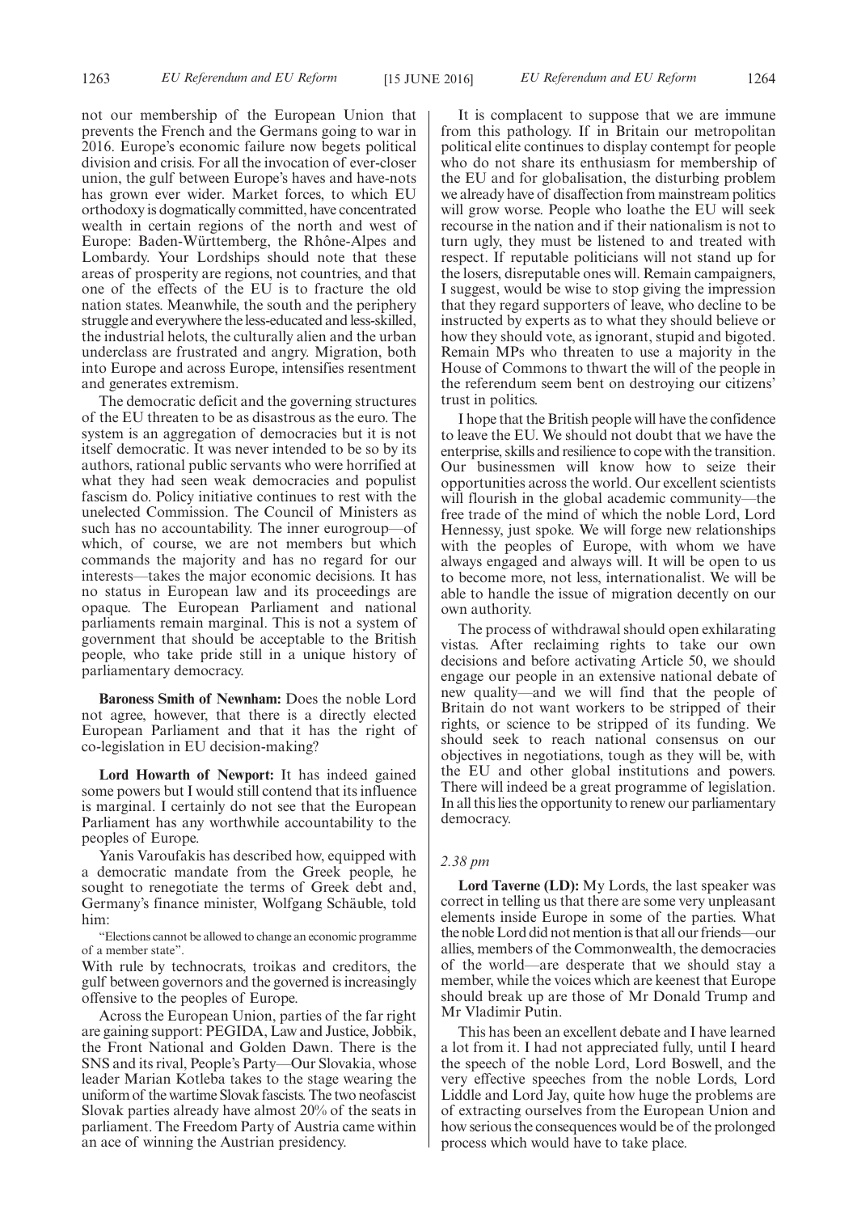not our membership of the European Union that prevents the French and the Germans going to war in 2016. Europe's economic failure now begets political division and crisis. For all the invocation of ever-closer union, the gulf between Europe's haves and have-nots has grown ever wider. Market forces, to which EU orthodoxy is dogmatically committed, have concentrated wealth in certain regions of the north and west of Europe: Baden-Württemberg, the Rhône-Alpes and Lombardy. Your Lordships should note that these areas of prosperity are regions, not countries, and that one of the effects of the EU is to fracture the old nation states. Meanwhile, the south and the periphery struggle and everywhere the less-educated and less-skilled, the industrial helots, the culturally alien and the urban underclass are frustrated and angry. Migration, both into Europe and across Europe, intensifies resentment and generates extremism.

The democratic deficit and the governing structures of the EU threaten to be as disastrous as the euro. The system is an aggregation of democracies but it is not itself democratic. It was never intended to be so by its authors, rational public servants who were horrified at what they had seen weak democracies and populist fascism do. Policy initiative continues to rest with the unelected Commission. The Council of Ministers as such has no accountability. The inner eurogroup—of which, of course, we are not members but which commands the majority and has no regard for our interests—takes the major economic decisions. It has no status in European law and its proceedings are opaque. The European Parliament and national parliaments remain marginal. This is not a system of government that should be acceptable to the British people, who take pride still in a unique history of parliamentary democracy.

**Baroness Smith of Newnham:** Does the noble Lord not agree, however, that there is a directly elected European Parliament and that it has the right of co-legislation in EU decision-making?

**Lord Howarth of Newport:** It has indeed gained some powers but I would still contend that its influence is marginal. I certainly do not see that the European Parliament has any worthwhile accountability to the peoples of Europe.

Yanis Varoufakis has described how, equipped with a democratic mandate from the Greek people, he sought to renegotiate the terms of Greek debt and, Germany's finance minister, Wolfgang Schäuble, told him:

"Elections cannot be allowed to change an economic programme of a member state".

With rule by technocrats, troikas and creditors, the gulf between governors and the governed is increasingly offensive to the peoples of Europe.

Across the European Union, parties of the far right are gaining support: PEGIDA, Law and Justice, Jobbik, the Front National and Golden Dawn. There is the SNS and its rival, People's Party—Our Slovakia, whose leader Marian Kotleba takes to the stage wearing the uniform of the wartime Slovak fascists. The two neofascist Slovak parties already have almost 20% of the seats in parliament. The Freedom Party of Austria came within an ace of winning the Austrian presidency.

It is complacent to suppose that we are immune from this pathology. If in Britain our metropolitan political elite continues to display contempt for people who do not share its enthusiasm for membership of the EU and for globalisation, the disturbing problem we already have of disaffection from mainstream politics will grow worse. People who loathe the EU will seek recourse in the nation and if their nationalism is not to turn ugly, they must be listened to and treated with respect. If reputable politicians will not stand up for the losers, disreputable ones will. Remain campaigners, I suggest, would be wise to stop giving the impression that they regard supporters of leave, who decline to be instructed by experts as to what they should believe or how they should vote, as ignorant, stupid and bigoted. Remain MPs who threaten to use a majority in the House of Commons to thwart the will of the people in the referendum seem bent on destroying our citizens' trust in politics.

I hope that the British people will have the confidence to leave the EU. We should not doubt that we have the enterprise, skills and resilience to cope with the transition. Our businessmen will know how to seize their opportunities across the world. Our excellent scientists will flourish in the global academic community—the free trade of the mind of which the noble Lord, Lord Hennessy, just spoke. We will forge new relationships with the peoples of Europe, with whom we have always engaged and always will. It will be open to us to become more, not less, internationalist. We will be able to handle the issue of migration decently on our own authority.

The process of withdrawal should open exhilarating vistas. After reclaiming rights to take our own decisions and before activating Article 50, we should engage our people in an extensive national debate of new quality—and we will find that the people of Britain do not want workers to be stripped of their rights, or science to be stripped of its funding. We should seek to reach national consensus on our objectives in negotiations, tough as they will be, with the EU and other global institutions and powers. There will indeed be a great programme of legislation. In all this lies the opportunity to renew our parliamentary democracy.

*2.38 pm*

**Lord Taverne (LD):** My Lords, the last speaker was correct in telling us that there are some very unpleasant elements inside Europe in some of the parties. What the noble Lord did not mention is that all our friends—our allies, members of the Commonwealth, the democracies of the world—are desperate that we should stay a member, while the voices which are keenest that Europe should break up are those of Mr Donald Trump and Mr Vladimir Putin.

This has been an excellent debate and I have learned a lot from it. I had not appreciated fully, until I heard the speech of the noble Lord, Lord Boswell, and the very effective speeches from the noble Lords, Lord Liddle and Lord Jay, quite how huge the problems are of extracting ourselves from the European Union and how serious the consequences would be of the prolonged process which would have to take place.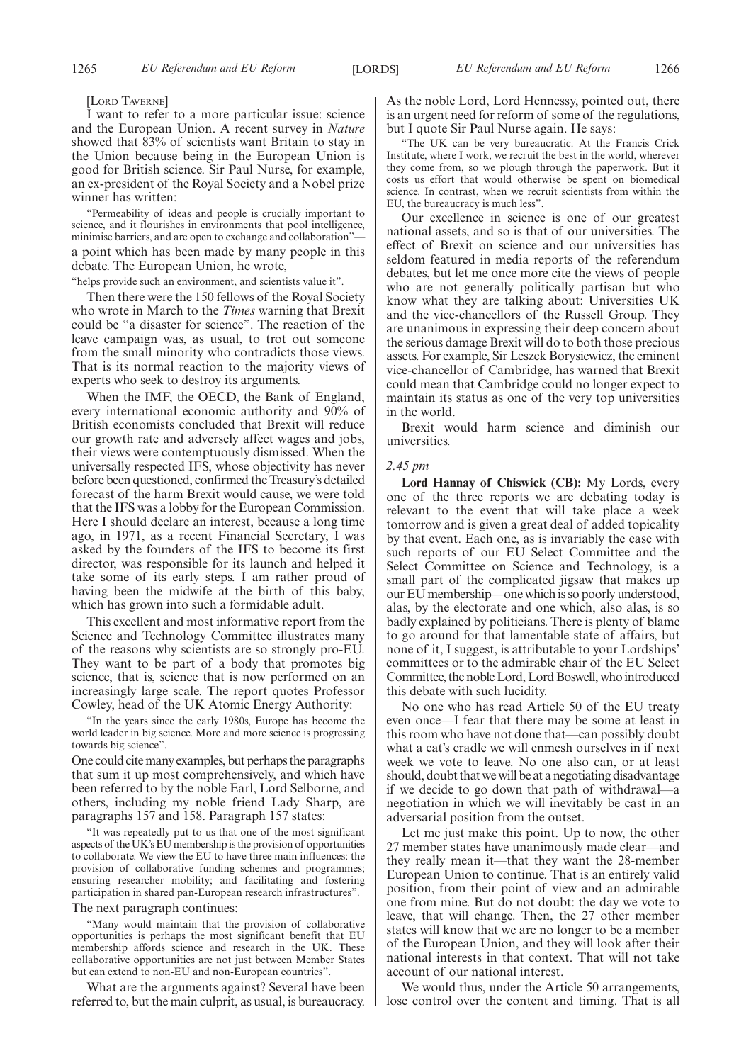[LORD TAVERNE]

I want to refer to a more particular issue: science and the European Union. A recent survey in *Nature* showed that 83% of scientists want Britain to stay in the Union because being in the European Union is good for British science. Sir Paul Nurse, for example, an ex-president of the Royal Society and a Nobel prize winner has written:

> "Permeability of ideas and people is crucially important to science, and it flourishes in environments that pool intelligence, minimise barriers, and are open to exchange and collaboration"—

a point which has been made by many people in this debate. The European Union, he wrote,

> "helps provide such an environment, and scientists value it".

Then there were the 150 fellows of the Royal Society who wrote in March to the *Times* warning that Brexit could be "a disaster for science". The reaction of the leave campaign was, as usual, to trot out someone from the small minority who contradicts those views. That is its normal reaction to the majority views of experts who seek to destroy its arguments.

When the IMF, the OECD, the Bank of England, every international economic authority and 90% of British economists concluded that Brexit will reduce our growth rate and adversely affect wages and jobs, their views were contemptuously dismissed. When the universally respected IFS, whose objectivity has never before been questioned, confirmed the Treasury's detailed forecast of the harm Brexit would cause, we were told that the IFS was a lobby for the European Commission. Here I should declare an interest, because a long time ago, in 1971, as a recent Financial Secretary, I was asked by the founders of the IFS to become its first director, was responsible for its launch and helped it take some of its early steps. I am rather proud of having been the midwife at the birth of this baby, which has grown into such a formidable adult.

This excellent and most informative report from the Science and Technology Committee illustrates many of the reasons why scientists are so strongly pro-EU. They want to be part of a body that promotes big science, that is, science that is now performed on an increasingly large scale. The report quotes Professor Cowley, head of the UK Atomic Energy Authority:

> "In the years since the early 1980s, Europe has become the world leader in big science. More and more science is progressing towards big science".

One could cite many examples, but perhaps the paragraphs that sum it up most comprehensively, and which have been referred to by the noble Earl, Lord Selborne, and others, including my noble friend Lady Sharp, are paragraphs 157 and 158. Paragraph 157 states:

> "It was repeatedly put to us that one of the most significant aspects of the UK's EU membership is the provision of opportunities to collaborate. We view the EU to have three main influences: the provision of collaborative funding schemes and programmes; ensuring researcher mobility; and facilitating and fostering participation in shared pan-European research infrastructures".

The next paragraph continues:

> "Many would maintain that the provision of collaborative opportunities is perhaps the most significant benefit that EU membership affords science and research in the UK. These collaborative opportunities are not just between Member States but can extend to non-EU and non-European countries".

What are the arguments against? Several have been referred to, but the main culprit, as usual, is bureaucracy. As the noble Lord, Lord Hennessy, pointed out, there is an urgent need for reform of some of the regulations, but I quote Sir Paul Nurse again. He says:

> "The UK can be very bureaucratic. At the Francis Crick Institute, where I work, we recruit the best in the world, wherever they come from, so we plough through the paperwork. But it costs us effort that would otherwise be spent on biomedical science. In contrast, when we recruit scientists from within the EU, the bureaucracy is much less".

Our excellence in science is one of our greatest national assets, and so is that of our universities. The effect of Brexit on science and our universities has seldom featured in media reports of the referendum debates, but let me once more cite the views of people who are not generally politically partisan but who know what they are talking about: Universities UK and the vice-chancellors of the Russell Group. They are unanimous in expressing their deep concern about the serious damage Brexit will do to both those precious assets. For example, Sir Leszek Borysiewicz, the eminent vice-chancellor of Cambridge, has warned that Brexit could mean that Cambridge could no longer expect to maintain its status as one of the very top universities in the world.

Brexit would harm science and diminish our universities.

*2.45 pm*

**Lord Hannay of Chiswick (CB):** My Lords, every one of the three reports we are debating today is relevant to the event that will take place a week tomorrow and is given a great deal of added topicality by that event. Each one, as is invariably the case with such reports of our EU Select Committee and the Select Committee on Science and Technology, is a small part of the complicated jigsaw that makes up our EU membership—one which is so poorly understood, alas, by the electorate and one which, also alas, is so badly explained by politicians. There is plenty of blame to go around for that lamentable state of affairs, but none of it, I suggest, is attributable to your Lordships' committees or to the admirable chair of the EU Select Committee, the noble Lord, Lord Boswell, who introduced this debate with such lucidity.

No one who has read Article 50 of the EU treaty even once—I fear that there may be some at least in this room who have not done that—can possibly doubt what a cat's cradle we will enmesh ourselves in if next week we vote to leave. No one also can, or at least should, doubt that we will be at a negotiating disadvantage if we decide to go down that path of withdrawal—a negotiation in which we will inevitably be cast in an adversarial position from the outset.

Let me just make this point. Up to now, the other 27 member states have unanimously made clear—and they really mean it—that they want the 28-member European Union to continue. That is an entirely valid position, from their point of view and an admirable one from mine. But do not doubt: the day we vote to leave, that will change. Then, the 27 other member states will know that we are no longer to be a member of the European Union, and they will look after their national interests in that context. That will not take account of our national interest.

We would thus, under the Article 50 arrangements, lose control over the content and timing. That is all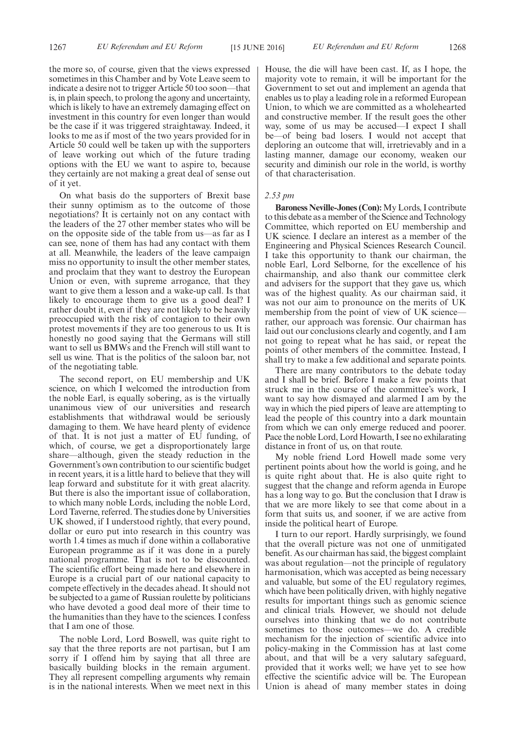the more so, of course, given that the views expressed sometimes in this Chamber and by Vote Leave seem to indicate a desire not to trigger Article 50 too soon—that is, in plain speech, to prolong the agony and uncertainty, which is likely to have an extremely damaging effect on investment in this country for even longer than would be the case if it was triggered straightaway. Indeed, it looks to me as if most of the two years provided for in Article 50 could well be taken up with the supporters of leave working out which of the future trading options with the EU we want to aspire to, because they certainly are not making a great deal of sense out of it yet.

On what basis do the supporters of Brexit base their sunny optimism as to the outcome of those negotiations? It is certainly not on any contact with the leaders of the 27 other member states who will be on the opposite side of the table from us—as far as I can see, none of them has had any contact with them at all. Meanwhile, the leaders of the leave campaign miss no opportunity to insult the other member states, and proclaim that they want to destroy the European Union or even, with supreme arrogance, that they want to give them a lesson and a wake-up call. Is that likely to encourage them to give us a good deal? I rather doubt it, even if they are not likely to be heavily preoccupied with the risk of contagion to their own protest movements if they are too generous to us. It is honestly no good saying that the Germans will still want to sell us BMWs and the French will still want to sell us wine. That is the politics of the saloon bar, not of the negotiating table.

The second report, on EU membership and UK science, on which I welcomed the introduction from the noble Earl, is equally sobering, as is the virtually unanimous view of our universities and research establishments that withdrawal would be seriously damaging to them. We have heard plenty of evidence of that. It is not just a matter of EU funding, of which, of course, we get a disproportionately large share—although, given the steady reduction in the Government's own contribution to our scientific budget in recent years, it is a little hard to believe that they will leap forward and substitute for it with great alacrity. But there is also the important issue of collaboration, to which many noble Lords, including the noble Lord, Lord Taverne, referred. The studies done by Universities UK showed, if I understood rightly, that every pound, dollar or euro put into research in this country was worth 1.4 times as much if done within a collaborative European programme as if it was done in a purely national programme. That is not to be discounted. The scientific effort being made here and elsewhere in Europe is a crucial part of our national capacity to compete effectively in the decades ahead. It should not be subjected to a game of Russian roulette by politicians who have devoted a good deal more of their time to the humanities than they have to the sciences. I confess that I am one of those.

The noble Lord, Lord Boswell, was quite right to say that the three reports are not partisan, but I am sorry if I offend him by saying that all three are basically building blocks in the remain argument. They all represent compelling arguments why remain is in the national interests. When we meet next in this House, the die will have been cast. If, as I hope, the majority vote to remain, it will be important for the Government to set out and implement an agenda that enables us to play a leading role in a reformed European Union, to which we are committed as a wholehearted and constructive member. If the result goes the other way, some of us may be accused—I expect I shall be—of being bad losers. I would not accept that deploring an outcome that will, irretrievably and in a lasting manner, damage our economy, weaken our security and diminish our role in the world, is worthy of that characterisation.

*2.53 pm*

**Baroness Neville-Jones (Con):** My Lords, I contribute to this debate as a member of the Science and Technology Committee, which reported on EU membership and UK science. I declare an interest as a member of the Engineering and Physical Sciences Research Council. I take this opportunity to thank our chairman, the noble Earl, Lord Selborne, for the excellence of his chairmanship, and also thank our committee clerk and advisers for the support that they gave us, which was of the highest quality. As our chairman said, it was not our aim to pronounce on the merits of UK membership from the point of view of UK science—rather, our approach was forensic. Our chairman has laid out our conclusions clearly and cogently, and I am not going to repeat what he has said, or repeat the points of other members of the committee. Instead, I shall try to make a few additional and separate points.

There are many contributors to the debate today and I shall be brief. Before I make a few points that struck me in the course of the committee's work, I want to say how dismayed and alarmed I am by the way in which the pied pipers of leave are attempting to lead the people of this country into a dark mountain from which we can only emerge reduced and poorer. Pace the noble Lord, Lord Howarth, I see no exhilarating distance in front of us, on that route.

My noble friend Lord Howell made some very pertinent points about how the world is going, and he is quite right about that. He is also quite right to suggest that the change and reform agenda in Europe has a long way to go. But the conclusion that I draw is that we are more likely to see that come about in a form that suits us, and sooner, if we are active from inside the political heart of Europe.

I turn to our report. Hardly surprisingly, we found that the overall picture was not one of unmitigated benefit. As our chairman has said, the biggest complaint was about regulation—not the principle of regulatory harmonisation, which was accepted as being necessary and valuable, but some of the EU regulatory regimes, which have been politically driven, with highly negative results for important things such as genomic science and clinical trials. However, we should not delude ourselves into thinking that we do not contribute sometimes to those outcomes—we do. A credible mechanism for the injection of scientific advice into policy-making in the Commission has at last come about, and that will be a very salutary safeguard, provided that it works well; we have yet to see how effective the scientific advice will be. The European Union is ahead of many member states in doing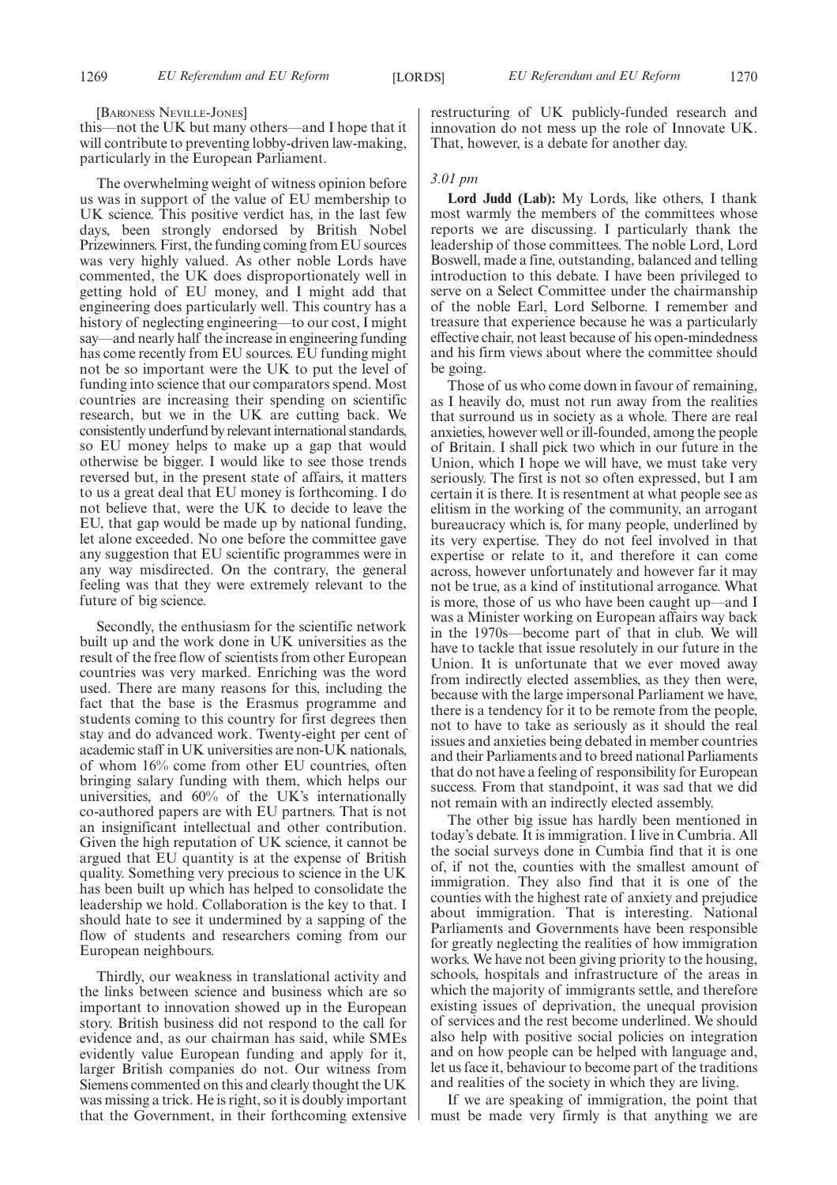[Baroness Neville-Jones]

this—not the UK but many others—and I hope that it will contribute to preventing lobby-driven law-making, particularly in the European Parliament.

The overwhelming weight of witness opinion before us was in support of the value of EU membership to UK science. This positive verdict has, in the last few days, been strongly endorsed by British Nobel Prizewinners. First, the funding coming from EU sources was very highly valued. As other noble Lords have commented, the UK does disproportionately well in getting hold of EU money, and I might add that engineering does particularly well. This country has a history of neglecting engineering—to our cost, I might say—and nearly half the increase in engineering funding has come recently from EU sources. EU funding might not be so important were the UK to put the level of funding into science that our comparators spend. Most countries are increasing their spending on scientific research, but we in the UK are cutting back. We consistently underfund by relevant international standards, so EU money helps to make up a gap that would otherwise be bigger. I would like to see those trends reversed but, in the present state of affairs, it matters to us a great deal that EU money is forthcoming. I do not believe that, were the UK to decide to leave the EU, that gap would be made up by national funding, let alone exceeded. No one before the committee gave any suggestion that EU scientific programmes were in any way misdirected. On the contrary, the general feeling was that they were extremely relevant to the future of big science.

Secondly, the enthusiasm for the scientific network built up and the work done in UK universities as the result of the free flow of scientists from other European countries was very marked. Enriching was the word used. There are many reasons for this, including the fact that the base is the Erasmus programme and students coming to this country for first degrees then stay and do advanced work. Twenty-eight per cent of academic staff in UK universities are non-UK nationals, of whom 16% come from other EU countries, often bringing salary funding with them, which helps our universities, and 60% of the UK's internationally co-authored papers are with EU partners. That is not an insignificant intellectual and other contribution. Given the high reputation of UK science, it cannot be argued that EU quantity is at the expense of British quality. Something very precious to science in the UK has been built up which has helped to consolidate the leadership we hold. Collaboration is the key to that. I should hate to see it undermined by a sapping of the flow of students and researchers coming from our European neighbours.

Thirdly, our weakness in translational activity and the links between science and business which are so important to innovation showed up in the European story. British business did not respond to the call for evidence and, as our chairman has said, while SMEs evidently value European funding and apply for it, larger British companies do not. Our witness from Siemens commented on this and clearly thought the UK was missing a trick. He is right, so it is doubly important that the Government, in their forthcoming extensive restructuring of UK publicly-funded research and innovation do not mess up the role of Innovate UK. That, however, is a debate for another day.

*3.01 pm*

**Lord Judd (Lab):** My Lords, like others, I thank most warmly the members of the committees whose reports we are discussing. I particularly thank the leadership of those committees. The noble Lord, Lord Boswell, made a fine, outstanding, balanced and telling introduction to this debate. I have been privileged to serve on a Select Committee under the chairmanship of the noble Earl, Lord Selborne. I remember and treasure that experience because he was a particularly effective chair, not least because of his open-mindedness and his firm views about where the committee should be going.

Those of us who come down in favour of remaining, as I heavily do, must not run away from the realities that surround us in society as a whole. There are real anxieties, however well or ill-founded, among the people of Britain. I shall pick two which in our future in the Union, which I hope we will have, we must take very seriously. The first is not so often expressed, but I am certain it is there. It is resentment at what people see as elitism in the working of the community, an arrogant bureaucracy which is, for many people, underlined by its very expertise. They do not feel involved in that expertise or relate to it, and therefore it can come across, however unfortunately and however far it may not be true, as a kind of institutional arrogance. What is more, those of us who have been caught up—and I was a Minister working on European affairs way back in the 1970s—become part of that in club. We will have to tackle that issue resolutely in our future in the Union. It is unfortunate that we ever moved away from indirectly elected assemblies, as they then were, because with the large impersonal Parliament we have, there is a tendency for it to be remote from the people, not to have to take as seriously as it should the real issues and anxieties being debated in member countries and their Parliaments and to breed national Parliaments that do not have a feeling of responsibility for European success. From that standpoint, it was sad that we did not remain with an indirectly elected assembly.

The other big issue has hardly been mentioned in today's debate. It is immigration. I live in Cumbria. All the social surveys done in Cumbia find that it is one of, if not the, counties with the smallest amount of immigration. They also find that it is one of the counties with the highest rate of anxiety and prejudice about immigration. That is interesting. National Parliaments and Governments have been responsible for greatly neglecting the realities of how immigration works. We have not been giving priority to the housing, schools, hospitals and infrastructure of the areas in which the majority of immigrants settle, and therefore existing issues of deprivation, the unequal provision of services and the rest become underlined. We should also help with positive social policies on integration and on how people can be helped with language and, let us face it, behaviour to become part of the traditions and realities of the society in which they are living.

If we are speaking of immigration, the point that must be made very firmly is that anything we are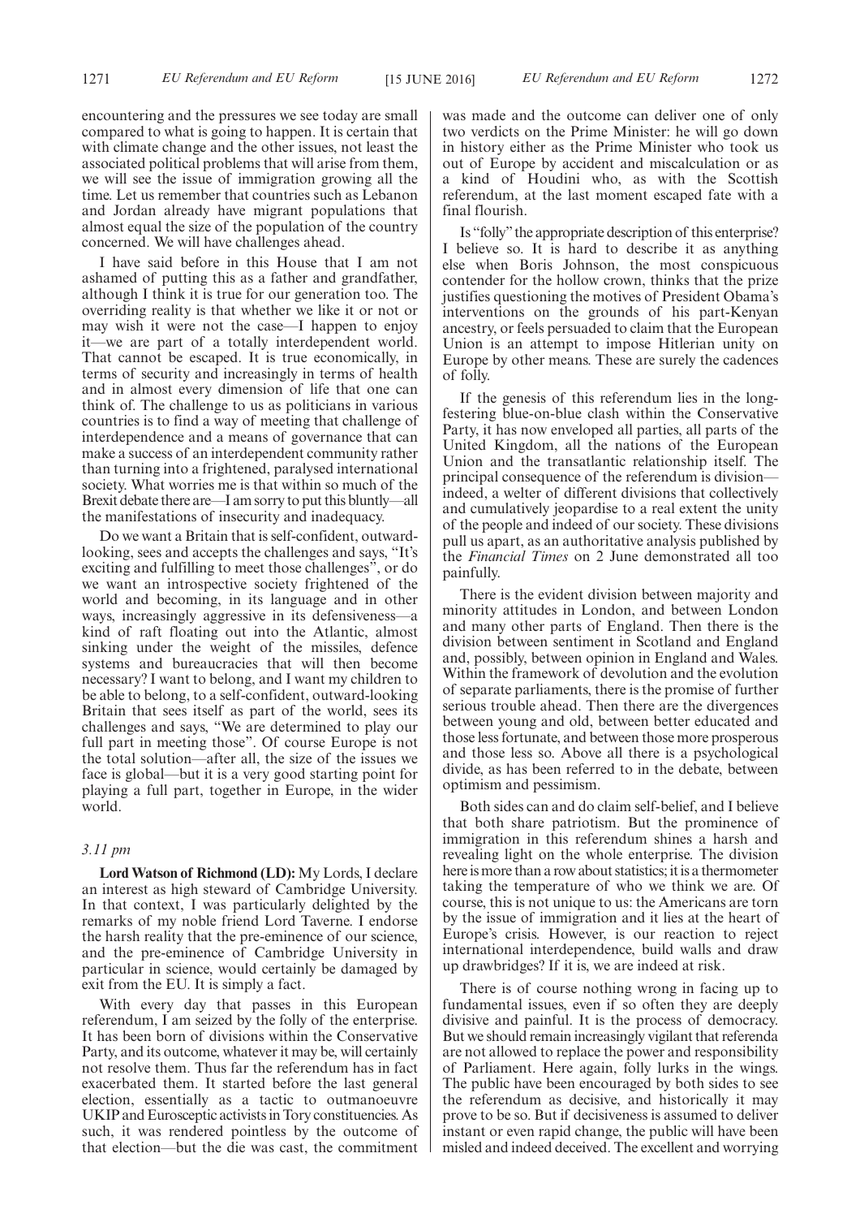encountering and the pressures we see today are small compared to what is going to happen. It is certain that with climate change and the other issues, not least the associated political problems that will arise from them, we will see the issue of immigration growing all the time. Let us remember that countries such as Lebanon and Jordan already have migrant populations that almost equal the size of the population of the country concerned. We will have challenges ahead.

I have said before in this House that I am not ashamed of putting this as a father and grandfather, although I think it is true for our generation too. The overriding reality is that whether we like it or not or may wish it were not the case—I happen to enjoy it—we are part of a totally interdependent world. That cannot be escaped. It is true economically, in terms of security and increasingly in terms of health and in almost every dimension of life that one can think of. The challenge to us as politicians in various countries is to find a way of meeting that challenge of interdependence and a means of governance that can make a success of an interdependent community rather than turning into a frightened, paralysed international society. What worries me is that within so much of the Brexit debate there are—I am sorry to put this bluntly—all the manifestations of insecurity and inadequacy.

Do we want a Britain that is self-confident, outward-looking, sees and accepts the challenges and says, "It's exciting and fulfilling to meet those challenges", or do we want an introspective society frightened of the world and becoming, in its language and in other ways, increasingly aggressive in its defensiveness—a kind of raft floating out into the Atlantic, almost sinking under the weight of the missiles, defence systems and bureaucracies that will then become necessary? I want to belong, and I want my children to be able to belong, to a self-confident, outward-looking Britain that sees itself as part of the world, sees its challenges and says, "We are determined to play our full part in meeting those". Of course Europe is not the total solution—after all, the size of the issues we face is global—but it is a very good starting point for playing a full part, together in Europe, in the wider world.

*3.11 pm*

**Lord Watson of Richmond (LD):** My Lords, I declare an interest as high steward of Cambridge University. In that context, I was particularly delighted by the remarks of my noble friend Lord Taverne. I endorse the harsh reality that the pre-eminence of our science, and the pre-eminence of Cambridge University in particular in science, would certainly be damaged by exit from the EU. It is simply a fact.

With every day that passes in this European referendum, I am seized by the folly of the enterprise. It has been born of divisions within the Conservative Party, and its outcome, whatever it may be, will certainly not resolve them. Thus far the referendum has in fact exacerbated them. It started before the last general election, essentially as a tactic to outmanoeuvre UKIP and Eurosceptic activists in Tory constituencies. As such, it was rendered pointless by the outcome of that election—but the die was cast, the commitment was made and the outcome can deliver one of only two verdicts on the Prime Minister: he will go down in history either as the Prime Minister who took us out of Europe by accident and miscalculation or as a kind of Houdini who, as with the Scottish referendum, at the last moment escaped fate with a final flourish.

Is "folly" the appropriate description of this enterprise? I believe so. It is hard to describe it as anything else when Boris Johnson, the most conspicuous contender for the hollow crown, thinks that the prize justifies questioning the motives of President Obama's interventions on the grounds of his part-Kenyan ancestry, or feels persuaded to claim that the European Union is an attempt to impose Hitlerian unity on Europe by other means. These are surely the cadences of folly.

If the genesis of this referendum lies in the long-festering blue-on-blue clash within the Conservative Party, it has now enveloped all parties, all parts of the United Kingdom, all the nations of the European Union and the transatlantic relationship itself. The principal consequence of the referendum is division—indeed, a welter of different divisions that collectively and cumulatively jeopardise to a real extent the unity of the people and indeed of our society. These divisions pull us apart, as an authoritative analysis published by the *Financial Times* on 2 June demonstrated all too painfully.

There is the evident division between majority and minority attitudes in London, and between London and many other parts of England. Then there is the division between sentiment in Scotland and England and, possibly, between opinion in England and Wales. Within the framework of devolution and the evolution of separate parliaments, there is the promise of further serious trouble ahead. Then there are the divergences between young and old, between better educated and those less fortunate, and between those more prosperous and those less so. Above all there is a psychological divide, as has been referred to in the debate, between optimism and pessimism.

Both sides can and do claim self-belief, and I believe that both share patriotism. But the prominence of immigration in this referendum shines a harsh and revealing light on the whole enterprise. The division here is more than a row about statistics; it is a thermometer taking the temperature of who we think we are. Of course, this is not unique to us: the Americans are torn by the issue of immigration and it lies at the heart of Europe's crisis. However, is our reaction to reject international interdependence, build walls and draw up drawbridges? If it is, we are indeed at risk.

There is of course nothing wrong in facing up to fundamental issues, even if so often they are deeply divisive and painful. It is the process of democracy. But we should remain increasingly vigilant that referenda are not allowed to replace the power and responsibility of Parliament. Here again, folly lurks in the wings. The public have been encouraged by both sides to see the referendum as decisive, and historically it may prove to be so. But if decisiveness is assumed to deliver instant or even rapid change, the public will have been misled and indeed deceived. The excellent and worrying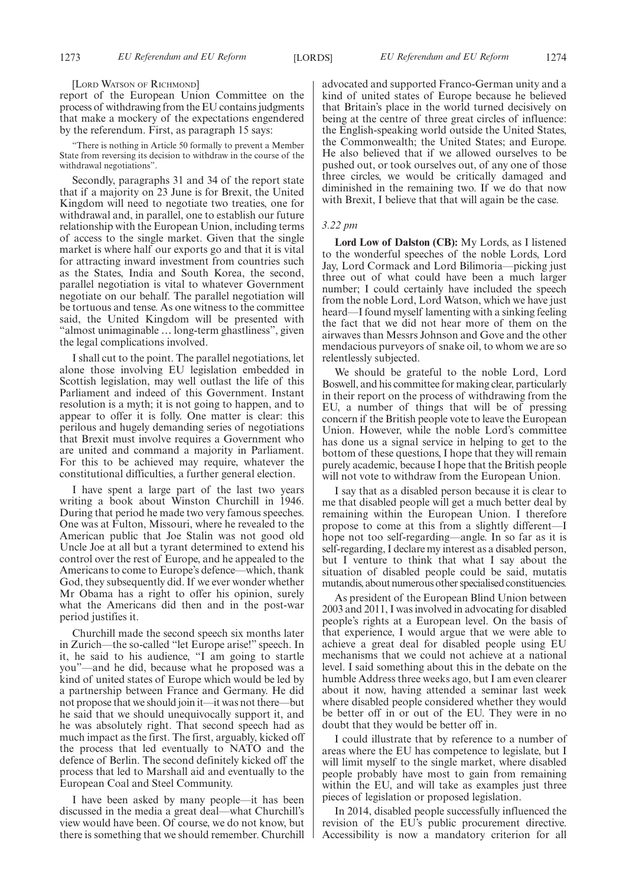[LORD WATSON OF RICHMOND]

report of the European Union Committee on the process of withdrawing from the EU contains judgments that make a mockery of the expectations engendered by the referendum. First, as paragraph 15 says:

"There is nothing in Article 50 formally to prevent a Member State from reversing its decision to withdraw in the course of the withdrawal negotiations".

Secondly, paragraphs 31 and 34 of the report state that if a majority on 23 June is for Brexit, the United Kingdom will need to negotiate two treaties, one for withdrawal and, in parallel, one to establish our future relationship with the European Union, including terms of access to the single market. Given that the single market is where half our exports go and that it is vital for attracting inward investment from countries such as the States, India and South Korea, the second, parallel negotiation is vital to whatever Government negotiate on our behalf. The parallel negotiation will be tortuous and tense. As one witness to the committee said, the United Kingdom will be presented with "almost unimaginable … long-term ghastliness", given the legal complications involved.

I shall cut to the point. The parallel negotiations, let alone those involving EU legislation embedded in Scottish legislation, may well outlast the life of this Parliament and indeed of this Government. Instant resolution is a myth; it is not going to happen, and to appear to offer it is folly. One matter is clear: this perilous and hugely demanding series of negotiations that Brexit must involve requires a Government who are united and command a majority in Parliament. For this to be achieved may require, whatever the constitutional difficulties, a further general election.

I have spent a large part of the last two years writing a book about Winston Churchill in 1946. During that period he made two very famous speeches. One was at Fulton, Missouri, where he revealed to the American public that Joe Stalin was not good old Uncle Joe at all but a tyrant determined to extend his control over the rest of Europe, and he appealed to the Americans to come to Europe's defence—which, thank God, they subsequently did. If we ever wonder whether Mr Obama has a right to offer his opinion, surely what the Americans did then and in the post-war period justifies it.

Churchill made the second speech six months later in Zurich—the so-called "let Europe arise!" speech. In it, he said to his audience, "I am going to startle you"—and he did, because what he proposed was a kind of united states of Europe which would be led by a partnership between France and Germany. He did not propose that we should join it—it was not there—but he said that we should unequivocally support it, and he was absolutely right. That second speech had as much impact as the first. The first, arguably, kicked off the process that led eventually to NATO and the defence of Berlin. The second definitely kicked off the process that led to Marshall aid and eventually to the European Coal and Steel Community.

I have been asked by many people—it has been discussed in the media a great deal—what Churchill's view would have been. Of course, we do not know, but there is something that we should remember. Churchill advocated and supported Franco-German unity and a kind of united states of Europe because he believed that Britain's place in the world turned decisively on being at the centre of three great circles of influence: the English-speaking world outside the United States, the Commonwealth; the United States; and Europe. He also believed that if we allowed ourselves to be pushed out, or took ourselves out, of any one of those three circles, we would be critically damaged and diminished in the remaining two. If we do that now with Brexit, I believe that that will again be the case.

*3.22 pm*

**Lord Low of Dalston (CB):** My Lords, as I listened to the wonderful speeches of the noble Lords, Lord Jay, Lord Cormack and Lord Bilimoria—picking just three out of what could have been a much larger number; I could certainly have included the speech from the noble Lord, Lord Watson, which we have just heard—I found myself lamenting with a sinking feeling the fact that we did not hear more of them on the airwaves than Messrs Johnson and Gove and the other mendacious purveyors of snake oil, to whom we are so relentlessly subjected.

We should be grateful to the noble Lord, Lord Boswell, and his committee for making clear, particularly in their report on the process of withdrawing from the EU, a number of things that will be of pressing concern if the British people vote to leave the European Union. However, while the noble Lord's committee has done us a signal service in helping to get to the bottom of these questions, I hope that they will remain purely academic, because I hope that the British people will not vote to withdraw from the European Union.

I say that as a disabled person because it is clear to me that disabled people will get a much better deal by remaining within the European Union. I therefore propose to come at this from a slightly different—I hope not too self-regarding—angle. In so far as it is self-regarding, I declare my interest as a disabled person, but I venture to think that what I say about the situation of disabled people could be said, mutatis mutandis, about numerous other specialised constituencies.

As president of the European Blind Union between 2003 and 2011, I was involved in advocating for disabled people's rights at a European level. On the basis of that experience, I would argue that we were able to achieve a great deal for disabled people using EU mechanisms that we could not achieve at a national level. I said something about this in the debate on the humble Address three weeks ago, but I am even clearer about it now, having attended a seminar last week where disabled people considered whether they would be better off in or out of the EU. They were in no doubt that they would be better off in.

I could illustrate that by reference to a number of areas where the EU has competence to legislate, but I will limit myself to the single market, where disabled people probably have most to gain from remaining within the EU, and will take as examples just three pieces of legislation or proposed legislation.

In 2014, disabled people successfully influenced the revision of the EU's public procurement directive. Accessibility is now a mandatory criterion for all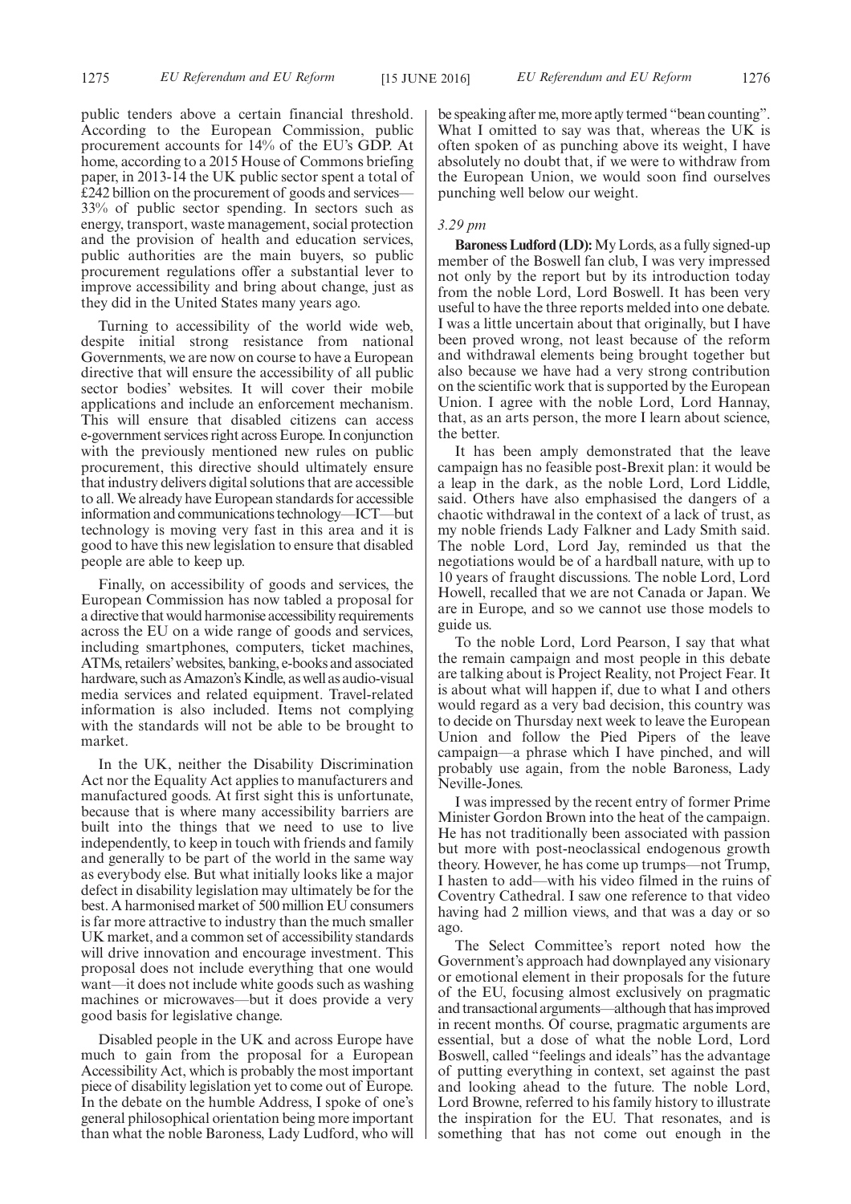public tenders above a certain financial threshold. According to the European Commission, public procurement accounts for 14% of the EU's GDP. At home, according to a 2015 House of Commons briefing paper, in 2013-14 the UK public sector spent a total of £242 billion on the procurement of goods and services—33% of public sector spending. In sectors such as energy, transport, waste management, social protection and the provision of health and education services, public authorities are the main buyers, so public procurement regulations offer a substantial lever to improve accessibility and bring about change, just as they did in the United States many years ago.

Turning to accessibility of the world wide web, despite initial strong resistance from national Governments, we are now on course to have a European directive that will ensure the accessibility of all public sector bodies' websites. It will cover their mobile applications and include an enforcement mechanism. This will ensure that disabled citizens can access e-government services right across Europe. In conjunction with the previously mentioned new rules on public procurement, this directive should ultimately ensure that industry delivers digital solutions that are accessible to all. We already have European standards for accessible information and communications technology—ICT—but technology is moving very fast in this area and it is good to have this new legislation to ensure that disabled people are able to keep up.

Finally, on accessibility of goods and services, the European Commission has now tabled a proposal for a directive that would harmonise accessibility requirements across the EU on a wide range of goods and services, including smartphones, computers, ticket machines, ATMs, retailers' websites, banking, e-books and associated hardware, such as Amazon's Kindle, as well as audio-visual media services and related equipment. Travel-related information is also included. Items not complying with the standards will not be able to be brought to market.

In the UK, neither the Disability Discrimination Act nor the Equality Act applies to manufacturers and manufactured goods. At first sight this is unfortunate, because that is where many accessibility barriers are built into the things that we need to use to live independently, to keep in touch with friends and family and generally to be part of the world in the same way as everybody else. But what initially looks like a major defect in disability legislation may ultimately be for the best. A harmonised market of 500 million EU consumers is far more attractive to industry than the much smaller UK market, and a common set of accessibility standards will drive innovation and encourage investment. This proposal does not include everything that one would want—it does not include white goods such as washing machines or microwaves—but it does provide a very good basis for legislative change.

Disabled people in the UK and across Europe have much to gain from the proposal for a European Accessibility Act, which is probably the most important piece of disability legislation yet to come out of Europe. In the debate on the humble Address, I spoke of one's general philosophical orientation being more important than what the noble Baroness, Lady Ludford, who will be speaking after me, more aptly termed "bean counting". What I omitted to say was that, whereas the UK is often spoken of as punching above its weight, I have absolutely no doubt that, if we were to withdraw from the European Union, we would soon find ourselves punching well below our weight.

*3.29 pm*

**Baroness Ludford (LD):** My Lords, as a fully signed-up member of the Boswell fan club, I was very impressed not only by the report but by its introduction today from the noble Lord, Lord Boswell. It has been very useful to have the three reports melded into one debate. I was a little uncertain about that originally, but I have been proved wrong, not least because of the reform and withdrawal elements being brought together but also because we have had a very strong contribution on the scientific work that is supported by the European Union. I agree with the noble Lord, Lord Hannay, that, as an arts person, the more I learn about science, the better.

It has been amply demonstrated that the leave campaign has no feasible post-Brexit plan: it would be a leap in the dark, as the noble Lord, Lord Liddle, said. Others have also emphasised the dangers of a chaotic withdrawal in the context of a lack of trust, as my noble friends Lady Falkner and Lady Smith said. The noble Lord, Lord Jay, reminded us that the negotiations would be of a hardball nature, with up to 10 years of fraught discussions. The noble Lord, Lord Howell, recalled that we are not Canada or Japan. We are in Europe, and so we cannot use those models to guide us.

To the noble Lord, Lord Pearson, I say that what the remain campaign and most people in this debate are talking about is Project Reality, not Project Fear. It is about what will happen if, due to what I and others would regard as a very bad decision, this country was to decide on Thursday next week to leave the European Union and follow the Pied Pipers of the leave campaign—a phrase which I have pinched, and will probably use again, from the noble Baroness, Lady Neville-Jones.

I was impressed by the recent entry of former Prime Minister Gordon Brown into the heat of the campaign. He has not traditionally been associated with passion but more with post-neoclassical endogenous growth theory. However, he has come up trumps—not Trump, I hasten to add—with his video filmed in the ruins of Coventry Cathedral. I saw one reference to that video having had 2 million views, and that was a day or so ago.

The Select Committee's report noted how the Government's approach had downplayed any visionary or emotional element in their proposals for the future of the EU, focusing almost exclusively on pragmatic and transactional arguments—although that has improved in recent months. Of course, pragmatic arguments are essential, but a dose of what the noble Lord, Lord Boswell, called "feelings and ideals" has the advantage of putting everything in context, set against the past and looking ahead to the future. The noble Lord, Lord Browne, referred to his family history to illustrate the inspiration for the EU. That resonates, and is something that has not come out enough in the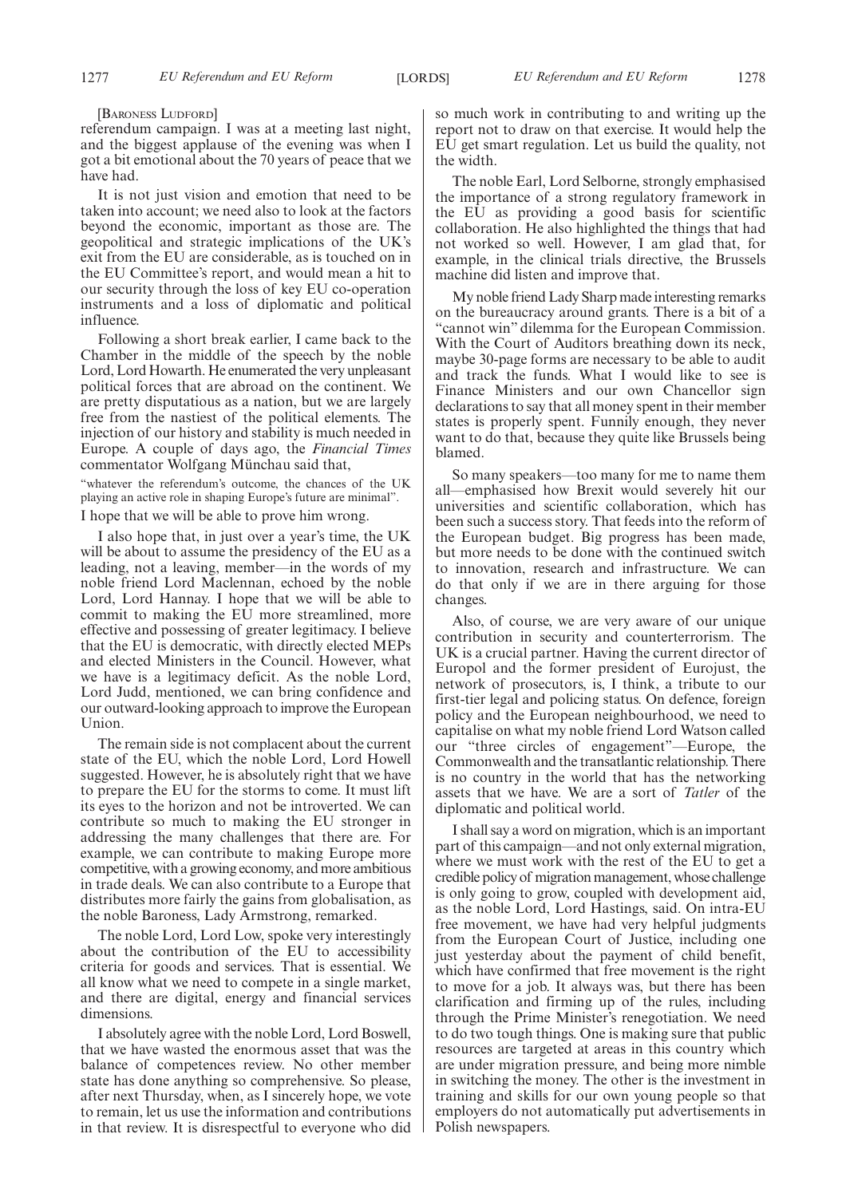[BARONESS LUDFORD]

referendum campaign. I was at a meeting last night, and the biggest applause of the evening was when I got a bit emotional about the 70 years of peace that we have had.

It is not just vision and emotion that need to be taken into account; we need also to look at the factors beyond the economic, important as those are. The geopolitical and strategic implications of the UK's exit from the EU are considerable, as is touched on in the EU Committee's report, and would mean a hit to our security through the loss of key EU co-operation instruments and a loss of diplomatic and political influence.

Following a short break earlier, I came back to the Chamber in the middle of the speech by the noble Lord, Lord Howarth. He enumerated the very unpleasant political forces that are abroad on the continent. We are pretty disputatious as a nation, but we are largely free from the nastiest of the political elements. The injection of our history and stability is much needed in Europe. A couple of days ago, the *Financial Times* commentator Wolfgang Münchau said that,

"whatever the referendum's outcome, the chances of the UK playing an active role in shaping Europe's future are minimal".

I hope that we will be able to prove him wrong.

I also hope that, in just over a year's time, the UK will be about to assume the presidency of the EU as a leading, not a leaving, member—in the words of my noble friend Lord Maclennan, echoed by the noble Lord, Lord Hannay. I hope that we will be able to commit to making the EU more streamlined, more effective and possessing of greater legitimacy. I believe that the EU is democratic, with directly elected MEPs and elected Ministers in the Council. However, what we have is a legitimacy deficit. As the noble Lord, Lord Judd, mentioned, we can bring confidence and our outward-looking approach to improve the European Union.

The remain side is not complacent about the current state of the EU, which the noble Lord, Lord Howell suggested. However, he is absolutely right that we have to prepare the EU for the storms to come. It must lift its eyes to the horizon and not be introverted. We can contribute so much to making the EU stronger in addressing the many challenges that there are. For example, we can contribute to making Europe more competitive, with a growing economy, and more ambitious in trade deals. We can also contribute to a Europe that distributes more fairly the gains from globalisation, as the noble Baroness, Lady Armstrong, remarked.

The noble Lord, Lord Low, spoke very interestingly about the contribution of the EU to accessibility criteria for goods and services. That is essential. We all know what we need to compete in a single market, and there are digital, energy and financial services dimensions.

I absolutely agree with the noble Lord, Lord Boswell, that we have wasted the enormous asset that was the balance of competences review. No other member state has done anything so comprehensive. So please, after next Thursday, when, as I sincerely hope, we vote to remain, let us use the information and contributions in that review. It is disrespectful to everyone who did so much work in contributing to and writing up the report not to draw on that exercise. It would help the EU get smart regulation. Let us build the quality, not the width.

The noble Earl, Lord Selborne, strongly emphasised the importance of a strong regulatory framework in the EU as providing a good basis for scientific collaboration. He also highlighted the things that had not worked so well. However, I am glad that, for example, in the clinical trials directive, the Brussels machine did listen and improve that.

My noble friend Lady Sharp made interesting remarks on the bureaucracy around grants. There is a bit of a "cannot win" dilemma for the European Commission. With the Court of Auditors breathing down its neck, maybe 30-page forms are necessary to be able to audit and track the funds. What I would like to see is Finance Ministers and our own Chancellor sign declarations to say that all money spent in their member states is properly spent. Funnily enough, they never want to do that, because they quite like Brussels being blamed.

So many speakers—too many for me to name them all—emphasised how Brexit would severely hit our universities and scientific collaboration, which has been such a success story. That feeds into the reform of the European budget. Big progress has been made, but more needs to be done with the continued switch to innovation, research and infrastructure. We can do that only if we are in there arguing for those changes.

Also, of course, we are very aware of our unique contribution in security and counterterrorism. The UK is a crucial partner. Having the current director of Europol and the former president of Eurojust, the network of prosecutors, is, I think, a tribute to our first-tier legal and policing status. On defence, foreign policy and the European neighbourhood, we need to capitalise on what my noble friend Lord Watson called our "three circles of engagement"—Europe, the Commonwealth and the transatlantic relationship. There is no country in the world that has the networking assets that we have. We are a sort of *Tatler* of the diplomatic and political world.

I shall say a word on migration, which is an important part of this campaign—and not only external migration, where we must work with the rest of the EU to get a credible policy of migration management, whose challenge is only going to grow, coupled with development aid, as the noble Lord, Lord Hastings, said. On intra-EU free movement, we have had very helpful judgments from the European Court of Justice, including one just yesterday about the payment of child benefit, which have confirmed that free movement is the right to move for a job. It always was, but there has been clarification and firming up of the rules, including through the Prime Minister's renegotiation. We need to do two tough things. One is making sure that public resources are targeted at areas in this country which are under migration pressure, and being more nimble in switching the money. The other is the investment in training and skills for our own young people so that employers do not automatically put advertisements in Polish newspapers.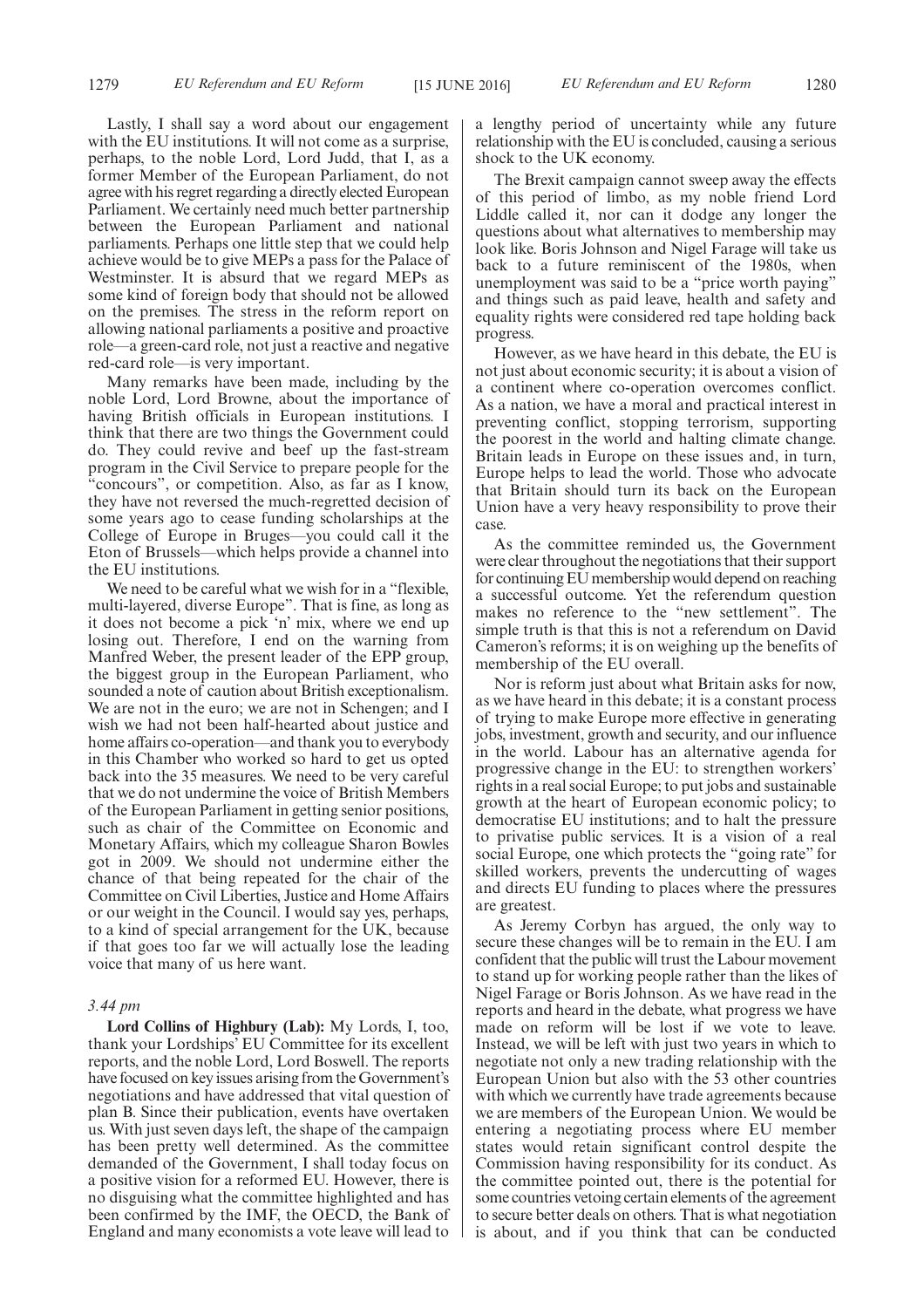Lastly, I shall say a word about our engagement with the EU institutions. It will not come as a surprise, perhaps, to the noble Lord, Lord Judd, that I, as a former Member of the European Parliament, do not agree with his regret regarding a directly elected European Parliament. We certainly need much better partnership between the European Parliament and national parliaments. Perhaps one little step that we could help achieve would be to give MEPs a pass for the Palace of Westminster. It is absurd that we regard MEPs as some kind of foreign body that should not be allowed on the premises. The stress in the reform report on allowing national parliaments a positive and proactive role—a green-card role, not just a reactive and negative red-card role—is very important.

Many remarks have been made, including by the noble Lord, Lord Browne, about the importance of having British officials in European institutions. I think that there are two things the Government could do. They could revive and beef up the fast-stream program in the Civil Service to prepare people for the "concours", or competition. Also, as far as I know, they have not reversed the much-regretted decision of some years ago to cease funding scholarships at the College of Europe in Bruges—you could call it the Eton of Brussels—which helps provide a channel into the EU institutions.

We need to be careful what we wish for in a "flexible, multi-layered, diverse Europe". That is fine, as long as it does not become a pick 'n' mix, where we end up losing out. Therefore, I end on the warning from Manfred Weber, the present leader of the EPP group, the biggest group in the European Parliament, who sounded a note of caution about British exceptionalism. We are not in the euro; we are not in Schengen; and I wish we had not been half-hearted about justice and home affairs co-operation—and thank you to everybody in this Chamber who worked so hard to get us opted back into the 35 measures. We need to be very careful that we do not undermine the voice of British Members of the European Parliament in getting senior positions, such as chair of the Committee on Economic and Monetary Affairs, which my colleague Sharon Bowles got in 2009. We should not undermine either the chance of that being repeated for the chair of the Committee on Civil Liberties, Justice and Home Affairs or our weight in the Council. I would say yes, perhaps, to a kind of special arrangement for the UK, because if that goes too far we will actually lose the leading voice that many of us here want.

*3.44 pm*

**Lord Collins of Highbury (Lab):** My Lords, I, too, thank your Lordships' EU Committee for its excellent reports, and the noble Lord, Lord Boswell. The reports have focused on key issues arising from the Government's negotiations and have addressed that vital question of plan B. Since their publication, events have overtaken us. With just seven days left, the shape of the campaign has been pretty well determined. As the committee demanded of the Government, I shall today focus on a positive vision for a reformed EU. However, there is no disguising what the committee highlighted and has been confirmed by the IMF, the OECD, the Bank of England and many economists a vote leave will lead to a lengthy period of uncertainty while any future relationship with the EU is concluded, causing a serious shock to the UK economy.

The Brexit campaign cannot sweep away the effects of this period of limbo, as my noble friend Lord Liddle called it, nor can it dodge any longer the questions about what alternatives to membership may look like. Boris Johnson and Nigel Farage will take us back to a future reminiscent of the 1980s, when unemployment was said to be a "price worth paying" and things such as paid leave, health and safety and equality rights were considered red tape holding back progress.

However, as we have heard in this debate, the EU is not just about economic security; it is about a vision of a continent where co-operation overcomes conflict. As a nation, we have a moral and practical interest in preventing conflict, stopping terrorism, supporting the poorest in the world and halting climate change. Britain leads in Europe on these issues and, in turn, Europe helps to lead the world. Those who advocate that Britain should turn its back on the European Union have a very heavy responsibility to prove their case.

As the committee reminded us, the Government were clear throughout the negotiations that their support for continuing EU membership would depend on reaching a successful outcome. Yet the referendum question makes no reference to the "new settlement". The simple truth is that this is not a referendum on David Cameron's reforms; it is on weighing up the benefits of membership of the EU overall.

Nor is reform just about what Britain asks for now, as we have heard in this debate; it is a constant process of trying to make Europe more effective in generating jobs, investment, growth and security, and our influence in the world. Labour has an alternative agenda for progressive change in the EU: to strengthen workers' rights in a real social Europe; to put jobs and sustainable growth at the heart of European economic policy; to democratise EU institutions; and to halt the pressure to privatise public services. It is a vision of a real social Europe, one which protects the "going rate" for skilled workers, prevents the undercutting of wages and directs EU funding to places where the pressures are greatest.

As Jeremy Corbyn has argued, the only way to secure these changes will be to remain in the EU. I am confident that the public will trust the Labour movement to stand up for working people rather than the likes of Nigel Farage or Boris Johnson. As we have read in the reports and heard in the debate, what progress we have made on reform will be lost if we vote to leave. Instead, we will be left with just two years in which to negotiate not only a new trading relationship with the European Union but also with the 53 other countries with which we currently have trade agreements because we are members of the European Union. We would be entering a negotiating process where EU member states would retain significant control despite the Commission having responsibility for its conduct. As the committee pointed out, there is the potential for some countries vetoing certain elements of the agreement to secure better deals on others. That is what negotiation is about, and if you think that can be conducted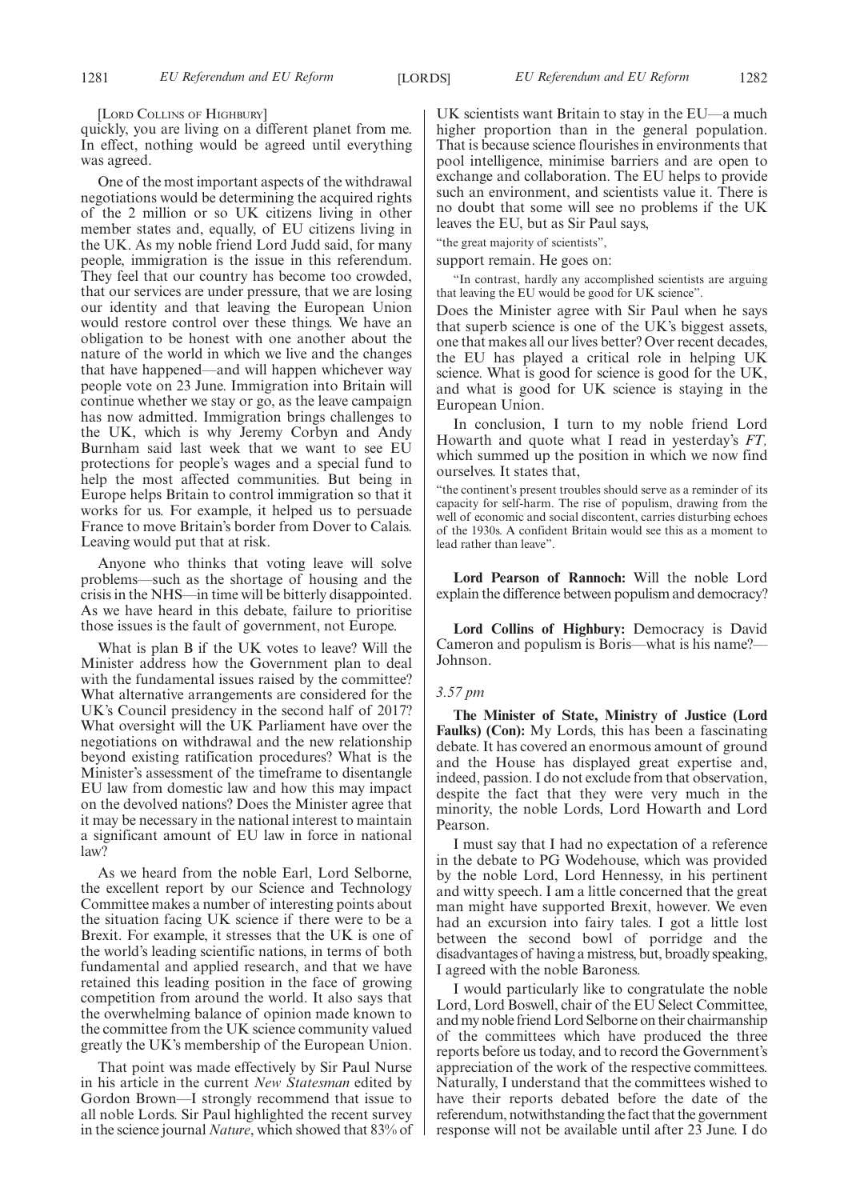[Lord Collins of Highbury]

quickly, you are living on a different planet from me. In effect, nothing would be agreed until everything was agreed.

One of the most important aspects of the withdrawal negotiations would be determining the acquired rights of the 2 million or so UK citizens living in other member states and, equally, of EU citizens living in the UK. As my noble friend Lord Judd said, for many people, immigration is the issue in this referendum. They feel that our country has become too crowded, that our services are under pressure, that we are losing our identity and that leaving the European Union would restore control over these things. We have an obligation to be honest with one another about the nature of the world in which we live and the changes that have happened—and will happen whichever way people vote on 23 June. Immigration into Britain will continue whether we stay or go, as the leave campaign has now admitted. Immigration brings challenges to the UK, which is why Jeremy Corbyn and Andy Burnham said last week that we want to see EU protections for people's wages and a special fund to help the most affected communities. But being in Europe helps Britain to control immigration so that it works for us. For example, it helped us to persuade France to move Britain's border from Dover to Calais. Leaving would put that at risk.

Anyone who thinks that voting leave will solve problems—such as the shortage of housing and the crisis in the NHS—in time will be bitterly disappointed. As we have heard in this debate, failure to prioritise those issues is the fault of government, not Europe.

What is plan B if the UK votes to leave? Will the Minister address how the Government plan to deal with the fundamental issues raised by the committee? What alternative arrangements are considered for the UK's Council presidency in the second half of 2017? What oversight will the UK Parliament have over the negotiations on withdrawal and the new relationship beyond existing ratification procedures? What is the Minister's assessment of the timeframe to disentangle EU law from domestic law and how this may impact on the devolved nations? Does the Minister agree that it may be necessary in the national interest to maintain a significant amount of EU law in force in national law?

As we heard from the noble Earl, Lord Selborne, the excellent report by our Science and Technology Committee makes a number of interesting points about the situation facing UK science if there were to be a Brexit. For example, it stresses that the UK is one of the world's leading scientific nations, in terms of both fundamental and applied research, and that we have retained this leading position in the face of growing competition from around the world. It also says that the overwhelming balance of opinion made known to the committee from the UK science community valued greatly the UK's membership of the European Union.

That point was made effectively by Sir Paul Nurse in his article in the current *New Statesman* edited by Gordon Brown—I strongly recommend that issue to all noble Lords. Sir Paul highlighted the recent survey in the science journal *Nature*, which showed that 83% of UK scientists want Britain to stay in the EU—a much higher proportion than in the general population. That is because science flourishes in environments that pool intelligence, minimise barriers and are open to exchange and collaboration. The EU helps to provide such an environment, and scientists value it. There is no doubt that some will see no problems if the UK leaves the EU, but as Sir Paul says,

"the great majority of scientists",

support remain. He goes on:

> "In contrast, hardly any accomplished scientists are arguing that leaving the EU would be good for UK science".

Does the Minister agree with Sir Paul when he says that superb science is one of the UK's biggest assets, one that makes all our lives better? Over recent decades, the EU has played a critical role in helping UK science. What is good for science is good for the UK, and what is good for UK science is staying in the European Union.

In conclusion, I turn to my noble friend Lord Howarth and quote what I read in yesterday's *FT,* which summed up the position in which we now find ourselves. It states that,

> "the continent's present troubles should serve as a reminder of its capacity for self-harm. The rise of populism, drawing from the well of economic and social discontent, carries disturbing echoes of the 1930s. A confident Britain would see this as a moment to lead rather than leave".

**Lord Pearson of Rannoch:** Will the noble Lord explain the difference between populism and democracy?

**Lord Collins of Highbury:** Democracy is David Cameron and populism is Boris—what is his name?—Johnson.

*3.57 pm*

**The Minister of State, Ministry of Justice (Lord Faulks) (Con):** My Lords, this has been a fascinating debate. It has covered an enormous amount of ground and the House has displayed great expertise and, indeed, passion. I do not exclude from that observation, despite the fact that they were very much in the minority, the noble Lords, Lord Howarth and Lord Pearson.

I must say that I had no expectation of a reference in the debate to PG Wodehouse, which was provided by the noble Lord, Lord Hennessy, in his pertinent and witty speech. I am a little concerned that the great man might have supported Brexit, however. We even had an excursion into fairy tales. I got a little lost between the second bowl of porridge and the disadvantages of having a mistress, but, broadly speaking, I agreed with the noble Baroness.

I would particularly like to congratulate the noble Lord, Lord Boswell, chair of the EU Select Committee, and my noble friend Lord Selborne on their chairmanship of the committees which have produced the three reports before us today, and to record the Government's appreciation of the work of the respective committees. Naturally, I understand that the committees wished to have their reports debated before the date of the referendum, notwithstanding the fact that the government response will not be available until after 23 June. I do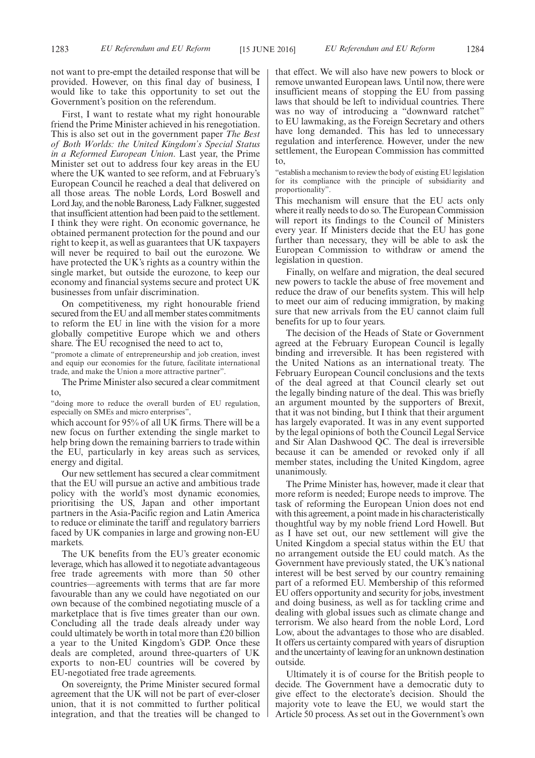not want to pre-empt the detailed response that will be provided. However, on this final day of business, I would like to take this opportunity to set out the Government's position on the referendum.

First, I want to restate what my right honourable friend the Prime Minister achieved in his renegotiation. This is also set out in the government paper *The Best of Both Worlds: the United Kingdom's Special Status in a Reformed European Union*. Last year, the Prime Minister set out to address four key areas in the EU where the UK wanted to see reform, and at February's European Council he reached a deal that delivered on all those areas. The noble Lords, Lord Boswell and Lord Jay, and the noble Baroness, Lady Falkner, suggested that insufficient attention had been paid to the settlement. I think they were right. On economic governance, he obtained permanent protection for the pound and our right to keep it, as well as guarantees that UK taxpayers will never be required to bail out the eurozone. We have protected the UK's rights as a country within the single market, but outside the eurozone, to keep our economy and financial systems secure and protect UK businesses from unfair discrimination.

On competitiveness, my right honourable friend secured from the EU and all member states commitments to reform the EU in line with the vision for a more globally competitive Europe which we and others share. The EU recognised the need to act to,

"promote a climate of entrepreneurship and job creation, invest and equip our economies for the future, facilitate international trade, and make the Union a more attractive partner".

The Prime Minister also secured a clear commitment to,

"doing more to reduce the overall burden of EU regulation, especially on SMEs and micro enterprises",

which account for 95% of all UK firms. There will be a new focus on further extending the single market to help bring down the remaining barriers to trade within the EU, particularly in key areas such as services, energy and digital.

Our new settlement has secured a clear commitment that the EU will pursue an active and ambitious trade policy with the world's most dynamic economies, prioritising the US, Japan and other important partners in the Asia-Pacific region and Latin America to reduce or eliminate the tariff and regulatory barriers faced by UK companies in large and growing non-EU markets.

The UK benefits from the EU's greater economic leverage, which has allowed it to negotiate advantageous free trade agreements with more than 50 other countries—agreements with terms that are far more favourable than any we could have negotiated on our own because of the combined negotiating muscle of a marketplace that is five times greater than our own. Concluding all the trade deals already under way could ultimately be worth in total more than £20 billion a year to the United Kingdom's GDP. Once these deals are completed, around three-quarters of UK exports to non-EU countries will be covered by EU-negotiated free trade agreements.

On sovereignty, the Prime Minister secured formal agreement that the UK will not be part of ever-closer union, that it is not committed to further political integration, and that the treaties will be changed to that effect. We will also have new powers to block or remove unwanted European laws. Until now, there were insufficient means of stopping the EU from passing laws that should be left to individual countries. There was no way of introducing a "downward ratchet" to EU lawmaking, as the Foreign Secretary and others have long demanded. This has led to unnecessary regulation and interference. However, under the new settlement, the European Commission has committed to,

"establish a mechanism to review the body of existing EU legislation for its compliance with the principle of subsidiarity and proportionality".

This mechanism will ensure that the EU acts only where it really needs to do so. The European Commission will report its findings to the Council of Ministers every year. If Ministers decide that the EU has gone further than necessary, they will be able to ask the European Commission to withdraw or amend the legislation in question.

Finally, on welfare and migration, the deal secured new powers to tackle the abuse of free movement and reduce the draw of our benefits system. This will help to meet our aim of reducing immigration, by making sure that new arrivals from the EU cannot claim full benefits for up to four years.

The decision of the Heads of State or Government agreed at the February European Council is legally binding and irreversible. It has been registered with the United Nations as an international treaty. The February European Council conclusions and the texts of the deal agreed at that Council clearly set out the legally binding nature of the deal. This was briefly an argument mounted by the supporters of Brexit, that it was not binding, but I think that their argument has largely evaporated. It was in any event supported by the legal opinions of both the Council Legal Service and Sir Alan Dashwood QC. The deal is irreversible because it can be amended or revoked only if all member states, including the United Kingdom, agree unanimously.

The Prime Minister has, however, made it clear that more reform is needed; Europe needs to improve. The task of reforming the European Union does not end with this agreement, a point made in his characteristically thoughtful way by my noble friend Lord Howell. But as I have set out, our new settlement will give the United Kingdom a special status within the EU that no arrangement outside the EU could match. As the Government have previously stated, the UK's national interest will be best served by our country remaining part of a reformed EU. Membership of this reformed EU offers opportunity and security for jobs, investment and doing business, as well as for tackling crime and dealing with global issues such as climate change and terrorism. We also heard from the noble Lord, Lord Low, about the advantages to those who are disabled. It offers us certainty compared with years of disruption and the uncertainty of leaving for an unknown destination outside.

Ultimately it is of course for the British people to decide. The Government have a democratic duty to give effect to the electorate's decision. Should the majority vote to leave the EU, we would start the Article 50 process. As set out in the Government's own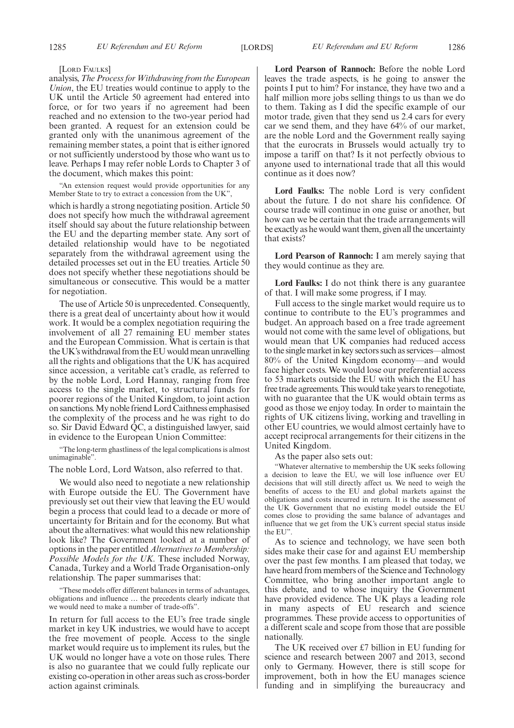[LORD FAULKS]

analysis, *The Process for Withdrawing from the European Union*, the EU treaties would continue to apply to the UK until the Article 50 agreement had entered into force, or for two years if no agreement had been reached and no extension to the two-year period had been granted. A request for an extension could be granted only with the unanimous agreement of the remaining member states, a point that is either ignored or not sufficiently understood by those who want us to leave. Perhaps I may refer noble Lords to Chapter 3 of the document, which makes this point:

> "An extension request would provide opportunities for any Member State to try to extract a concession from the UK",

which is hardly a strong negotiating position. Article 50 does not specify how much the withdrawal agreement itself should say about the future relationship between the EU and the departing member state. Any sort of detailed relationship would have to be negotiated separately from the withdrawal agreement using the detailed processes set out in the EU treaties. Article 50 does not specify whether these negotiations should be simultaneous or consecutive. This would be a matter for negotiation.

The use of Article 50 is unprecedented. Consequently, there is a great deal of uncertainty about how it would work. It would be a complex negotiation requiring the involvement of all 27 remaining EU member states and the European Commission. What is certain is that the UK's withdrawal from the EU would mean unravelling all the rights and obligations that the UK has acquired since accession, a veritable cat's cradle, as referred to by the noble Lord, Lord Hannay, ranging from free access to the single market, to structural funds for poorer regions of the United Kingdom, to joint action on sanctions. My noble friend Lord Caithness emphasised the complexity of the process and he was right to do so. Sir David Edward QC, a distinguished lawyer, said in evidence to the European Union Committee:

> "The long-term ghastliness of the legal complications is almost unimaginable".

The noble Lord, Lord Watson, also referred to that.

We would also need to negotiate a new relationship with Europe outside the EU. The Government have previously set out their view that leaving the EU would begin a process that could lead to a decade or more of uncertainty for Britain and for the economy. But what about the alternatives: what would this new relationship look like? The Government looked at a number of options in the paper entitled *Alternatives to Membership: Possible Models for the UK*. These included Norway, Canada, Turkey and a World Trade Organisation-only relationship. The paper summarises that:

> "These models offer different balances in terms of advantages, obligations and influence … the precedents clearly indicate that we would need to make a number of trade-offs".

In return for full access to the EU's free trade single market in key UK industries, we would have to accept the free movement of people. Access to the single market would require us to implement its rules, but the UK would no longer have a vote on those rules. There is also no guarantee that we could fully replicate our existing co-operation in other areas such as cross-border action against criminals.

**Lord Pearson of Rannoch:** Before the noble Lord leaves the trade aspects, is he going to answer the points I put to him? For instance, they have two and a half million more jobs selling things to us than we do to them. Taking as I did the specific example of our motor trade, given that they send us 2.4 cars for every car we send them, and they have 64% of our market, are the noble Lord and the Government really saying that the eurocrats in Brussels would actually try to impose a tariff on that? Is it not perfectly obvious to anyone used to international trade that all this would continue as it does now?

**Lord Faulks:** The noble Lord is very confident about the future. I do not share his confidence. Of course trade will continue in one guise or another, but how can we be certain that the trade arrangements will be exactly as he would want them, given all the uncertainty that exists?

**Lord Pearson of Rannoch:** I am merely saying that they would continue as they are.

**Lord Faulks:** I do not think there is any guarantee of that. I will make some progress, if I may.

Full access to the single market would require us to continue to contribute to the EU's programmes and budget. An approach based on a free trade agreement would not come with the same level of obligations, but would mean that UK companies had reduced access to the single market in key sectors such as services—almost 80% of the United Kingdom economy—and would face higher costs. We would lose our preferential access to 53 markets outside the EU with which the EU has free trade agreements. This would take years to renegotiate, with no guarantee that the UK would obtain terms as good as those we enjoy today. In order to maintain the rights of UK citizens living, working and travelling in other EU countries, we would almost certainly have to accept reciprocal arrangements for their citizens in the United Kingdom.

As the paper also sets out:

> "Whatever alternative to membership the UK seeks following a decision to leave the EU, we will lose influence over EU decisions that will still directly affect us. We need to weigh the benefits of access to the EU and global markets against the obligations and costs incurred in return. It is the assessment of the UK Government that no existing model outside the EU comes close to providing the same balance of advantages and influence that we get from the UK's current special status inside the EU".

As to science and technology, we have seen both sides make their case for and against EU membership over the past few months. I am pleased that today, we have heard from members of the Science and Technology Committee, who bring another important angle to this debate, and to whose inquiry the Government have provided evidence. The UK plays a leading role in many aspects of EU research and science programmes. These provide access to opportunities of a different scale and scope from those that are possible nationally.

The UK received over £7 billion in EU funding for science and research between 2007 and 2013, second only to Germany. However, there is still scope for improvement, both in how the EU manages science funding and in simplifying the bureaucracy and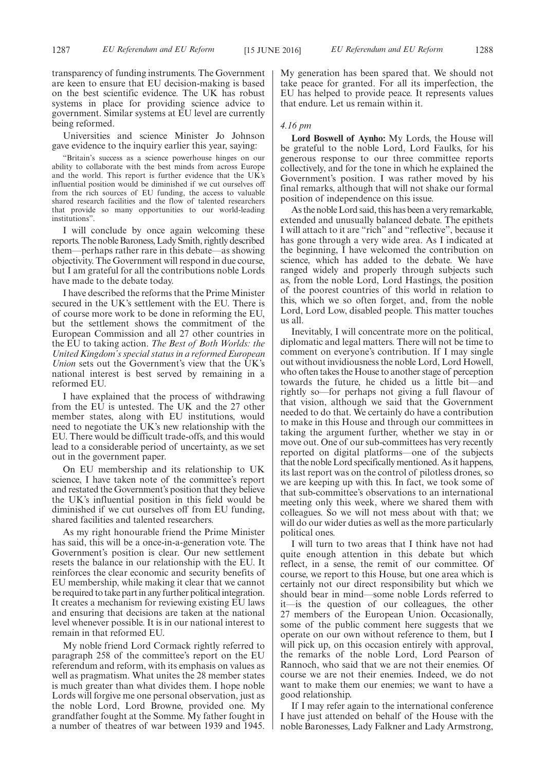transparency of funding instruments. The Government are keen to ensure that EU decision-making is based on the best scientific evidence. The UK has robust systems in place for providing science advice to government. Similar systems at EU level are currently being reformed.

Universities and science Minister Jo Johnson gave evidence to the inquiry earlier this year, saying:

> "Britain's success as a science powerhouse hinges on our ability to collaborate with the best minds from across Europe and the world. This report is further evidence that the UK's influential position would be diminished if we cut ourselves off from the rich sources of EU funding, the access to valuable shared research facilities and the flow of talented researchers that provide so many opportunities to our world-leading institutions".

I will conclude by once again welcoming these reports. The noble Baroness, Lady Smith, rightly described them—perhaps rather rare in this debate—as showing objectivity. The Government will respond in due course, but I am grateful for all the contributions noble Lords have made to the debate today.

I have described the reforms that the Prime Minister secured in the UK's settlement with the EU. There is of course more work to be done in reforming the EU, but the settlement shows the commitment of the European Commission and all 27 other countries in the EU to taking action. *The Best of Both Worlds: the United Kingdom's special status in a reformed European Union* sets out the Government's view that the UK's national interest is best served by remaining in a reformed EU.

I have explained that the process of withdrawing from the EU is untested. The UK and the 27 other member states, along with EU institutions, would need to negotiate the UK's new relationship with the EU. There would be difficult trade-offs, and this would lead to a considerable period of uncertainty, as we set out in the government paper.

On EU membership and its relationship to UK science, I have taken note of the committee's report and restated the Government's position that they believe the UK's influential position in this field would be diminished if we cut ourselves off from EU funding, shared facilities and talented researchers.

As my right honourable friend the Prime Minister has said, this will be a once-in-a-generation vote. The Government's position is clear. Our new settlement resets the balance in our relationship with the EU. It reinforces the clear economic and security benefits of EU membership, while making it clear that we cannot be required to take part in any further political integration. It creates a mechanism for reviewing existing EU laws and ensuring that decisions are taken at the national level whenever possible. It is in our national interest to remain in that reformed EU.

My noble friend Lord Cormack rightly referred to paragraph 258 of the committee's report on the EU referendum and reform, with its emphasis on values as well as pragmatism. What unites the 28 member states is much greater than what divides them. I hope noble Lords will forgive me one personal observation, just as the noble Lord, Lord Browne, provided one. My grandfather fought at the Somme. My father fought in a number of theatres of war between 1939 and 1945. My generation has been spared that. We should not take peace for granted. For all its imperfection, the EU has helped to provide peace. It represents values that endure. Let us remain within it.

*4.16 pm*

**Lord Boswell of Aynho:** My Lords, the House will be grateful to the noble Lord, Lord Faulks, for his generous response to our three committee reports collectively, and for the tone in which he explained the Government's position. I was rather moved by his final remarks, although that will not shake our formal position of independence on this issue.

As the noble Lord said, this has been a very remarkable, extended and unusually balanced debate. The epithets I will attach to it are "rich" and "reflective", because it has gone through a very wide area. As I indicated at the beginning, I have welcomed the contribution on science, which has added to the debate. We have ranged widely and properly through subjects such as, from the noble Lord, Lord Hastings, the position of the poorest countries of this world in relation to this, which we so often forget, and, from the noble Lord, Lord Low, disabled people. This matter touches us all.

Inevitably, I will concentrate more on the political, diplomatic and legal matters. There will not be time to comment on everyone's contribution. If I may single out without invidiousness the noble Lord, Lord Howell, who often takes the House to another stage of perception towards the future, he chided us a little bit—and rightly so—for perhaps not giving a full flavour of that vision, although we said that the Government needed to do that. We certainly do have a contribution to make in this House and through our committees in taking the argument further, whether we stay in or move out. One of our sub-committees has very recently reported on digital platforms—one of the subjects that the noble Lord specifically mentioned. As it happens, its last report was on the control of pilotless drones, so we are keeping up with this. In fact, we took some of that sub-committee's observations to an international meeting only this week, where we shared them with colleagues. So we will not mess about with that; we will do our wider duties as well as the more particularly political ones.

I will turn to two areas that I think have not had quite enough attention in this debate but which reflect, in a sense, the remit of our committee. Of course, we report to this House, but one area which is certainly not our direct responsibility but which we should bear in mind—some noble Lords referred to it—is the question of our colleagues, the other 27 members of the European Union. Occasionally, some of the public comment here suggests that we operate on our own without reference to them, but I will pick up, on this occasion entirely with approval, the remarks of the noble Lord, Lord Pearson of Rannoch, who said that we are not their enemies. Of course we are not their enemies. Indeed, we do not want to make them our enemies; we want to have a good relationship.

If I may refer again to the international conference I have just attended on behalf of the House with the noble Baronesses, Lady Falkner and Lady Armstrong,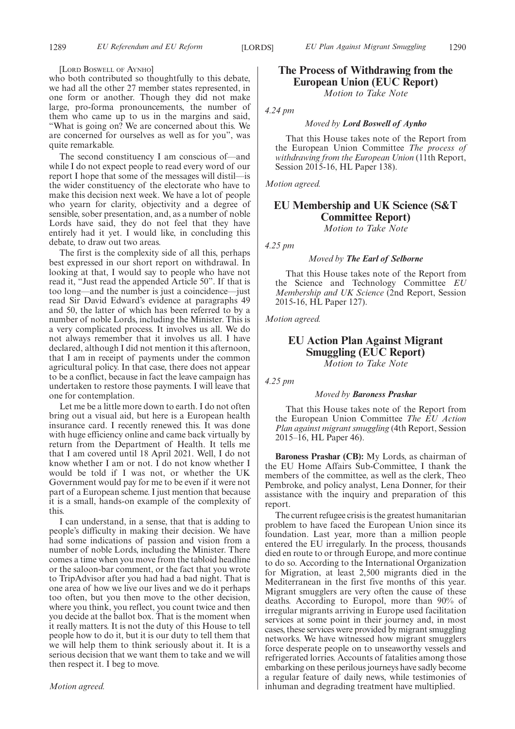[LORD BOSWELL OF AYNHO]

who both contributed so thoughtfully to this debate, we had all the other 27 member states represented, in one form or another. Though they did not make large, pro-forma pronouncements, the number of them who came up to us in the margins and said, "What is going on? We are concerned about this. We are concerned for ourselves as well as for you", was quite remarkable.

The second constituency I am conscious of—and while I do not expect people to read every word of our report I hope that some of the messages will distil—is the wider constituency of the electorate who have to make this decision next week. We have a lot of people who yearn for clarity, objectivity and a degree of sensible, sober presentation, and, as a number of noble Lords have said, they do not feel that they have entirely had it yet. I would like, in concluding this debate, to draw out two areas.

The first is the complexity side of all this, perhaps best expressed in our short report on withdrawal. In looking at that, I would say to people who have not read it, "Just read the appended Article 50". If that is too long—and the number is just a coincidence—just read Sir David Edward's evidence at paragraphs 49 and 50, the latter of which has been referred to by a number of noble Lords, including the Minister. This is a very complicated process. It involves us all. We do not always remember that it involves us all. I have declared, although I did not mention it this afternoon, that I am in receipt of payments under the common agricultural policy. In that case, there does not appear to be a conflict, because in fact the leave campaign has undertaken to restore those payments. I will leave that one for contemplation.

Let me be a little more down to earth. I do not often bring out a visual aid, but here is a European health insurance card. I recently renewed this. It was done with huge efficiency online and came back virtually by return from the Department of Health. It tells me that I am covered until 18 April 2021. Well, I do not know whether I am or not. I do not know whether I would be told if I was not, or whether the UK Government would pay for me to be even if it were not part of a European scheme. I just mention that because it is a small, hands-on example of the complexity of this.

I can understand, in a sense, that that is adding to people's difficulty in making their decision. We have had some indications of passion and vision from a number of noble Lords, including the Minister. There comes a time when you move from the tabloid headline or the saloon-bar comment, or the fact that you wrote to TripAdvisor after you had had a bad night. That is one area of how we live our lives and we do it perhaps too often, but you then move to the other decision, where you think, you reflect, you count twice and then you decide at the ballot box. That is the moment when it really matters. It is not the duty of this House to tell people how to do it, but it is our duty to tell them that we will help them to think seriously about it. It is a serious decision that we want them to take and we will then respect it. I beg to move.

*Motion agreed.*

## The Process of Withdrawing from the European Union (EUC Report)

*Motion to Take Note*

*4.24 pm*

*Moved by* ***Lord Boswell of Aynho***

That this House takes note of the Report from the European Union Committee *The process of withdrawing from the European Union* (11th Report, Session 2015-16, HL Paper 138).

*Motion agreed.*

## EU Membership and UK Science (S&T Committee Report)

*Motion to Take Note*

*4.25 pm*

*Moved by* ***The Earl of Selborne***

That this House takes note of the Report from the Science and Technology Committee *EU Membership and UK Science* (2nd Report, Session 2015-16, HL Paper 127).

*Motion agreed.*

## EU Action Plan Against Migrant Smuggling (EUC Report)

*Motion to Take Note*

*4.25 pm*

*Moved by* ***Baroness Prashar***

That this House takes note of the Report from the European Union Committee *The EU Action Plan against migrant smuggling* (4th Report, Session 2015–16, HL Paper 46).

**Baroness Prashar (CB):** My Lords, as chairman of the EU Home Affairs Sub-Committee, I thank the members of the committee, as well as the clerk, Theo Pembroke, and policy analyst, Lena Donner, for their assistance with the inquiry and preparation of this report.

The current refugee crisis is the greatest humanitarian problem to have faced the European Union since its foundation. Last year, more than a million people entered the EU irregularly. In the process, thousands died en route to or through Europe, and more continue to do so. According to the International Organization for Migration, at least 2,500 migrants died in the Mediterranean in the first five months of this year. Migrant smugglers are very often the cause of these deaths. According to Europol, more than 90% of irregular migrants arriving in Europe used facilitation services at some point in their journey and, in most cases, these services were provided by migrant smuggling networks. We have witnessed how migrant smugglers force desperate people on to unseaworthy vessels and refrigerated lorries. Accounts of fatalities among those embarking on these perilous journeys have sadly become a regular feature of daily news, while testimonies of inhuman and degrading treatment have multiplied.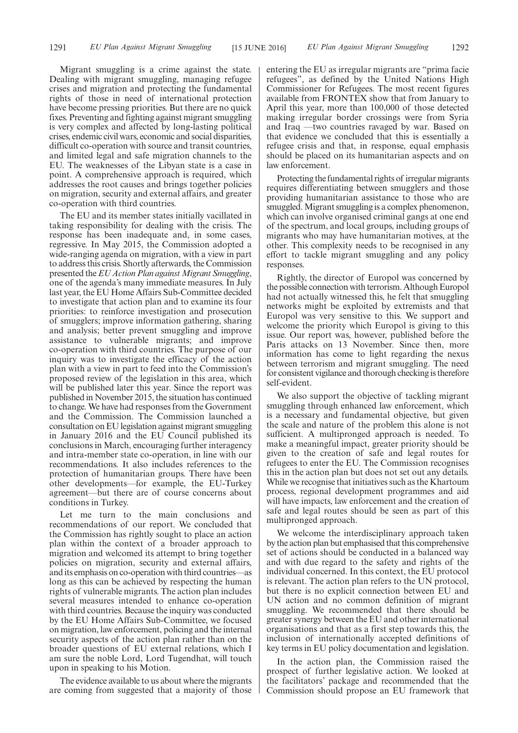Migrant smuggling is a crime against the state. Dealing with migrant smuggling, managing refugee crises and migration and protecting the fundamental rights of those in need of international protection have become pressing priorities. But there are no quick fixes. Preventing and fighting against migrant smuggling is very complex and affected by long-lasting political crises, endemic civil wars, economic and social disparities, difficult co-operation with source and transit countries, and limited legal and safe migration channels to the EU. The weaknesses of the Libyan state is a case in point. A comprehensive approach is required, which addresses the root causes and brings together policies on migration, security and external affairs, and greater co-operation with third countries.

The EU and its member states initially vacillated in taking responsibility for dealing with the crisis. The response has been inadequate and, in some cases, regressive. In May 2015, the Commission adopted a wide-ranging agenda on migration, with a view in part to address this crisis. Shortly afterwards, the Commission presented the *EU Action Plan against Migrant Smuggling*, one of the agenda's many immediate measures. In July last year, the EU Home Affairs Sub-Committee decided to investigate that action plan and to examine its four priorities: to reinforce investigation and prosecution of smugglers; improve information gathering, sharing and analysis; better prevent smuggling and improve assistance to vulnerable migrants; and improve co-operation with third countries. The purpose of our inquiry was to investigate the efficacy of the action plan with a view in part to feed into the Commission's proposed review of the legislation in this area, which will be published later this year. Since the report was published in November 2015, the situation has continued to change. We have had responses from the Government and the Commission. The Commission launched a consultation on EU legislation against migrant smuggling in January 2016 and the EU Council published its conclusions in March, encouraging further interagency and intra-member state co-operation, in line with our recommendations. It also includes references to the protection of humanitarian groups. There have been other developments—for example, the EU-Turkey agreement—but there are of course concerns about conditions in Turkey.

Let me turn to the main conclusions and recommendations of our report. We concluded that the Commission has rightly sought to place an action plan within the context of a broader approach to migration and welcomed its attempt to bring together policies on migration, security and external affairs, and its emphasis on co-operation with third countries—as long as this can be achieved by respecting the human rights of vulnerable migrants. The action plan includes several measures intended to enhance co-operation with third countries. Because the inquiry was conducted by the EU Home Affairs Sub-Committee, we focused on migration, law enforcement, policing and the internal security aspects of the action plan rather than on the broader questions of EU external relations, which I am sure the noble Lord, Lord Tugendhat, will touch upon in speaking to his Motion.

The evidence available to us about where the migrants are coming from suggested that a majority of those entering the EU as irregular migrants are "prima facie refugees", as defined by the United Nations High Commissioner for Refugees. The most recent figures available from FRONTEX show that from January to April this year, more than 100,000 of those detected making irregular border crossings were from Syria and Iraq —two countries ravaged by war. Based on that evidence we concluded that this is essentially a refugee crisis and that, in response, equal emphasis should be placed on its humanitarian aspects and on law enforcement.

Protecting the fundamental rights of irregular migrants requires differentiating between smugglers and those providing humanitarian assistance to those who are smuggled. Migrant smuggling is a complex phenomenon, which can involve organised criminal gangs at one end of the spectrum, and local groups, including groups of migrants who may have humanitarian motives, at the other. This complexity needs to be recognised in any effort to tackle migrant smuggling and any policy responses.

Rightly, the director of Europol was concerned by the possible connection with terrorism. Although Europol had not actually witnessed this, he felt that smuggling networks might be exploited by extremists and that Europol was very sensitive to this. We support and welcome the priority which Europol is giving to this issue. Our report was, however, published before the Paris attacks on 13 November. Since then, more information has come to light regarding the nexus between terrorism and migrant smuggling. The need for consistent vigilance and thorough checking is therefore self-evident.

We also support the objective of tackling migrant smuggling through enhanced law enforcement, which is a necessary and fundamental objective, but given the scale and nature of the problem this alone is not sufficient. A multipronged approach is needed. To make a meaningful impact, greater priority should be given to the creation of safe and legal routes for refugees to enter the EU. The Commission recognises this in the action plan but does not set out any details. While we recognise that initiatives such as the Khartoum process, regional development programmes and aid will have impacts, law enforcement and the creation of safe and legal routes should be seen as part of this multipronged approach.

We welcome the interdisciplinary approach taken by the action plan but emphasised that this comprehensive set of actions should be conducted in a balanced way and with due regard to the safety and rights of the individual concerned. In this context, the EU protocol is relevant. The action plan refers to the UN protocol, but there is no explicit connection between EU and UN action and no common definition of migrant smuggling. We recommended that there should be greater synergy between the EU and other international organisations and that as a first step towards this, the inclusion of internationally accepted definitions of key terms in EU policy documentation and legislation.

In the action plan, the Commission raised the prospect of further legislative action. We looked at the facilitators' package and recommended that the Commission should propose an EU framework that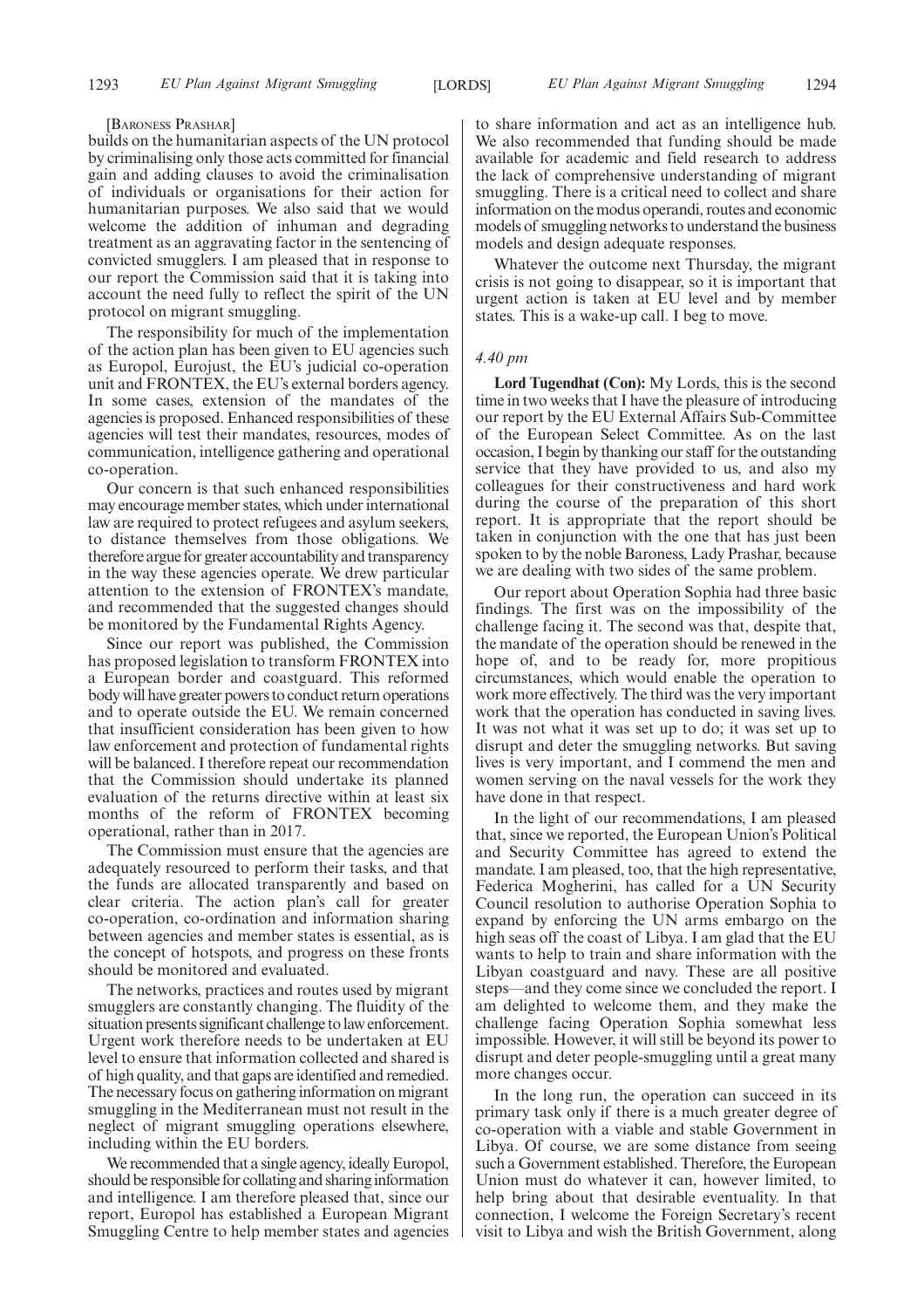[Baroness Prashar]

builds on the humanitarian aspects of the UN protocol by criminalising only those acts committed for financial gain and adding clauses to avoid the criminalisation of individuals or organisations for their action for humanitarian purposes. We also said that we would welcome the addition of inhuman and degrading treatment as an aggravating factor in the sentencing of convicted smugglers. I am pleased that in response to our report the Commission said that it is taking into account the need fully to reflect the spirit of the UN protocol on migrant smuggling.

The responsibility for much of the implementation of the action plan has been given to EU agencies such as Europol, Eurojust, the EU's judicial co-operation unit and FRONTEX, the EU's external borders agency. In some cases, extension of the mandates of the agencies is proposed. Enhanced responsibilities of these agencies will test their mandates, resources, modes of communication, intelligence gathering and operational co-operation.

Our concern is that such enhanced responsibilities may encourage member states, which under international law are required to protect refugees and asylum seekers, to distance themselves from those obligations. We therefore argue for greater accountability and transparency in the way these agencies operate. We drew particular attention to the extension of FRONTEX's mandate, and recommended that the suggested changes should be monitored by the Fundamental Rights Agency.

Since our report was published, the Commission has proposed legislation to transform FRONTEX into a European border and coastguard. This reformed body will have greater powers to conduct return operations and to operate outside the EU. We remain concerned that insufficient consideration has been given to how law enforcement and protection of fundamental rights will be balanced. I therefore repeat our recommendation that the Commission should undertake its planned evaluation of the returns directive within at least six months of the reform of FRONTEX becoming operational, rather than in 2017.

The Commission must ensure that the agencies are adequately resourced to perform their tasks, and that the funds are allocated transparently and based on clear criteria. The action plan's call for greater co-operation, co-ordination and information sharing between agencies and member states is essential, as is the concept of hotspots, and progress on these fronts should be monitored and evaluated.

The networks, practices and routes used by migrant smugglers are constantly changing. The fluidity of the situation presents significant challenge to law enforcement. Urgent work therefore needs to be undertaken at EU level to ensure that information collected and shared is of high quality, and that gaps are identified and remedied. The necessary focus on gathering information on migrant smuggling in the Mediterranean must not result in the neglect of migrant smuggling operations elsewhere, including within the EU borders.

We recommended that a single agency, ideally Europol, should be responsible for collating and sharing information and intelligence. I am therefore pleased that, since our report, Europol has established a European Migrant Smuggling Centre to help member states and agencies to share information and act as an intelligence hub. We also recommended that funding should be made available for academic and field research to address the lack of comprehensive understanding of migrant smuggling. There is a critical need to collect and share information on the modus operandi, routes and economic models of smuggling networks to understand the business models and design adequate responses.

Whatever the outcome next Thursday, the migrant crisis is not going to disappear, so it is important that urgent action is taken at EU level and by member states. This is a wake-up call. I beg to move.

*4.40 pm*

**Lord Tugendhat (Con):** My Lords, this is the second time in two weeks that I have the pleasure of introducing our report by the EU External Affairs Sub-Committee of the European Select Committee. As on the last occasion, I begin by thanking our staff for the outstanding service that they have provided to us, and also my colleagues for their constructiveness and hard work during the course of the preparation of this short report. It is appropriate that the report should be taken in conjunction with the one that has just been spoken to by the noble Baroness, Lady Prashar, because we are dealing with two sides of the same problem.

Our report about Operation Sophia had three basic findings. The first was on the impossibility of the challenge facing it. The second was that, despite that, the mandate of the operation should be renewed in the hope of, and to be ready for, more propitious circumstances, which would enable the operation to work more effectively. The third was the very important work that the operation has conducted in saving lives. It was not what it was set up to do; it was set up to disrupt and deter the smuggling networks. But saving lives is very important, and I commend the men and women serving on the naval vessels for the work they have done in that respect.

In the light of our recommendations, I am pleased that, since we reported, the European Union's Political and Security Committee has agreed to extend the mandate. I am pleased, too, that the high representative, Federica Mogherini, has called for a UN Security Council resolution to authorise Operation Sophia to expand by enforcing the UN arms embargo on the high seas off the coast of Libya. I am glad that the EU wants to help to train and share information with the Libyan coastguard and navy. These are all positive steps—and they come since we concluded the report. I am delighted to welcome them, and they make the challenge facing Operation Sophia somewhat less impossible. However, it will still be beyond its power to disrupt and deter people-smuggling until a great many more changes occur.

In the long run, the operation can succeed in its primary task only if there is a much greater degree of co-operation with a viable and stable Government in Libya. Of course, we are some distance from seeing such a Government established. Therefore, the European Union must do whatever it can, however limited, to help bring about that desirable eventuality. In that connection, I welcome the Foreign Secretary's recent visit to Libya and wish the British Government, along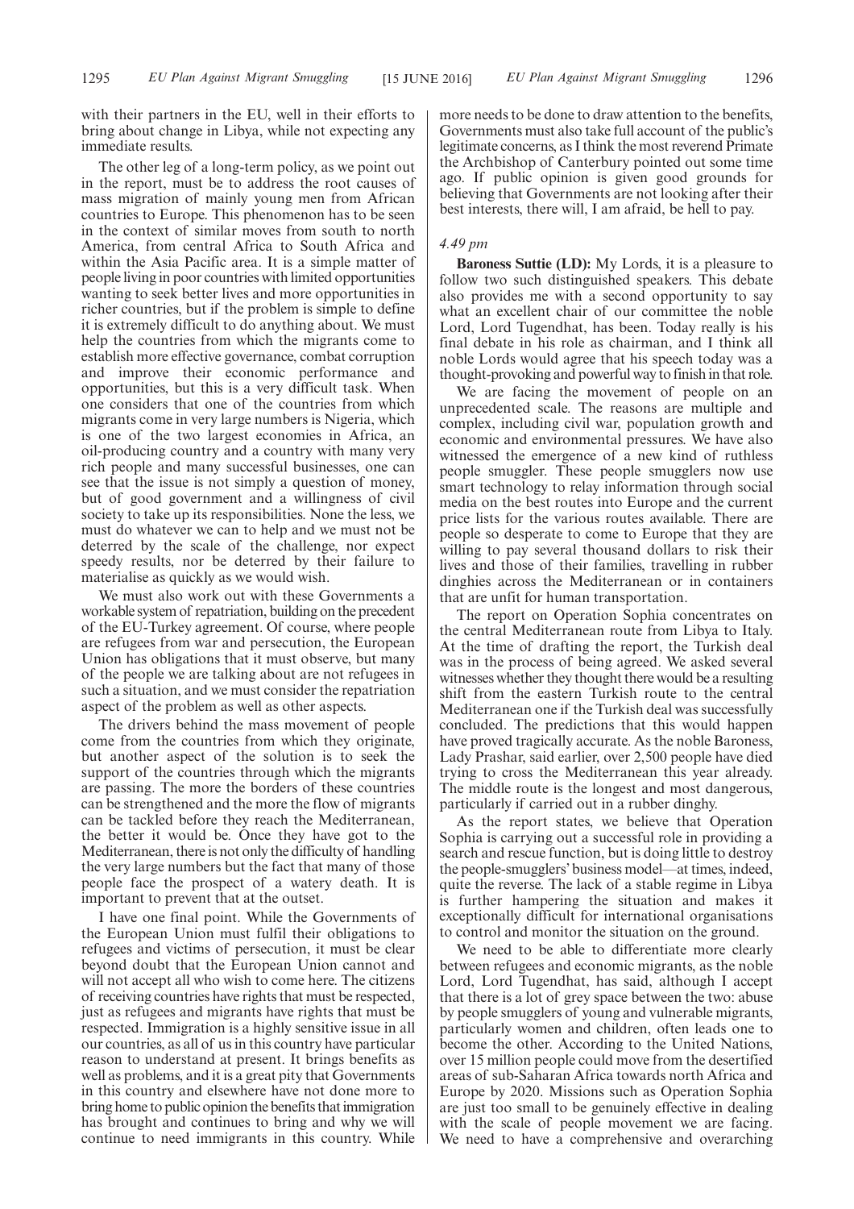with their partners in the EU, well in their efforts to bring about change in Libya, while not expecting any immediate results.

The other leg of a long-term policy, as we point out in the report, must be to address the root causes of mass migration of mainly young men from African countries to Europe. This phenomenon has to be seen in the context of similar moves from south to north America, from central Africa to South Africa and within the Asia Pacific area. It is a simple matter of people living in poor countries with limited opportunities wanting to seek better lives and more opportunities in richer countries, but if the problem is simple to define it is extremely difficult to do anything about. We must help the countries from which the migrants come to establish more effective governance, combat corruption and improve their economic performance and opportunities, but this is a very difficult task. When one considers that one of the countries from which migrants come in very large numbers is Nigeria, which is one of the two largest economies in Africa, an oil-producing country and a country with many very rich people and many successful businesses, one can see that the issue is not simply a question of money, but of good government and a willingness of civil society to take up its responsibilities. None the less, we must do whatever we can to help and we must not be deterred by the scale of the challenge, nor expect speedy results, nor be deterred by their failure to materialise as quickly as we would wish.

We must also work out with these Governments a workable system of repatriation, building on the precedent of the EU-Turkey agreement. Of course, where people are refugees from war and persecution, the European Union has obligations that it must observe, but many of the people we are talking about are not refugees in such a situation, and we must consider the repatriation aspect of the problem as well as other aspects.

The drivers behind the mass movement of people come from the countries from which they originate, but another aspect of the solution is to seek the support of the countries through which the migrants are passing. The more the borders of these countries can be strengthened and the more the flow of migrants can be tackled before they reach the Mediterranean, the better it would be. Once they have got to the Mediterranean, there is not only the difficulty of handling the very large numbers but the fact that many of those people face the prospect of a watery death. It is important to prevent that at the outset.

I have one final point. While the Governments of the European Union must fulfil their obligations to refugees and victims of persecution, it must be clear beyond doubt that the European Union cannot and will not accept all who wish to come here. The citizens of receiving countries have rights that must be respected, just as refugees and migrants have rights that must be respected. Immigration is a highly sensitive issue in all our countries, as all of us in this country have particular reason to understand at present. It brings benefits as well as problems, and it is a great pity that Governments in this country and elsewhere have not done more to bring home to public opinion the benefits that immigration has brought and continues to bring and why we will continue to need immigrants in this country. While more needs to be done to draw attention to the benefits, Governments must also take full account of the public's legitimate concerns, as I think the most reverend Primate the Archbishop of Canterbury pointed out some time ago. If public opinion is given good grounds for believing that Governments are not looking after their best interests, there will, I am afraid, be hell to pay.

*4.49 pm*

**Baroness Suttie (LD):** My Lords, it is a pleasure to follow two such distinguished speakers. This debate also provides me with a second opportunity to say what an excellent chair of our committee the noble Lord, Lord Tugendhat, has been. Today really is his final debate in his role as chairman, and I think all noble Lords would agree that his speech today was a thought-provoking and powerful way to finish in that role.

We are facing the movement of people on an unprecedented scale. The reasons are multiple and complex, including civil war, population growth and economic and environmental pressures. We have also witnessed the emergence of a new kind of ruthless people smuggler. These people smugglers now use smart technology to relay information through social media on the best routes into Europe and the current price lists for the various routes available. There are people so desperate to come to Europe that they are willing to pay several thousand dollars to risk their lives and those of their families, travelling in rubber dinghies across the Mediterranean or in containers that are unfit for human transportation.

The report on Operation Sophia concentrates on the central Mediterranean route from Libya to Italy. At the time of drafting the report, the Turkish deal was in the process of being agreed. We asked several witnesses whether they thought there would be a resulting shift from the eastern Turkish route to the central Mediterranean one if the Turkish deal was successfully concluded. The predictions that this would happen have proved tragically accurate. As the noble Baroness, Lady Prashar, said earlier, over 2,500 people have died trying to cross the Mediterranean this year already. The middle route is the longest and most dangerous, particularly if carried out in a rubber dinghy.

As the report states, we believe that Operation Sophia is carrying out a successful role in providing a search and rescue function, but is doing little to destroy the people-smugglers' business model—at times, indeed, quite the reverse. The lack of a stable regime in Libya is further hampering the situation and makes it exceptionally difficult for international organisations to control and monitor the situation on the ground.

We need to be able to differentiate more clearly between refugees and economic migrants, as the noble Lord, Lord Tugendhat, has said, although I accept that there is a lot of grey space between the two: abuse by people smugglers of young and vulnerable migrants, particularly women and children, often leads one to become the other. According to the United Nations, over 15 million people could move from the desertified areas of sub-Saharan Africa towards north Africa and Europe by 2020. Missions such as Operation Sophia are just too small to be genuinely effective in dealing with the scale of people movement we are facing. We need to have a comprehensive and overarching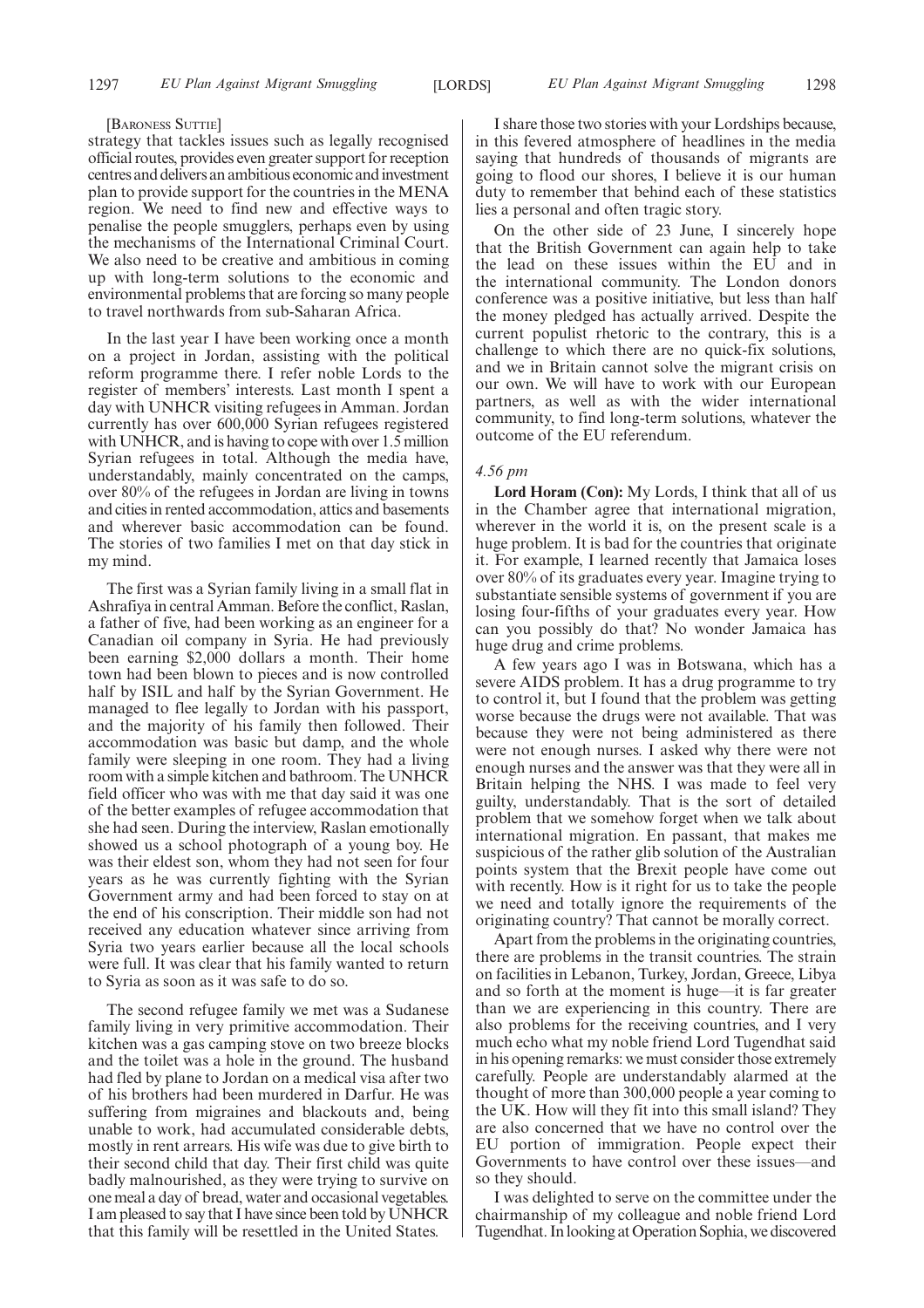[Baroness Suttie]

strategy that tackles issues such as legally recognised official routes, provides even greater support for reception centres and delivers an ambitious economic and investment plan to provide support for the countries in the MENA region. We need to find new and effective ways to penalise the people smugglers, perhaps even by using the mechanisms of the International Criminal Court. We also need to be creative and ambitious in coming up with long-term solutions to the economic and environmental problems that are forcing so many people to travel northwards from sub-Saharan Africa.

In the last year I have been working once a month on a project in Jordan, assisting with the political reform programme there. I refer noble Lords to the register of members' interests. Last month I spent a day with UNHCR visiting refugees in Amman. Jordan currently has over 600,000 Syrian refugees registered with UNHCR, and is having to cope with over 1.5 million Syrian refugees in total. Although the media have, understandably, mainly concentrated on the camps, over 80% of the refugees in Jordan are living in towns and cities in rented accommodation, attics and basements and wherever basic accommodation can be found. The stories of two families I met on that day stick in my mind.

The first was a Syrian family living in a small flat in Ashrafiya in central Amman. Before the conflict, Raslan, a father of five, had been working as an engineer for a Canadian oil company in Syria. He had previously been earning $2,000 dollars a month. Their home town had been blown to pieces and is now controlled half by ISIL and half by the Syrian Government. He managed to flee legally to Jordan with his passport, and the majority of his family then followed. Their accommodation was basic but damp, and the whole family were sleeping in one room. They had a living room with a simple kitchen and bathroom. The UNHCR field officer who was with me that day said it was one of the better examples of refugee accommodation that she had seen. During the interview, Raslan emotionally showed us a school photograph of a young boy. He was their eldest son, whom they had not seen for four years as he was currently fighting with the Syrian Government army and had been forced to stay on at the end of his conscription. Their middle son had not received any education whatever since arriving from Syria two years earlier because all the local schools were full. It was clear that his family wanted to return to Syria as soon as it was safe to do so.

The second refugee family we met was a Sudanese family living in very primitive accommodation. Their kitchen was a gas camping stove on two breeze blocks and the toilet was a hole in the ground. The husband had fled by plane to Jordan on a medical visa after two of his brothers had been murdered in Darfur. He was suffering from migraines and blackouts and, being unable to work, had accumulated considerable debts, mostly in rent arrears. His wife was due to give birth to their second child that day. Their first child was quite badly malnourished, as they were trying to survive on one meal a day of bread, water and occasional vegetables. I am pleased to say that I have since been told by UNHCR that this family will be resettled in the United States.

I share those two stories with your Lordships because, in this fevered atmosphere of headlines in the media saying that hundreds of thousands of migrants are going to flood our shores, I believe it is our human duty to remember that behind each of these statistics lies a personal and often tragic story.

On the other side of 23 June, I sincerely hope that the British Government can again help to take the lead on these issues within the EU and in the international community. The London donors conference was a positive initiative, but less than half the money pledged has actually arrived. Despite the current populist rhetoric to the contrary, this is a challenge to which there are no quick-fix solutions, and we in Britain cannot solve the migrant crisis on our own. We will have to work with our European partners, as well as with the wider international community, to find long-term solutions, whatever the outcome of the EU referendum.

*4.56 pm*

**Lord Horam (Con):** My Lords, I think that all of us in the Chamber agree that international migration, wherever in the world it is, on the present scale is a huge problem. It is bad for the countries that originate it. For example, I learned recently that Jamaica loses over 80% of its graduates every year. Imagine trying to substantiate sensible systems of government if you are losing four-fifths of your graduates every year. How can you possibly do that? No wonder Jamaica has huge drug and crime problems.

A few years ago I was in Botswana, which has a severe AIDS problem. It has a drug programme to try to control it, but I found that the problem was getting worse because the drugs were not available. That was because they were not being administered as there were not enough nurses. I asked why there were not enough nurses and the answer was that they were all in Britain helping the NHS. I was made to feel very guilty, understandably. That is the sort of detailed problem that we somehow forget when we talk about international migration. En passant, that makes me suspicious of the rather glib solution of the Australian points system that the Brexit people have come out with recently. How is it right for us to take the people we need and totally ignore the requirements of the originating country? That cannot be morally correct.

Apart from the problems in the originating countries, there are problems in the transit countries. The strain on facilities in Lebanon, Turkey, Jordan, Greece, Libya and so forth at the moment is huge—it is far greater than we are experiencing in this country. There are also problems for the receiving countries, and I very much echo what my noble friend Lord Tugendhat said in his opening remarks: we must consider those extremely carefully. People are understandably alarmed at the thought of more than 300,000 people a year coming to the UK. How will they fit into this small island? They are also concerned that we have no control over the EU portion of immigration. People expect their Governments to have control over these issues—and so they should.

I was delighted to serve on the committee under the chairmanship of my colleague and noble friend Lord Tugendhat. In looking at Operation Sophia, we discovered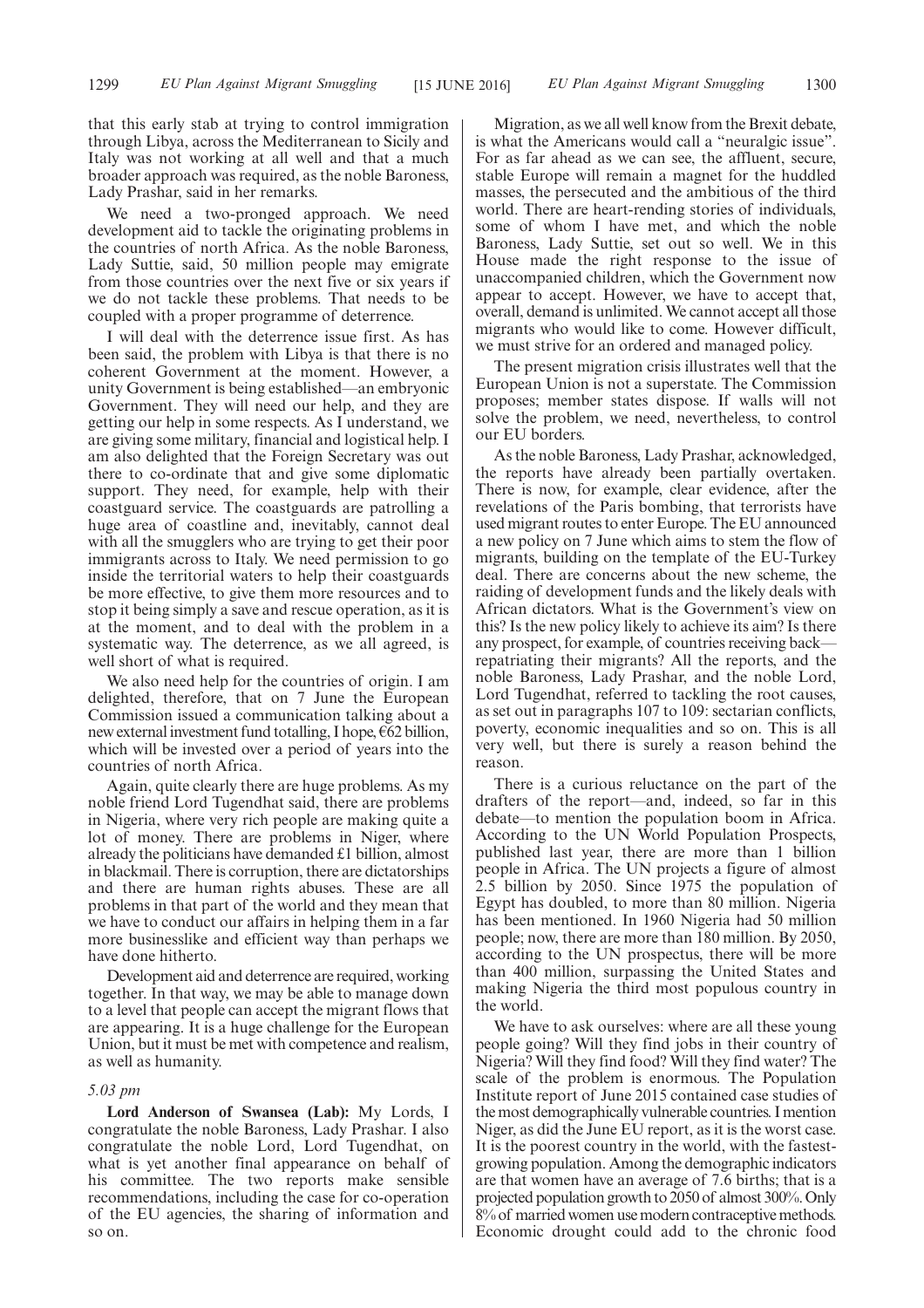that this early stab at trying to control immigration through Libya, across the Mediterranean to Sicily and Italy was not working at all well and that a much broader approach was required, as the noble Baroness, Lady Prashar, said in her remarks.

We need a two-pronged approach. We need development aid to tackle the originating problems in the countries of north Africa. As the noble Baroness, Lady Suttie, said, 50 million people may emigrate from those countries over the next five or six years if we do not tackle these problems. That needs to be coupled with a proper programme of deterrence.

I will deal with the deterrence issue first. As has been said, the problem with Libya is that there is no coherent Government at the moment. However, a unity Government is being established—an embryonic Government. They will need our help, and they are getting our help in some respects. As I understand, we are giving some military, financial and logistical help. I am also delighted that the Foreign Secretary was out there to co-ordinate that and give some diplomatic support. They need, for example, help with their coastguard service. The coastguards are patrolling a huge area of coastline and, inevitably, cannot deal with all the smugglers who are trying to get their poor immigrants across to Italy. We need permission to go inside the territorial waters to help their coastguards be more effective, to give them more resources and to stop it being simply a save and rescue operation, as it is at the moment, and to deal with the problem in a systematic way. The deterrence, as we all agreed, is well short of what is required.

We also need help for the countries of origin. I am delighted, therefore, that on 7 June the European Commission issued a communication talking about a new external investment fund totalling, I hope, €62 billion, which will be invested over a period of years into the countries of north Africa.

Again, quite clearly there are huge problems. As my noble friend Lord Tugendhat said, there are problems in Nigeria, where very rich people are making quite a lot of money. There are problems in Niger, where already the politicians have demanded £1 billion, almost in blackmail. There is corruption, there are dictatorships and there are human rights abuses. These are all problems in that part of the world and they mean that we have to conduct our affairs in helping them in a far more businesslike and efficient way than perhaps we have done hitherto.

Development aid and deterrence are required, working together. In that way, we may be able to manage down to a level that people can accept the migrant flows that are appearing. It is a huge challenge for the European Union, but it must be met with competence and realism, as well as humanity.

*5.03 pm*

**Lord Anderson of Swansea (Lab):** My Lords, I congratulate the noble Baroness, Lady Prashar. I also congratulate the noble Lord, Lord Tugendhat, on what is yet another final appearance on behalf of his committee. The two reports make sensible recommendations, including the case for co-operation of the EU agencies, the sharing of information and so on.

Migration, as we all well know from the Brexit debate, is what the Americans would call a "neuralgic issue". For as far ahead as we can see, the affluent, secure, stable Europe will remain a magnet for the huddled masses, the persecuted and the ambitious of the third world. There are heart-rending stories of individuals, some of whom I have met, and which the noble Baroness, Lady Suttie, set out so well. We in this House made the right response to the issue of unaccompanied children, which the Government now appear to accept. However, we have to accept that, overall, demand is unlimited. We cannot accept all those migrants who would like to come. However difficult, we must strive for an ordered and managed policy.

The present migration crisis illustrates well that the European Union is not a superstate. The Commission proposes; member states dispose. If walls will not solve the problem, we need, nevertheless, to control our EU borders.

As the noble Baroness, Lady Prashar, acknowledged, the reports have already been partially overtaken. There is now, for example, clear evidence, after the revelations of the Paris bombing, that terrorists have used migrant routes to enter Europe. The EU announced a new policy on 7 June which aims to stem the flow of migrants, building on the template of the EU-Turkey deal. There are concerns about the new scheme, the raiding of development funds and the likely deals with African dictators. What is the Government's view on this? Is the new policy likely to achieve its aim? Is there any prospect, for example, of countries receiving back—repatriating their migrants? All the reports, and the noble Baroness, Lady Prashar, and the noble Lord, Lord Tugendhat, referred to tackling the root causes, as set out in paragraphs 107 to 109: sectarian conflicts, poverty, economic inequalities and so on. This is all very well, but there is surely a reason behind the reason.

There is a curious reluctance on the part of the drafters of the report—and, indeed, so far in this debate—to mention the population boom in Africa. According to the UN World Population Prospects, published last year, there are more than 1 billion people in Africa. The UN projects a figure of almost 2.5 billion by 2050. Since 1975 the population of Egypt has doubled, to more than 80 million. Nigeria has been mentioned. In 1960 Nigeria had 50 million people; now, there are more than 180 million. By 2050, according to the UN prospectus, there will be more than 400 million, surpassing the United States and making Nigeria the third most populous country in the world.

We have to ask ourselves: where are all these young people going? Will they find jobs in their country of Nigeria? Will they find food? Will they find water? The scale of the problem is enormous. The Population Institute report of June 2015 contained case studies of the most demographically vulnerable countries. I mention Niger, as did the June EU report, as it is the worst case. It is the poorest country in the world, with the fastest-growing population. Among the demographic indicators are that women have an average of 7.6 births; that is a projected population growth to 2050 of almost 300%. Only 8% of married women use modern contraceptive methods. Economic drought could add to the chronic food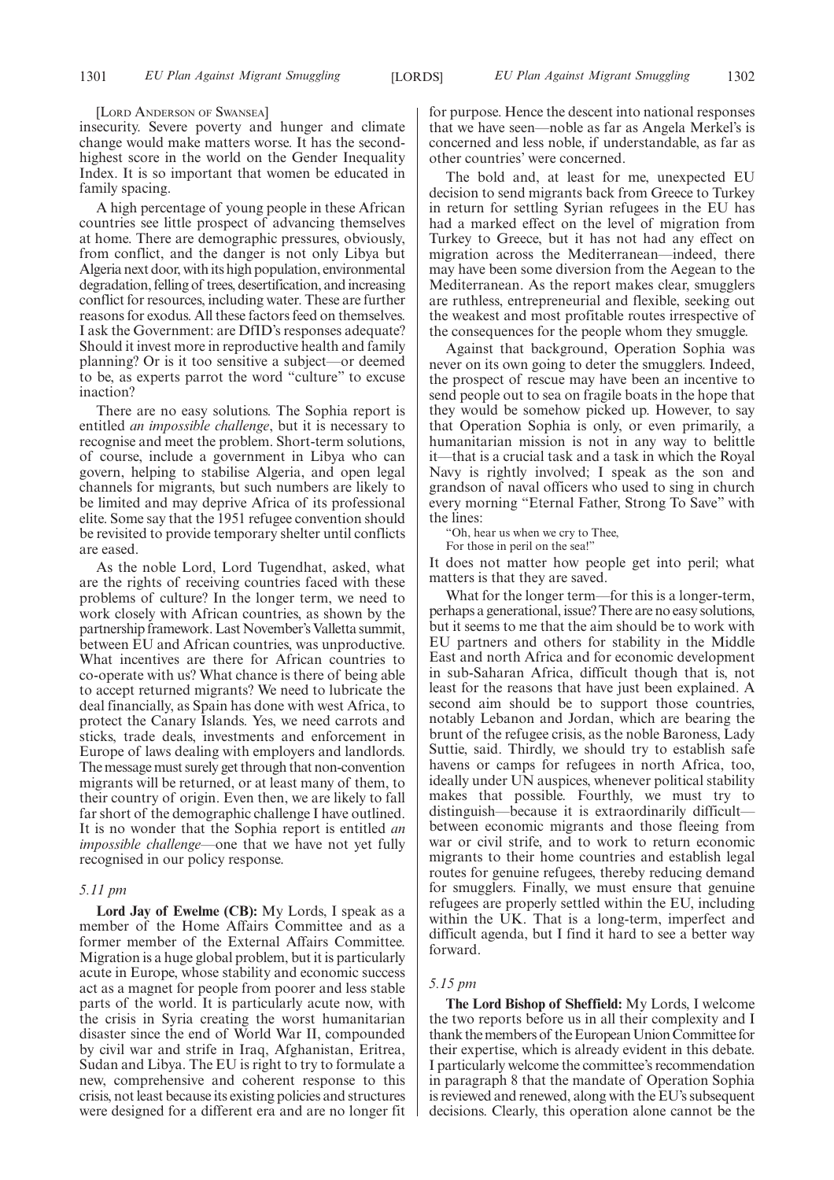[Lord Anderson of Swansea]

insecurity. Severe poverty and hunger and climate change would make matters worse. It has the second-highest score in the world on the Gender Inequality Index. It is so important that women be educated in family spacing.

A high percentage of young people in these African countries see little prospect of advancing themselves at home. There are demographic pressures, obviously, from conflict, and the danger is not only Libya but Algeria next door, with its high population, environmental degradation, felling of trees, desertification, and increasing conflict for resources, including water. These are further reasons for exodus. All these factors feed on themselves. I ask the Government: are DfID's responses adequate? Should it invest more in reproductive health and family planning? Or is it too sensitive a subject—or deemed to be, as experts parrot the word "culture" to excuse inaction?

There are no easy solutions. The Sophia report is entitled *an impossible challenge*, but it is necessary to recognise and meet the problem. Short-term solutions, of course, include a government in Libya who can govern, helping to stabilise Algeria, and open legal channels for migrants, but such numbers are likely to be limited and may deprive Africa of its professional elite. Some say that the 1951 refugee convention should be revisited to provide temporary shelter until conflicts are eased.

As the noble Lord, Lord Tugendhat, asked, what are the rights of receiving countries faced with these problems of culture? In the longer term, we need to work closely with African countries, as shown by the partnership framework. Last November's Valletta summit, between EU and African countries, was unproductive. What incentives are there for African countries to co-operate with us? What chance is there of being able to accept returned migrants? We need to lubricate the deal financially, as Spain has done with west Africa, to protect the Canary Islands. Yes, we need carrots and sticks, trade deals, investments and enforcement in Europe of laws dealing with employers and landlords. The message must surely get through that non-convention migrants will be returned, or at least many of them, to their country of origin. Even then, we are likely to fall far short of the demographic challenge I have outlined. It is no wonder that the Sophia report is entitled *an impossible challenge*—one that we have not yet fully recognised in our policy response.

*5.11 pm*

**Lord Jay of Ewelme (CB):** My Lords, I speak as a member of the Home Affairs Committee and as a former member of the External Affairs Committee. Migration is a huge global problem, but it is particularly acute in Europe, whose stability and economic success act as a magnet for people from poorer and less stable parts of the world. It is particularly acute now, with the crisis in Syria creating the worst humanitarian disaster since the end of World War II, compounded by civil war and strife in Iraq, Afghanistan, Eritrea, Sudan and Libya. The EU is right to try to formulate a new, comprehensive and coherent response to this crisis, not least because its existing policies and structures were designed for a different era and are no longer fit for purpose. Hence the descent into national responses that we have seen—noble as far as Angela Merkel's is concerned and less noble, if understandable, as far as other countries' were concerned.

The bold and, at least for me, unexpected EU decision to send migrants back from Greece to Turkey in return for settling Syrian refugees in the EU has had a marked effect on the level of migration from Turkey to Greece, but it has not had any effect on migration across the Mediterranean—indeed, there may have been some diversion from the Aegean to the Mediterranean. As the report makes clear, smugglers are ruthless, entrepreneurial and flexible, seeking out the weakest and most profitable routes irrespective of the consequences for the people whom they smuggle.

Against that background, Operation Sophia was never on its own going to deter the smugglers. Indeed, the prospect of rescue may have been an incentive to send people out to sea on fragile boats in the hope that they would be somehow picked up. However, to say that Operation Sophia is only, or even primarily, a humanitarian mission is not in any way to belittle it—that is a crucial task and a task in which the Royal Navy is rightly involved; I speak as the son and grandson of naval officers who used to sing in church every morning "Eternal Father, Strong To Save" with the lines:

> "Oh, hear us when we cry to Thee,
> For those in peril on the sea!"

It does not matter how people get into peril; what matters is that they are saved.

What for the longer term—for this is a longer-term, perhaps a generational, issue? There are no easy solutions, but it seems to me that the aim should be to work with EU partners and others for stability in the Middle East and north Africa and for economic development in sub-Saharan Africa, difficult though that is, not least for the reasons that have just been explained. A second aim should be to support those countries, notably Lebanon and Jordan, which are bearing the brunt of the refugee crisis, as the noble Baroness, Lady Suttie, said. Thirdly, we should try to establish safe havens or camps for refugees in north Africa, too, ideally under UN auspices, whenever political stability makes that possible. Fourthly, we must try to distinguish—because it is extraordinarily difficult—between economic migrants and those fleeing from war or civil strife, and to work to return economic migrants to their home countries and establish legal routes for genuine refugees, thereby reducing demand for smugglers. Finally, we must ensure that genuine refugees are properly settled within the EU, including within the UK. That is a long-term, imperfect and difficult agenda, but I find it hard to see a better way forward.

*5.15 pm*

**The Lord Bishop of Sheffield:** My Lords, I welcome the two reports before us in all their complexity and I thank the members of the European Union Committee for their expertise, which is already evident in this debate. I particularly welcome the committee's recommendation in paragraph 8 that the mandate of Operation Sophia is reviewed and renewed, along with the EU's subsequent decisions. Clearly, this operation alone cannot be the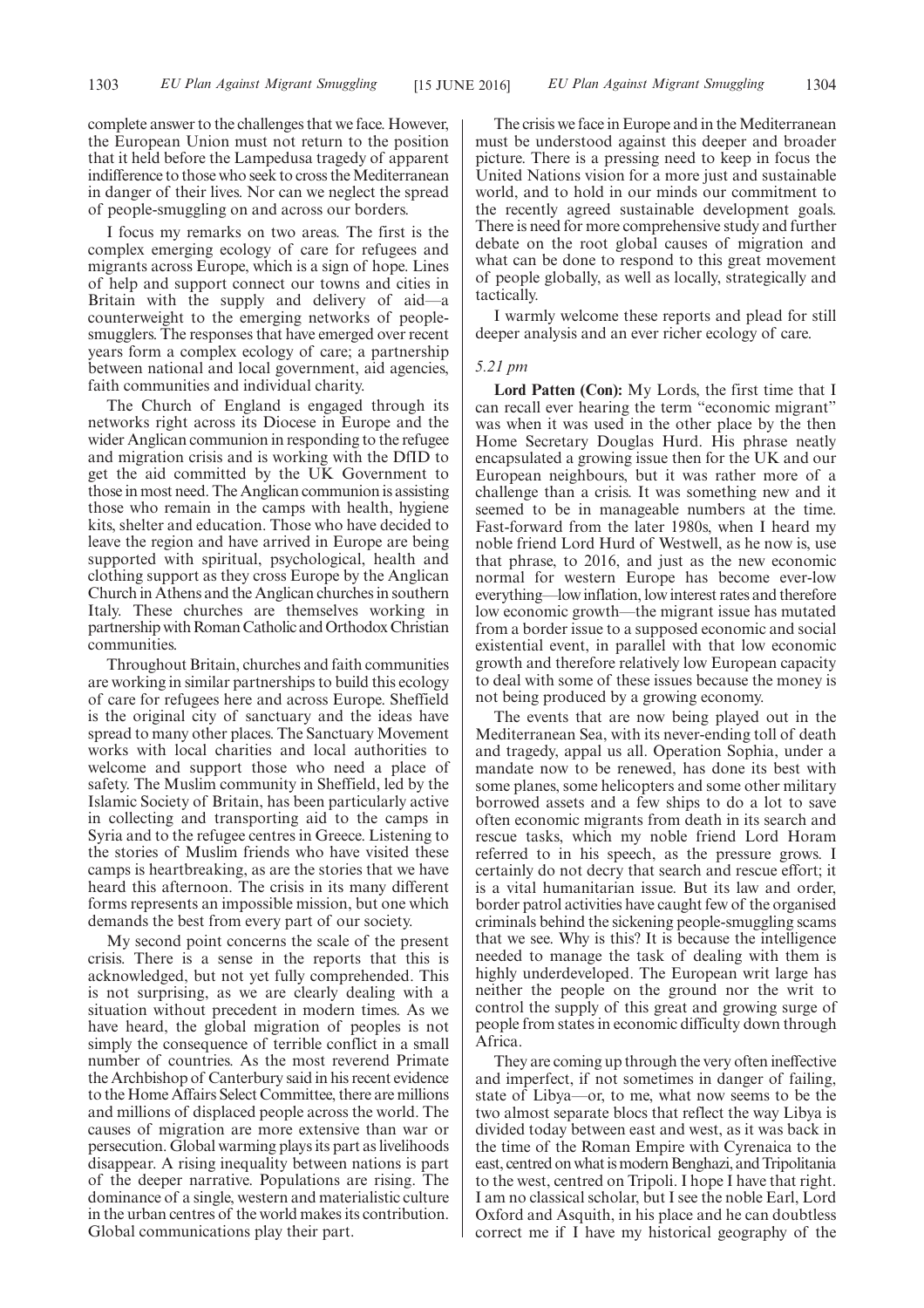complete answer to the challenges that we face. However, the European Union must not return to the position that it held before the Lampedusa tragedy of apparent indifference to those who seek to cross the Mediterranean in danger of their lives. Nor can we neglect the spread of people-smuggling on and across our borders.

I focus my remarks on two areas. The first is the complex emerging ecology of care for refugees and migrants across Europe, which is a sign of hope. Lines of help and support connect our towns and cities in Britain with the supply and delivery of aid—a counterweight to the emerging networks of people-smugglers. The responses that have emerged over recent years form a complex ecology of care; a partnership between national and local government, aid agencies, faith communities and individual charity.

The Church of England is engaged through its networks right across its Diocese in Europe and the wider Anglican communion in responding to the refugee and migration crisis and is working with the DfID to get the aid committed by the UK Government to those in most need. The Anglican communion is assisting those who remain in the camps with health, hygiene kits, shelter and education. Those who have decided to leave the region and have arrived in Europe are being supported with spiritual, psychological, health and clothing support as they cross Europe by the Anglican Church in Athens and the Anglican churches in southern Italy. These churches are themselves working in partnership with Roman Catholic and Orthodox Christian communities.

Throughout Britain, churches and faith communities are working in similar partnerships to build this ecology of care for refugees here and across Europe. Sheffield is the original city of sanctuary and the ideas have spread to many other places. The Sanctuary Movement works with local charities and local authorities to welcome and support those who need a place of safety. The Muslim community in Sheffield, led by the Islamic Society of Britain, has been particularly active in collecting and transporting aid to the camps in Syria and to the refugee centres in Greece. Listening to the stories of Muslim friends who have visited these camps is heartbreaking, as are the stories that we have heard this afternoon. The crisis in its many different forms represents an impossible mission, but one which demands the best from every part of our society.

My second point concerns the scale of the present crisis. There is a sense in the reports that this is acknowledged, but not yet fully comprehended. This is not surprising, as we are clearly dealing with a situation without precedent in modern times. As we have heard, the global migration of peoples is not simply the consequence of terrible conflict in a small number of countries. As the most reverend Primate the Archbishop of Canterbury said in his recent evidence to the Home Affairs Select Committee, there are millions and millions of displaced people across the world. The causes of migration are more extensive than war or persecution. Global warming plays its part as livelihoods disappear. A rising inequality between nations is part of the deeper narrative. Populations are rising. The dominance of a single, western and materialistic culture in the urban centres of the world makes its contribution. Global communications play their part.

The crisis we face in Europe and in the Mediterranean must be understood against this deeper and broader picture. There is a pressing need to keep in focus the United Nations vision for a more just and sustainable world, and to hold in our minds our commitment to the recently agreed sustainable development goals. There is need for more comprehensive study and further debate on the root global causes of migration and what can be done to respond to this great movement of people globally, as well as locally, strategically and tactically.

I warmly welcome these reports and plead for still deeper analysis and an ever richer ecology of care.

*5.21 pm*

**Lord Patten (Con):** My Lords, the first time that I can recall ever hearing the term "economic migrant" was when it was used in the other place by the then Home Secretary Douglas Hurd. His phrase neatly encapsulated a growing issue then for the UK and our European neighbours, but it was rather more of a challenge than a crisis. It was something new and it seemed to be in manageable numbers at the time. Fast-forward from the later 1980s, when I heard my noble friend Lord Hurd of Westwell, as he now is, use that phrase, to 2016, and just as the new economic normal for western Europe has become ever-low everything—low inflation, low interest rates and therefore low economic growth—the migrant issue has mutated from a border issue to a supposed economic and social existential event, in parallel with that low economic growth and therefore relatively low European capacity to deal with some of these issues because the money is not being produced by a growing economy.

The events that are now being played out in the Mediterranean Sea, with its never-ending toll of death and tragedy, appal us all. Operation Sophia, under a mandate now to be renewed, has done its best with some planes, some helicopters and some other military borrowed assets and a few ships to do a lot to save often economic migrants from death in its search and rescue tasks, which my noble friend Lord Horam referred to in his speech, as the pressure grows. I certainly do not decry that search and rescue effort; it is a vital humanitarian issue. But its law and order, border patrol activities have caught few of the organised criminals behind the sickening people-smuggling scams that we see. Why is this? It is because the intelligence needed to manage the task of dealing with them is highly underdeveloped. The European writ large has neither the people on the ground nor the writ to control the supply of this great and growing surge of people from states in economic difficulty down through Africa.

They are coming up through the very often ineffective and imperfect, if not sometimes in danger of failing, state of Libya—or, to me, what now seems to be the two almost separate blocs that reflect the way Libya is divided today between east and west, as it was back in the time of the Roman Empire with Cyrenaica to the east, centred on what is modern Benghazi, and Tripolitania to the west, centred on Tripoli. I hope I have that right. I am no classical scholar, but I see the noble Earl, Lord Oxford and Asquith, in his place and he can doubtless correct me if I have my historical geography of the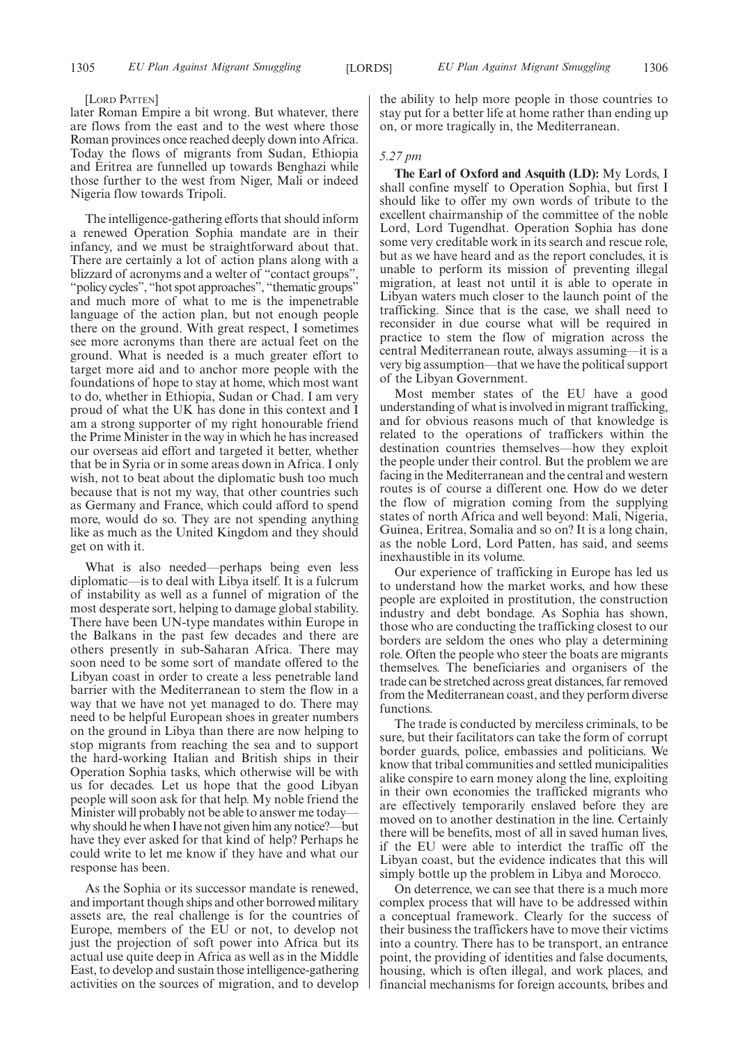[Lord Patten]

later Roman Empire a bit wrong. But whatever, there are flows from the east and to the west where those Roman provinces once reached deeply down into Africa. Today the flows of migrants from Sudan, Ethiopia and Eritrea are funnelled up towards Benghazi while those further to the west from Niger, Mali or indeed Nigeria flow towards Tripoli.

The intelligence-gathering efforts that should inform a renewed Operation Sophia mandate are in their infancy, and we must be straightforward about that. There are certainly a lot of action plans along with a blizzard of acronyms and a welter of "contact groups", "policy cycles", "hot spot approaches", "thematic groups" and much more of what to me is the impenetrable language of the action plan, but not enough people there on the ground. With great respect, I sometimes see more acronyms than there are actual feet on the ground. What is needed is a much greater effort to target more aid and to anchor more people with the foundations of hope to stay at home, which most want to do, whether in Ethiopia, Sudan or Chad. I am very proud of what the UK has done in this context and I am a strong supporter of my right honourable friend the Prime Minister in the way in which he has increased our overseas aid effort and targeted it better, whether that be in Syria or in some areas down in Africa. I only wish, not to beat about the diplomatic bush too much because that is not my way, that other countries such as Germany and France, which could afford to spend more, would do so. They are not spending anything like as much as the United Kingdom and they should get on with it.

What is also needed—perhaps being even less diplomatic—is to deal with Libya itself. It is a fulcrum of instability as well as a funnel of migration of the most desperate sort, helping to damage global stability. There have been UN-type mandates within Europe in the Balkans in the past few decades and there are others presently in sub-Saharan Africa. There may soon need to be some sort of mandate offered to the Libyan coast in order to create a less penetrable land barrier with the Mediterranean to stem the flow in a way that we have not yet managed to do. There may need to be helpful European shoes in greater numbers on the ground in Libya than there are now helping to stop migrants from reaching the sea and to support the hard-working Italian and British ships in their Operation Sophia tasks, which otherwise will be with us for decades. Let us hope that the good Libyan people will soon ask for that help. My noble friend the Minister will probably not be able to answer me today—why should he when I have not given him any notice?—but have they ever asked for that kind of help? Perhaps he could write to let me know if they have and what our response has been.

As the Sophia or its successor mandate is renewed, and important though ships and other borrowed military assets are, the real challenge is for the countries of Europe, members of the EU or not, to develop not just the projection of soft power into Africa but its actual use quite deep in Africa as well as in the Middle East, to develop and sustain those intelligence-gathering activities on the sources of migration, and to develop the ability to help more people in those countries to stay put for a better life at home rather than ending up on, or more tragically in, the Mediterranean.

*5.27 pm*

**The Earl of Oxford and Asquith (LD):** My Lords, I shall confine myself to Operation Sophia, but first I should like to offer my own words of tribute to the excellent chairmanship of the committee of the noble Lord, Lord Tugendhat. Operation Sophia has done some very creditable work in its search and rescue role, but as we have heard and as the report concludes, it is unable to perform its mission of preventing illegal migration, at least not until it is able to operate in Libyan waters much closer to the launch point of the trafficking. Since that is the case, we shall need to reconsider in due course what will be required in practice to stem the flow of migration across the central Mediterranean route, always assuming—it is a very big assumption—that we have the political support of the Libyan Government.

Most member states of the EU have a good understanding of what is involved in migrant trafficking, and for obvious reasons much of that knowledge is related to the operations of traffickers within the destination countries themselves—how they exploit the people under their control. But the problem we are facing in the Mediterranean and the central and western routes is of course a different one. How do we deter the flow of migration coming from the supplying states of north Africa and well beyond: Mali, Nigeria, Guinea, Eritrea, Somalia and so on? It is a long chain, as the noble Lord, Lord Patten, has said, and seems inexhaustible in its volume.

Our experience of trafficking in Europe has led us to understand how the market works, and how these people are exploited in prostitution, the construction industry and debt bondage. As Sophia has shown, those who are conducting the trafficking closest to our borders are seldom the ones who play a determining role. Often the people who steer the boats are migrants themselves. The beneficiaries and organisers of the trade can be stretched across great distances, far removed from the Mediterranean coast, and they perform diverse functions.

The trade is conducted by merciless criminals, to be sure, but their facilitators can take the form of corrupt border guards, police, embassies and politicians. We know that tribal communities and settled municipalities alike conspire to earn money along the line, exploiting in their own economies the trafficked migrants who are effectively temporarily enslaved before they are moved on to another destination in the line. Certainly there will be benefits, most of all in saved human lives, if the EU were able to interdict the traffic off the Libyan coast, but the evidence indicates that this will simply bottle up the problem in Libya and Morocco.

On deterrence, we can see that there is a much more complex process that will have to be addressed within a conceptual framework. Clearly for the success of their business the traffickers have to move their victims into a country. There has to be transport, an entrance point, the providing of identities and false documents, housing, which is often illegal, and work places, and financial mechanisms for foreign accounts, bribes and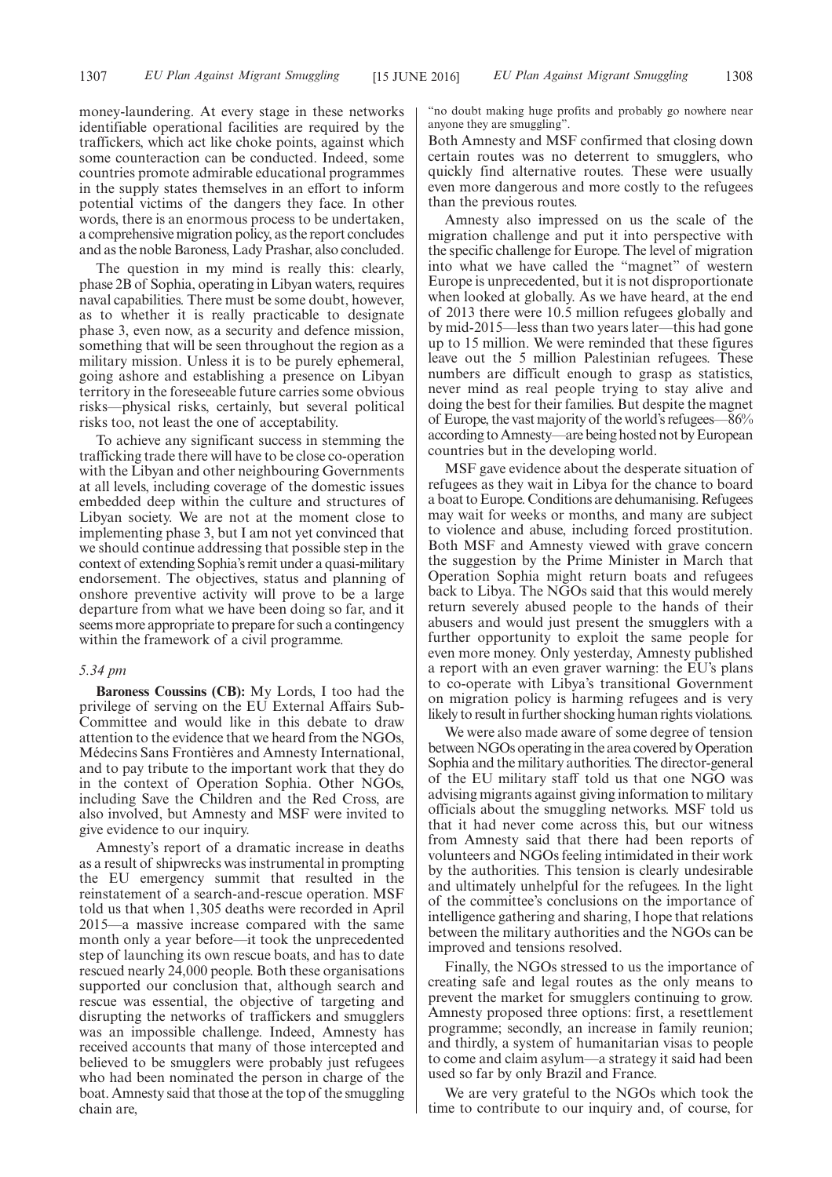money-laundering. At every stage in these networks identifiable operational facilities are required by the traffickers, which act like choke points, against which some counteraction can be conducted. Indeed, some countries promote admirable educational programmes in the supply states themselves in an effort to inform potential victims of the dangers they face. In other words, there is an enormous process to be undertaken, a comprehensive migration policy, as the report concludes and as the noble Baroness, Lady Prashar, also concluded.

The question in my mind is really this: clearly, phase 2B of Sophia, operating in Libyan waters, requires naval capabilities. There must be some doubt, however, as to whether it is really practicable to designate phase 3, even now, as a security and defence mission, something that will be seen throughout the region as a military mission. Unless it is to be purely ephemeral, going ashore and establishing a presence on Libyan territory in the foreseeable future carries some obvious risks—physical risks, certainly, but several political risks too, not least the one of acceptability.

To achieve any significant success in stemming the trafficking trade there will have to be close co-operation with the Libyan and other neighbouring Governments at all levels, including coverage of the domestic issues embedded deep within the culture and structures of Libyan society. We are not at the moment close to implementing phase 3, but I am not yet convinced that we should continue addressing that possible step in the context of extending Sophia's remit under a quasi-military endorsement. The objectives, status and planning of onshore preventive activity will prove to be a large departure from what we have been doing so far, and it seems more appropriate to prepare for such a contingency within the framework of a civil programme.

*5.34 pm*

**Baroness Coussins (CB):** My Lords, I too had the privilege of serving on the EU External Affairs Sub-Committee and would like in this debate to draw attention to the evidence that we heard from the NGOs, Médecins Sans Frontières and Amnesty International, and to pay tribute to the important work that they do in the context of Operation Sophia. Other NGOs, including Save the Children and the Red Cross, are also involved, but Amnesty and MSF were invited to give evidence to our inquiry.

Amnesty's report of a dramatic increase in deaths as a result of shipwrecks was instrumental in prompting the EU emergency summit that resulted in the reinstatement of a search-and-rescue operation. MSF told us that when 1,305 deaths were recorded in April 2015—a massive increase compared with the same month only a year before—it took the unprecedented step of launching its own rescue boats, and has to date rescued nearly 24,000 people. Both these organisations supported our conclusion that, although search and rescue was essential, the objective of targeting and disrupting the networks of traffickers and smugglers was an impossible challenge. Indeed, Amnesty has received accounts that many of those intercepted and believed to be smugglers were probably just refugees who had been nominated the person in charge of the boat. Amnesty said that those at the top of the smuggling chain are,

"no doubt making huge profits and probably go nowhere near anyone they are smuggling".

Both Amnesty and MSF confirmed that closing down certain routes was no deterrent to smugglers, who quickly find alternative routes. These were usually even more dangerous and more costly to the refugees than the previous routes.

Amnesty also impressed on us the scale of the migration challenge and put it into perspective with the specific challenge for Europe. The level of migration into what we have called the "magnet" of western Europe is unprecedented, but it is not disproportionate when looked at globally. As we have heard, at the end of 2013 there were 10.5 million refugees globally and by mid-2015—less than two years later—this had gone up to 15 million. We were reminded that these figures leave out the 5 million Palestinian refugees. These numbers are difficult enough to grasp as statistics, never mind as real people trying to stay alive and doing the best for their families. But despite the magnet of Europe, the vast majority of the world's refugees—86% according to Amnesty—are being hosted not by European countries but in the developing world.

MSF gave evidence about the desperate situation of refugees as they wait in Libya for the chance to board a boat to Europe. Conditions are dehumanising. Refugees may wait for weeks or months, and many are subject to violence and abuse, including forced prostitution. Both MSF and Amnesty viewed with grave concern the suggestion by the Prime Minister in March that Operation Sophia might return boats and refugees back to Libya. The NGOs said that this would merely return severely abused people to the hands of their abusers and would just present the smugglers with a further opportunity to exploit the same people for even more money. Only yesterday, Amnesty published a report with an even graver warning: the EU's plans to co-operate with Libya's transitional Government on migration policy is harming refugees and is very likely to result in further shocking human rights violations.

We were also made aware of some degree of tension between NGOs operating in the area covered by Operation Sophia and the military authorities. The director-general of the EU military staff told us that one NGO was advising migrants against giving information to military officials about the smuggling networks. MSF told us that it had never come across this, but our witness from Amnesty said that there had been reports of volunteers and NGOs feeling intimidated in their work by the authorities. This tension is clearly undesirable and ultimately unhelpful for the refugees. In the light of the committee's conclusions on the importance of intelligence gathering and sharing, I hope that relations between the military authorities and the NGOs can be improved and tensions resolved.

Finally, the NGOs stressed to us the importance of creating safe and legal routes as the only means to prevent the market for smugglers continuing to grow. Amnesty proposed three options: first, a resettlement programme; secondly, an increase in family reunion; and thirdly, a system of humanitarian visas to people to come and claim asylum—a strategy it said had been used so far by only Brazil and France.

We are very grateful to the NGOs which took the time to contribute to our inquiry and, of course, for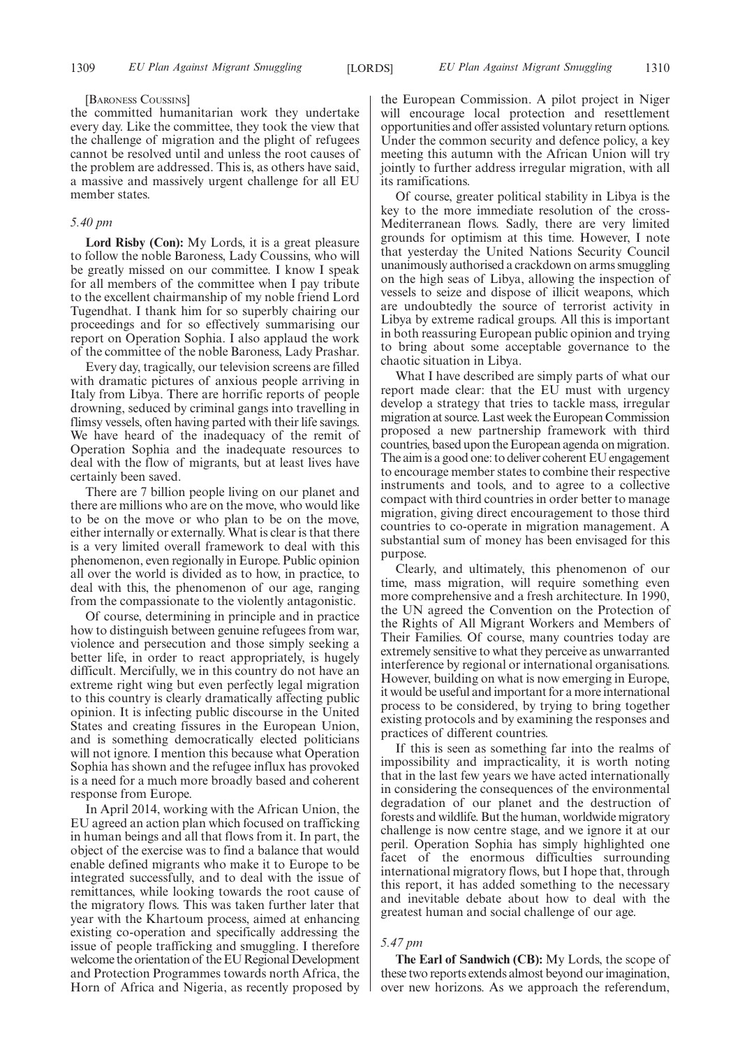[Baroness Coussins]

the committed humanitarian work they undertake every day. Like the committee, they took the view that the challenge of migration and the plight of refugees cannot be resolved until and unless the root causes of the problem are addressed. This is, as others have said, a massive and massively urgent challenge for all EU member states.

*5.40 pm*

**Lord Risby (Con):** My Lords, it is a great pleasure to follow the noble Baroness, Lady Coussins, who will be greatly missed on our committee. I know I speak for all members of the committee when I pay tribute to the excellent chairmanship of my noble friend Lord Tugendhat. I thank him for so superbly chairing our proceedings and for so effectively summarising our report on Operation Sophia. I also applaud the work of the committee of the noble Baroness, Lady Prashar.

Every day, tragically, our television screens are filled with dramatic pictures of anxious people arriving in Italy from Libya. There are horrific reports of people drowning, seduced by criminal gangs into travelling in flimsy vessels, often having parted with their life savings. We have heard of the inadequacy of the remit of Operation Sophia and the inadequate resources to deal with the flow of migrants, but at least lives have certainly been saved.

There are 7 billion people living on our planet and there are millions who are on the move, who would like to be on the move or who plan to be on the move, either internally or externally. What is clear is that there is a very limited overall framework to deal with this phenomenon, even regionally in Europe. Public opinion all over the world is divided as to how, in practice, to deal with this, the phenomenon of our age, ranging from the compassionate to the violently antagonistic.

Of course, determining in principle and in practice how to distinguish between genuine refugees from war, violence and persecution and those simply seeking a better life, in order to react appropriately, is hugely difficult. Mercifully, we in this country do not have an extreme right wing but even perfectly legal migration to this country is clearly dramatically affecting public opinion. It is infecting public discourse in the United States and creating fissures in the European Union, and is something democratically elected politicians will not ignore. I mention this because what Operation Sophia has shown and the refugee influx has provoked is a need for a much more broadly based and coherent response from Europe.

In April 2014, working with the African Union, the EU agreed an action plan which focused on trafficking in human beings and all that flows from it. In part, the object of the exercise was to find a balance that would enable defined migrants who make it to Europe to be integrated successfully, and to deal with the issue of remittances, while looking towards the root cause of the migratory flows. This was taken further later that year with the Khartoum process, aimed at enhancing existing co-operation and specifically addressing the issue of people trafficking and smuggling. I therefore welcome the orientation of the EU Regional Development and Protection Programmes towards north Africa, the Horn of Africa and Nigeria, as recently proposed by the European Commission. A pilot project in Niger will encourage local protection and resettlement opportunities and offer assisted voluntary return options. Under the common security and defence policy, a key meeting this autumn with the African Union will try jointly to further address irregular migration, with all its ramifications.

Of course, greater political stability in Libya is the key to the more immediate resolution of the cross-Mediterranean flows. Sadly, there are very limited grounds for optimism at this time. However, I note that yesterday the United Nations Security Council unanimously authorised a crackdown on arms smuggling on the high seas of Libya, allowing the inspection of vessels to seize and dispose of illicit weapons, which are undoubtedly the source of terrorist activity in Libya by extreme radical groups. All this is important in both reassuring European public opinion and trying to bring about some acceptable governance to the chaotic situation in Libya.

What I have described are simply parts of what our report made clear: that the EU must with urgency develop a strategy that tries to tackle mass, irregular migration at source. Last week the European Commission proposed a new partnership framework with third countries, based upon the European agenda on migration. The aim is a good one: to deliver coherent EU engagement to encourage member states to combine their respective instruments and tools, and to agree to a collective compact with third countries in order better to manage migration, giving direct encouragement to those third countries to co-operate in migration management. A substantial sum of money has been envisaged for this purpose.

Clearly, and ultimately, this phenomenon of our time, mass migration, will require something even more comprehensive and a fresh architecture. In 1990, the UN agreed the Convention on the Protection of the Rights of All Migrant Workers and Members of Their Families. Of course, many countries today are extremely sensitive to what they perceive as unwarranted interference by regional or international organisations. However, building on what is now emerging in Europe, it would be useful and important for a more international process to be considered, by trying to bring together existing protocols and by examining the responses and practices of different countries.

If this is seen as something far into the realms of impossibility and impracticality, it is worth noting that in the last few years we have acted internationally in considering the consequences of the environmental degradation of our planet and the destruction of forests and wildlife. But the human, worldwide migratory challenge is now centre stage, and we ignore it at our peril. Operation Sophia has simply highlighted one facet of the enormous difficulties surrounding international migratory flows, but I hope that, through this report, it has added something to the necessary and inevitable debate about how to deal with the greatest human and social challenge of our age.

*5.47 pm*

**The Earl of Sandwich (CB):** My Lords, the scope of these two reports extends almost beyond our imagination, over new horizons. As we approach the referendum,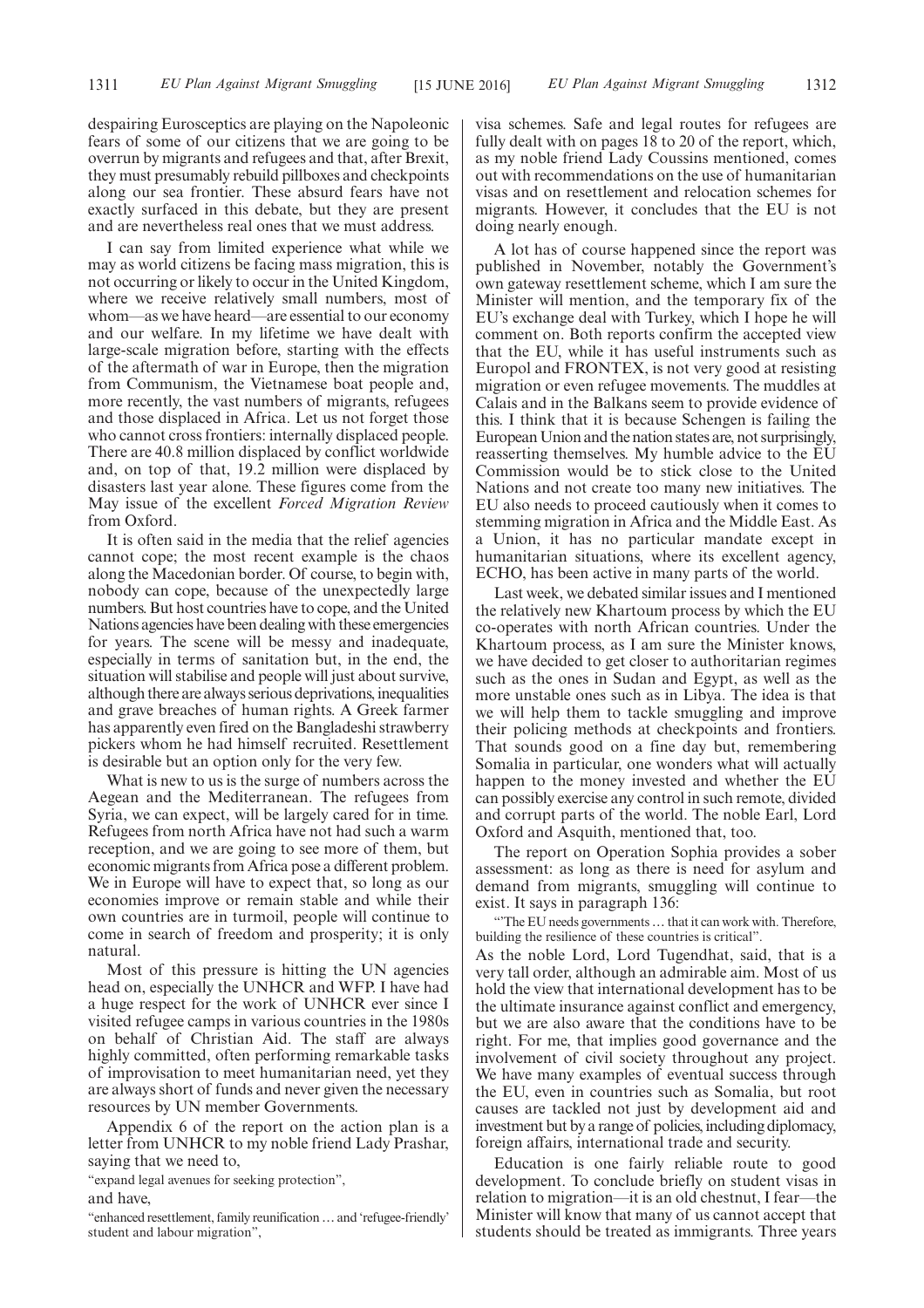despairing Eurosceptics are playing on the Napoleonic fears of some of our citizens that we are going to be overrun by migrants and refugees and that, after Brexit, they must presumably rebuild pillboxes and checkpoints along our sea frontier. These absurd fears have not exactly surfaced in this debate, but they are present and are nevertheless real ones that we must address.

I can say from limited experience what while we may as world citizens be facing mass migration, this is not occurring or likely to occur in the United Kingdom, where we receive relatively small numbers, most of whom—as we have heard—are essential to our economy and our welfare. In my lifetime we have dealt with large-scale migration before, starting with the effects of the aftermath of war in Europe, then the migration from Communism, the Vietnamese boat people and, more recently, the vast numbers of migrants, refugees and those displaced in Africa. Let us not forget those who cannot cross frontiers: internally displaced people. There are 40.8 million displaced by conflict worldwide and, on top of that, 19.2 million were displaced by disasters last year alone. These figures come from the May issue of the excellent *Forced Migration Review* from Oxford.

It is often said in the media that the relief agencies cannot cope; the most recent example is the chaos along the Macedonian border. Of course, to begin with, nobody can cope, because of the unexpectedly large numbers. But host countries have to cope, and the United Nations agencies have been dealing with these emergencies for years. The scene will be messy and inadequate, especially in terms of sanitation but, in the end, the situation will stabilise and people will just about survive, although there are always serious deprivations, inequalities and grave breaches of human rights. A Greek farmer has apparently even fired on the Bangladeshi strawberry pickers whom he had himself recruited. Resettlement is desirable but an option only for the very few.

What is new to us is the surge of numbers across the Aegean and the Mediterranean. The refugees from Syria, we can expect, will be largely cared for in time. Refugees from north Africa have not had such a warm reception, and we are going to see more of them, but economic migrants from Africa pose a different problem. We in Europe will have to expect that, so long as our economies improve or remain stable and while their own countries are in turmoil, people will continue to come in search of freedom and prosperity; it is only natural.

Most of this pressure is hitting the UN agencies head on, especially the UNHCR and WFP. I have had a huge respect for the work of UNHCR ever since I visited refugee camps in various countries in the 1980s on behalf of Christian Aid. The staff are always highly committed, often performing remarkable tasks of improvisation to meet humanitarian need, yet they are always short of funds and never given the necessary resources by UN member Governments.

Appendix 6 of the report on the action plan is a letter from UNHCR to my noble friend Lady Prashar, saying that we need to,

"expand legal avenues for seeking protection",

and have,

"enhanced resettlement, family reunification … and 'refugee-friendly' student and labour migration",

visa schemes. Safe and legal routes for refugees are fully dealt with on pages 18 to 20 of the report, which, as my noble friend Lady Coussins mentioned, comes out with recommendations on the use of humanitarian visas and on resettlement and relocation schemes for migrants. However, it concludes that the EU is not doing nearly enough.

A lot has of course happened since the report was published in November, notably the Government's own gateway resettlement scheme, which I am sure the Minister will mention, and the temporary fix of the EU's exchange deal with Turkey, which I hope he will comment on. Both reports confirm the accepted view that the EU, while it has useful instruments such as Europol and FRONTEX, is not very good at resisting migration or even refugee movements. The muddles at Calais and in the Balkans seem to provide evidence of this. I think that it is because Schengen is failing the European Union and the nation states are, not surprisingly, reasserting themselves. My humble advice to the EU Commission would be to stick close to the United Nations and not create too many new initiatives. The EU also needs to proceed cautiously when it comes to stemming migration in Africa and the Middle East. As a Union, it has no particular mandate except in humanitarian situations, where its excellent agency, ECHO, has been active in many parts of the world.

Last week, we debated similar issues and I mentioned the relatively new Khartoum process by which the EU co-operates with north African countries. Under the Khartoum process, as I am sure the Minister knows, we have decided to get closer to authoritarian regimes such as the ones in Sudan and Egypt, as well as the more unstable ones such as in Libya. The idea is that we will help them to tackle smuggling and improve their policing methods at checkpoints and frontiers. That sounds good on a fine day but, remembering Somalia in particular, one wonders what will actually happen to the money invested and whether the EU can possibly exercise any control in such remote, divided and corrupt parts of the world. The noble Earl, Lord Oxford and Asquith, mentioned that, too.

The report on Operation Sophia provides a sober assessment: as long as there is need for asylum and demand from migrants, smuggling will continue to exist. It says in paragraph 136:

"'The EU needs governments … that it can work with. Therefore, building the resilience of these countries is critical'".

As the noble Lord, Lord Tugendhat, said, that is a very tall order, although an admirable aim. Most of us hold the view that international development has to be the ultimate insurance against conflict and emergency, but we are also aware that the conditions have to be right. For me, that implies good governance and the involvement of civil society throughout any project. We have many examples of eventual success through the EU, even in countries such as Somalia, but root causes are tackled not just by development aid and investment but by a range of policies, including diplomacy, foreign affairs, international trade and security.

Education is one fairly reliable route to good development. To conclude briefly on student visas in relation to migration—it is an old chestnut, I fear—the Minister will know that many of us cannot accept that students should be treated as immigrants. Three years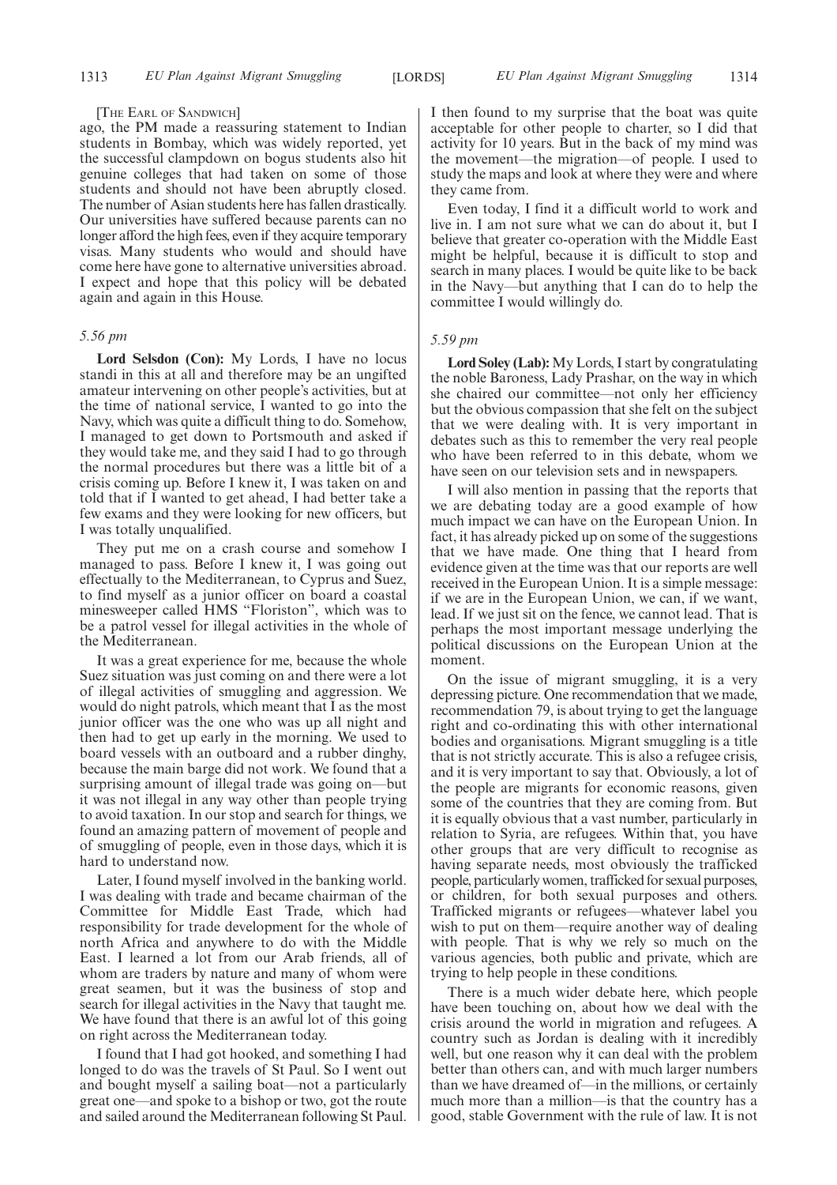[The Earl of Sandwich]

ago, the PM made a reassuring statement to Indian students in Bombay, which was widely reported, yet the successful clampdown on bogus students also hit genuine colleges that had taken on some of those students and should not have been abruptly closed. The number of Asian students here has fallen drastically. Our universities have suffered because parents can no longer afford the high fees, even if they acquire temporary visas. Many students who would and should have come here have gone to alternative universities abroad. I expect and hope that this policy will be debated again and again in this House.

*5.56 pm*

**Lord Selsdon (Con):** My Lords, I have no locus standi in this at all and therefore may be an ungifted amateur intervening on other people's activities, but at the time of national service, I wanted to go into the Navy, which was quite a difficult thing to do. Somehow, I managed to get down to Portsmouth and asked if they would take me, and they said I had to go through the normal procedures but there was a little bit of a crisis coming up. Before I knew it, I was taken on and told that if I wanted to get ahead, I had better take a few exams and they were looking for new officers, but I was totally unqualified.

They put me on a crash course and somehow I managed to pass. Before I knew it, I was going out effectually to the Mediterranean, to Cyprus and Suez, to find myself as a junior officer on board a coastal minesweeper called HMS "Floriston", which was to be a patrol vessel for illegal activities in the whole of the Mediterranean.

It was a great experience for me, because the whole Suez situation was just coming on and there were a lot of illegal activities of smuggling and aggression. We would do night patrols, which meant that I as the most junior officer was the one who was up all night and then had to get up early in the morning. We used to board vessels with an outboard and a rubber dinghy, because the main barge did not work. We found that a surprising amount of illegal trade was going on—but it was not illegal in any way other than people trying to avoid taxation. In our stop and search for things, we found an amazing pattern of movement of people and of smuggling of people, even in those days, which it is hard to understand now.

Later, I found myself involved in the banking world. I was dealing with trade and became chairman of the Committee for Middle East Trade, which had responsibility for trade development for the whole of north Africa and anywhere to do with the Middle East. I learned a lot from our Arab friends, all of whom are traders by nature and many of whom were great seamen, but it was the business of stop and search for illegal activities in the Navy that taught me. We have found that there is an awful lot of this going on right across the Mediterranean today.

I found that I had got hooked, and something I had longed to do was the travels of St Paul. So I went out and bought myself a sailing boat—not a particularly great one—and spoke to a bishop or two, got the route and sailed around the Mediterranean following St Paul. I then found to my surprise that the boat was quite acceptable for other people to charter, so I did that activity for 10 years. But in the back of my mind was the movement—the migration—of people. I used to study the maps and look at where they were and where they came from.

Even today, I find it a difficult world to work and live in. I am not sure what we can do about it, but I believe that greater co-operation with the Middle East might be helpful, because it is difficult to stop and search in many places. I would be quite like to be back in the Navy—but anything that I can do to help the committee I would willingly do.

*5.59 pm*

**Lord Soley (Lab):** My Lords, I start by congratulating the noble Baroness, Lady Prashar, on the way in which she chaired our committee—not only her efficiency but the obvious compassion that she felt on the subject that we were dealing with. It is very important in debates such as this to remember the very real people who have been referred to in this debate, whom we have seen on our television sets and in newspapers.

I will also mention in passing that the reports that we are debating today are a good example of how much impact we can have on the European Union. In fact, it has already picked up on some of the suggestions that we have made. One thing that I heard from evidence given at the time was that our reports are well received in the European Union. It is a simple message: if we are in the European Union, we can, if we want, lead. If we just sit on the fence, we cannot lead. That is perhaps the most important message underlying the political discussions on the European Union at the moment.

On the issue of migrant smuggling, it is a very depressing picture. One recommendation that we made, recommendation 79, is about trying to get the language right and co-ordinating this with other international bodies and organisations. Migrant smuggling is a title that is not strictly accurate. This is also a refugee crisis, and it is very important to say that. Obviously, a lot of the people are migrants for economic reasons, given some of the countries that they are coming from. But it is equally obvious that a vast number, particularly in relation to Syria, are refugees. Within that, you have other groups that are very difficult to recognise as having separate needs, most obviously the trafficked people, particularly women, trafficked for sexual purposes, or children, for both sexual purposes and others. Trafficked migrants or refugees—whatever label you wish to put on them—require another way of dealing with people. That is why we rely so much on the various agencies, both public and private, which are trying to help people in these conditions.

There is a much wider debate here, which people have been touching on, about how we deal with the crisis around the world in migration and refugees. A country such as Jordan is dealing with it incredibly well, but one reason why it can deal with the problem better than others can, and with much larger numbers than we have dreamed of—in the millions, or certainly much more than a million—is that the country has a good, stable Government with the rule of law. It is not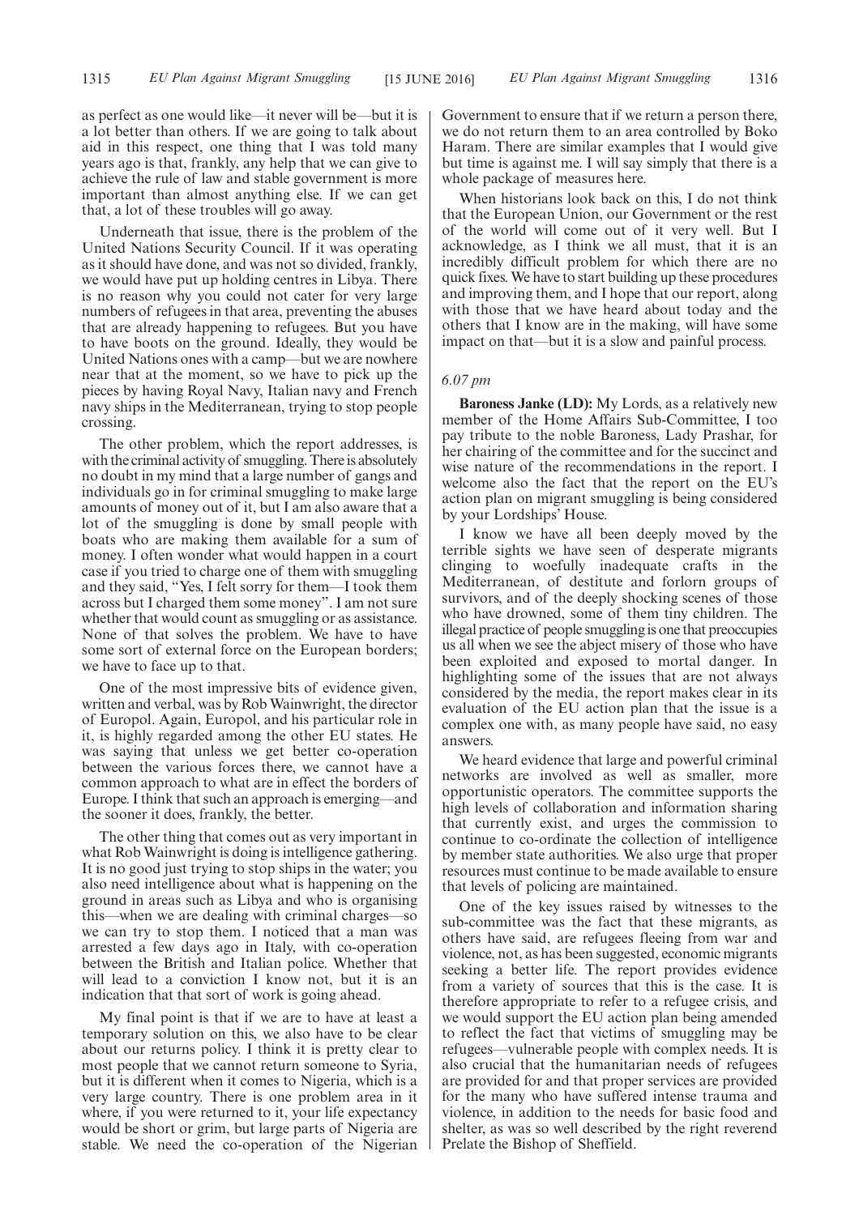as perfect as one would like—it never will be—but it is a lot better than others. If we are going to talk about aid in this respect, one thing that I was told many years ago is that, frankly, any help that we can give to achieve the rule of law and stable government is more important than almost anything else. If we can get that, a lot of these troubles will go away.

Underneath that issue, there is the problem of the United Nations Security Council. If it was operating as it should have done, and was not so divided, frankly, we would have put up holding centres in Libya. There is no reason why you could not cater for very large numbers of refugees in that area, preventing the abuses that are already happening to refugees. But you have to have boots on the ground. Ideally, they would be United Nations ones with a camp—but we are nowhere near that at the moment, so we have to pick up the pieces by having Royal Navy, Italian navy and French navy ships in the Mediterranean, trying to stop people crossing.

The other problem, which the report addresses, is with the criminal activity of smuggling. There is absolutely no doubt in my mind that a large number of gangs and individuals go in for criminal smuggling to make large amounts of money out of it, but I am also aware that a lot of the smuggling is done by small people with boats who are making them available for a sum of money. I often wonder what would happen in a court case if you tried to charge one of them with smuggling and they said, "Yes, I felt sorry for them—I took them across but I charged them some money". I am not sure whether that would count as smuggling or as assistance. None of that solves the problem. We have to have some sort of external force on the European borders; we have to face up to that.

One of the most impressive bits of evidence given, written and verbal, was by Rob Wainwright, the director of Europol. Again, Europol, and his particular role in it, is highly regarded among the other EU states. He was saying that unless we get better co-operation between the various forces there, we cannot have a common approach to what are in effect the borders of Europe. I think that such an approach is emerging—and the sooner it does, frankly, the better.

The other thing that comes out as very important in what Rob Wainwright is doing is intelligence gathering. It is no good just trying to stop ships in the water; you also need intelligence about what is happening on the ground in areas such as Libya and who is organising this—when we are dealing with criminal charges—so we can try to stop them. I noticed that a man was arrested a few days ago in Italy, with co-operation between the British and Italian police. Whether that will lead to a conviction I know not, but it is an indication that that sort of work is going ahead.

My final point is that if we are to have at least a temporary solution on this, we also have to be clear about our returns policy. I think it is pretty clear to most people that we cannot return someone to Syria, but it is different when it comes to Nigeria, which is a very large country. There is one problem area in it where, if you were returned to it, your life expectancy would be short or grim, but large parts of Nigeria are stable. We need the co-operation of the Nigerian Government to ensure that if we return a person there, we do not return them to an area controlled by Boko Haram. There are similar examples that I would give but time is against me. I will say simply that there is a whole package of measures here.

When historians look back on this, I do not think that the European Union, our Government or the rest of the world will come out of it very well. But I acknowledge, as I think we all must, that it is an incredibly difficult problem for which there are no quick fixes. We have to start building up these procedures and improving them, and I hope that our report, along with those that we have heard about today and the others that I know are in the making, will have some impact on that—but it is a slow and painful process.

*6.07 pm*

**Baroness Janke (LD):** My Lords, as a relatively new member of the Home Affairs Sub-Committee, I too pay tribute to the noble Baroness, Lady Prashar, for her chairing of the committee and for the succinct and wise nature of the recommendations in the report. I welcome also the fact that the report on the EU's action plan on migrant smuggling is being considered by your Lordships' House.

I know we have all been deeply moved by the terrible sights we have seen of desperate migrants clinging to woefully inadequate crafts in the Mediterranean, of destitute and forlorn groups of survivors, and of the deeply shocking scenes of those who have drowned, some of them tiny children. The illegal practice of people smuggling is one that preoccupies us all when we see the abject misery of those who have been exploited and exposed to mortal danger. In highlighting some of the issues that are not always considered by the media, the report makes clear in its evaluation of the EU action plan that the issue is a complex one with, as many people have said, no easy answers.

We heard evidence that large and powerful criminal networks are involved as well as smaller, more opportunistic operators. The committee supports the high levels of collaboration and information sharing that currently exist, and urges the commission to continue to co-ordinate the collection of intelligence by member state authorities. We also urge that proper resources must continue to be made available to ensure that levels of policing are maintained.

One of the key issues raised by witnesses to the sub-committee was the fact that these migrants, as others have said, are refugees fleeing from war and violence, not, as has been suggested, economic migrants seeking a better life. The report provides evidence from a variety of sources that this is the case. It is therefore appropriate to refer to a refugee crisis, and we would support the EU action plan being amended to reflect the fact that victims of smuggling may be refugees—vulnerable people with complex needs. It is also crucial that the humanitarian needs of refugees are provided for and that proper services are provided for the many who have suffered intense trauma and violence, in addition to the needs for basic food and shelter, as was so well described by the right reverend Prelate the Bishop of Sheffield.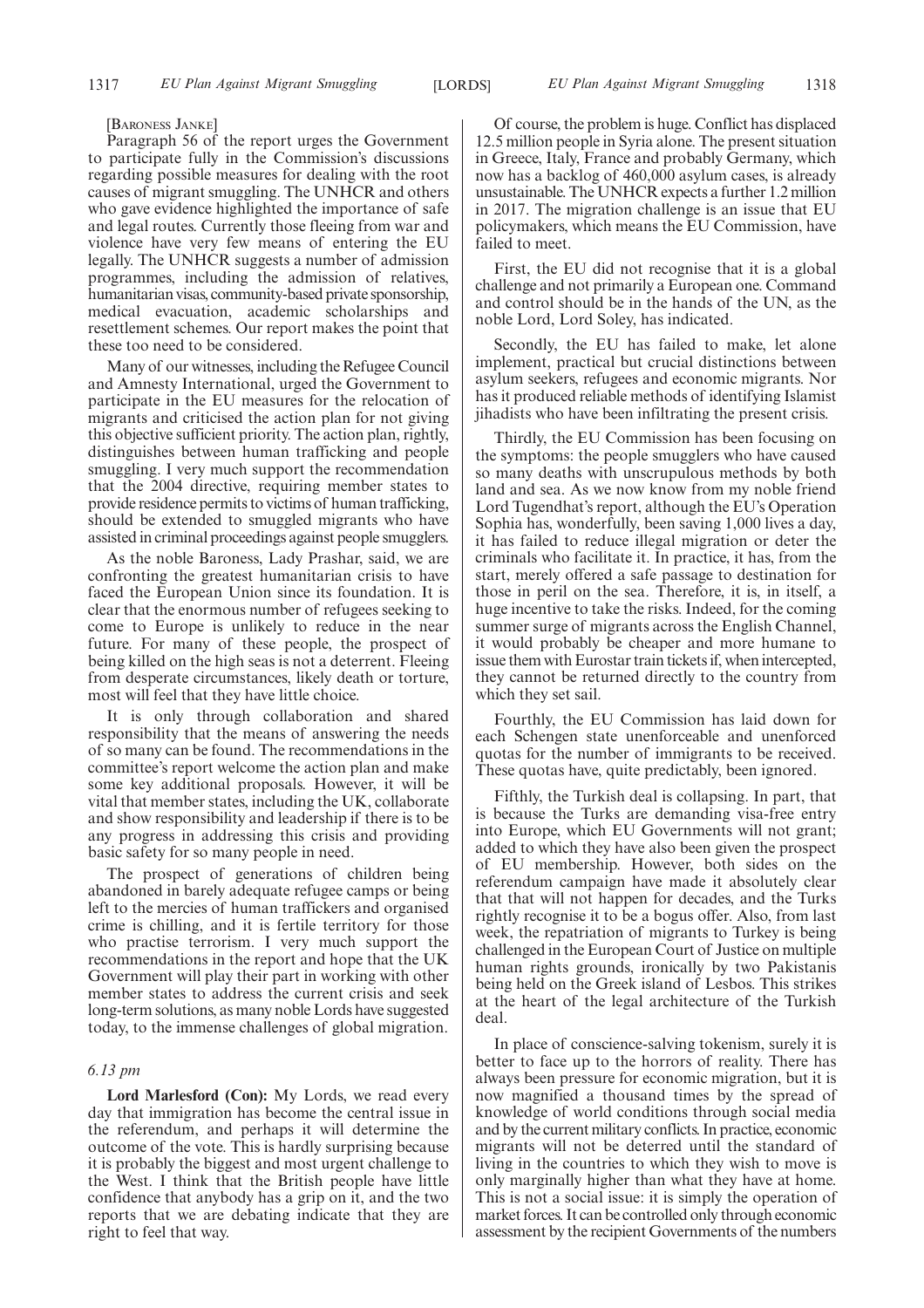[BARONESS JANKE]

Paragraph 56 of the report urges the Government to participate fully in the Commission's discussions regarding possible measures for dealing with the root causes of migrant smuggling. The UNHCR and others who gave evidence highlighted the importance of safe and legal routes. Currently those fleeing from war and violence have very few means of entering the EU legally. The UNHCR suggests a number of admission programmes, including the admission of relatives, humanitarian visas, community-based private sponsorship, medical evacuation, academic scholarships and resettlement schemes. Our report makes the point that these too need to be considered.

Many of our witnesses, including the Refugee Council and Amnesty International, urged the Government to participate in the EU measures for the relocation of migrants and criticised the action plan for not giving this objective sufficient priority. The action plan, rightly, distinguishes between human trafficking and people smuggling. I very much support the recommendation that the 2004 directive, requiring member states to provide residence permits to victims of human trafficking, should be extended to smuggled migrants who have assisted in criminal proceedings against people smugglers.

As the noble Baroness, Lady Prashar, said, we are confronting the greatest humanitarian crisis to have faced the European Union since its foundation. It is clear that the enormous number of refugees seeking to come to Europe is unlikely to reduce in the near future. For many of these people, the prospect of being killed on the high seas is not a deterrent. Fleeing from desperate circumstances, likely death or torture, most will feel that they have little choice.

It is only through collaboration and shared responsibility that the means of answering the needs of so many can be found. The recommendations in the committee's report welcome the action plan and make some key additional proposals. However, it will be vital that member states, including the UK, collaborate and show responsibility and leadership if there is to be any progress in addressing this crisis and providing basic safety for so many people in need.

The prospect of generations of children being abandoned in barely adequate refugee camps or being left to the mercies of human traffickers and organised crime is chilling, and it is fertile territory for those who practise terrorism. I very much support the recommendations in the report and hope that the UK Government will play their part in working with other member states to address the current crisis and seek long-term solutions, as many noble Lords have suggested today, to the immense challenges of global migration.

*6.13 pm*

**Lord Marlesford (Con):** My Lords, we read every day that immigration has become the central issue in the referendum, and perhaps it will determine the outcome of the vote. This is hardly surprising because it is probably the biggest and most urgent challenge to the West. I think that the British people have little confidence that anybody has a grip on it, and the two reports that we are debating indicate that they are right to feel that way.

Of course, the problem is huge. Conflict has displaced 12.5 million people in Syria alone. The present situation in Greece, Italy, France and probably Germany, which now has a backlog of 460,000 asylum cases, is already unsustainable. The UNHCR expects a further 1.2 million in 2017. The migration challenge is an issue that EU policymakers, which means the EU Commission, have failed to meet.

First, the EU did not recognise that it is a global challenge and not primarily a European one. Command and control should be in the hands of the UN, as the noble Lord, Lord Soley, has indicated.

Secondly, the EU has failed to make, let alone implement, practical but crucial distinctions between asylum seekers, refugees and economic migrants. Nor has it produced reliable methods of identifying Islamist jihadists who have been infiltrating the present crisis.

Thirdly, the EU Commission has been focusing on the symptoms: the people smugglers who have caused so many deaths with unscrupulous methods by both land and sea. As we now know from my noble friend Lord Tugendhat's report, although the EU's Operation Sophia has, wonderfully, been saving 1,000 lives a day, it has failed to reduce illegal migration or deter the criminals who facilitate it. In practice, it has, from the start, merely offered a safe passage to destination for those in peril on the sea. Therefore, it is, in itself, a huge incentive to take the risks. Indeed, for the coming summer surge of migrants across the English Channel, it would probably be cheaper and more humane to issue them with Eurostar train tickets if, when intercepted, they cannot be returned directly to the country from which they set sail.

Fourthly, the EU Commission has laid down for each Schengen state unenforceable and unenforced quotas for the number of immigrants to be received. These quotas have, quite predictably, been ignored.

Fifthly, the Turkish deal is collapsing. In part, that is because the Turks are demanding visa-free entry into Europe, which EU Governments will not grant; added to which they have also been given the prospect of EU membership. However, both sides on the referendum campaign have made it absolutely clear that that will not happen for decades, and the Turks rightly recognise it to be a bogus offer. Also, from last week, the repatriation of migrants to Turkey is being challenged in the European Court of Justice on multiple human rights grounds, ironically by two Pakistanis being held on the Greek island of Lesbos. This strikes at the heart of the legal architecture of the Turkish deal.

In place of conscience-salving tokenism, surely it is better to face up to the horrors of reality. There has always been pressure for economic migration, but it is now magnified a thousand times by the spread of knowledge of world conditions through social media and by the current military conflicts. In practice, economic migrants will not be deterred until the standard of living in the countries to which they wish to move is only marginally higher than what they have at home. This is not a social issue: it is simply the operation of market forces. It can be controlled only through economic assessment by the recipient Governments of the numbers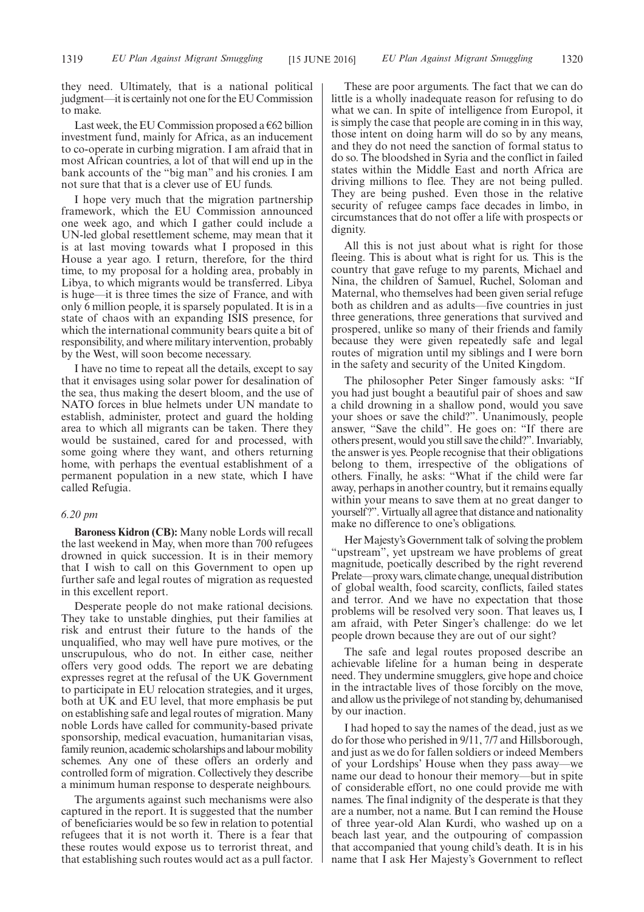they need. Ultimately, that is a national political judgment—it is certainly not one for the EU Commission to make.

Last week, the EU Commission proposed a €62 billion investment fund, mainly for Africa, as an inducement to co-operate in curbing migration. I am afraid that in most African countries, a lot of that will end up in the bank accounts of the "big man" and his cronies. I am not sure that that is a clever use of EU funds.

I hope very much that the migration partnership framework, which the EU Commission announced one week ago, and which I gather could include a UN-led global resettlement scheme, may mean that it is at last moving towards what I proposed in this House a year ago. I return, therefore, for the third time, to my proposal for a holding area, probably in Libya, to which migrants would be transferred. Libya is huge—it is three times the size of France, and with only 6 million people, it is sparsely populated. It is in a state of chaos with an expanding ISIS presence, for which the international community bears quite a bit of responsibility, and where military intervention, probably by the West, will soon become necessary.

I have no time to repeat all the details, except to say that it envisages using solar power for desalination of the sea, thus making the desert bloom, and the use of NATO forces in blue helmets under UN mandate to establish, administer, protect and guard the holding area to which all migrants can be taken. There they would be sustained, cared for and processed, with some going where they want, and others returning home, with perhaps the eventual establishment of a permanent population in a new state, which I have called Refugia.

*6.20 pm*

**Baroness Kidron (CB):** Many noble Lords will recall the last weekend in May, when more than 700 refugees drowned in quick succession. It is in their memory that I wish to call on this Government to open up further safe and legal routes of migration as requested in this excellent report.

Desperate people do not make rational decisions. They take to unstable dinghies, put their families at risk and entrust their future to the hands of the unqualified, who may well have pure motives, or the unscrupulous, who do not. In either case, neither offers very good odds. The report we are debating expresses regret at the refusal of the UK Government to participate in EU relocation strategies, and it urges, both at UK and EU level, that more emphasis be put on establishing safe and legal routes of migration. Many noble Lords have called for community-based private sponsorship, medical evacuation, humanitarian visas, family reunion, academic scholarships and labour mobility schemes. Any one of these offers an orderly and controlled form of migration. Collectively they describe a minimum human response to desperate neighbours.

The arguments against such mechanisms were also captured in the report. It is suggested that the number of beneficiaries would be so few in relation to potential refugees that it is not worth it. There is a fear that these routes would expose us to terrorist threat, and that establishing such routes would act as a pull factor.

These are poor arguments. The fact that we can do little is a wholly inadequate reason for refusing to do what we can. In spite of intelligence from Europol, it is simply the case that people are coming in in this way, those intent on doing harm will do so by any means, and they do not need the sanction of formal status to do so. The bloodshed in Syria and the conflict in failed states within the Middle East and north Africa are driving millions to flee. They are not being pulled. They are being pushed. Even those in the relative security of refugee camps face decades in limbo, in circumstances that do not offer a life with prospects or dignity.

All this is not just about what is right for those fleeing. This is about what is right for us. This is the country that gave refuge to my parents, Michael and Nina, the children of Samuel, Ruchel, Soloman and Maternal, who themselves had been given serial refuge both as children and as adults—five countries in just three generations, three generations that survived and prospered, unlike so many of their friends and family because they were given repeatedly safe and legal routes of migration until my siblings and I were born in the safety and security of the United Kingdom.

The philosopher Peter Singer famously asks: "If you had just bought a beautiful pair of shoes and saw a child drowning in a shallow pond, would you save your shoes or save the child?". Unanimously, people answer, "Save the child". He goes on: "If there are others present, would you still save the child?". Invariably, the answer is yes. People recognise that their obligations belong to them, irrespective of the obligations of others. Finally, he asks: "What if the child were far away, perhaps in another country, but it remains equally within your means to save them at no great danger to yourself?". Virtually all agree that distance and nationality make no difference to one's obligations.

Her Majesty's Government talk of solving the problem "upstream", yet upstream we have problems of great magnitude, poetically described by the right reverend Prelate—proxy wars, climate change, unequal distribution of global wealth, food scarcity, conflicts, failed states and terror. And we have no expectation that those problems will be resolved very soon. That leaves us, I am afraid, with Peter Singer's challenge: do we let people drown because they are out of our sight?

The safe and legal routes proposed describe an achievable lifeline for a human being in desperate need. They undermine smugglers, give hope and choice in the intractable lives of those forcibly on the move, and allow us the privilege of not standing by, dehumanised by our inaction.

I had hoped to say the names of the dead, just as we do for those who perished in 9/11, 7/7 and Hillsborough, and just as we do for fallen soldiers or indeed Members of your Lordships' House when they pass away—we name our dead to honour their memory—but in spite of considerable effort, no one could provide me with names. The final indignity of the desperate is that they are a number, not a name. But I can remind the House of three year-old Alan Kurdi, who washed up on a beach last year, and the outpouring of compassion that accompanied that young child's death. It is in his name that I ask Her Majesty's Government to reflect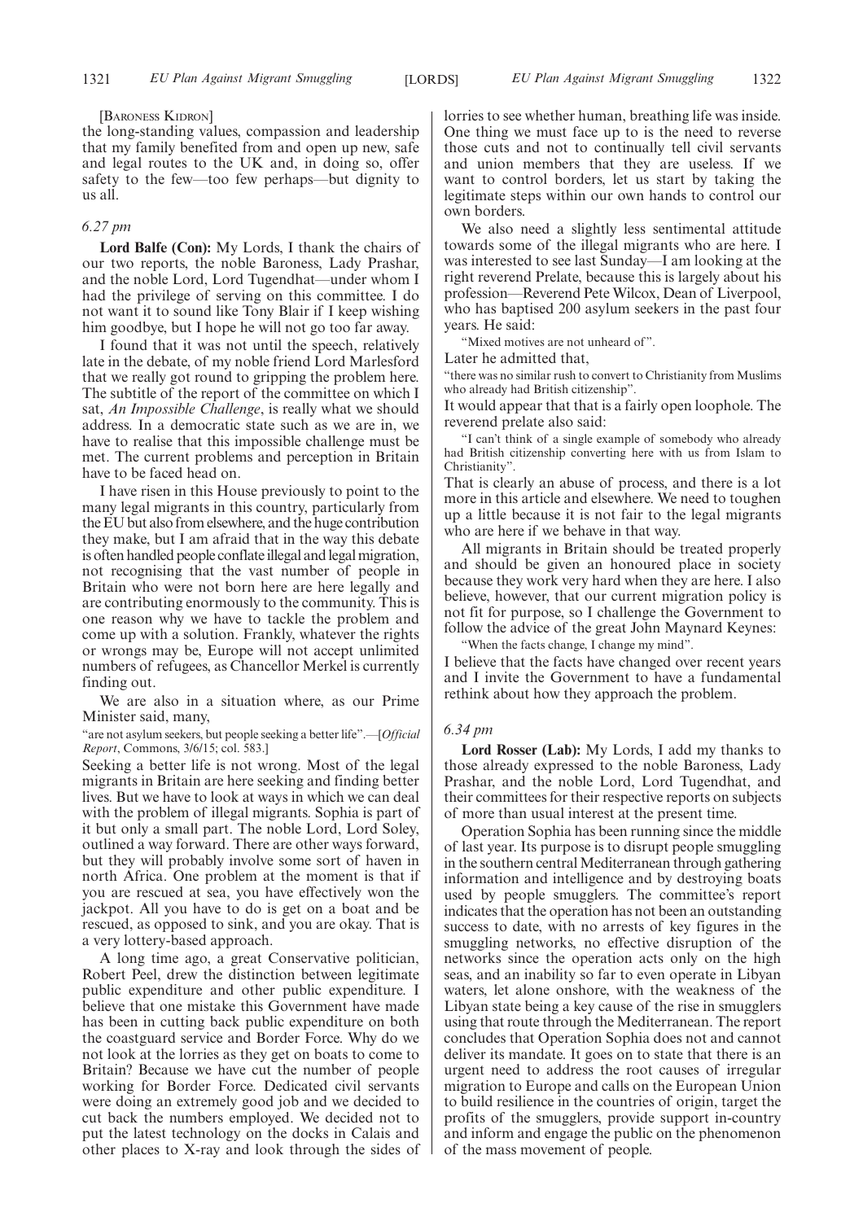[BARONESS KIDRON]

the long-standing values, compassion and leadership that my family benefited from and open up new, safe and legal routes to the UK and, in doing so, offer safety to the few—too few perhaps—but dignity to us all.

*6.27 pm*

**Lord Balfe (Con):** My Lords, I thank the chairs of our two reports, the noble Baroness, Lady Prashar, and the noble Lord, Lord Tugendhat—under whom I had the privilege of serving on this committee. I do not want it to sound like Tony Blair if I keep wishing him goodbye, but I hope he will not go too far away.

I found that it was not until the speech, relatively late in the debate, of my noble friend Lord Marlesford that we really got round to gripping the problem here. The subtitle of the report of the committee on which I sat, *An Impossible Challenge*, is really what we should address. In a democratic state such as we are in, we have to realise that this impossible challenge must be met. The current problems and perception in Britain have to be faced head on.

I have risen in this House previously to point to the many legal migrants in this country, particularly from the EU but also from elsewhere, and the huge contribution they make, but I am afraid that in the way this debate is often handled people conflate illegal and legal migration, not recognising that the vast number of people in Britain who were not born here are here legally and are contributing enormously to the community. This is one reason why we have to tackle the problem and come up with a solution. Frankly, whatever the rights or wrongs may be, Europe will not accept unlimited numbers of refugees, as Chancellor Merkel is currently finding out.

We are also in a situation where, as our Prime Minister said, many,

"are not asylum seekers, but people seeking a better life".—[*Official Report*, Commons, 3/6/15; col. 583.]

Seeking a better life is not wrong. Most of the legal migrants in Britain are here seeking and finding better lives. But we have to look at ways in which we can deal with the problem of illegal migrants. Sophia is part of it but only a small part. The noble Lord, Lord Soley, outlined a way forward. There are other ways forward, but they will probably involve some sort of haven in north Africa. One problem at the moment is that if you are rescued at sea, you have effectively won the jackpot. All you have to do is get on a boat and be rescued, as opposed to sink, and you are okay. That is a very lottery-based approach.

A long time ago, a great Conservative politician, Robert Peel, drew the distinction between legitimate public expenditure and other public expenditure. I believe that one mistake this Government have made has been in cutting back public expenditure on both the coastguard service and Border Force. Why do we not look at the lorries as they get on boats to come to Britain? Because we have cut the number of people working for Border Force. Dedicated civil servants were doing an extremely good job and we decided to cut back the numbers employed. We decided not to put the latest technology on the docks in Calais and other places to X-ray and look through the sides of lorries to see whether human, breathing life was inside. One thing we must face up to is the need to reverse those cuts and not to continually tell civil servants and union members that they are useless. If we want to control borders, let us start by taking the legitimate steps within our own hands to control our own borders.

We also need a slightly less sentimental attitude towards some of the illegal migrants who are here. I was interested to see last Sunday—I am looking at the right reverend Prelate, because this is largely about his profession—Reverend Pete Wilcox, Dean of Liverpool, who has baptised 200 asylum seekers in the past four years. He said:

"Mixed motives are not unheard of".

Later he admitted that,

"there was no similar rush to convert to Christianity from Muslims who already had British citizenship".

It would appear that that is a fairly open loophole. The reverend prelate also said:

"I can't think of a single example of somebody who already had British citizenship converting here with us from Islam to Christianity".

That is clearly an abuse of process, and there is a lot more in this article and elsewhere. We need to toughen up a little because it is not fair to the legal migrants who are here if we behave in that way.

All migrants in Britain should be treated properly and should be given an honoured place in society because they work very hard when they are here. I also believe, however, that our current migration policy is not fit for purpose, so I challenge the Government to follow the advice of the great John Maynard Keynes:

"When the facts change, I change my mind".

I believe that the facts have changed over recent years and I invite the Government to have a fundamental rethink about how they approach the problem.

*6.34 pm*

**Lord Rosser (Lab):** My Lords, I add my thanks to those already expressed to the noble Baroness, Lady Prashar, and the noble Lord, Lord Tugendhat, and their committees for their respective reports on subjects of more than usual interest at the present time.

Operation Sophia has been running since the middle of last year. Its purpose is to disrupt people smuggling in the southern central Mediterranean through gathering information and intelligence and by destroying boats used by people smugglers. The committee's report indicates that the operation has not been an outstanding success to date, with no arrests of key figures in the smuggling networks, no effective disruption of the networks since the operation acts only on the high seas, and an inability so far to even operate in Libyan waters, let alone onshore, with the weakness of the Libyan state being a key cause of the rise in smugglers using that route through the Mediterranean. The report concludes that Operation Sophia does not and cannot deliver its mandate. It goes on to state that there is an urgent need to address the root causes of irregular migration to Europe and calls on the European Union to build resilience in the countries of origin, target the profits of the smugglers, provide support in-country and inform and engage the public on the phenomenon of the mass movement of people.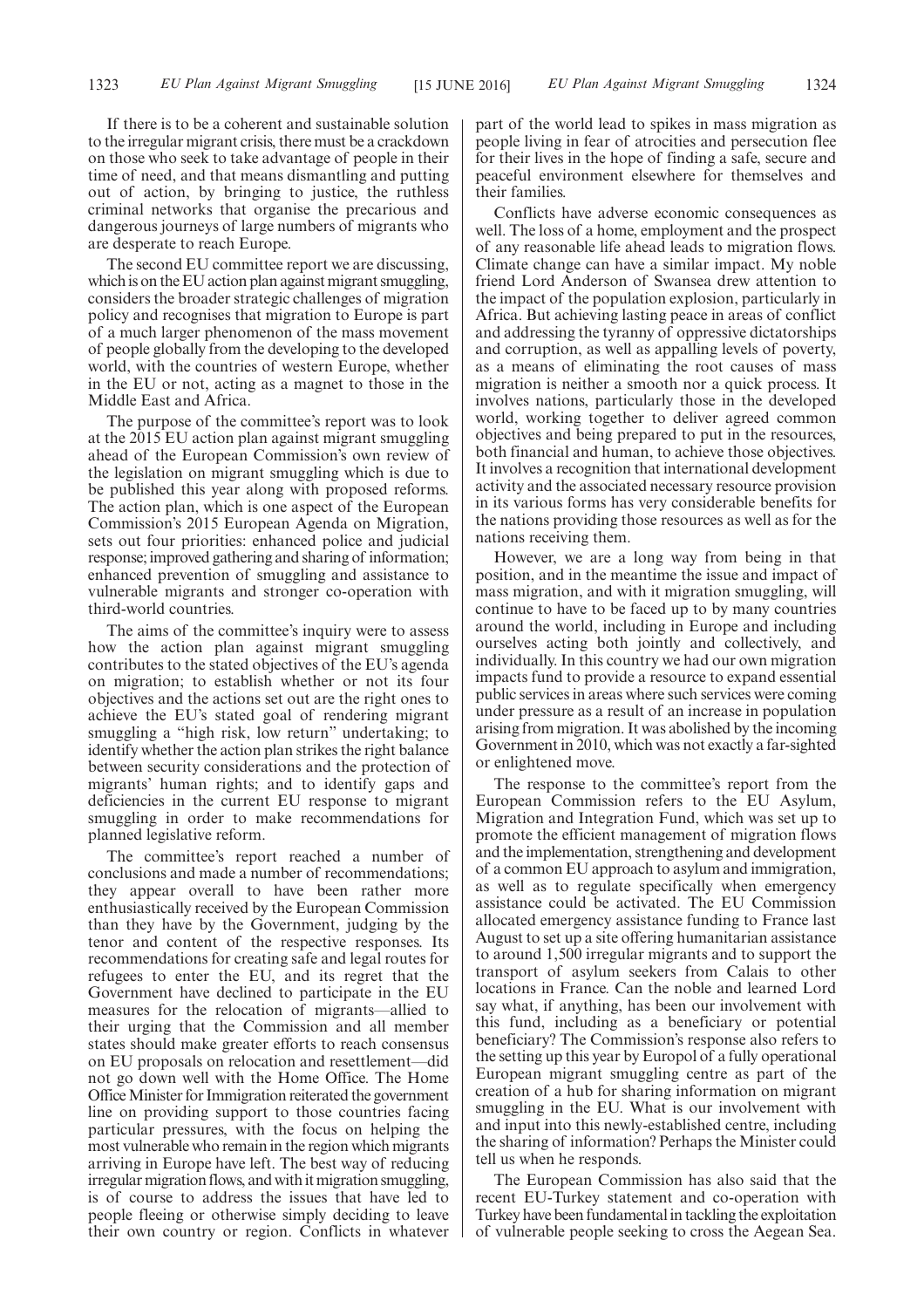If there is to be a coherent and sustainable solution to the irregular migrant crisis, there must be a crackdown on those who seek to take advantage of people in their time of need, and that means dismantling and putting out of action, by bringing to justice, the ruthless criminal networks that organise the precarious and dangerous journeys of large numbers of migrants who are desperate to reach Europe.

The second EU committee report we are discussing, which is on the EU action plan against migrant smuggling, considers the broader strategic challenges of migration policy and recognises that migration to Europe is part of a much larger phenomenon of the mass movement of people globally from the developing to the developed world, with the countries of western Europe, whether in the EU or not, acting as a magnet to those in the Middle East and Africa.

The purpose of the committee's report was to look at the 2015 EU action plan against migrant smuggling ahead of the European Commission's own review of the legislation on migrant smuggling which is due to be published this year along with proposed reforms. The action plan, which is one aspect of the European Commission's 2015 European Agenda on Migration, sets out four priorities: enhanced police and judicial response; improved gathering and sharing of information; enhanced prevention of smuggling and assistance to vulnerable migrants and stronger co-operation with third-world countries.

The aims of the committee's inquiry were to assess how the action plan against migrant smuggling contributes to the stated objectives of the EU's agenda on migration; to establish whether or not its four objectives and the actions set out are the right ones to achieve the EU's stated goal of rendering migrant smuggling a "high risk, low return" undertaking; to identify whether the action plan strikes the right balance between security considerations and the protection of migrants' human rights; and to identify gaps and deficiencies in the current EU response to migrant smuggling in order to make recommendations for planned legislative reform.

The committee's report reached a number of conclusions and made a number of recommendations; they appear overall to have been rather more enthusiastically received by the European Commission than they have by the Government, judging by the tenor and content of the respective responses. Its recommendations for creating safe and legal routes for refugees to enter the EU, and its regret that the Government have declined to participate in the EU measures for the relocation of migrants—allied to their urging that the Commission and all member states should make greater efforts to reach consensus on EU proposals on relocation and resettlement—did not go down well with the Home Office. The Home Office Minister for Immigration reiterated the government line on providing support to those countries facing particular pressures, with the focus on helping the most vulnerable who remain in the region which migrants arriving in Europe have left. The best way of reducing irregular migration flows, and with it migration smuggling, is of course to address the issues that have led to people fleeing or otherwise simply deciding to leave their own country or region. Conflicts in whatever part of the world lead to spikes in mass migration as people living in fear of atrocities and persecution flee for their lives in the hope of finding a safe, secure and peaceful environment elsewhere for themselves and their families.

Conflicts have adverse economic consequences as well. The loss of a home, employment and the prospect of any reasonable life ahead leads to migration flows. Climate change can have a similar impact. My noble friend Lord Anderson of Swansea drew attention to the impact of the population explosion, particularly in Africa. But achieving lasting peace in areas of conflict and addressing the tyranny of oppressive dictatorships and corruption, as well as appalling levels of poverty, as a means of eliminating the root causes of mass migration is neither a smooth nor a quick process. It involves nations, particularly those in the developed world, working together to deliver agreed common objectives and being prepared to put in the resources, both financial and human, to achieve those objectives. It involves a recognition that international development activity and the associated necessary resource provision in its various forms has very considerable benefits for the nations providing those resources as well as for the nations receiving them.

However, we are a long way from being in that position, and in the meantime the issue and impact of mass migration, and with it migration smuggling, will continue to have to be faced up to by many countries around the world, including in Europe and including ourselves acting both jointly and collectively, and individually. In this country we had our own migration impacts fund to provide a resource to expand essential public services in areas where such services were coming under pressure as a result of an increase in population arising from migration. It was abolished by the incoming Government in 2010, which was not exactly a far-sighted or enlightened move.

The response to the committee's report from the European Commission refers to the EU Asylum, Migration and Integration Fund, which was set up to promote the efficient management of migration flows and the implementation, strengthening and development of a common EU approach to asylum and immigration, as well as to regulate specifically when emergency assistance could be activated. The EU Commission allocated emergency assistance funding to France last August to set up a site offering humanitarian assistance to around 1,500 irregular migrants and to support the transport of asylum seekers from Calais to other locations in France. Can the noble and learned Lord say what, if anything, has been our involvement with this fund, including as a beneficiary or potential beneficiary? The Commission's response also refers to the setting up this year by Europol of a fully operational European migrant smuggling centre as part of the creation of a hub for sharing information on migrant smuggling in the EU. What is our involvement with and input into this newly-established centre, including the sharing of information? Perhaps the Minister could tell us when he responds.

The European Commission has also said that the recent EU-Turkey statement and co-operation with Turkey have been fundamental in tackling the exploitation of vulnerable people seeking to cross the Aegean Sea.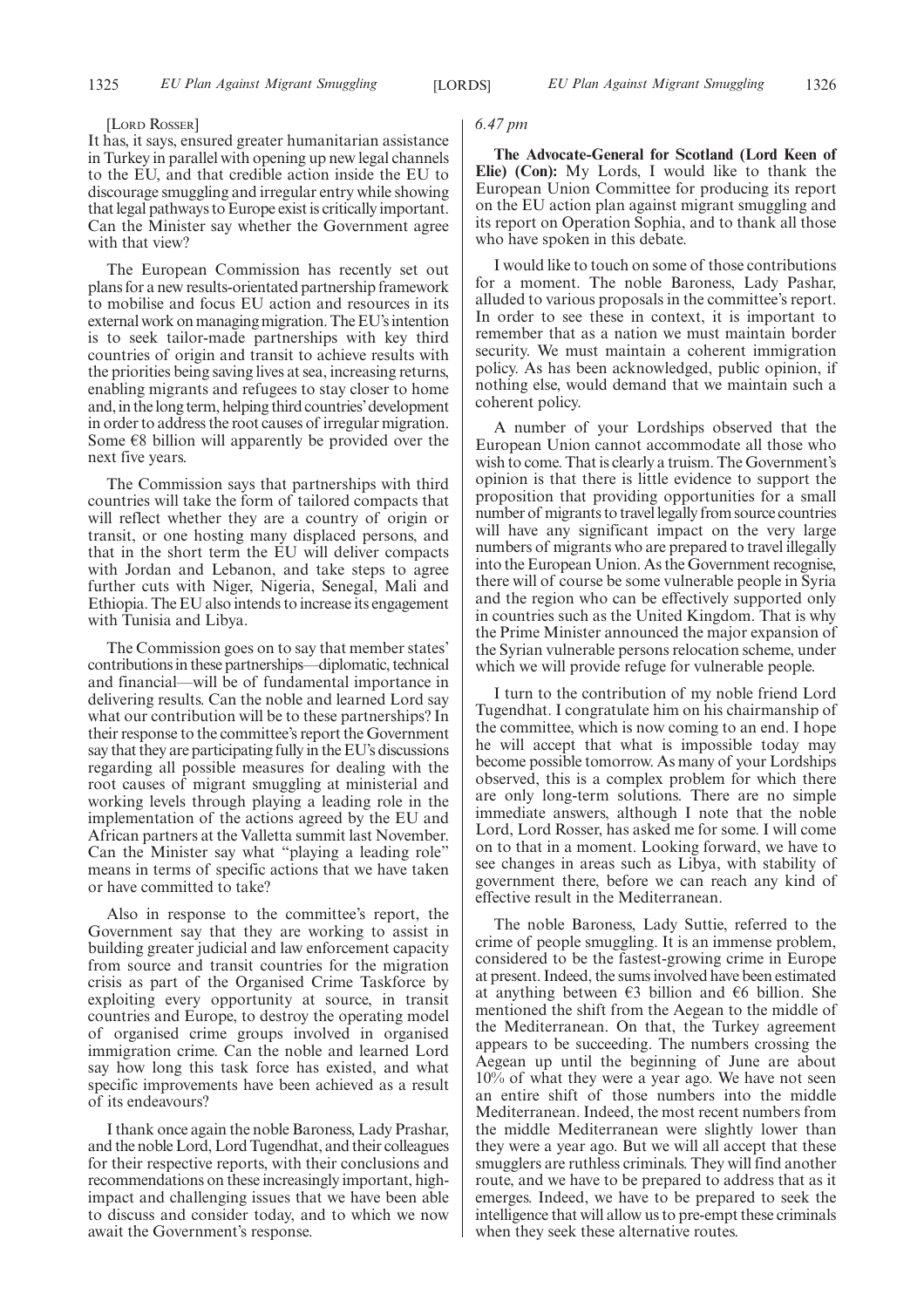[Lord Rosser]

It has, it says, ensured greater humanitarian assistance in Turkey in parallel with opening up new legal channels to the EU, and that credible action inside the EU to discourage smuggling and irregular entry while showing that legal pathways to Europe exist is critically important. Can the Minister say whether the Government agree with that view?

The European Commission has recently set out plans for a new results-orientated partnership framework to mobilise and focus EU action and resources in its external work on managing migration. The EU's intention is to seek tailor-made partnerships with key third countries of origin and transit to achieve results with the priorities being saving lives at sea, increasing returns, enabling migrants and refugees to stay closer to home and, in the long term, helping third countries' development in order to address the root causes of irregular migration. Some €8 billion will apparently be provided over the next five years.

The Commission says that partnerships with third countries will take the form of tailored compacts that will reflect whether they are a country of origin or transit, or one hosting many displaced persons, and that in the short term the EU will deliver compacts with Jordan and Lebanon, and take steps to agree further cuts with Niger, Nigeria, Senegal, Mali and Ethiopia. The EU also intends to increase its engagement with Tunisia and Libya.

The Commission goes on to say that member states' contributions in these partnerships—diplomatic, technical and financial—will be of fundamental importance in delivering results. Can the noble and learned Lord say what our contribution will be to these partnerships? In their response to the committee's report the Government say that they are participating fully in the EU's discussions regarding all possible measures for dealing with the root causes of migrant smuggling at ministerial and working levels through playing a leading role in the implementation of the actions agreed by the EU and African partners at the Valletta summit last November. Can the Minister say what "playing a leading role" means in terms of specific actions that we have taken or have committed to take?

Also in response to the committee's report, the Government say that they are working to assist in building greater judicial and law enforcement capacity from source and transit countries for the migration crisis as part of the Organised Crime Taskforce by exploiting every opportunity at source, in transit countries and Europe, to destroy the operating model of organised crime groups involved in organised immigration crime. Can the noble and learned Lord say how long this task force has existed, and what specific improvements have been achieved as a result of its endeavours?

I thank once again the noble Baroness, Lady Prashar, and the noble Lord, Lord Tugendhat, and their colleagues for their respective reports, with their conclusions and recommendations on these increasingly important, high-impact and challenging issues that we have been able to discuss and consider today, and to which we now await the Government's response.

*6.47 pm*

**The Advocate-General for Scotland (Lord Keen of Elie) (Con):** My Lords, I would like to thank the European Union Committee for producing its report on the EU action plan against migrant smuggling and its report on Operation Sophia, and to thank all those who have spoken in this debate.

I would like to touch on some of those contributions for a moment. The noble Baroness, Lady Pashar, alluded to various proposals in the committee's report. In order to see these in context, it is important to remember that as a nation we must maintain border security. We must maintain a coherent immigration policy. As has been acknowledged, public opinion, if nothing else, would demand that we maintain such a coherent policy.

A number of your Lordships observed that the European Union cannot accommodate all those who wish to come. That is clearly a truism. The Government's opinion is that there is little evidence to support the proposition that providing opportunities for a small number of migrants to travel legally from source countries will have any significant impact on the very large numbers of migrants who are prepared to travel illegally into the European Union. As the Government recognise, there will of course be some vulnerable people in Syria and the region who can be effectively supported only in countries such as the United Kingdom. That is why the Prime Minister announced the major expansion of the Syrian vulnerable persons relocation scheme, under which we will provide refuge for vulnerable people.

I turn to the contribution of my noble friend Lord Tugendhat. I congratulate him on his chairmanship of the committee, which is now coming to an end. I hope he will accept that what is impossible today may become possible tomorrow. As many of your Lordships observed, this is a complex problem for which there are only long-term solutions. There are no simple immediate answers, although I note that the noble Lord, Lord Rosser, has asked me for some. I will come on to that in a moment. Looking forward, we have to see changes in areas such as Libya, with stability of government there, before we can reach any kind of effective result in the Mediterranean.

The noble Baroness, Lady Suttie, referred to the crime of people smuggling. It is an immense problem, considered to be the fastest-growing crime in Europe at present. Indeed, the sums involved have been estimated at anything between €3 billion and €6 billion. She mentioned the shift from the Aegean to the middle of the Mediterranean. On that, the Turkey agreement appears to be succeeding. The numbers crossing the Aegean up until the beginning of June are about 10% of what they were a year ago. We have not seen an entire shift of those numbers into the middle Mediterranean. Indeed, the most recent numbers from the middle Mediterranean were slightly lower than they were a year ago. But we will all accept that these smugglers are ruthless criminals. They will find another route, and we have to be prepared to address that as it emerges. Indeed, we have to be prepared to seek the intelligence that will allow us to pre-empt these criminals when they seek these alternative routes.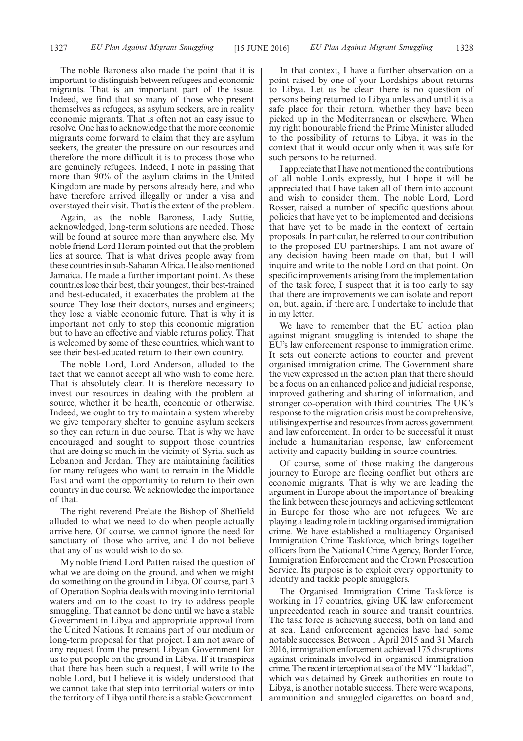The noble Baroness also made the point that it is important to distinguish between refugees and economic migrants. That is an important part of the issue. Indeed, we find that so many of those who present themselves as refugees, as asylum seekers, are in reality economic migrants. That is often not an easy issue to resolve. One has to acknowledge that the more economic migrants come forward to claim that they are asylum seekers, the greater the pressure on our resources and therefore the more difficult it is to process those who are genuinely refugees. Indeed, I note in passing that more than 90% of the asylum claims in the United Kingdom are made by persons already here, and who have therefore arrived illegally or under a visa and overstayed their visit. That is the extent of the problem.

Again, as the noble Baroness, Lady Suttie, acknowledged, long-term solutions are needed. Those will be found at source more than anywhere else. My noble friend Lord Horam pointed out that the problem lies at source. That is what drives people away from these countries in sub-Saharan Africa. He also mentioned Jamaica. He made a further important point. As these countries lose their best, their youngest, their best-trained and best-educated, it exacerbates the problem at the source. They lose their doctors, nurses and engineers; they lose a viable economic future. That is why it is important not only to stop this economic migration but to have an effective and viable returns policy. That is welcomed by some of these countries, which want to see their best-educated return to their own country.

The noble Lord, Lord Anderson, alluded to the fact that we cannot accept all who wish to come here. That is absolutely clear. It is therefore necessary to invest our resources in dealing with the problem at source, whether it be health, economic or otherwise. Indeed, we ought to try to maintain a system whereby we give temporary shelter to genuine asylum seekers so they can return in due course. That is why we have encouraged and sought to support those countries that are doing so much in the vicinity of Syria, such as Lebanon and Jordan. They are maintaining facilities for many refugees who want to remain in the Middle East and want the opportunity to return to their own country in due course. We acknowledge the importance of that.

The right reverend Prelate the Bishop of Sheffield alluded to what we need to do when people actually arrive here. Of course, we cannot ignore the need for sanctuary of those who arrive, and I do not believe that any of us would wish to do so.

My noble friend Lord Patten raised the question of what we are doing on the ground, and when we might do something on the ground in Libya. Of course, part 3 of Operation Sophia deals with moving into territorial waters and on to the coast to try to address people smuggling. That cannot be done until we have a stable Government in Libya and appropriate approval from the United Nations. It remains part of our medium or long-term proposal for that project. I am not aware of any request from the present Libyan Government for us to put people on the ground in Libya. If it transpires that there has been such a request, I will write to the noble Lord, but I believe it is widely understood that we cannot take that step into territorial waters or into the territory of Libya until there is a stable Government.

In that context, I have a further observation on a point raised by one of your Lordships about returns to Libya. Let us be clear: there is no question of persons being returned to Libya unless and until it is a safe place for their return, whether they have been picked up in the Mediterranean or elsewhere. When my right honourable friend the Prime Minister alluded to the possibility of returns to Libya, it was in the context that it would occur only when it was safe for such persons to be returned.

I appreciate that I have not mentioned the contributions of all noble Lords expressly, but I hope it will be appreciated that I have taken all of them into account and wish to consider them. The noble Lord, Lord Rosser, raised a number of specific questions about policies that have yet to be implemented and decisions that have yet to be made in the context of certain proposals. In particular, he referred to our contribution to the proposed EU partnerships. I am not aware of any decision having been made on that, but I will inquire and write to the noble Lord on that point. On specific improvements arising from the implementation of the task force, I suspect that it is too early to say that there are improvements we can isolate and report on, but, again, if there are, I undertake to include that in my letter.

We have to remember that the EU action plan against migrant smuggling is intended to shape the EU's law enforcement response to immigration crime. It sets out concrete actions to counter and prevent organised immigration crime. The Government share the view expressed in the action plan that there should be a focus on an enhanced police and judicial response, improved gathering and sharing of information, and stronger co-operation with third countries. The UK's response to the migration crisis must be comprehensive, utilising expertise and resources from across government and law enforcement. In order to be successful it must include a humanitarian response, law enforcement activity and capacity building in source countries.

Of course, some of those making the dangerous journey to Europe are fleeing conflict but others are economic migrants. That is why we are leading the argument in Europe about the importance of breaking the link between these journeys and achieving settlement in Europe for those who are not refugees. We are playing a leading role in tackling organised immigration crime. We have established a multiagency Organised Immigration Crime Taskforce, which brings together officers from the National Crime Agency, Border Force, Immigration Enforcement and the Crown Prosecution Service. Its purpose is to exploit every opportunity to identify and tackle people smugglers.

The Organised Immigration Crime Taskforce is working in 17 countries, giving UK law enforcement unprecedented reach in source and transit countries. The task force is achieving success, both on land and at sea. Land enforcement agencies have had some notable successes. Between 1 April 2015 and 31 March 2016, immigration enforcement achieved 175 disruptions against criminals involved in organised immigration crime. The recent interception at sea of the MV "Haddad", which was detained by Greek authorities en route to Libya, is another notable success. There were weapons, ammunition and smuggled cigarettes on board and,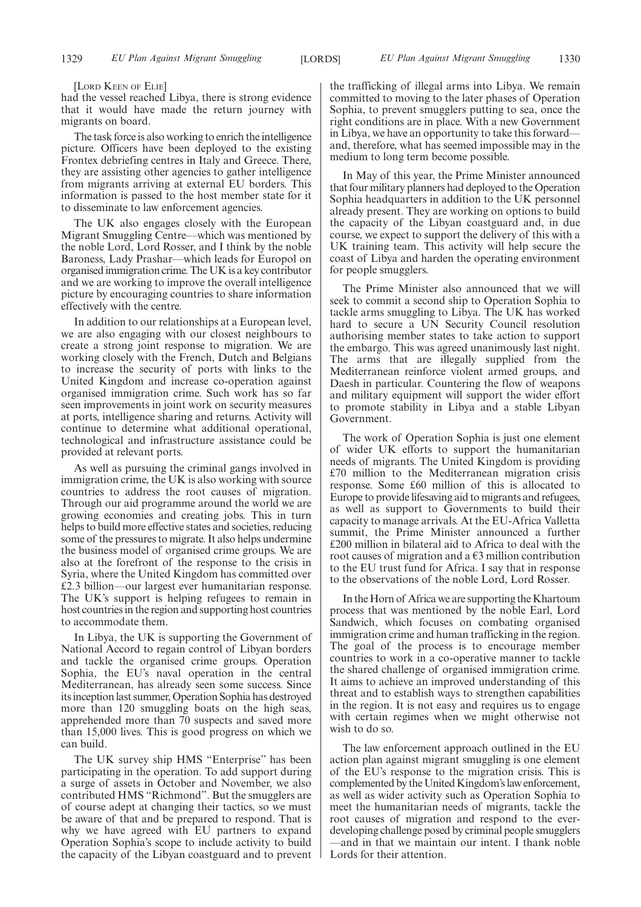[Lord Keen of Elie]

had the vessel reached Libya, there is strong evidence that it would have made the return journey with migrants on board.

The task force is also working to enrich the intelligence picture. Officers have been deployed to the existing Frontex debriefing centres in Italy and Greece. There, they are assisting other agencies to gather intelligence from migrants arriving at external EU borders. This information is passed to the host member state for it to disseminate to law enforcement agencies.

The UK also engages closely with the European Migrant Smuggling Centre—which was mentioned by the noble Lord, Lord Rosser, and I think by the noble Baroness, Lady Prashar—which leads for Europol on organised immigration crime. The UK is a key contributor and we are working to improve the overall intelligence picture by encouraging countries to share information effectively with the centre.

In addition to our relationships at a European level, we are also engaging with our closest neighbours to create a strong joint response to migration. We are working closely with the French, Dutch and Belgians to increase the security of ports with links to the United Kingdom and increase co-operation against organised immigration crime. Such work has so far seen improvements in joint work on security measures at ports, intelligence sharing and returns. Activity will continue to determine what additional operational, technological and infrastructure assistance could be provided at relevant ports.

As well as pursuing the criminal gangs involved in immigration crime, the UK is also working with source countries to address the root causes of migration. Through our aid programme around the world we are growing economies and creating jobs. This in turn helps to build more effective states and societies, reducing some of the pressures to migrate. It also helps undermine the business model of organised crime groups. We are also at the forefront of the response to the crisis in Syria, where the United Kingdom has committed over £2.3 billion—our largest ever humanitarian response. The UK's support is helping refugees to remain in host countries in the region and supporting host countries to accommodate them.

In Libya, the UK is supporting the Government of National Accord to regain control of Libyan borders and tackle the organised crime groups. Operation Sophia, the EU's naval operation in the central Mediterranean, has already seen some success. Since its inception last summer, Operation Sophia has destroyed more than 120 smuggling boats on the high seas, apprehended more than 70 suspects and saved more than 15,000 lives. This is good progress on which we can build.

The UK survey ship HMS "Enterprise" has been participating in the operation. To add support during a surge of assets in October and November, we also contributed HMS "Richmond". But the smugglers are of course adept at changing their tactics, so we must be aware of that and be prepared to respond. That is why we have agreed with EU partners to expand Operation Sophia's scope to include activity to build the capacity of the Libyan coastguard and to prevent the trafficking of illegal arms into Libya. We remain committed to moving to the later phases of Operation Sophia, to prevent smugglers putting to sea, once the right conditions are in place. With a new Government in Libya, we have an opportunity to take this forward—and, therefore, what has seemed impossible may in the medium to long term become possible.

In May of this year, the Prime Minister announced that four military planners had deployed to the Operation Sophia headquarters in addition to the UK personnel already present. They are working on options to build the capacity of the Libyan coastguard and, in due course, we expect to support the delivery of this with a UK training team. This activity will help secure the coast of Libya and harden the operating environment for people smugglers.

The Prime Minister also announced that we will seek to commit a second ship to Operation Sophia to tackle arms smuggling to Libya. The UK has worked hard to secure a UN Security Council resolution authorising member states to take action to support the embargo. This was agreed unanimously last night. The arms that are illegally supplied from the Mediterranean reinforce violent armed groups, and Daesh in particular. Countering the flow of weapons and military equipment will support the wider effort to promote stability in Libya and a stable Libyan Government.

The work of Operation Sophia is just one element of wider UK efforts to support the humanitarian needs of migrants. The United Kingdom is providing £70 million to the Mediterranean migration crisis response. Some £60 million of this is allocated to Europe to provide lifesaving aid to migrants and refugees, as well as support to Governments to build their capacity to manage arrivals. At the EU-Africa Valletta summit, the Prime Minister announced a further £200 million in bilateral aid to Africa to deal with the root causes of migration and a €3 million contribution to the EU trust fund for Africa. I say that in response to the observations of the noble Lord, Lord Rosser.

In the Horn of Africa we are supporting the Khartoum process that was mentioned by the noble Earl, Lord Sandwich, which focuses on combating organised immigration crime and human trafficking in the region. The goal of the process is to encourage member countries to work in a co-operative manner to tackle the shared challenge of organised immigration crime. It aims to achieve an improved understanding of this threat and to establish ways to strengthen capabilities in the region. It is not easy and requires us to engage with certain regimes when we might otherwise not wish to do so.

The law enforcement approach outlined in the EU action plan against migrant smuggling is one element of the EU's response to the migration crisis. This is complemented by the United Kingdom's law enforcement, as well as wider activity such as Operation Sophia to meet the humanitarian needs of migrants, tackle the root causes of migration and respond to the ever-developing challenge posed by criminal people smugglers—and in that we maintain our intent. I thank noble Lords for their attention.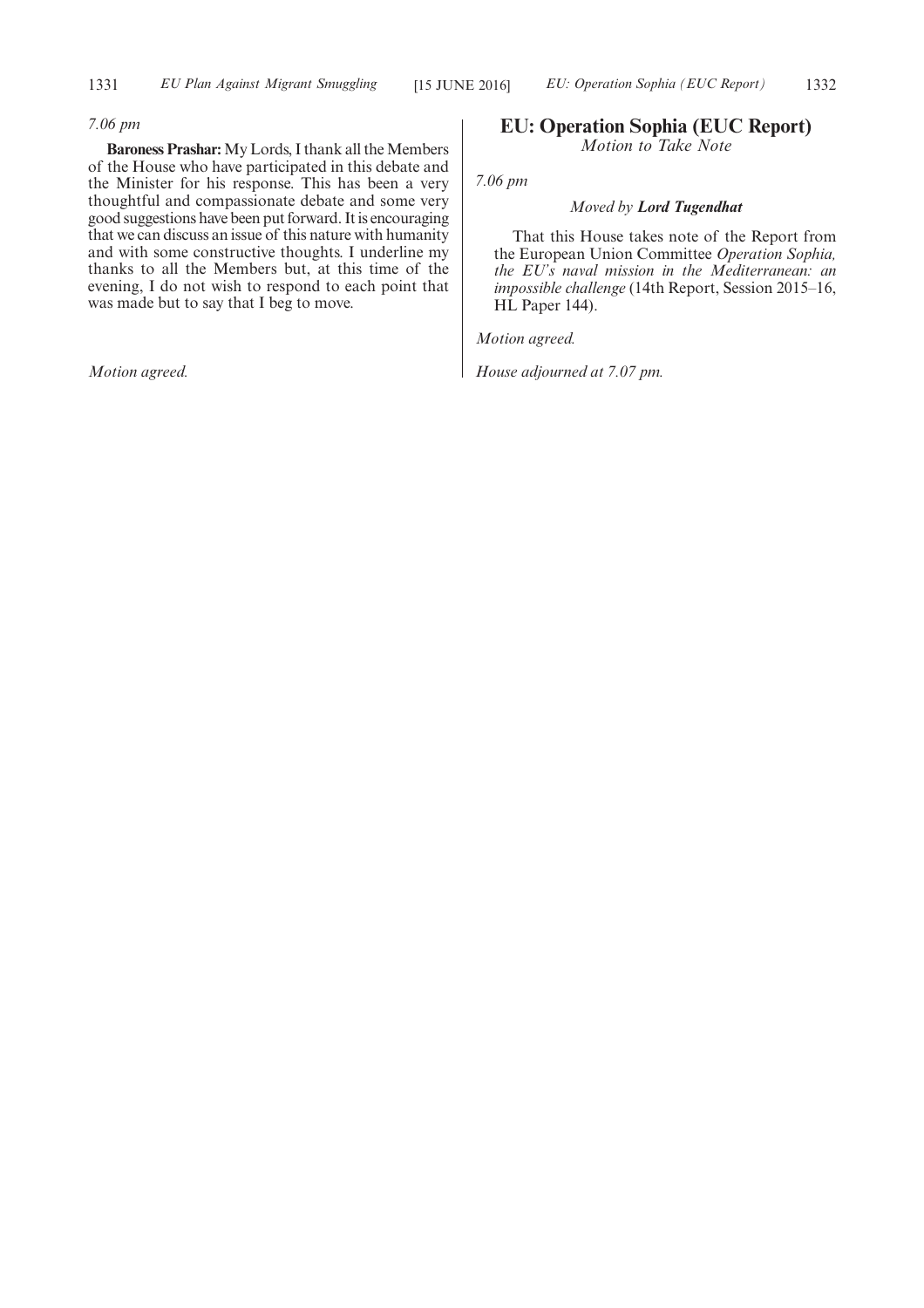*7.06 pm*

**Baroness Prashar:** My Lords, I thank all the Members of the House who have participated in this debate and the Minister for his response. This has been a very thoughtful and compassionate debate and some very good suggestions have been put forward. It is encouraging that we can discuss an issue of this nature with humanity and with some constructive thoughts. I underline my thanks to all the Members but, at this time of the evening, I do not wish to respond to each point that was made but to say that I beg to move.

*Motion agreed.*

## EU: Operation Sophia (EUC Report)

*Motion to Take Note*

*7.06 pm*

*Moved by* ***Lord Tugendhat***

That this House takes note of the Report from the European Union Committee *Operation Sophia, the EU's naval mission in the Mediterranean: an impossible challenge* (14th Report, Session 2015–16, HL Paper 144).

*Motion agreed.*

*House adjourned at 7.07 pm.*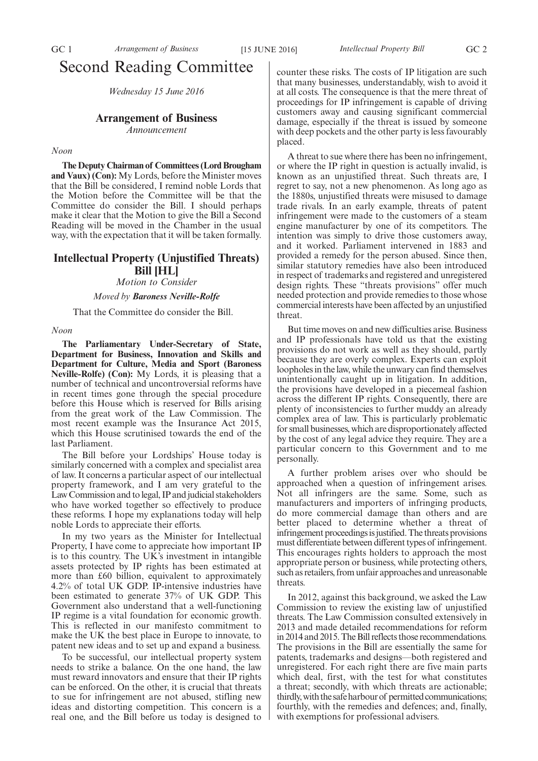# Second Reading Committee

*Wednesday 15 June 2016*

## Arrangement of Business

*Announcement*

*Noon*

**The Deputy Chairman of Committees (Lord Brougham and Vaux) (Con):** My Lords, before the Minister moves that the Bill be considered, I remind noble Lords that the Motion before the Committee will be that the Committee do consider the Bill. I should perhaps make it clear that the Motion to give the Bill a Second Reading will be moved in the Chamber in the usual way, with the expectation that it will be taken formally.

## Intellectual Property (Unjustified Threats) Bill [HL]

*Motion to Consider*

*Moved by* ***Baroness Neville-Rolfe***

That the Committee do consider the Bill.

*Noon*

**The Parliamentary Under-Secretary of State, Department for Business, Innovation and Skills and Department for Culture, Media and Sport (Baroness Neville-Rolfe) (Con):** My Lords, it is pleasing that a number of technical and uncontroversial reforms have in recent times gone through the special procedure before this House which is reserved for Bills arising from the great work of the Law Commission. The most recent example was the Insurance Act 2015, which this House scrutinised towards the end of the last Parliament.

The Bill before your Lordships' House today is similarly concerned with a complex and specialist area of law. It concerns a particular aspect of our intellectual property framework, and I am very grateful to the Law Commission and to legal, IP and judicial stakeholders who have worked together so effectively to produce these reforms. I hope my explanations today will help noble Lords to appreciate their efforts.

In my two years as the Minister for Intellectual Property, I have come to appreciate how important IP is to this country. The UK's investment in intangible assets protected by IP rights has been estimated at more than £60 billion, equivalent to approximately 4.2% of total UK GDP. IP-intensive industries have been estimated to generate 37% of UK GDP. This Government also understand that a well-functioning IP regime is a vital foundation for economic growth. This is reflected in our manifesto commitment to make the UK the best place in Europe to innovate, to patent new ideas and to set up and expand a business.

To be successful, our intellectual property system needs to strike a balance. On the one hand, the law must reward innovators and ensure that their IP rights can be enforced. On the other, it is crucial that threats to sue for infringement are not abused, stifling new ideas and distorting competition. This concern is a real one, and the Bill before us today is designed to counter these risks. The costs of IP litigation are such that many businesses, understandably, wish to avoid it at all costs. The consequence is that the mere threat of proceedings for IP infringement is capable of driving customers away and causing significant commercial damage, especially if the threat is issued by someone with deep pockets and the other party is less favourably placed.

A threat to sue where there has been no infringement, or where the IP right in question is actually invalid, is known as an unjustified threat. Such threats are, I regret to say, not a new phenomenon. As long ago as the 1880s, unjustified threats were misused to damage trade rivals. In an early example, threats of patent infringement were made to the customers of a steam engine manufacturer by one of its competitors. The intention was simply to drive those customers away, and it worked. Parliament intervened in 1883 and provided a remedy for the person abused. Since then, similar statutory remedies have also been introduced in respect of trademarks and registered and unregistered design rights. These "threats provisions" offer much needed protection and provide remedies to those whose commercial interests have been affected by an unjustified threat.

But time moves on and new difficulties arise. Business and IP professionals have told us that the existing provisions do not work as well as they should, partly because they are overly complex. Experts can exploit loopholes in the law, while the unwary can find themselves unintentionally caught up in litigation. In addition, the provisions have developed in a piecemeal fashion across the different IP rights. Consequently, there are plenty of inconsistencies to further muddy an already complex area of law. This is particularly problematic for small businesses, which are disproportionately affected by the cost of any legal advice they require. They are a particular concern to this Government and to me personally.

A further problem arises over who should be approached when a question of infringement arises. Not all infringers are the same. Some, such as manufacturers and importers of infringing products, do more commercial damage than others and are better placed to determine whether a threat of infringement proceedings is justified. The threats provisions must differentiate between different types of infringement. This encourages rights holders to approach the most appropriate person or business, while protecting others, such as retailers, from unfair approaches and unreasonable threats.

In 2012, against this background, we asked the Law Commission to review the existing law of unjustified threats. The Law Commission consulted extensively in 2013 and made detailed recommendations for reform in 2014 and 2015. The Bill reflects those recommendations. The provisions in the Bill are essentially the same for patents, trademarks and designs—both registered and unregistered. For each right there are five main parts which deal, first, with the test for what constitutes a threat; secondly, with which threats are actionable; thirdly, with the safe harbour of permitted communications; fourthly, with the remedies and defences; and, finally, with exemptions for professional advisers.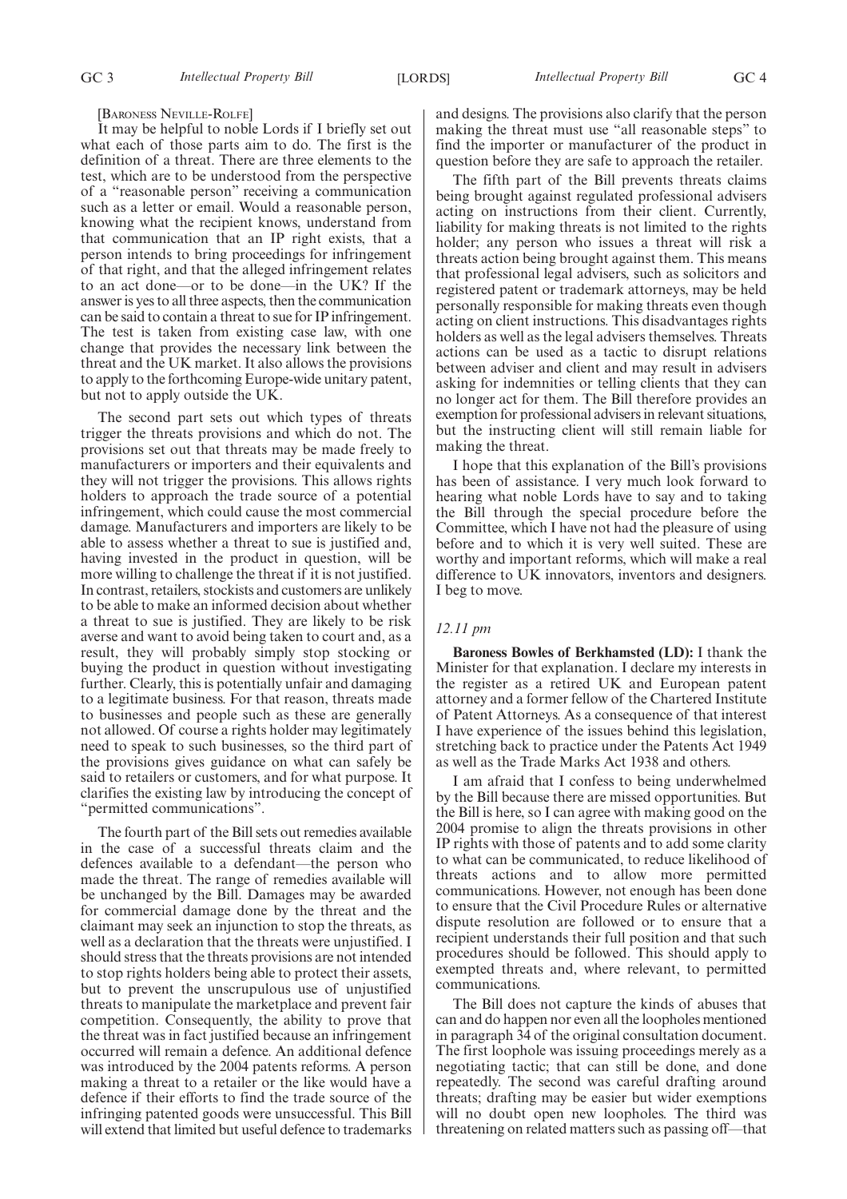[Baroness Neville-Rolfe]

It may be helpful to noble Lords if I briefly set out what each of those parts aim to do. The first is the definition of a threat. There are three elements to the test, which are to be understood from the perspective of a "reasonable person" receiving a communication such as a letter or email. Would a reasonable person, knowing what the recipient knows, understand from that communication that an IP right exists, that a person intends to bring proceedings for infringement of that right, and that the alleged infringement relates to an act done—or to be done—in the UK? If the answer is yes to all three aspects, then the communication can be said to contain a threat to sue for IP infringement. The test is taken from existing case law, with one change that provides the necessary link between the threat and the UK market. It also allows the provisions to apply to the forthcoming Europe-wide unitary patent, but not to apply outside the UK.

The second part sets out which types of threats trigger the threats provisions and which do not. The provisions set out that threats may be made freely to manufacturers or importers and their equivalents and they will not trigger the provisions. This allows rights holders to approach the trade source of a potential infringement, which could cause the most commercial damage. Manufacturers and importers are likely to be able to assess whether a threat to sue is justified and, having invested in the product in question, will be more willing to challenge the threat if it is not justified. In contrast, retailers, stockists and customers are unlikely to be able to make an informed decision about whether a threat to sue is justified. They are likely to be risk averse and want to avoid being taken to court and, as a result, they will probably simply stop stocking or buying the product in question without investigating further. Clearly, this is potentially unfair and damaging to a legitimate business. For that reason, threats made to businesses and people such as these are generally not allowed. Of course a rights holder may legitimately need to speak to such businesses, so the third part of the provisions gives guidance on what can safely be said to retailers or customers, and for what purpose. It clarifies the existing law by introducing the concept of "permitted communications".

The fourth part of the Bill sets out remedies available in the case of a successful threats claim and the defences available to a defendant—the person who made the threat. The range of remedies available will be unchanged by the Bill. Damages may be awarded for commercial damage done by the threat and the claimant may seek an injunction to stop the threats, as well as a declaration that the threats were unjustified. I should stress that the threats provisions are not intended to stop rights holders being able to protect their assets, but to prevent the unscrupulous use of unjustified threats to manipulate the marketplace and prevent fair competition. Consequently, the ability to prove that the threat was in fact justified because an infringement occurred will remain a defence. An additional defence was introduced by the 2004 patents reforms. A person making a threat to a retailer or the like would have a defence if their efforts to find the trade source of the infringing patented goods were unsuccessful. This Bill will extend that limited but useful defence to trademarks and designs. The provisions also clarify that the person making the threat must use "all reasonable steps" to find the importer or manufacturer of the product in question before they are safe to approach the retailer.

The fifth part of the Bill prevents threats claims being brought against regulated professional advisers acting on instructions from their client. Currently, liability for making threats is not limited to the rights holder; any person who issues a threat will risk a threats action being brought against them. This means that professional legal advisers, such as solicitors and registered patent or trademark attorneys, may be held personally responsible for making threats even though acting on client instructions. This disadvantages rights holders as well as the legal advisers themselves. Threats actions can be used as a tactic to disrupt relations between adviser and client and may result in advisers asking for indemnities or telling clients that they can no longer act for them. The Bill therefore provides an exemption for professional advisers in relevant situations, but the instructing client will still remain liable for making the threat.

I hope that this explanation of the Bill's provisions has been of assistance. I very much look forward to hearing what noble Lords have to say and to taking the Bill through the special procedure before the Committee, which I have not had the pleasure of using before and to which it is very well suited. These are worthy and important reforms, which will make a real difference to UK innovators, inventors and designers. I beg to move.

*12.11 pm*

**Baroness Bowles of Berkhamsted (LD):** I thank the Minister for that explanation. I declare my interests in the register as a retired UK and European patent attorney and a former fellow of the Chartered Institute of Patent Attorneys. As a consequence of that interest I have experience of the issues behind this legislation, stretching back to practice under the Patents Act 1949 as well as the Trade Marks Act 1938 and others.

I am afraid that I confess to being underwhelmed by the Bill because there are missed opportunities. But the Bill is here, so I can agree with making good on the 2004 promise to align the threats provisions in other IP rights with those of patents and to add some clarity to what can be communicated, to reduce likelihood of threats actions and to allow more permitted communications. However, not enough has been done to ensure that the Civil Procedure Rules or alternative dispute resolution are followed or to ensure that a recipient understands their full position and that such procedures should be followed. This should apply to exempted threats and, where relevant, to permitted communications.

The Bill does not capture the kinds of abuses that can and do happen nor even all the loopholes mentioned in paragraph 34 of the original consultation document. The first loophole was issuing proceedings merely as a negotiating tactic; that can still be done, and done repeatedly. The second was careful drafting around threats; drafting may be easier but wider exemptions will no doubt open new loopholes. The third was threatening on related matters such as passing off—that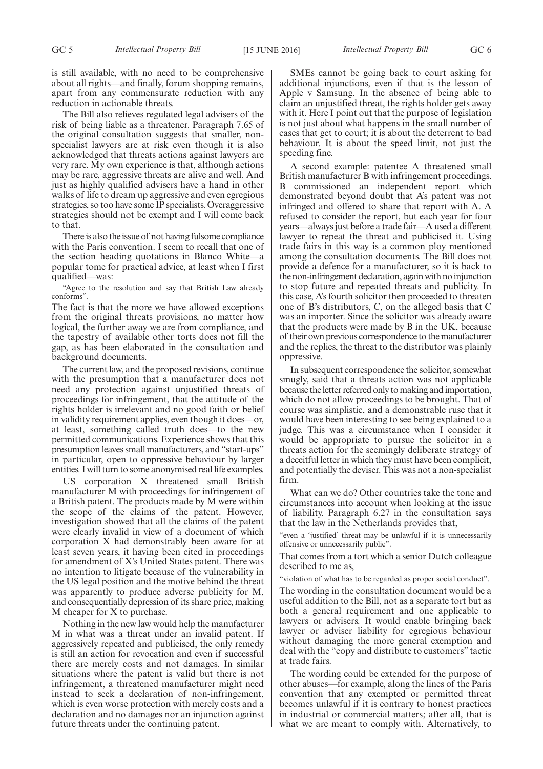is still available, with no need to be comprehensive about all rights—and finally, forum shopping remains, apart from any commensurate reduction with any reduction in actionable threats.

The Bill also relieves regulated legal advisers of the risk of being liable as a threatener. Paragraph 7.65 of the original consultation suggests that smaller, non-specialist lawyers are at risk even though it is also acknowledged that threats actions against lawyers are very rare. My own experience is that, although actions may be rare, aggressive threats are alive and well. And just as highly qualified advisers have a hand in other walks of life to dream up aggressive and even egregious strategies, so too have some IP specialists. Overaggressive strategies should not be exempt and I will come back to that.

There is also the issue of not having fulsome compliance with the Paris convention. I seem to recall that one of the section heading quotations in Blanco White—a popular tome for practical advice, at least when I first qualified—was:

> "Agree to the resolution and say that British Law already conforms".

The fact is that the more we have allowed exceptions from the original threats provisions, no matter how logical, the further away we are from compliance, and the tapestry of available other torts does not fill the gap, as has been elaborated in the consultation and background documents.

The current law, and the proposed revisions, continue with the presumption that a manufacturer does not need any protection against unjustified threats of proceedings for infringement, that the attitude of the rights holder is irrelevant and no good faith or belief in validity requirement applies, even though it does—or, at least, something called truth does—to the new permitted communications. Experience shows that this presumption leaves small manufacturers, and "start-ups" in particular, open to oppressive behaviour by larger entities. I will turn to some anonymised real life examples.

US corporation X threatened small British manufacturer M with proceedings for infringement of a British patent. The products made by M were within the scope of the claims of the patent. However, investigation showed that all the claims of the patent were clearly invalid in view of a document of which corporation X had demonstrably been aware for at least seven years, it having been cited in proceedings for amendment of X's United States patent. There was no intention to litigate because of the vulnerability in the US legal position and the motive behind the threat was apparently to produce adverse publicity for M, and consequentially depression of its share price, making M cheaper for X to purchase.

Nothing in the new law would help the manufacturer M in what was a threat under an invalid patent. If aggressively repeated and publicised, the only remedy is still an action for revocation and even if successful there are merely costs and not damages. In similar situations where the patent is valid but there is not infringement, a threatened manufacturer might need instead to seek a declaration of non-infringement, which is even worse protection with merely costs and a declaration and no damages nor an injunction against future threats under the continuing patent.

SMEs cannot be going back to court asking for additional injunctions, even if that is the lesson of Apple v Samsung. In the absence of being able to claim an unjustified threat, the rights holder gets away with it. Here I point out that the purpose of legislation is not just about what happens in the small number of cases that get to court; it is about the deterrent to bad behaviour. It is about the speed limit, not just the speeding fine.

A second example: patentee A threatened small British manufacturer B with infringement proceedings. B commissioned an independent report which demonstrated beyond doubt that A's patent was not infringed and offered to share that report with A. A refused to consider the report, but each year for four years—always just before a trade fair—A used a different lawyer to repeat the threat and publicised it. Using trade fairs in this way is a common ploy mentioned among the consultation documents. The Bill does not provide a defence for a manufacturer, so it is back to the non-infringement declaration, again with no injunction to stop future and repeated threats and publicity. In this case, A's fourth solicitor then proceeded to threaten one of B's distributors, C, on the alleged basis that C was an importer. Since the solicitor was already aware that the products were made by B in the UK, because of their own previous correspondence to the manufacturer and the replies, the threat to the distributor was plainly oppressive.

In subsequent correspondence the solicitor, somewhat smugly, said that a threats action was not applicable because the letter referred only to making and importation, which do not allow proceedings to be brought. That of course was simplistic, and a demonstrable ruse that it would have been interesting to see being explained to a judge. This was a circumstance when I consider it would be appropriate to pursue the solicitor in a threats action for the seemingly deliberate strategy of a deceitful letter in which they must have been complicit, and potentially the deviser. This was not a non-specialist firm.

What can we do? Other countries take the tone and circumstances into account when looking at the issue of liability. Paragraph 6.27 in the consultation says that the law in the Netherlands provides that,

> "even a 'justified' threat may be unlawful if it is unnecessarily offensive or unnecessarily public".

That comes from a tort which a senior Dutch colleague described to me as,

> "violation of what has to be regarded as proper social conduct".

The wording in the consultation document would be a useful addition to the Bill, not as a separate tort but as both a general requirement and one applicable to lawyers or advisers. It would enable bringing back lawyer or adviser liability for egregious behaviour without damaging the more general exemption and deal with the "copy and distribute to customers" tactic at trade fairs.

The wording could be extended for the purpose of other abuses—for example, along the lines of the Paris convention that any exempted or permitted threat becomes unlawful if it is contrary to honest practices in industrial or commercial matters; after all, that is what we are meant to comply with. Alternatively, to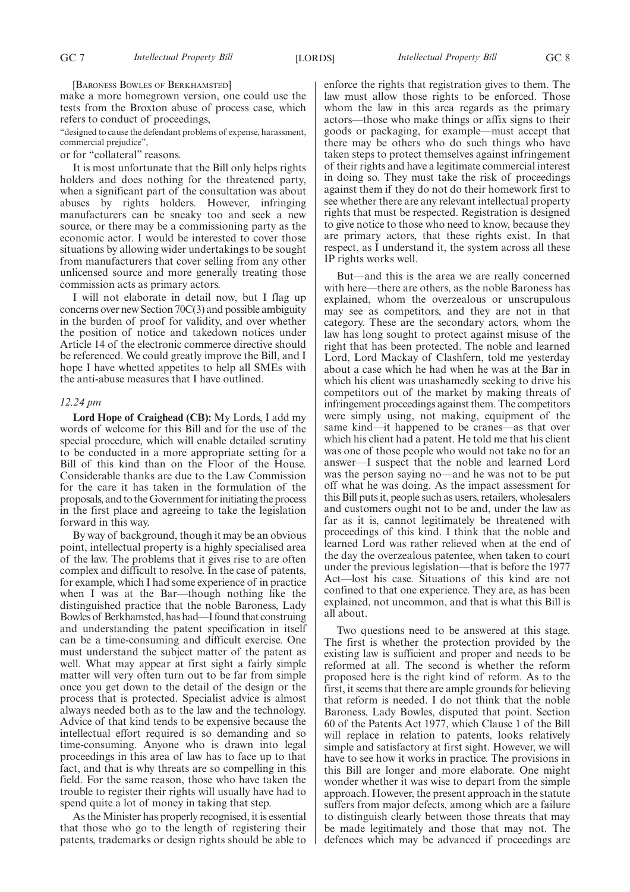[BARONESS BOWLES OF BERKHAMSTED]

make a more homegrown version, one could use the tests from the Broxton abuse of process case, which refers to conduct of proceedings,

"designed to cause the defendant problems of expense, harassment, commercial prejudice",

or for "collateral" reasons.

It is most unfortunate that the Bill only helps rights holders and does nothing for the threatened party, when a significant part of the consultation was about abuses by rights holders. However, infringing manufacturers can be sneaky too and seek a new source, or there may be a commissioning party as the economic actor. I would be interested to cover those situations by allowing wider undertakings to be sought from manufacturers that cover selling from any other unlicensed source and more generally treating those commission acts as primary actors.

I will not elaborate in detail now, but I flag up concerns over new Section 70C(3) and possible ambiguity in the burden of proof for validity, and over whether the position of notice and takedown notices under Article 14 of the electronic commerce directive should be referenced. We could greatly improve the Bill, and I hope I have whetted appetites to help all SMEs with the anti-abuse measures that I have outlined.

*12.24 pm*

**Lord Hope of Craighead (CB):** My Lords, I add my words of welcome for this Bill and for the use of the special procedure, which will enable detailed scrutiny to be conducted in a more appropriate setting for a Bill of this kind than on the Floor of the House. Considerable thanks are due to the Law Commission for the care it has taken in the formulation of the proposals, and to the Government for initiating the process in the first place and agreeing to take the legislation forward in this way.

By way of background, though it may be an obvious point, intellectual property is a highly specialised area of the law. The problems that it gives rise to are often complex and difficult to resolve. In the case of patents, for example, which I had some experience of in practice when I was at the Bar—though nothing like the distinguished practice that the noble Baroness, Lady Bowles of Berkhamsted, has had—I found that construing and understanding the patent specification in itself can be a time-consuming and difficult exercise. One must understand the subject matter of the patent as well. What may appear at first sight a fairly simple matter will very often turn out to be far from simple once you get down to the detail of the design or the process that is protected. Specialist advice is almost always needed both as to the law and the technology. Advice of that kind tends to be expensive because the intellectual effort required is so demanding and so time-consuming. Anyone who is drawn into legal proceedings in this area of law has to face up to that fact, and that is why threats are so compelling in this field. For the same reason, those who have taken the trouble to register their rights will usually have had to spend quite a lot of money in taking that step.

As the Minister has properly recognised, it is essential that those who go to the length of registering their patents, trademarks or design rights should be able to enforce the rights that registration gives to them. The law must allow those rights to be enforced. Those whom the law in this area regards as the primary actors—those who make things or affix signs to their goods or packaging, for example—must accept that there may be others who do such things who have taken steps to protect themselves against infringement of their rights and have a legitimate commercial interest in doing so. They must take the risk of proceedings against them if they do not do their homework first to see whether there are any relevant intellectual property rights that must be respected. Registration is designed to give notice to those who need to know, because they are primary actors, that these rights exist. In that respect, as I understand it, the system across all these IP rights works well.

But—and this is the area we are really concerned with here—there are others, as the noble Baroness has explained, whom the overzealous or unscrupulous may see as competitors, and they are not in that category. These are the secondary actors, whom the law has long sought to protect against misuse of the right that has been protected. The noble and learned Lord, Lord Mackay of Clashfern, told me yesterday about a case which he had when he was at the Bar in which his client was unashamedly seeking to drive his competitors out of the market by making threats of infringement proceedings against them. The competitors were simply using, not making, equipment of the same kind—it happened to be cranes—as that over which his client had a patent. He told me that his client was one of those people who would not take no for an answer—I suspect that the noble and learned Lord was the person saying no—and he was not to be put off what he was doing. As the impact assessment for this Bill puts it, people such as users, retailers, wholesalers and customers ought not to be and, under the law as far as it is, cannot legitimately be threatened with proceedings of this kind. I think that the noble and learned Lord was rather relieved when at the end of the day the overzealous patentee, when taken to court under the previous legislation—that is before the 1977 Act—lost his case. Situations of this kind are not confined to that one experience. They are, as has been explained, not uncommon, and that is what this Bill is all about.

Two questions need to be answered at this stage. The first is whether the protection provided by the existing law is sufficient and proper and needs to be reformed at all. The second is whether the reform proposed here is the right kind of reform. As to the first, it seems that there are ample grounds for believing that reform is needed. I do not think that the noble Baroness, Lady Bowles, disputed that point. Section 60 of the Patents Act 1977, which Clause 1 of the Bill will replace in relation to patents, looks relatively simple and satisfactory at first sight. However, we will have to see how it works in practice. The provisions in this Bill are longer and more elaborate. One might wonder whether it was wise to depart from the simple approach. However, the present approach in the statute suffers from major defects, among which are a failure to distinguish clearly between those threats that may be made legitimately and those that may not. The defences which may be advanced if proceedings are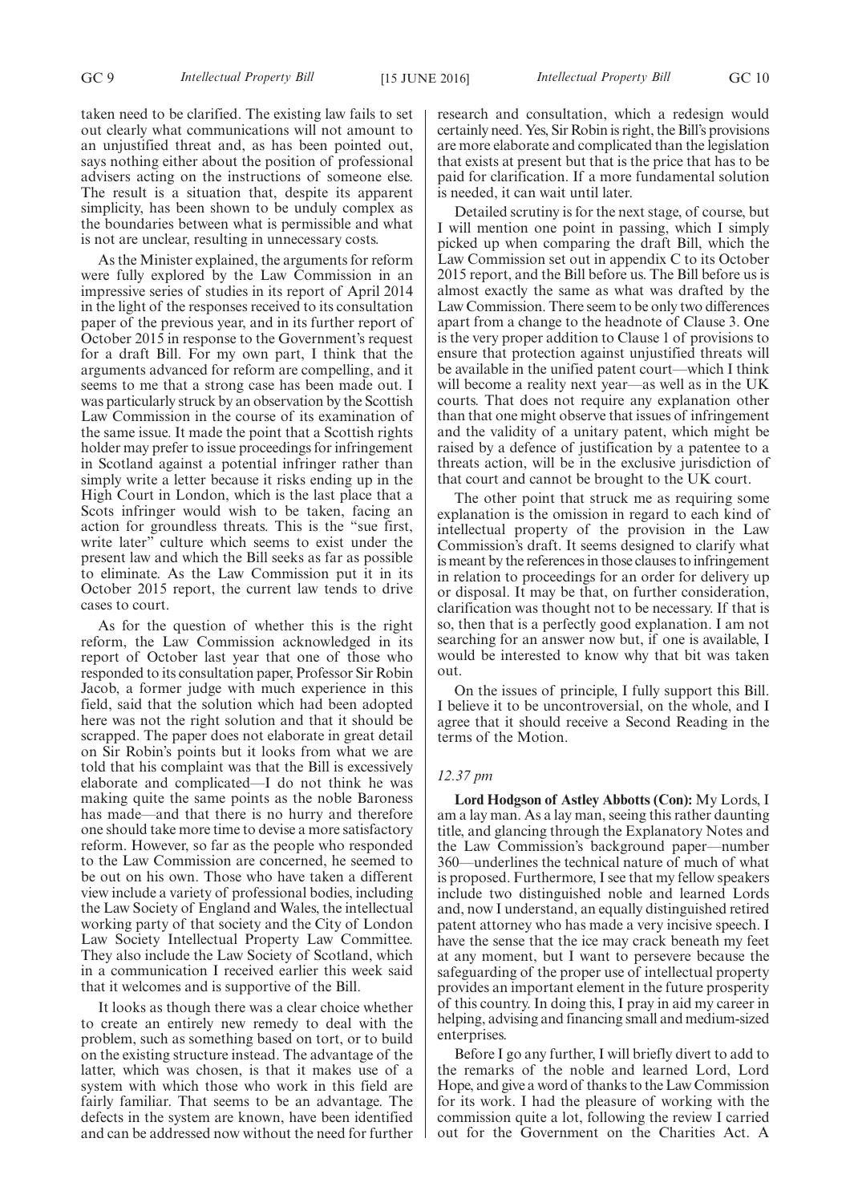taken need to be clarified. The existing law fails to set out clearly what communications will not amount to an unjustified threat and, as has been pointed out, says nothing either about the position of professional advisers acting on the instructions of someone else. The result is a situation that, despite its apparent simplicity, has been shown to be unduly complex as the boundaries between what is permissible and what is not are unclear, resulting in unnecessary costs.

As the Minister explained, the arguments for reform were fully explored by the Law Commission in an impressive series of studies in its report of April 2014 in the light of the responses received to its consultation paper of the previous year, and in its further report of October 2015 in response to the Government's request for a draft Bill. For my own part, I think that the arguments advanced for reform are compelling, and it seems to me that a strong case has been made out. I was particularly struck by an observation by the Scottish Law Commission in the course of its examination of the same issue. It made the point that a Scottish rights holder may prefer to issue proceedings for infringement in Scotland against a potential infringer rather than simply write a letter because it risks ending up in the High Court in London, which is the last place that a Scots infringer would wish to be taken, facing an action for groundless threats. This is the "sue first, write later" culture which seems to exist under the present law and which the Bill seeks as far as possible to eliminate. As the Law Commission put it in its October 2015 report, the current law tends to drive cases to court.

As for the question of whether this is the right reform, the Law Commission acknowledged in its report of October last year that one of those who responded to its consultation paper, Professor Sir Robin Jacob, a former judge with much experience in this field, said that the solution which had been adopted here was not the right solution and that it should be scrapped. The paper does not elaborate in great detail on Sir Robin's points but it looks from what we are told that his complaint was that the Bill is excessively elaborate and complicated—I do not think he was making quite the same points as the noble Baroness has made—and that there is no hurry and therefore one should take more time to devise a more satisfactory reform. However, so far as the people who responded to the Law Commission are concerned, he seemed to be out on his own. Those who have taken a different view include a variety of professional bodies, including the Law Society of England and Wales, the intellectual working party of that society and the City of London Law Society Intellectual Property Law Committee. They also include the Law Society of Scotland, which in a communication I received earlier this week said that it welcomes and is supportive of the Bill.

It looks as though there was a clear choice whether to create an entirely new remedy to deal with the problem, such as something based on tort, or to build on the existing structure instead. The advantage of the latter, which was chosen, is that it makes use of a system with which those who work in this field are fairly familiar. That seems to be an advantage. The defects in the system are known, have been identified and can be addressed now without the need for further research and consultation, which a redesign would certainly need. Yes, Sir Robin is right, the Bill's provisions are more elaborate and complicated than the legislation that exists at present but that is the price that has to be paid for clarification. If a more fundamental solution is needed, it can wait until later.

Detailed scrutiny is for the next stage, of course, but I will mention one point in passing, which I simply picked up when comparing the draft Bill, which the Law Commission set out in appendix C to its October 2015 report, and the Bill before us. The Bill before us is almost exactly the same as what was drafted by the Law Commission. There seem to be only two differences apart from a change to the headnote of Clause 3. One is the very proper addition to Clause 1 of provisions to ensure that protection against unjustified threats will be available in the unified patent court—which I think will become a reality next year—as well as in the UK courts. That does not require any explanation other than that one might observe that issues of infringement and the validity of a unitary patent, which might be raised by a defence of justification by a patentee to a threats action, will be in the exclusive jurisdiction of that court and cannot be brought to the UK court.

The other point that struck me as requiring some explanation is the omission in regard to each kind of intellectual property of the provision in the Law Commission's draft. It seems designed to clarify what is meant by the references in those clauses to infringement in relation to proceedings for an order for delivery up or disposal. It may be that, on further consideration, clarification was thought not to be necessary. If that is so, then that is a perfectly good explanation. I am not searching for an answer now but, if one is available, I would be interested to know why that bit was taken out.

On the issues of principle, I fully support this Bill. I believe it to be uncontroversial, on the whole, and I agree that it should receive a Second Reading in the terms of the Motion.

*12.37 pm*

**Lord Hodgson of Astley Abbotts (Con):** My Lords, I am a lay man. As a lay man, seeing this rather daunting title, and glancing through the Explanatory Notes and the Law Commission's background paper—number 360—underlines the technical nature of much of what is proposed. Furthermore, I see that my fellow speakers include two distinguished noble and learned Lords and, now I understand, an equally distinguished retired patent attorney who has made a very incisive speech. I have the sense that the ice may crack beneath my feet at any moment, but I want to persevere because the safeguarding of the proper use of intellectual property provides an important element in the future prosperity of this country. In doing this, I pray in aid my career in helping, advising and financing small and medium-sized enterprises.

Before I go any further, I will briefly divert to add to the remarks of the noble and learned Lord, Lord Hope, and give a word of thanks to the Law Commission for its work. I had the pleasure of working with the commission quite a lot, following the review I carried out for the Government on the Charities Act. A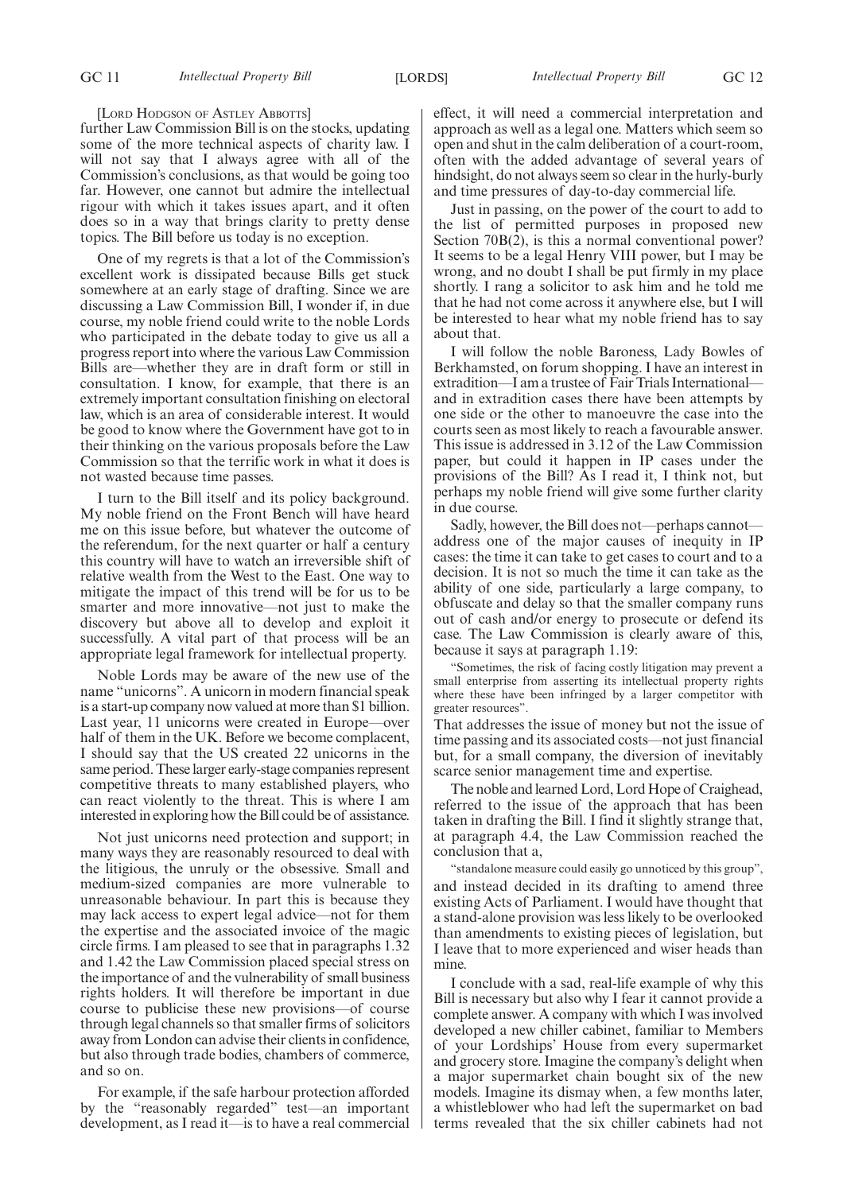[LORD HODGSON OF ASTLEY ABBOTTS]

further Law Commission Bill is on the stocks, updating some of the more technical aspects of charity law. I will not say that I always agree with all of the Commission's conclusions, as that would be going too far. However, one cannot but admire the intellectual rigour with which it takes issues apart, and it often does so in a way that brings clarity to pretty dense topics. The Bill before us today is no exception.

One of my regrets is that a lot of the Commission's excellent work is dissipated because Bills get stuck somewhere at an early stage of drafting. Since we are discussing a Law Commission Bill, I wonder if, in due course, my noble friend could write to the noble Lords who participated in the debate today to give us all a progress report into where the various Law Commission Bills are—whether they are in draft form or still in consultation. I know, for example, that there is an extremely important consultation finishing on electoral law, which is an area of considerable interest. It would be good to know where the Government have got to in their thinking on the various proposals before the Law Commission so that the terrific work in what it does is not wasted because time passes.

I turn to the Bill itself and its policy background. My noble friend on the Front Bench will have heard me on this issue before, but whatever the outcome of the referendum, for the next quarter or half a century this country will have to watch an irreversible shift of relative wealth from the West to the East. One way to mitigate the impact of this trend will be for us to be smarter and more innovative—not just to make the discovery but above all to develop and exploit it successfully. A vital part of that process will be an appropriate legal framework for intellectual property.

Noble Lords may be aware of the new use of the name "unicorns". A unicorn in modern financial speak is a start-up company now valued at more than $1 billion. Last year, 11 unicorns were created in Europe—over half of them in the UK. Before we become complacent, I should say that the US created 22 unicorns in the same period. These larger early-stage companies represent competitive threats to many established players, who can react violently to the threat. This is where I am interested in exploring how the Bill could be of assistance.

Not just unicorns need protection and support; in many ways they are reasonably resourced to deal with the litigious, the unruly or the obsessive. Small and medium-sized companies are more vulnerable to unreasonable behaviour. In part this is because they may lack access to expert legal advice—not for them the expertise and the associated invoice of the magic circle firms. I am pleased to see that in paragraphs 1.32 and 1.42 the Law Commission placed special stress on the importance of and the vulnerability of small business rights holders. It will therefore be important in due course to publicise these new provisions—of course through legal channels so that smaller firms of solicitors away from London can advise their clients in confidence, but also through trade bodies, chambers of commerce, and so on.

For example, if the safe harbour protection afforded by the "reasonably regarded" test—an important development, as I read it—is to have a real commercial effect, it will need a commercial interpretation and approach as well as a legal one. Matters which seem so open and shut in the calm deliberation of a court-room, often with the added advantage of several years of hindsight, do not always seem so clear in the hurly-burly and time pressures of day-to-day commercial life.

Just in passing, on the power of the court to add to the list of permitted purposes in proposed new Section 70B(2), is this a normal conventional power? It seems to be a legal Henry VIII power, but I may be wrong, and no doubt I shall be put firmly in my place shortly. I rang a solicitor to ask him and he told me that he had not come across it anywhere else, but I will be interested to hear what my noble friend has to say about that.

I will follow the noble Baroness, Lady Bowles of Berkhamsted, on forum shopping. I have an interest in extradition—I am a trustee of Fair Trials International—and in extradition cases there have been attempts by one side or the other to manoeuvre the case into the courts seen as most likely to reach a favourable answer. This issue is addressed in 3.12 of the Law Commission paper, but could it happen in IP cases under the provisions of the Bill? As I read it, I think not, but perhaps my noble friend will give some further clarity in due course.

Sadly, however, the Bill does not—perhaps cannot—address one of the major causes of inequity in IP cases: the time it can take to get cases to court and to a decision. It is not so much the time it can take as the ability of one side, particularly a large company, to obfuscate and delay so that the smaller company runs out of cash and/or energy to prosecute or defend its case. The Law Commission is clearly aware of this, because it says at paragraph 1.19:

"Sometimes, the risk of facing costly litigation may prevent a small enterprise from asserting its intellectual property rights where these have been infringed by a larger competitor with greater resources".

That addresses the issue of money but not the issue of time passing and its associated costs—not just financial but, for a small company, the diversion of inevitably scarce senior management time and expertise.

The noble and learned Lord, Lord Hope of Craighead, referred to the issue of the approach that has been taken in drafting the Bill. I find it slightly strange that, at paragraph 4.4, the Law Commission reached the conclusion that a,

"standalone measure could easily go unnoticed by this group",

and instead decided in its drafting to amend three existing Acts of Parliament. I would have thought that a stand-alone provision was less likely to be overlooked than amendments to existing pieces of legislation, but I leave that to more experienced and wiser heads than mine.

I conclude with a sad, real-life example of why this Bill is necessary but also why I fear it cannot provide a complete answer. A company with which I was involved developed a new chiller cabinet, familiar to Members of your Lordships' House from every supermarket and grocery store. Imagine the company's delight when a major supermarket chain bought six of the new models. Imagine its dismay when, a few months later, a whistleblower who had left the supermarket on bad terms revealed that the six chiller cabinets had not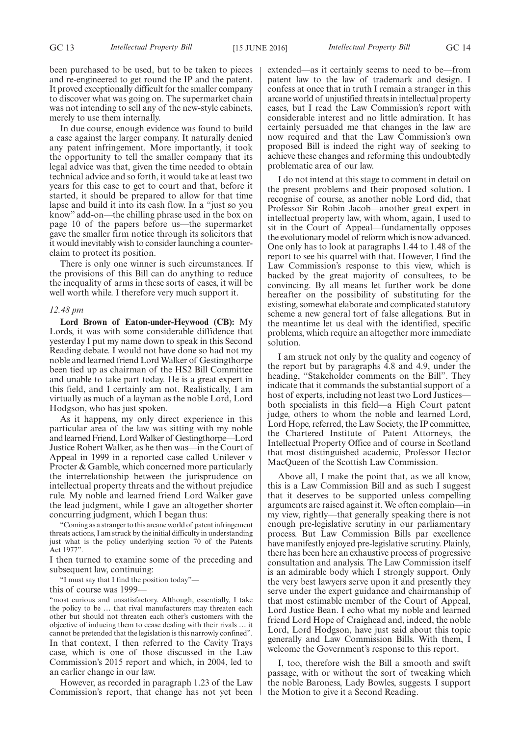been purchased to be used, but to be taken to pieces and re-engineered to get round the IP and the patent. It proved exceptionally difficult for the smaller company to discover what was going on. The supermarket chain was not intending to sell any of the new-style cabinets, merely to use them internally.

In due course, enough evidence was found to build a case against the larger company. It naturally denied any patent infringement. More importantly, it took the opportunity to tell the smaller company that its legal advice was that, given the time needed to obtain technical advice and so forth, it would take at least two years for this case to get to court and that, before it started, it should be prepared to allow for that time lapse and build it into its cash flow. In a "just so you know" add-on—the chilling phrase used in the box on page 10 of the papers before us—the supermarket gave the smaller firm notice through its solicitors that it would inevitably wish to consider launching a counter-claim to protect its position.

There is only one winner is such circumstances. If the provisions of this Bill can do anything to reduce the inequality of arms in these sorts of cases, it will be well worth while. I therefore very much support it.

*12.48 pm*

**Lord Brown of Eaton-under-Heywood (CB):** My Lords, it was with some considerable diffidence that yesterday I put my name down to speak in this Second Reading debate. I would not have done so had not my noble and learned friend Lord Walker of Gestingthorpe been tied up as chairman of the HS2 Bill Committee and unable to take part today. He is a great expert in this field, and I certainly am not. Realistically, I am virtually as much of a layman as the noble Lord, Lord Hodgson, who has just spoken.

As it happens, my only direct experience in this particular area of the law was sitting with my noble and learned Friend, Lord Walker of Gestingthorpe—Lord Justice Robert Walker, as he then was—in the Court of Appeal in 1999 in a reported case called Unilever v Procter & Gamble, which concerned more particularly the interrelationship between the jurisprudence on intellectual property threats and the without prejudice rule. My noble and learned friend Lord Walker gave the lead judgment, while I gave an altogether shorter concurring judgment, which I began thus:

> "Coming as a stranger to this arcane world of patent infringement threats actions, I am struck by the initial difficulty in understanding just what is the policy underlying section 70 of the Patents Act 1977".

I then turned to examine some of the preceding and subsequent law, continuing:

> "I must say that I find the position today"—

this of course was 1999—

> "most curious and unsatisfactory. Although, essentially, I take the policy to be … that rival manufacturers may threaten each other but should not threaten each other's customers with the objective of inducing them to cease dealing with their rivals … it cannot be pretended that the legislation is this narrowly confined".

In that context, I then referred to the Cavity Trays case, which is one of those discussed in the Law Commission's 2015 report and which, in 2004, led to an earlier change in our law.

However, as recorded in paragraph 1.23 of the Law Commission's report, that change has not yet been extended—as it certainly seems to need to be—from patent law to the law of trademark and design. I confess at once that in truth I remain a stranger in this arcane world of unjustified threats in intellectual property cases, but I read the Law Commission's report with considerable interest and no little admiration. It has certainly persuaded me that changes in the law are now required and that the Law Commission's own proposed Bill is indeed the right way of seeking to achieve these changes and reforming this undoubtedly problematic area of our law.

I do not intend at this stage to comment in detail on the present problems and their proposed solution. I recognise of course, as another noble Lord did, that Professor Sir Robin Jacob—another great expert in intellectual property law, with whom, again, I used to sit in the Court of Appeal—fundamentally opposes the evolutionary model of reform which is now advanced. One only has to look at paragraphs 1.44 to 1.48 of the report to see his quarrel with that. However, I find the Law Commission's response to this view, which is backed by the great majority of consultees, to be convincing. By all means let further work be done hereafter on the possibility of substituting for the existing, somewhat elaborate and complicated statutory scheme a new general tort of false allegations. But in the meantime let us deal with the identified, specific problems, which require an altogether more immediate solution.

I am struck not only by the quality and cogency of the report but by paragraphs 4.8 and 4.9, under the heading, "Stakeholder comments on the Bill". They indicate that it commands the substantial support of a host of experts, including not least two Lord Justices—both specialists in this field—a High Court patent judge, others to whom the noble and learned Lord, Lord Hope, referred, the Law Society, the IP committee, the Chartered Institute of Patent Attorneys, the Intellectual Property Office and of course in Scotland that most distinguished academic, Professor Hector MacQueen of the Scottish Law Commission.

Above all, I make the point that, as we all know, this is a Law Commission Bill and as such I suggest that it deserves to be supported unless compelling arguments are raised against it. We often complain—in my view, rightly—that generally speaking there is not enough pre-legislative scrutiny in our parliamentary process. But Law Commission Bills par excellence have manifestly enjoyed pre-legislative scrutiny. Plainly, there has been here an exhaustive process of progressive consultation and analysis. The Law Commission itself is an admirable body which I strongly support. Only the very best lawyers serve upon it and presently they serve under the expert guidance and chairmanship of that most estimable member of the Court of Appeal, Lord Justice Bean. I echo what my noble and learned friend Lord Hope of Craighead and, indeed, the noble Lord, Lord Hodgson, have just said about this topic generally and Law Commission Bills. With them, I welcome the Government's response to this report.

I, too, therefore wish the Bill a smooth and swift passage, with or without the sort of tweaking which the noble Baroness, Lady Bowles, suggests. I support the Motion to give it a Second Reading.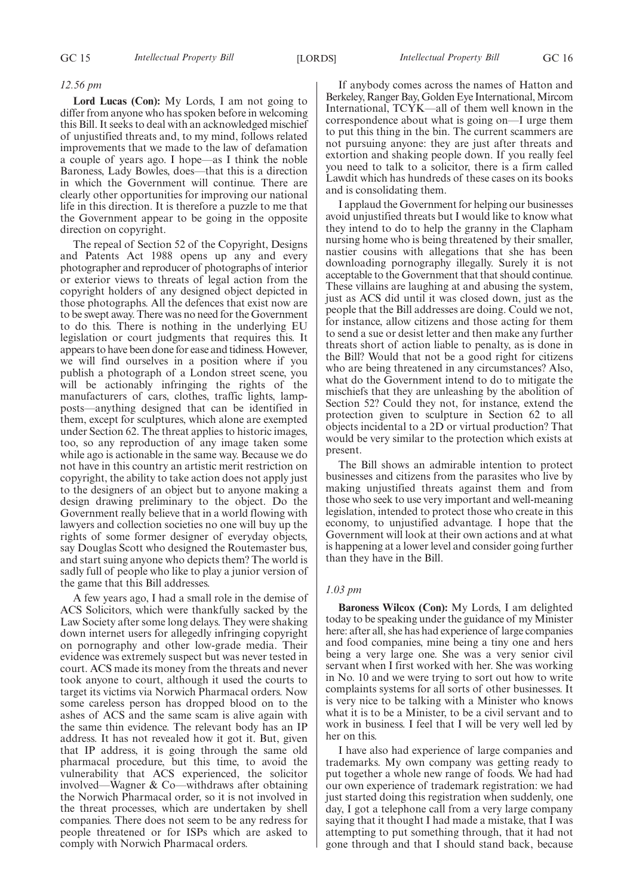*12.56 pm*

**Lord Lucas (Con):** My Lords, I am not going to differ from anyone who has spoken before in welcoming this Bill. It seeks to deal with an acknowledged mischief of unjustified threats and, to my mind, follows related improvements that we made to the law of defamation a couple of years ago. I hope—as I think the noble Baroness, Lady Bowles, does—that this is a direction in which the Government will continue. There are clearly other opportunities for improving our national life in this direction. It is therefore a puzzle to me that the Government appear to be going in the opposite direction on copyright.

The repeal of Section 52 of the Copyright, Designs and Patents Act 1988 opens up any and every photographer and reproducer of photographs of interior or exterior views to threats of legal action from the copyright holders of any designed object depicted in those photographs. All the defences that exist now are to be swept away. There was no need for the Government to do this. There is nothing in the underlying EU legislation or court judgments that requires this. It appears to have been done for ease and tidiness. However, we will find ourselves in a position where if you publish a photograph of a London street scene, you will be actionably infringing the rights of the manufacturers of cars, clothes, traffic lights, lamp-posts—anything designed that can be identified in them, except for sculptures, which alone are exempted under Section 62. The threat applies to historic images, too, so any reproduction of any image taken some while ago is actionable in the same way. Because we do not have in this country an artistic merit restriction on copyright, the ability to take action does not apply just to the designers of an object but to anyone making a design drawing preliminary to the object. Do the Government really believe that in a world flowing with lawyers and collection societies no one will buy up the rights of some former designer of everyday objects, say Douglas Scott who designed the Routemaster bus, and start suing anyone who depicts them? The world is sadly full of people who like to play a junior version of the game that this Bill addresses.

A few years ago, I had a small role in the demise of ACS Solicitors, which were thankfully sacked by the Law Society after some long delays. They were shaking down internet users for allegedly infringing copyright on pornography and other low-grade media. Their evidence was extremely suspect but was never tested in court. ACS made its money from the threats and never took anyone to court, although it used the courts to target its victims via Norwich Pharmacal orders. Now some careless person has dropped blood on to the ashes of ACS and the same scam is alive again with the same thin evidence. The relevant body has an IP address. It has not revealed how it got it. But, given that IP address, it is going through the same old pharmacal procedure, but this time, to avoid the vulnerability that ACS experienced, the solicitor involved—Wagner & Co—withdraws after obtaining the Norwich Pharmacal order, so it is not involved in the threat processes, which are undertaken by shell companies. There does not seem to be any redress for people threatened or for ISPs which are asked to comply with Norwich Pharmacal orders.

If anybody comes across the names of Hatton and Berkeley, Ranger Bay, Golden Eye International, Mircom International, TCYK—all of them well known in the correspondence about what is going on—I urge them to put this thing in the bin. The current scammers are not pursuing anyone: they are just after threats and extortion and shaking people down. If you really feel you need to talk to a solicitor, there is a firm called Lawdit which has hundreds of these cases on its books and is consolidating them.

I applaud the Government for helping our businesses avoid unjustified threats but I would like to know what they intend to do to help the granny in the Clapham nursing home who is being threatened by their smaller, nastier cousins with allegations that she has been downloading pornography illegally. Surely it is not acceptable to the Government that that should continue. These villains are laughing at and abusing the system, just as ACS did until it was closed down, just as the people that the Bill addresses are doing. Could we not, for instance, allow citizens and those acting for them to send a sue or desist letter and then make any further threats short of action liable to penalty, as is done in the Bill? Would that not be a good right for citizens who are being threatened in any circumstances? Also, what do the Government intend to do to mitigate the mischiefs that they are unleashing by the abolition of Section 52? Could they not, for instance, extend the protection given to sculpture in Section 62 to all objects incidental to a 2D or virtual production? That would be very similar to the protection which exists at present.

The Bill shows an admirable intention to protect businesses and citizens from the parasites who live by making unjustified threats against them and from those who seek to use very important and well-meaning legislation, intended to protect those who create in this economy, to unjustified advantage. I hope that the Government will look at their own actions and at what is happening at a lower level and consider going further than they have in the Bill.

*1.03 pm*

**Baroness Wilcox (Con):** My Lords, I am delighted today to be speaking under the guidance of my Minister here: after all, she has had experience of large companies and food companies, mine being a tiny one and hers being a very large one. She was a very senior civil servant when I first worked with her. She was working in No. 10 and we were trying to sort out how to write complaints systems for all sorts of other businesses. It is very nice to be talking with a Minister who knows what it is to be a Minister, to be a civil servant and to work in business. I feel that I will be very well led by her on this.

I have also had experience of large companies and trademarks. My own company was getting ready to put together a whole new range of foods. We had had our own experience of trademark registration: we had just started doing this registration when suddenly, one day, I got a telephone call from a very large company saying that it thought I had made a mistake, that I was attempting to put something through, that it had not gone through and that I should stand back, because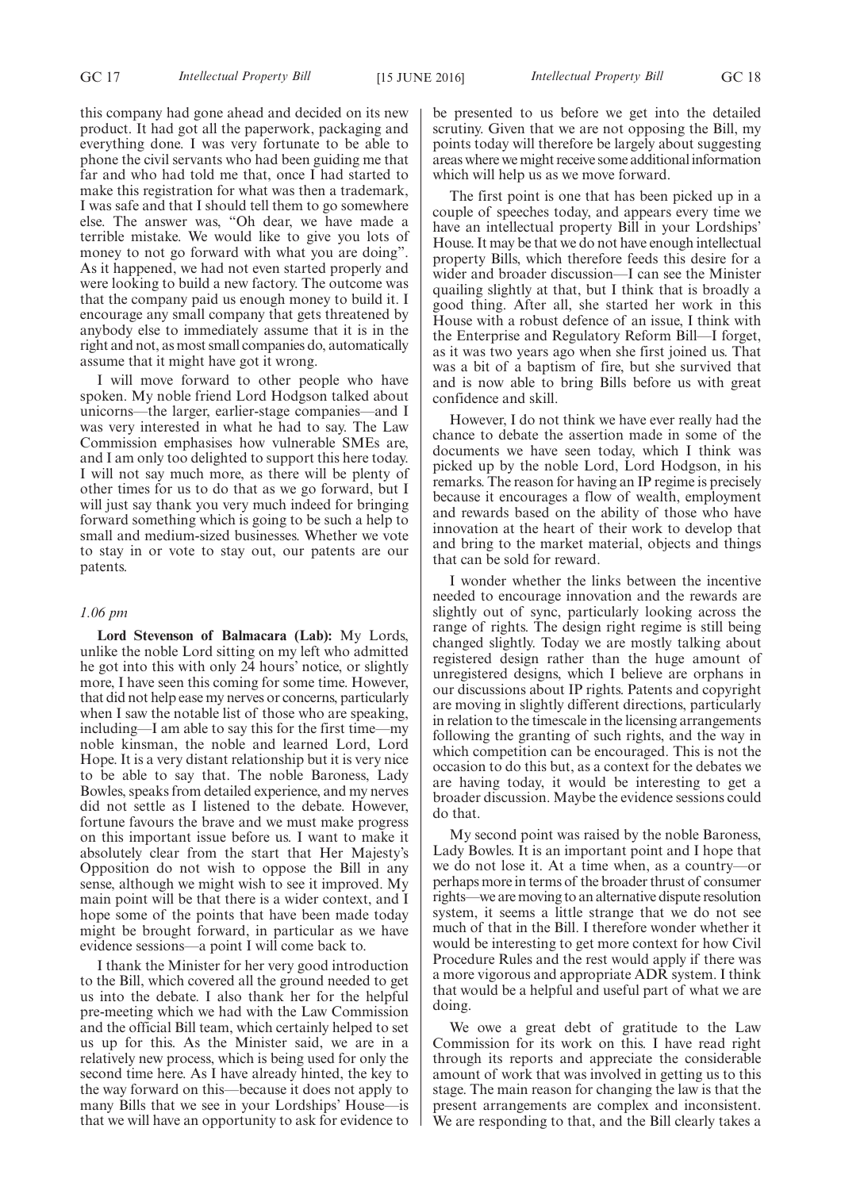this company had gone ahead and decided on its new product. It had got all the paperwork, packaging and everything done. I was very fortunate to be able to phone the civil servants who had been guiding me that far and who had told me that, once I had started to make this registration for what was then a trademark, I was safe and that I should tell them to go somewhere else. The answer was, "Oh dear, we have made a terrible mistake. We would like to give you lots of money to not go forward with what you are doing". As it happened, we had not even started properly and were looking to build a new factory. The outcome was that the company paid us enough money to build it. I encourage any small company that gets threatened by anybody else to immediately assume that it is in the right and not, as most small companies do, automatically assume that it might have got it wrong.

I will move forward to other people who have spoken. My noble friend Lord Hodgson talked about unicorns—the larger, earlier-stage companies—and I was very interested in what he had to say. The Law Commission emphasises how vulnerable SMEs are, and I am only too delighted to support this here today. I will not say much more, as there will be plenty of other times for us to do that as we go forward, but I will just say thank you very much indeed for bringing forward something which is going to be such a help to small and medium-sized businesses. Whether we vote to stay in or vote to stay out, our patents are our patents.

*1.06 pm*

**Lord Stevenson of Balmacara (Lab):** My Lords, unlike the noble Lord sitting on my left who admitted he got into this with only 24 hours' notice, or slightly more, I have seen this coming for some time. However, that did not help ease my nerves or concerns, particularly when I saw the notable list of those who are speaking, including—I am able to say this for the first time—my noble kinsman, the noble and learned Lord, Lord Hope. It is a very distant relationship but it is very nice to be able to say that. The noble Baroness, Lady Bowles, speaks from detailed experience, and my nerves did not settle as I listened to the debate. However, fortune favours the brave and we must make progress on this important issue before us. I want to make it absolutely clear from the start that Her Majesty's Opposition do not wish to oppose the Bill in any sense, although we might wish to see it improved. My main point will be that there is a wider context, and I hope some of the points that have been made today might be brought forward, in particular as we have evidence sessions—a point I will come back to.

I thank the Minister for her very good introduction to the Bill, which covered all the ground needed to get us into the debate. I also thank her for the helpful pre-meeting which we had with the Law Commission and the official Bill team, which certainly helped to set us up for this. As the Minister said, we are in a relatively new process, which is being used for only the second time here. As I have already hinted, the key to the way forward on this—because it does not apply to many Bills that we see in your Lordships' House—is that we will have an opportunity to ask for evidence to be presented to us before we get into the detailed scrutiny. Given that we are not opposing the Bill, my points today will therefore be largely about suggesting areas where we might receive some additional information which will help us as we move forward.

The first point is one that has been picked up in a couple of speeches today, and appears every time we have an intellectual property Bill in your Lordships' House. It may be that we do not have enough intellectual property Bills, which therefore feeds this desire for a wider and broader discussion—I can see the Minister quailing slightly at that, but I think that is broadly a good thing. After all, she started her work in this House with a robust defence of an issue, I think with the Enterprise and Regulatory Reform Bill—I forget, as it was two years ago when she first joined us. That was a bit of a baptism of fire, but she survived that and is now able to bring Bills before us with great confidence and skill.

However, I do not think we have ever really had the chance to debate the assertion made in some of the documents we have seen today, which I think was picked up by the noble Lord, Lord Hodgson, in his remarks. The reason for having an IP regime is precisely because it encourages a flow of wealth, employment and rewards based on the ability of those who have innovation at the heart of their work to develop that and bring to the market material, objects and things that can be sold for reward.

I wonder whether the links between the incentive needed to encourage innovation and the rewards are slightly out of sync, particularly looking across the range of rights. The design right regime is still being changed slightly. Today we are mostly talking about registered design rather than the huge amount of unregistered designs, which I believe are orphans in our discussions about IP rights. Patents and copyright are moving in slightly different directions, particularly in relation to the timescale in the licensing arrangements following the granting of such rights, and the way in which competition can be encouraged. This is not the occasion to do this but, as a context for the debates we are having today, it would be interesting to get a broader discussion. Maybe the evidence sessions could do that.

My second point was raised by the noble Baroness, Lady Bowles. It is an important point and I hope that we do not lose it. At a time when, as a country—or perhaps more in terms of the broader thrust of consumer rights—we are moving to an alternative dispute resolution system, it seems a little strange that we do not see much of that in the Bill. I therefore wonder whether it would be interesting to get more context for how Civil Procedure Rules and the rest would apply if there was a more vigorous and appropriate ADR system. I think that would be a helpful and useful part of what we are doing.

We owe a great debt of gratitude to the Law Commission for its work on this. I have read right through its reports and appreciate the considerable amount of work that was involved in getting us to this stage. The main reason for changing the law is that the present arrangements are complex and inconsistent. We are responding to that, and the Bill clearly takes a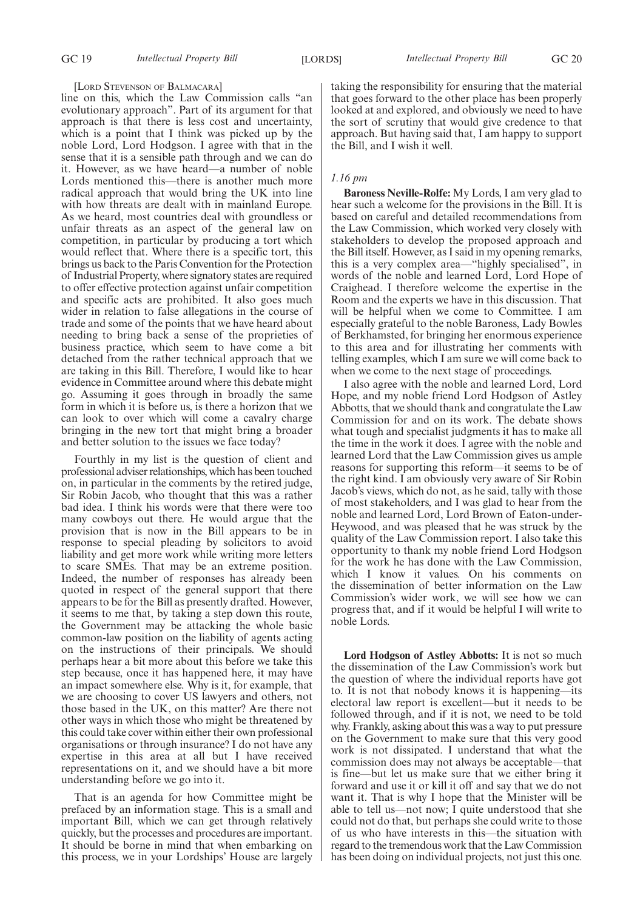[Lord Stevenson of Balmacara]

line on this, which the Law Commission calls "an evolutionary approach". Part of its argument for that approach is that there is less cost and uncertainty, which is a point that I think was picked up by the noble Lord, Lord Hodgson. I agree with that in the sense that it is a sensible path through and we can do it. However, as we have heard—a number of noble Lords mentioned this—there is another much more radical approach that would bring the UK into line with how threats are dealt with in mainland Europe. As we heard, most countries deal with groundless or unfair threats as an aspect of the general law on competition, in particular by producing a tort which would reflect that. Where there is a specific tort, this brings us back to the Paris Convention for the Protection of Industrial Property, where signatory states are required to offer effective protection against unfair competition and specific acts are prohibited. It also goes much wider in relation to false allegations in the course of trade and some of the points that we have heard about needing to bring back a sense of the proprieties of business practice, which seem to have come a bit detached from the rather technical approach that we are taking in this Bill. Therefore, I would like to hear evidence in Committee around where this debate might go. Assuming it goes through in broadly the same form in which it is before us, is there a horizon that we can look to over which will come a cavalry charge bringing in the new tort that might bring a broader and better solution to the issues we face today?

Fourthly in my list is the question of client and professional adviser relationships, which has been touched on, in particular in the comments by the retired judge, Sir Robin Jacob, who thought that this was a rather bad idea. I think his words were that there were too many cowboys out there. He would argue that the provision that is now in the Bill appears to be in response to special pleading by solicitors to avoid liability and get more work while writing more letters to scare SMEs. That may be an extreme position. Indeed, the number of responses has already been quoted in respect of the general support that there appears to be for the Bill as presently drafted. However, it seems to me that, by taking a step down this route, the Government may be attacking the whole basic common-law position on the liability of agents acting on the instructions of their principals. We should perhaps hear a bit more about this before we take this step because, once it has happened here, it may have an impact somewhere else. Why is it, for example, that we are choosing to cover US lawyers and others, not those based in the UK, on this matter? Are there not other ways in which those who might be threatened by this could take cover within either their own professional organisations or through insurance? I do not have any expertise in this area at all but I have received representations on it, and we should have a bit more understanding before we go into it.

That is an agenda for how Committee might be prefaced by an information stage. This is a small and important Bill, which we can get through relatively quickly, but the processes and procedures are important. It should be borne in mind that when embarking on this process, we in your Lordships' House are largely taking the responsibility for ensuring that the material that goes forward to the other place has been properly looked at and explored, and obviously we need to have the sort of scrutiny that would give credence to that approach. But having said that, I am happy to support the Bill, and I wish it well.

*1.16 pm*

**Baroness Neville-Rolfe:** My Lords, I am very glad to hear such a welcome for the provisions in the Bill. It is based on careful and detailed recommendations from the Law Commission, which worked very closely with stakeholders to develop the proposed approach and the Bill itself. However, as I said in my opening remarks, this is a very complex area—"highly specialised", in words of the noble and learned Lord, Lord Hope of Craighead. I therefore welcome the expertise in the Room and the experts we have in this discussion. That will be helpful when we come to Committee. I am especially grateful to the noble Baroness, Lady Bowles of Berkhamsted, for bringing her enormous experience to this area and for illustrating her comments with telling examples, which I am sure we will come back to when we come to the next stage of proceedings.

I also agree with the noble and learned Lord, Lord Hope, and my noble friend Lord Hodgson of Astley Abbotts, that we should thank and congratulate the Law Commission for and on its work. The debate shows what tough and specialist judgments it has to make all the time in the work it does. I agree with the noble and learned Lord that the Law Commission gives us ample reasons for supporting this reform—it seems to be of the right kind. I am obviously very aware of Sir Robin Jacob's views, which do not, as he said, tally with those of most stakeholders, and I was glad to hear from the noble and learned Lord, Lord Brown of Eaton-under-Heywood, and was pleased that he was struck by the quality of the Law Commission report. I also take this opportunity to thank my noble friend Lord Hodgson for the work he has done with the Law Commission, which I know it values. On his comments on the dissemination of better information on the Law Commission's wider work, we will see how we can progress that, and if it would be helpful I will write to noble Lords.

**Lord Hodgson of Astley Abbotts:** It is not so much the dissemination of the Law Commission's work but the question of where the individual reports have got to. It is not that nobody knows it is happening—its electoral law report is excellent—but it needs to be followed through, and if it is not, we need to be told why. Frankly, asking about this was a way to put pressure on the Government to make sure that this very good work is not dissipated. I understand that what the commission does may not always be acceptable—that is fine—but let us make sure that we either bring it forward and use it or kill it off and say that we do not want it. That is why I hope that the Minister will be able to tell us—not now; I quite understood that she could not do that, but perhaps she could write to those of us who have interests in this—the situation with regard to the tremendous work that the Law Commission has been doing on individual projects, not just this one.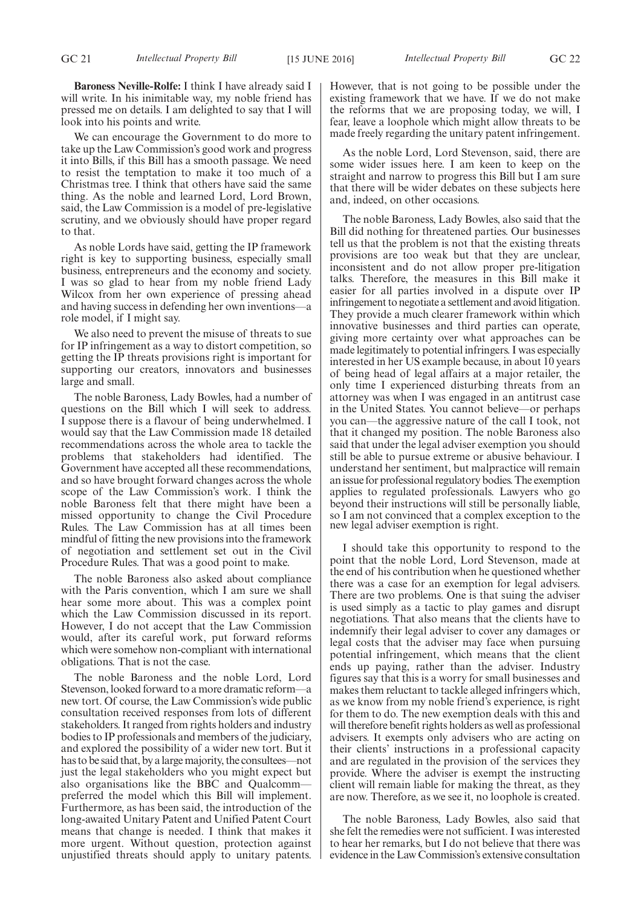**Baroness Neville-Rolfe:** I think I have already said I will write. In his inimitable way, my noble friend has pressed me on details. I am delighted to say that I will look into his points and write.

We can encourage the Government to do more to take up the Law Commission's good work and progress it into Bills, if this Bill has a smooth passage. We need to resist the temptation to make it too much of a Christmas tree. I think that others have said the same thing. As the noble and learned Lord, Lord Brown, said, the Law Commission is a model of pre-legislative scrutiny, and we obviously should have proper regard to that.

As noble Lords have said, getting the IP framework right is key to supporting business, especially small business, entrepreneurs and the economy and society. I was so glad to hear from my noble friend Lady Wilcox from her own experience of pressing ahead and having success in defending her own inventions—a role model, if I might say.

We also need to prevent the misuse of threats to sue for IP infringement as a way to distort competition, so getting the IP threats provisions right is important for supporting our creators, innovators and businesses large and small.

The noble Baroness, Lady Bowles, had a number of questions on the Bill which I will seek to address. I suppose there is a flavour of being underwhelmed. I would say that the Law Commission made 18 detailed recommendations across the whole area to tackle the problems that stakeholders had identified. The Government have accepted all these recommendations, and so have brought forward changes across the whole scope of the Law Commission's work. I think the noble Baroness felt that there might have been a missed opportunity to change the Civil Procedure Rules. The Law Commission has at all times been mindful of fitting the new provisions into the framework of negotiation and settlement set out in the Civil Procedure Rules. That was a good point to make.

The noble Baroness also asked about compliance with the Paris convention, which I am sure we shall hear some more about. This was a complex point which the Law Commission discussed in its report. However, I do not accept that the Law Commission would, after its careful work, put forward reforms which were somehow non-compliant with international obligations. That is not the case.

The noble Baroness and the noble Lord, Lord Stevenson, looked forward to a more dramatic reform—a new tort. Of course, the Law Commission's wide public consultation received responses from lots of different stakeholders. It ranged from rights holders and industry bodies to IP professionals and members of the judiciary, and explored the possibility of a wider new tort. But it has to be said that, by a large majority, the consultees—not just the legal stakeholders who you might expect but also organisations like the BBC and Qualcomm—preferred the model which this Bill will implement. Furthermore, as has been said, the introduction of the long-awaited Unitary Patent and Unified Patent Court means that change is needed. I think that makes it more urgent. Without question, protection against unjustified threats should apply to unitary patents. However, that is not going to be possible under the existing framework that we have. If we do not make the reforms that we are proposing today, we will, I fear, leave a loophole which might allow threats to be made freely regarding the unitary patent infringement.

As the noble Lord, Lord Stevenson, said, there are some wider issues here. I am keen to keep on the straight and narrow to progress this Bill but I am sure that there will be wider debates on these subjects here and, indeed, on other occasions.

The noble Baroness, Lady Bowles, also said that the Bill did nothing for threatened parties. Our businesses tell us that the problem is not that the existing threats provisions are too weak but that they are unclear, inconsistent and do not allow proper pre-litigation talks. Therefore, the measures in this Bill make it easier for all parties involved in a dispute over IP infringement to negotiate a settlement and avoid litigation. They provide a much clearer framework within which innovative businesses and third parties can operate, giving more certainty over what approaches can be made legitimately to potential infringers. I was especially interested in her US example because, in about 10 years of being head of legal affairs at a major retailer, the only time I experienced disturbing threats from an attorney was when I was engaged in an antitrust case in the United States. You cannot believe—or perhaps you can—the aggressive nature of the call I took, not that it changed my position. The noble Baroness also said that under the legal adviser exemption you should still be able to pursue extreme or abusive behaviour. I understand her sentiment, but malpractice will remain an issue for professional regulatory bodies. The exemption applies to regulated professionals. Lawyers who go beyond their instructions will still be personally liable, so I am not convinced that a complex exception to the new legal adviser exemption is right.

I should take this opportunity to respond to the point that the noble Lord, Lord Stevenson, made at the end of his contribution when he questioned whether there was a case for an exemption for legal advisers. There are two problems. One is that suing the adviser is used simply as a tactic to play games and disrupt negotiations. That also means that the clients have to indemnify their legal adviser to cover any damages or legal costs that the adviser may face when pursuing potential infringement, which means that the client ends up paying, rather than the adviser. Industry figures say that this is a worry for small businesses and makes them reluctant to tackle alleged infringers which, as we know from my noble friend's experience, is right for them to do. The new exemption deals with this and will therefore benefit rights holders as well as professional advisers. It exempts only advisers who are acting on their clients' instructions in a professional capacity and are regulated in the provision of the services they provide. Where the adviser is exempt the instructing client will remain liable for making the threat, as they are now. Therefore, as we see it, no loophole is created.

The noble Baroness, Lady Bowles, also said that she felt the remedies were not sufficient. I was interested to hear her remarks, but I do not believe that there was evidence in the Law Commission's extensive consultation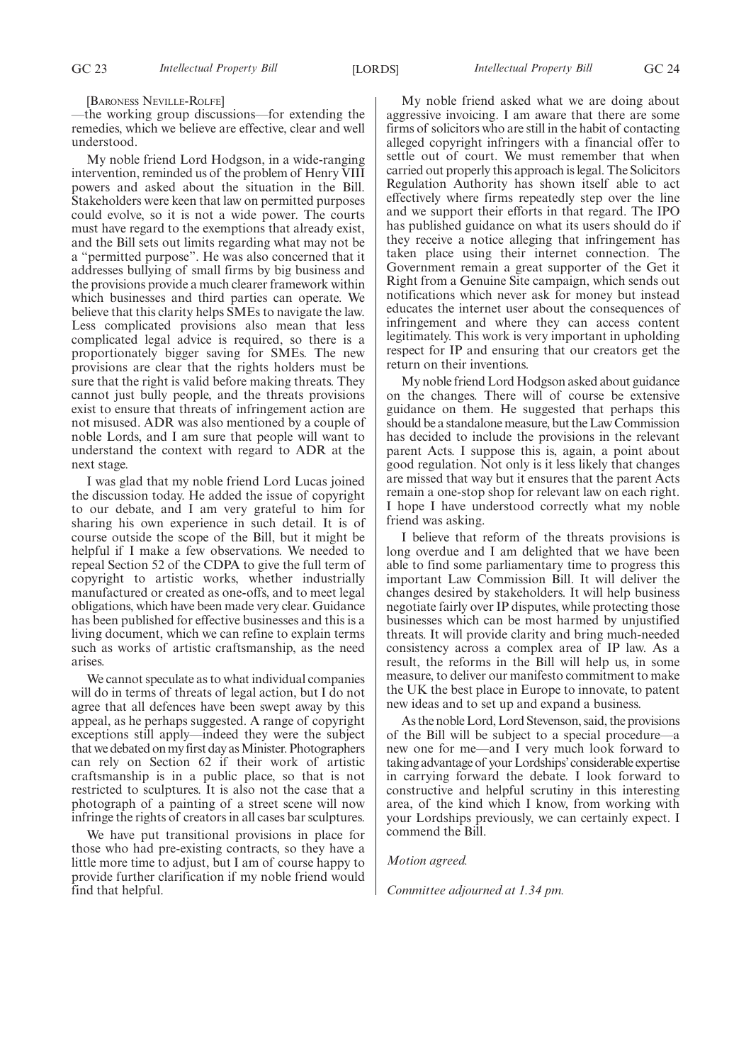[BARONESS NEVILLE-ROLFE]

—the working group discussions—for extending the remedies, which we believe are effective, clear and well understood.

My noble friend Lord Hodgson, in a wide-ranging intervention, reminded us of the problem of Henry VIII powers and asked about the situation in the Bill. Stakeholders were keen that law on permitted purposes could evolve, so it is not a wide power. The courts must have regard to the exemptions that already exist, and the Bill sets out limits regarding what may not be a "permitted purpose". He was also concerned that it addresses bullying of small firms by big business and the provisions provide a much clearer framework within which businesses and third parties can operate. We believe that this clarity helps SMEs to navigate the law. Less complicated provisions also mean that less complicated legal advice is required, so there is a proportionately bigger saving for SMEs. The new provisions are clear that the rights holders must be sure that the right is valid before making threats. They cannot just bully people, and the threats provisions exist to ensure that threats of infringement action are not misused. ADR was also mentioned by a couple of noble Lords, and I am sure that people will want to understand the context with regard to ADR at the next stage.

I was glad that my noble friend Lord Lucas joined the discussion today. He added the issue of copyright to our debate, and I am very grateful to him for sharing his own experience in such detail. It is of course outside the scope of the Bill, but it might be helpful if I make a few observations. We needed to repeal Section 52 of the CDPA to give the full term of copyright to artistic works, whether industrially manufactured or created as one-offs, and to meet legal obligations, which have been made very clear. Guidance has been published for effective businesses and this is a living document, which we can refine to explain terms such as works of artistic craftsmanship, as the need arises.

We cannot speculate as to what individual companies will do in terms of threats of legal action, but I do not agree that all defences have been swept away by this appeal, as he perhaps suggested. A range of copyright exceptions still apply—indeed they were the subject that we debated on my first day as Minister. Photographers can rely on Section 62 if their work of artistic craftsmanship is in a public place, so that is not restricted to sculptures. It is also not the case that a photograph of a painting of a street scene will now infringe the rights of creators in all cases bar sculptures.

We have put transitional provisions in place for those who had pre-existing contracts, so they have a little more time to adjust, but I am of course happy to provide further clarification if my noble friend would find that helpful.

My noble friend asked what we are doing about aggressive invoicing. I am aware that there are some firms of solicitors who are still in the habit of contacting alleged copyright infringers with a financial offer to settle out of court. We must remember that when carried out properly this approach is legal. The Solicitors Regulation Authority has shown itself able to act effectively where firms repeatedly step over the line and we support their efforts in that regard. The IPO has published guidance on what its users should do if they receive a notice alleging that infringement has taken place using their internet connection. The Government remain a great supporter of the Get it Right from a Genuine Site campaign, which sends out notifications which never ask for money but instead educates the internet user about the consequences of infringement and where they can access content legitimately. This work is very important in upholding respect for IP and ensuring that our creators get the return on their inventions.

My noble friend Lord Hodgson asked about guidance on the changes. There will of course be extensive guidance on them. He suggested that perhaps this should be a standalone measure, but the Law Commission has decided to include the provisions in the relevant parent Acts. I suppose this is, again, a point about good regulation. Not only is it less likely that changes are missed that way but it ensures that the parent Acts remain a one-stop shop for relevant law on each right. I hope I have understood correctly what my noble friend was asking.

I believe that reform of the threats provisions is long overdue and I am delighted that we have been able to find some parliamentary time to progress this important Law Commission Bill. It will deliver the changes desired by stakeholders. It will help business negotiate fairly over IP disputes, while protecting those businesses which can be most harmed by unjustified threats. It will provide clarity and bring much-needed consistency across a complex area of IP law. As a result, the reforms in the Bill will help us, in some measure, to deliver our manifesto commitment to make the UK the best place in Europe to innovate, to patent new ideas and to set up and expand a business.

As the noble Lord, Lord Stevenson, said, the provisions of the Bill will be subject to a special procedure—a new one for me—and I very much look forward to taking advantage of your Lordships' considerable expertise in carrying forward the debate. I look forward to constructive and helpful scrutiny in this interesting area, of the kind which I know, from working with your Lordships previously, we can certainly expect. I commend the Bill.

*Motion agreed.*

*Committee adjourned at 1.34 pm.*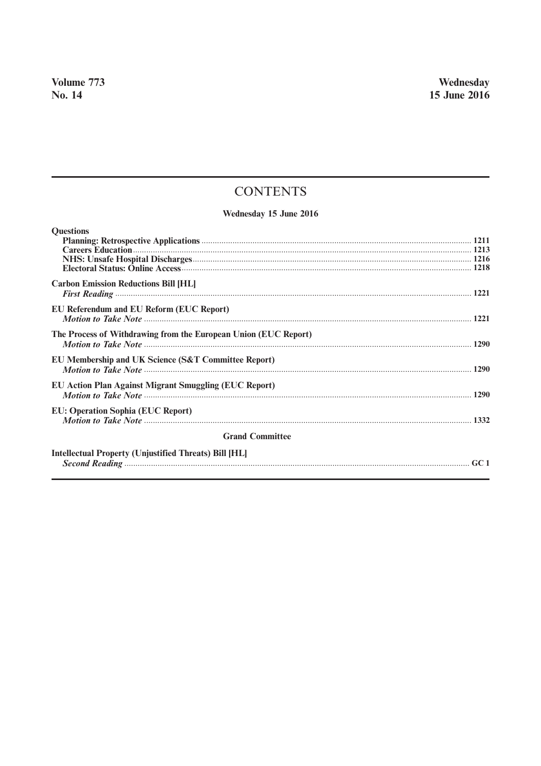**Volume 773**
**No. 14**

**Wednesday**
**15 June 2016**

# CONTENTS

**Wednesday 15 June 2016**

| | |
|---|---|
| **Questions** | |
| **Planning: Retrospective Applications** | 1211 |
| **Careers Education** | 1213 |
| **NHS: Unsafe Hospital Discharges** | 1216 |
| **Electoral Status: Online Access** | 1218 |
| **Carbon Emission Reductions Bill [HL]** | |
| ***First Reading*** | 1221 |
| **EU Referendum and EU Reform (EUC Report)** | |
| ***Motion to Take Note*** | 1221 |
| **The Process of Withdrawing from the European Union (EUC Report)** | |
| ***Motion to Take Note*** | 1290 |
| **EU Membership and UK Science (S&T Committee Report)** | |
| ***Motion to Take Note*** | 1290 |
| **EU Action Plan Against Migrant Smuggling (EUC Report)** | |
| ***Motion to Take Note*** | 1290 |
| **EU: Operation Sophia (EUC Report)** | |
| ***Motion to Take Note*** | 1332 |
| **Grand Committee** | |
| **Intellectual Property (Unjustified Threats) Bill [HL]** | |
| ***Second Reading*** | GC 1 |